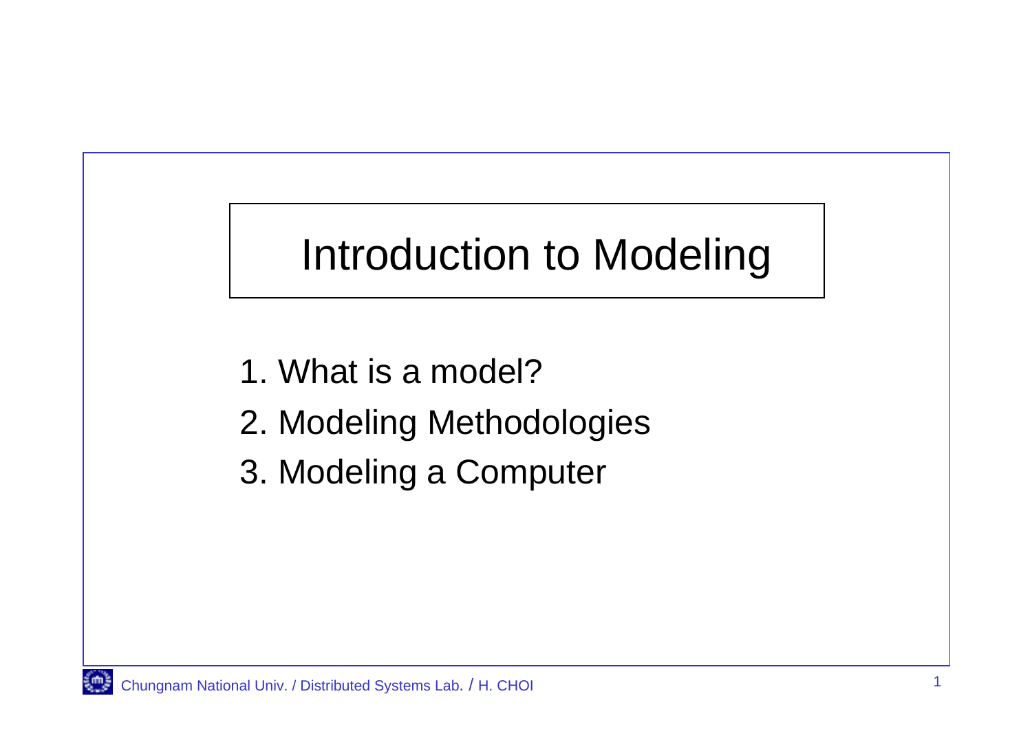# Introduction to Modeling

1. What is a model?
2. Modeling Methodologies
3. Modeling a Computer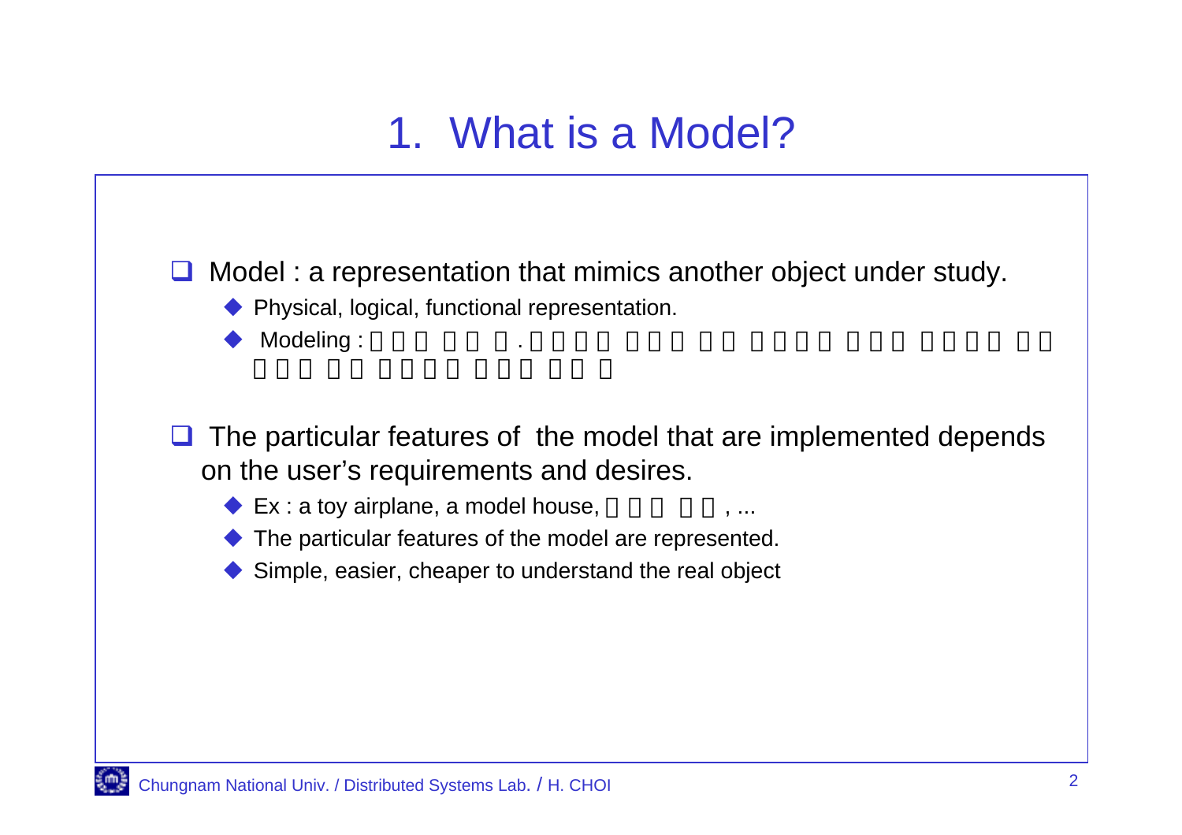# 1. What is a Model?

- Model : a representation that mimics another object under study.
  - Physical, logical, functional representation.
  - Modeling : □□□ □□ □. □□□□ □□□ □□ □□□□ □□□ □□□□ □□ □□□ □□ □□□□ □□□ □□ □

- The particular features of the model that are implemented depends on the user's requirements and desires.
  - Ex : a toy airplane, a model house, □□□ □□, ...
  - The particular features of the model are represented.
  - Simple, easier, cheaper to understand the real object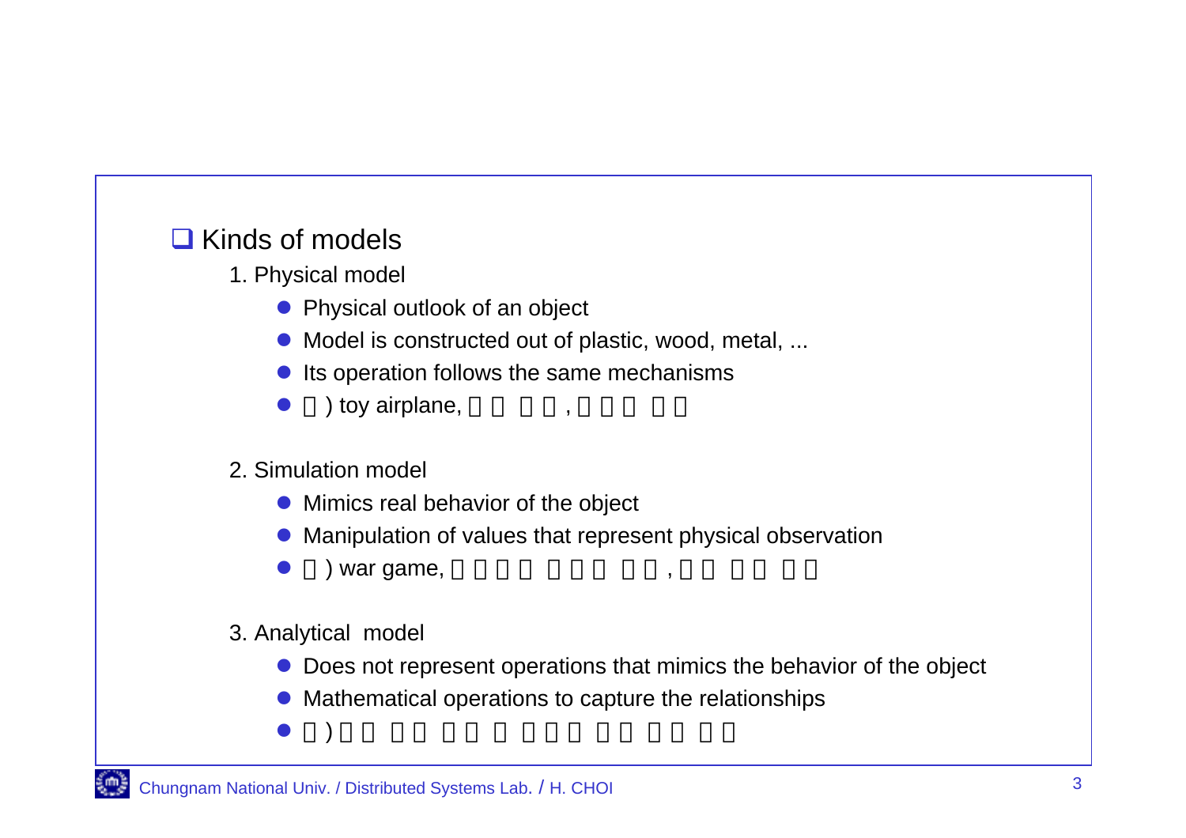## Kinds of models

1. Physical model
   - Physical outlook of an object
   - Model is constructed out of plastic, wood, metal, ...
   - Its operation follows the same mechanisms
   - □) toy airplane, □□ □□, □□□ □□

2. Simulation model
   - Mimics real behavior of the object
   - Manipulation of values that represent physical observation
   - □) war game, □□□□ □□□ □□, □□ □□ □□

3. Analytical model
   - Does not represent operations that mimics the behavior of the object
   - Mathematical operations to capture the relationships
   - □) □□ □□ □□ □ □□□ □□ □□ □□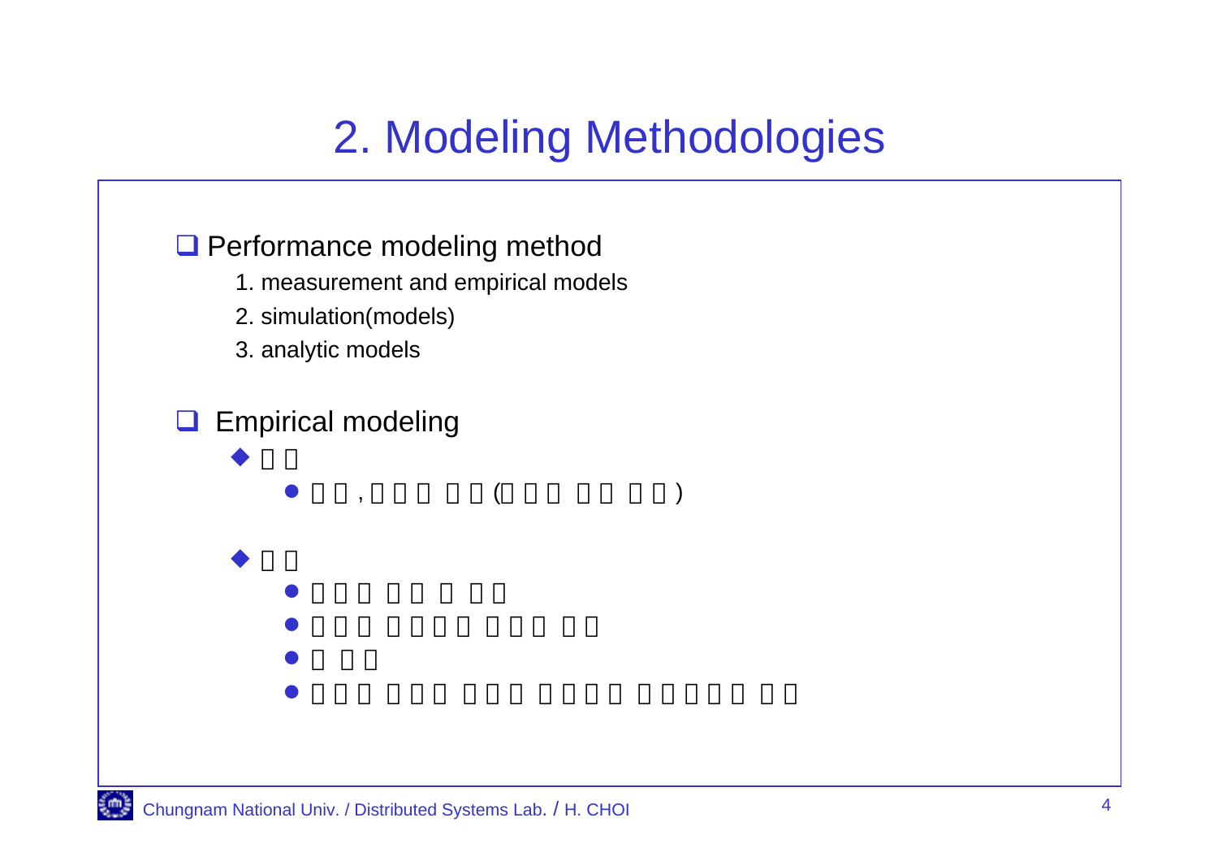# 2. Modeling Methodologies

- Performance modeling method
  1. measurement and empirical models
  2. simulation(models)
  3. analytic models

- Empirical modeling
  - □ □
    - □ □ , □ □ □ □ □ (□ □ □ □ □ □ □)
  - □ □
    - □ □ □ □ □ □ □ □
    - □ □ □ □ □ □ □ □ □ □ □ □
    - □ □ □
    - □ □ □ □ □ □ □ □ □ □ □ □ □ □ □ □ □ □ □ □ □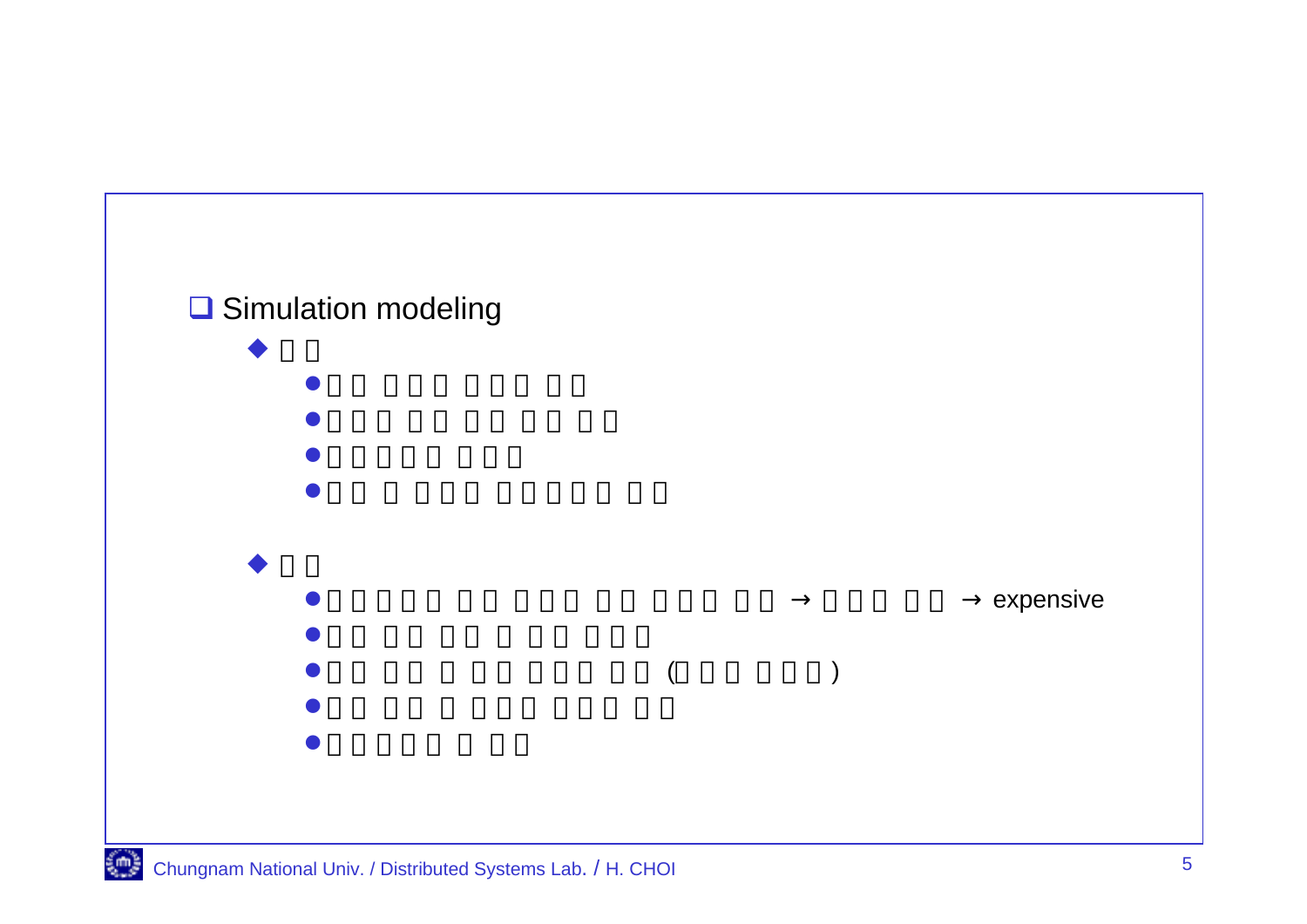- Simulation modeling
  - □□
    - □□ □□□ □□□ □□
    - □□□ □□ □□ □□ □□
    - □□□□□ □□□
    - □□ □ □□□ □□□□□ □□
  - □□
    - □□□□□ □□ □□□ □□ □□□ □□ → □□□ □□ → expensive
    - □□ □□ □□ □ □□ □□□
    - □□ □□ □ □□ □□□ □□ (□□□ □□□)
    - □□ □□ □ □□□ □□□ □□
    - □□□□□ □ □□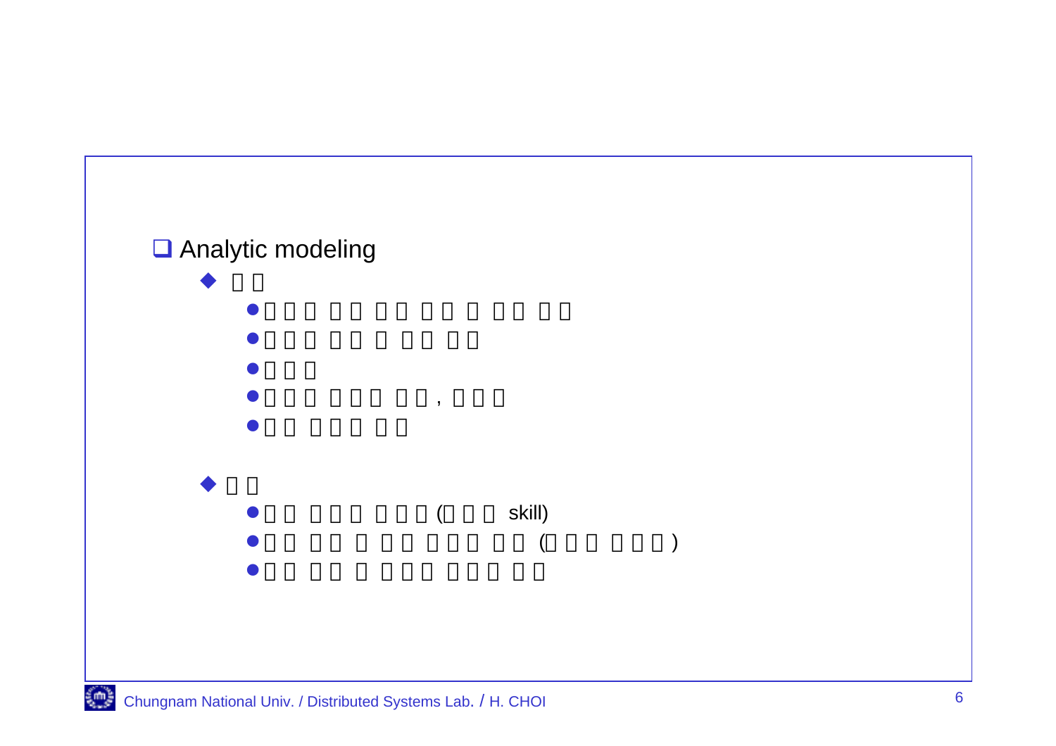## Analytic modeling

- □□
  - □□□ □□ □□ □□ □ □□ □□
  - □□□ □□ □ □□ □□
  - □□□
  - □□□ □□□ □□, □□□
  - □□ □□□ □□

- □□
  - □□ □□□ □□□(□□□ skill)
  - □□ □□ □ □□ □□□ □□ (□□□ □□□)
  - □□ □□ □ □□□ □□□ □□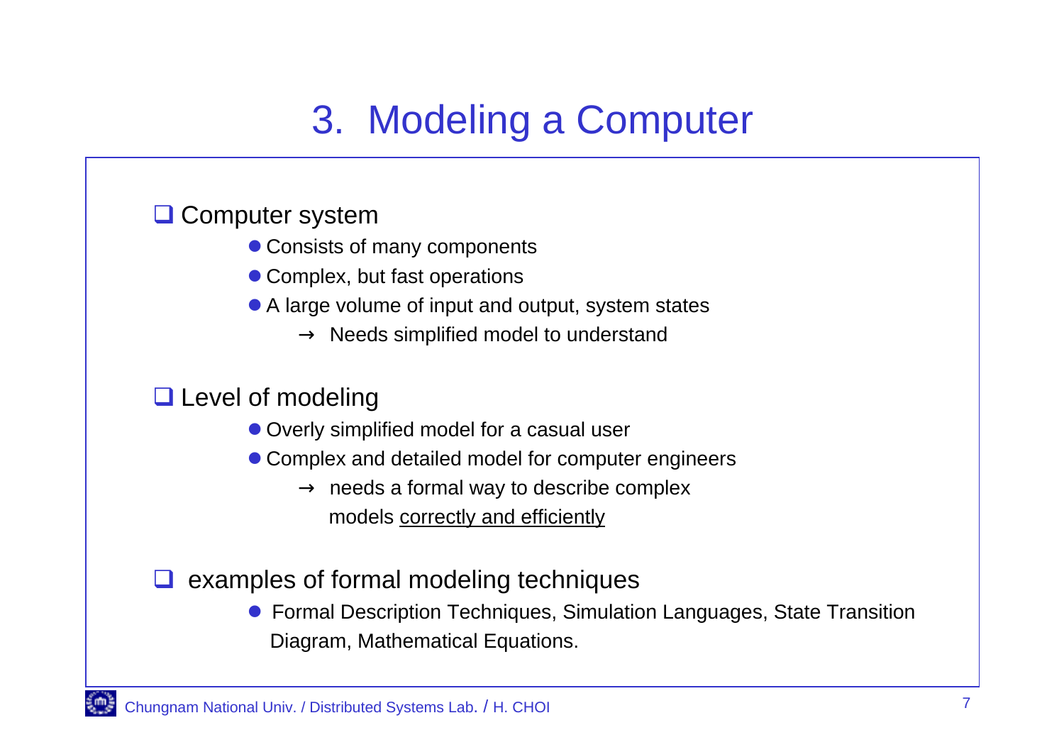# 3. Modeling a Computer

- Computer system
  - Consists of many components
  - Complex, but fast operations
  - A large volume of input and output, system states
    - → Needs simplified model to understand

- Level of modeling
  - Overly simplified model for a casual user
  - Complex and detailed model for computer engineers
    - → needs a formal way to describe complex models <u>correctly and efficiently</u>

- examples of formal modeling techniques
  - Formal Description Techniques, Simulation Languages, State Transition Diagram, Mathematical Equations.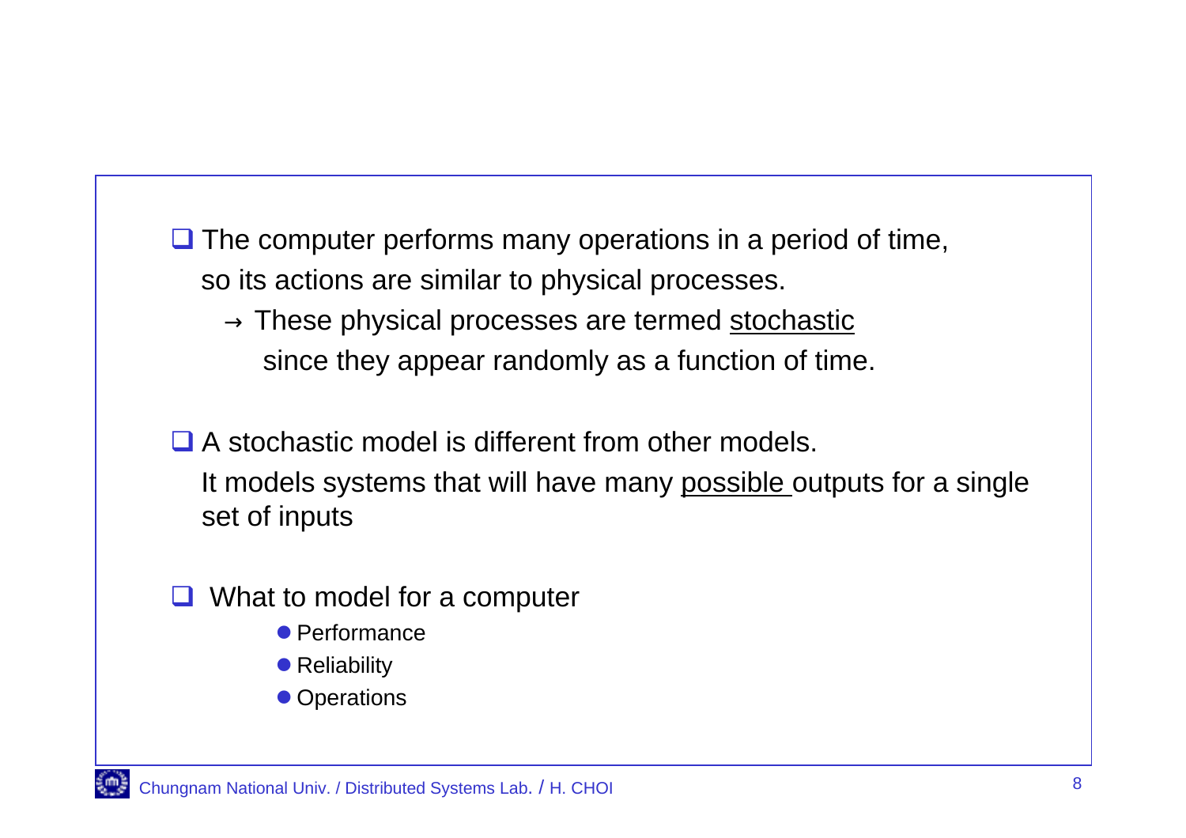- The computer performs many operations in a period of time, so its actions are similar to physical processes.
  - → These physical processes are termed <u>stochastic</u> since they appear randomly as a function of time.

- A stochastic model is different from other models. It models systems that will have many <u>possible</u> outputs for a single set of inputs

- What to model for a computer
  - Performance
  - Reliability
  - Operations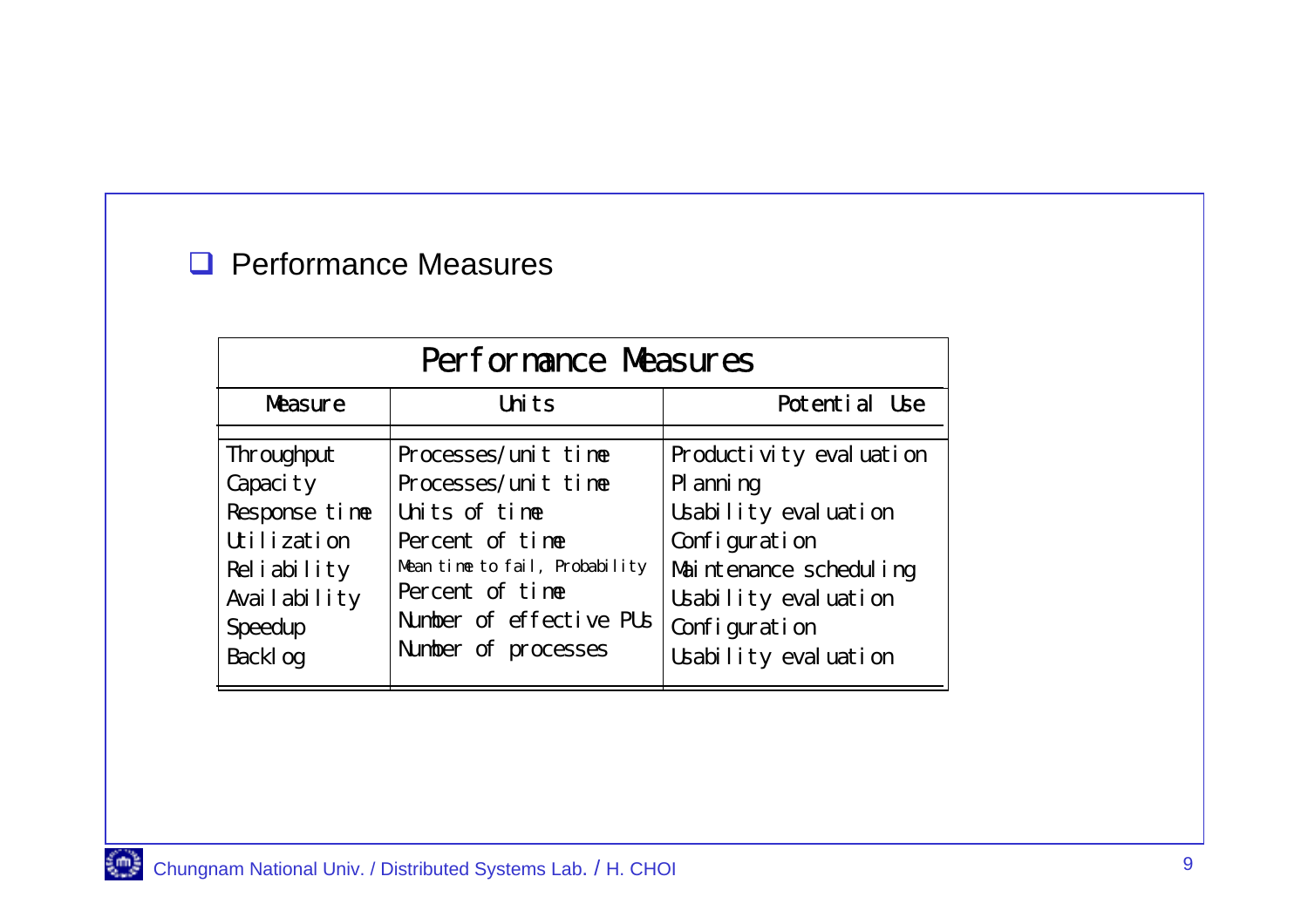- Performance Measures

| Performance Measures | | |
|---|---|---|
| Measure | Units | Potential Use |
| Throughput | Processes/unit time | Productivity evaluation |
| Capacity | Processes/unit time | Planning |
| Response time | Units of time | Usability evaluation |
| Utilization | Percent of time | Configuration |
| Reliability | Mean time to fail, Probability | Maintenance scheduling |
| Availability | Percent of time | Usability evaluation |
| Speedup | Number of effective PUs | Configuration |
| Backlog | Number of processes | Usability evaluation |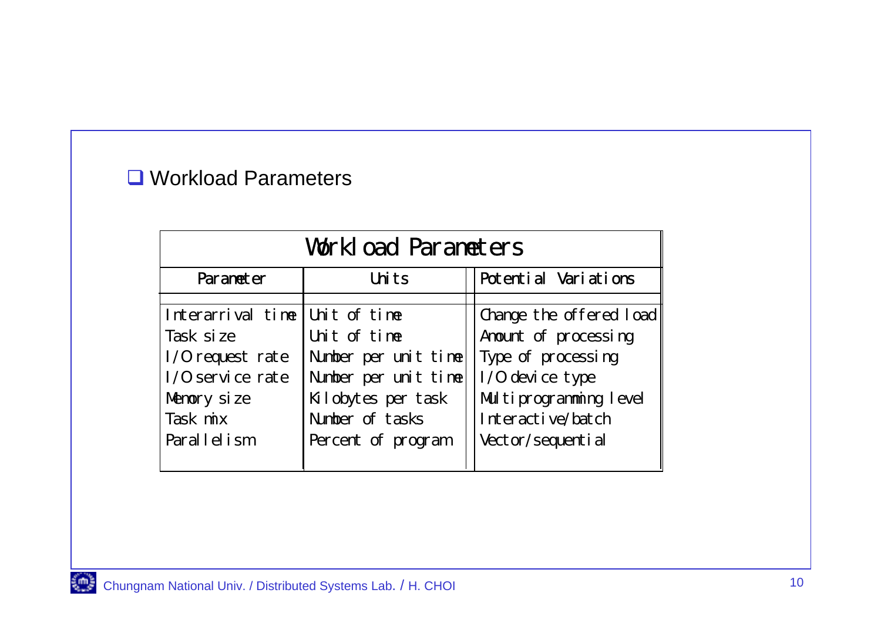- Workload Parameters

| Workload Parameters | | |
|---|---|---|
| Parameter | Units | Potential Variations |
| Interarrival time | Unit of time | Change the offered load |
| Task size | Unit of time | Amount of processing |
| I/O request rate | Number per unit time | Type of processing |
| I/O service rate | Number per unit time | I/O device type |
| Memory size | Kilobytes per task | Multiprogramming level |
| Task mix | Number of tasks | Interactive/batch |
| Parallelism | Percent of program | Vector/sequential |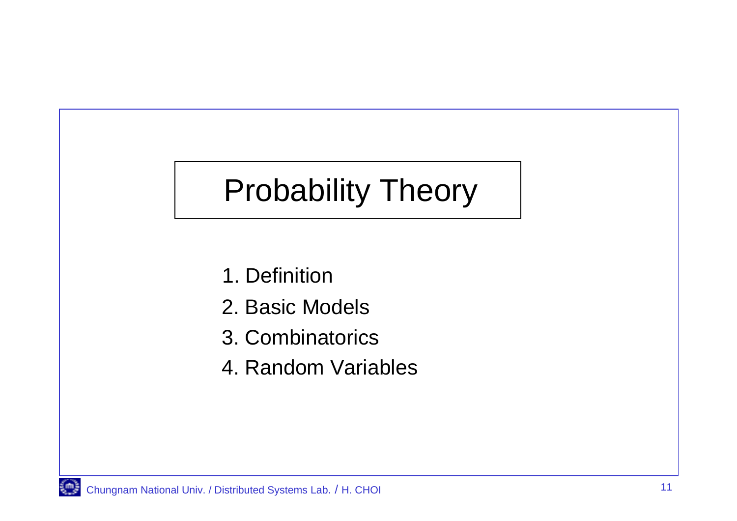# Probability Theory

1. Definition
2. Basic Models
3. Combinatorics
4. Random Variables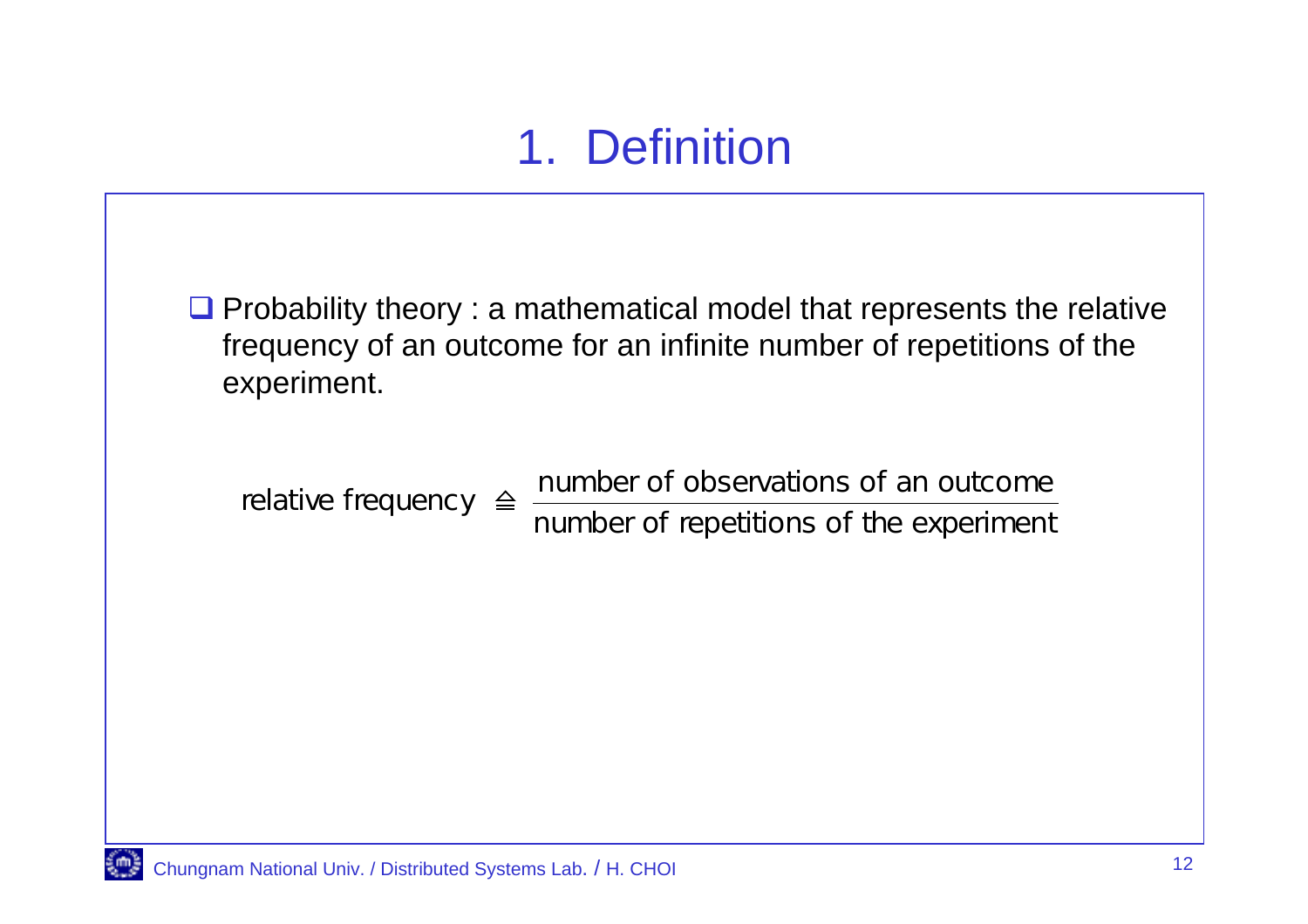# 1. Definition

- Probability theory : a mathematical model that represents the relative frequency of an outcome for an infinite number of repetitions of the experiment.

$$\text{relative frequency} \triangleq \frac{\text{number of observations of an outcome}}{\text{number of repetitions of the experiment}}$$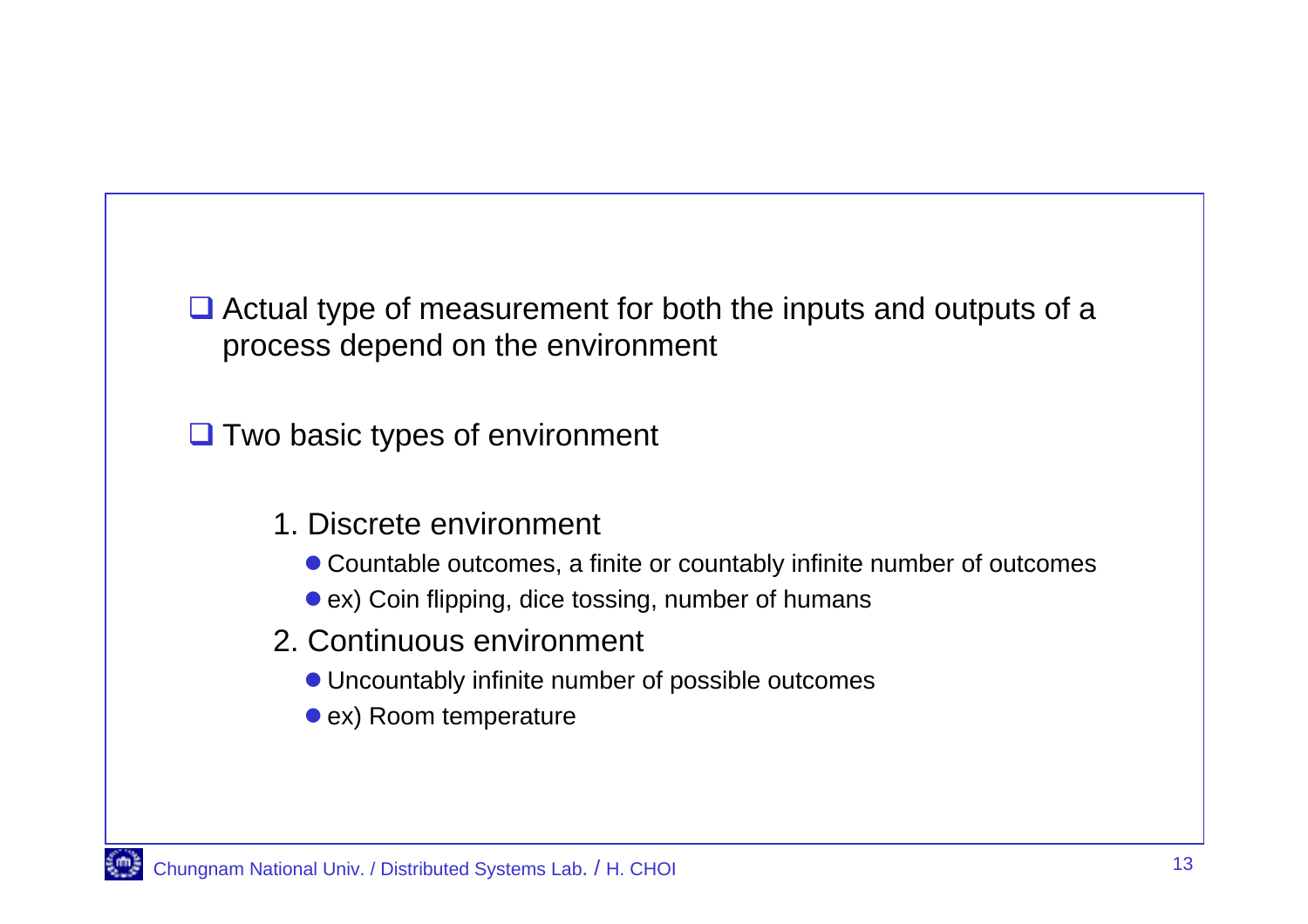- Actual type of measurement for both the inputs and outputs of a process depend on the environment

- Two basic types of environment

  1. Discrete environment
     - Countable outcomes, a finite or countably infinite number of outcomes
     - ex) Coin flipping, dice tossing, number of humans
  2. Continuous environment
     - Uncountably infinite number of possible outcomes
     - ex) Room temperature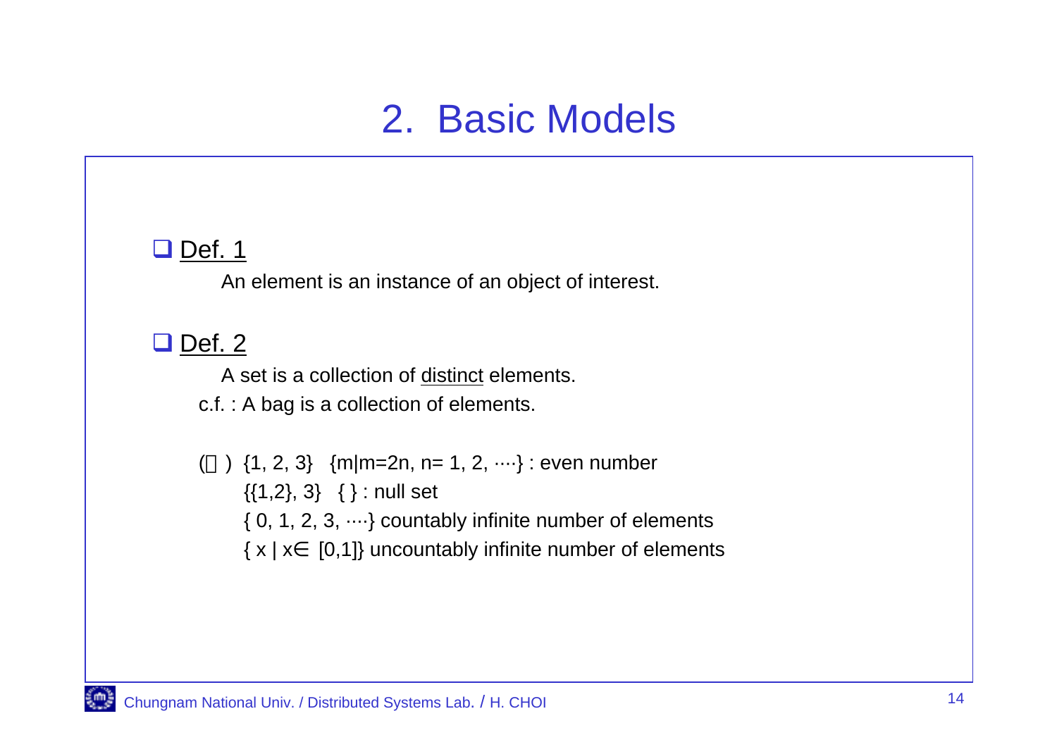# 2. Basic Models

- <u>Def. 1</u>

  An element is an instance of an object of interest.

- <u>Def. 2</u>

  A set is a collection of <u>distinct</u> elements.

  c.f. : A bag is a collection of elements.

  () {1, 2, 3}  {m|m=2n, n= 1, 2, ····} : even number

  {{1,2}, 3}  { } : null set

  { 0, 1, 2, 3, ····} countably infinite number of elements

  { x | x∈ [0,1]} uncountably infinite number of elements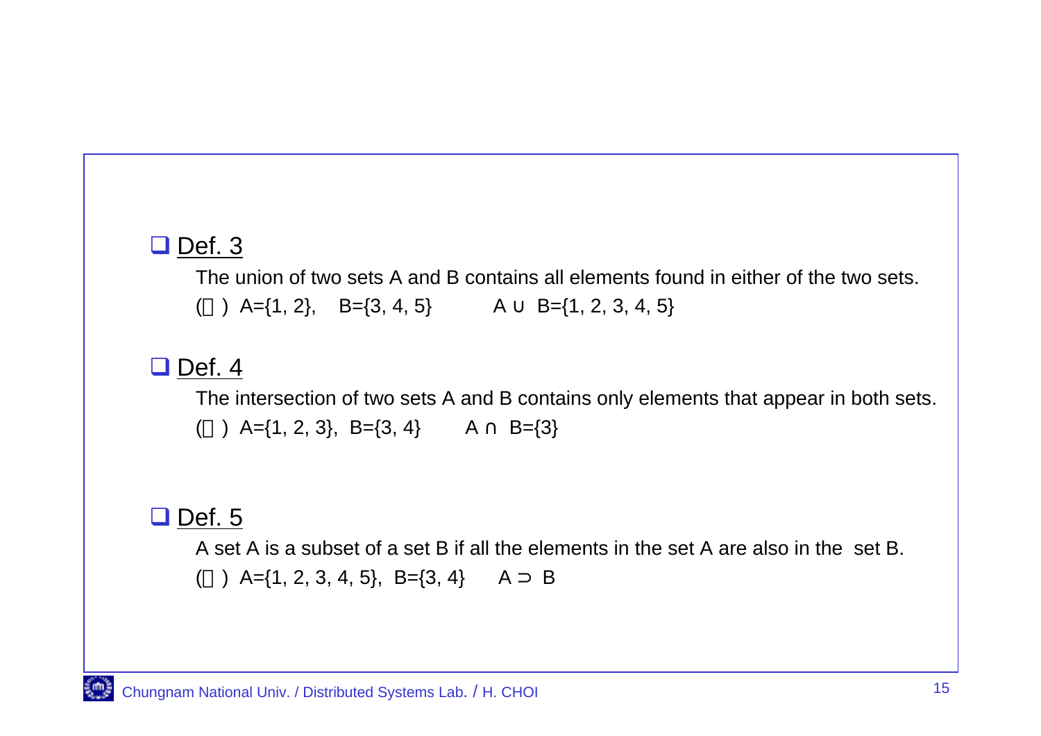- Def. 3

  The union of two sets A and B contains all elements found in either of the two sets.

  (예) $A=\{1, 2\}$, $B=\{3, 4, 5\}$  $A \cup B=\{1, 2, 3, 4, 5\}$

- Def. 4

  The intersection of two sets A and B contains only elements that appear in both sets.

  (예) $A=\{1, 2, 3\}$, $B=\{3, 4\}$  $A \cap B=\{3\}$

- Def. 5

  A set A is a subset of a set B if all the elements in the set A are also in the set B.

  (예) $A=\{1, 2, 3, 4, 5\}$, $B=\{3, 4\}$  $A \supset B$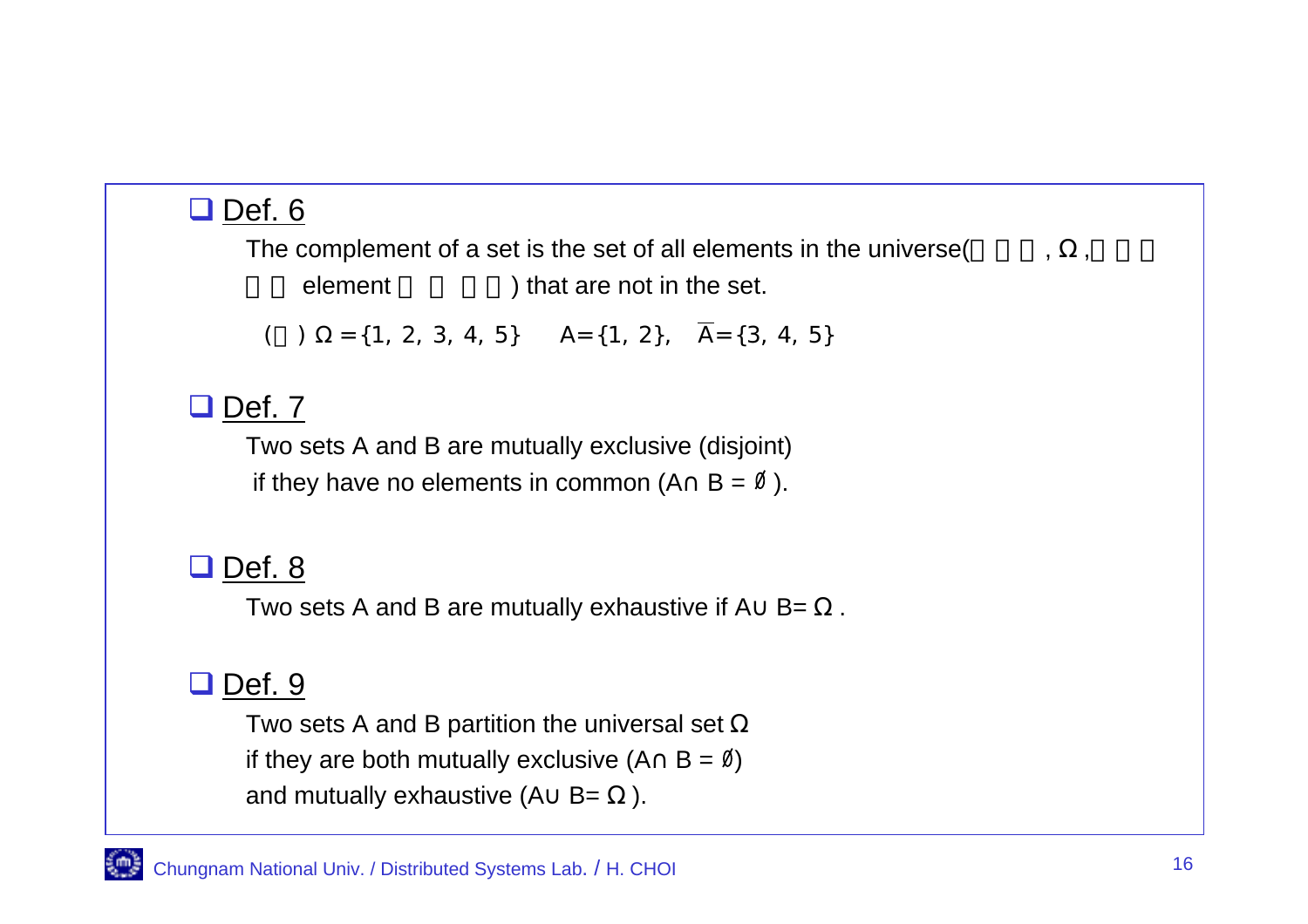## Def. 6

The complement of a set is the set of all elements in the universe(□□□, $\Omega$ ,□□□ □□ element □ □ □□) that are not in the set.

(□) $\Omega = \{1, 2, 3, 4, 5\}$ $A = \{1, 2\}$, $\overline{A} = \{3, 4, 5\}$

## Def. 7

Two sets A and B are mutually exclusive (disjoint) if they have no elements in common ($A \cap B = \emptyset$).

## Def. 8

Two sets A and B are mutually exhaustive if $A \cup B = \Omega$ .

## Def. 9

Two sets A and B partition the universal set $\Omega$ if they are both mutually exclusive ($A \cap B = \emptyset$) and mutually exhaustive ($A \cup B = \Omega$ ).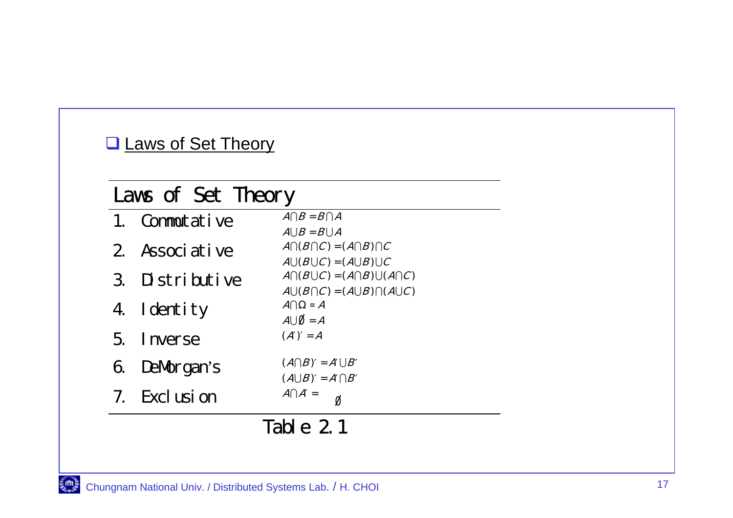## Laws of Set Theory

| Laws of Set Theory | |
|---|---|
| 1. Commutative | $A \cap B = B \cap A$ <br> $A \cup B = B \cup A$ |
| 2. Associative | $A \cap (B \cap C) = (A \cap B) \cap C$ <br> $A \cup (B \cup C) = (A \cup B) \cup C$ |
| 3. Distributive | $A \cap (B \cup C) = (A \cap B) \cup (A \cap C)$ <br> $A \cup (B \cap C) = (A \cup B) \cap (A \cup C)$ |
| 4. Identity | $A \cap \Omega = A$ <br> $A \cup \emptyset = A$ |
| 5. Inverse | $(A')' = A$ |
| 6. DeMorgan's | $(A \cap B)' = A' \cup B'$ <br> $(A \cup B)' = A' \cap B'$ |
| 7. Exclusion | $A \cap A' = \emptyset$ |

Table 2.1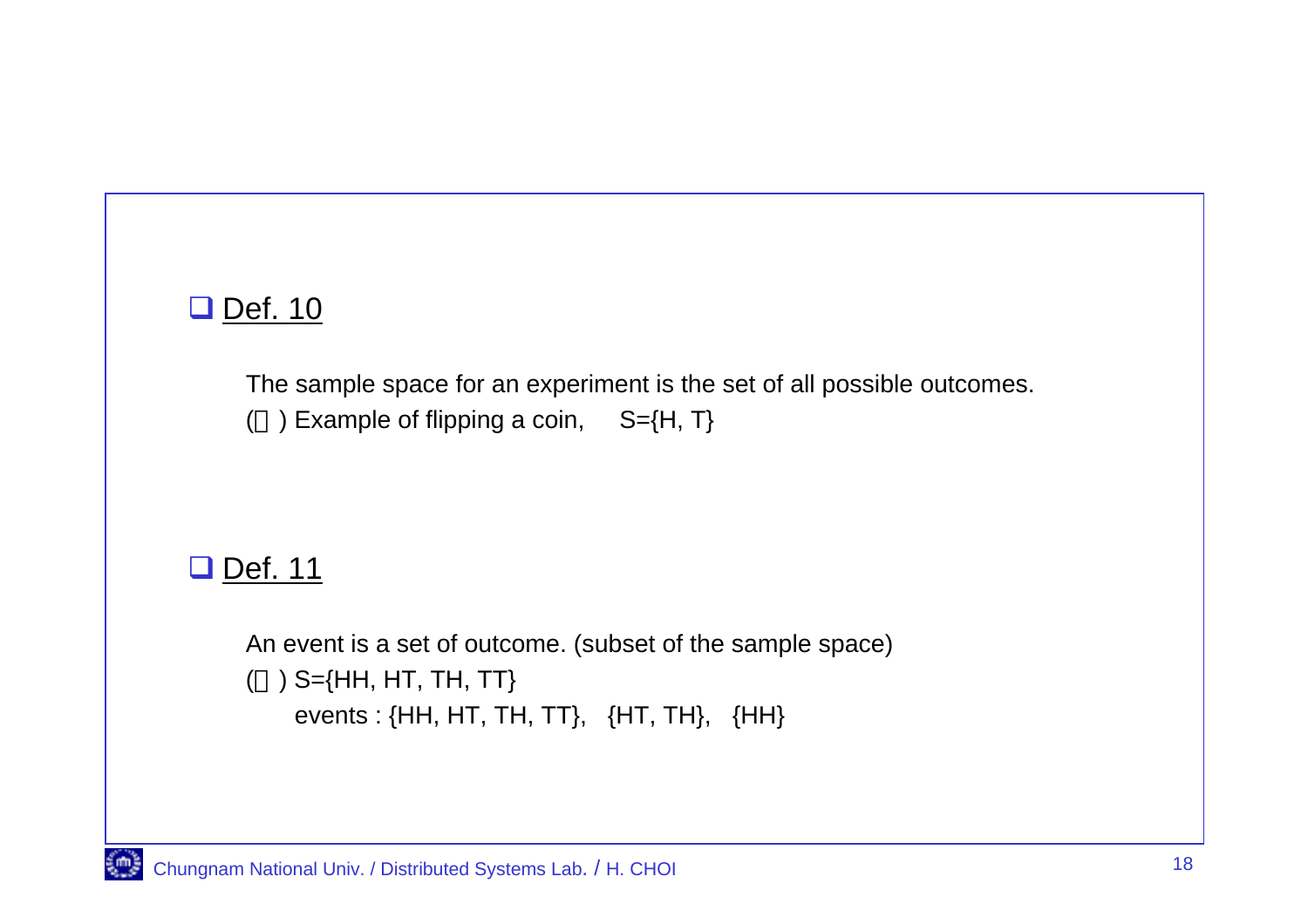## Def. 10

The sample space for an experiment is the set of all possible outcomes.

() Example of flipping a coin, S={H, T}

## Def. 11

An event is a set of outcome. (subset of the sample space)

() S={HH, HT, TH, TT}

events : {HH, HT, TH, TT}, {HT, TH}, {HH}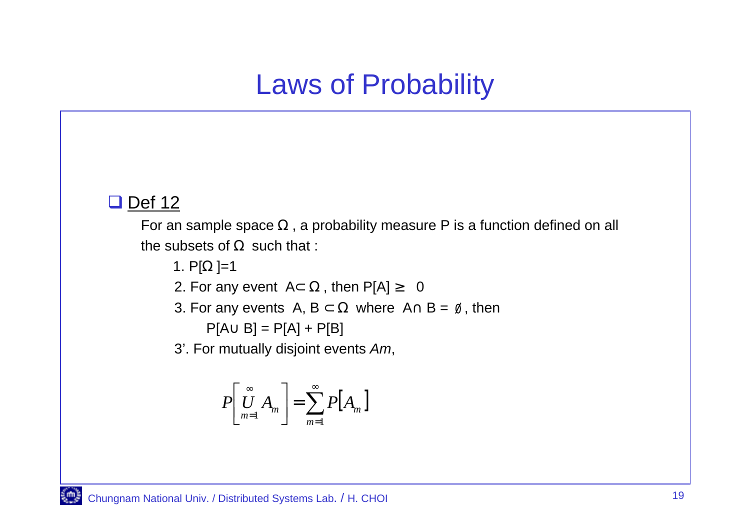# Laws of Probability

- Def 12

  For an sample space $\Omega$ , a probability measure P is a function defined on all the subsets of $\Omega$ such that :

  1. $P[\Omega]=1$
  2. For any event $A \subset \Omega$ , then $P[A] \geq 0$
  3. For any events $A, B \subset \Omega$ where $A \cap B = \emptyset$ , then

     $P[A \cup B] = P[A] + P[B]$

  3'. For mutually disjoint events *Am*,

$$
P\left[\bigcup_{m=1}^{\infty} A_m\right] = \sum_{m=1}^{\infty} P[A_m]
$$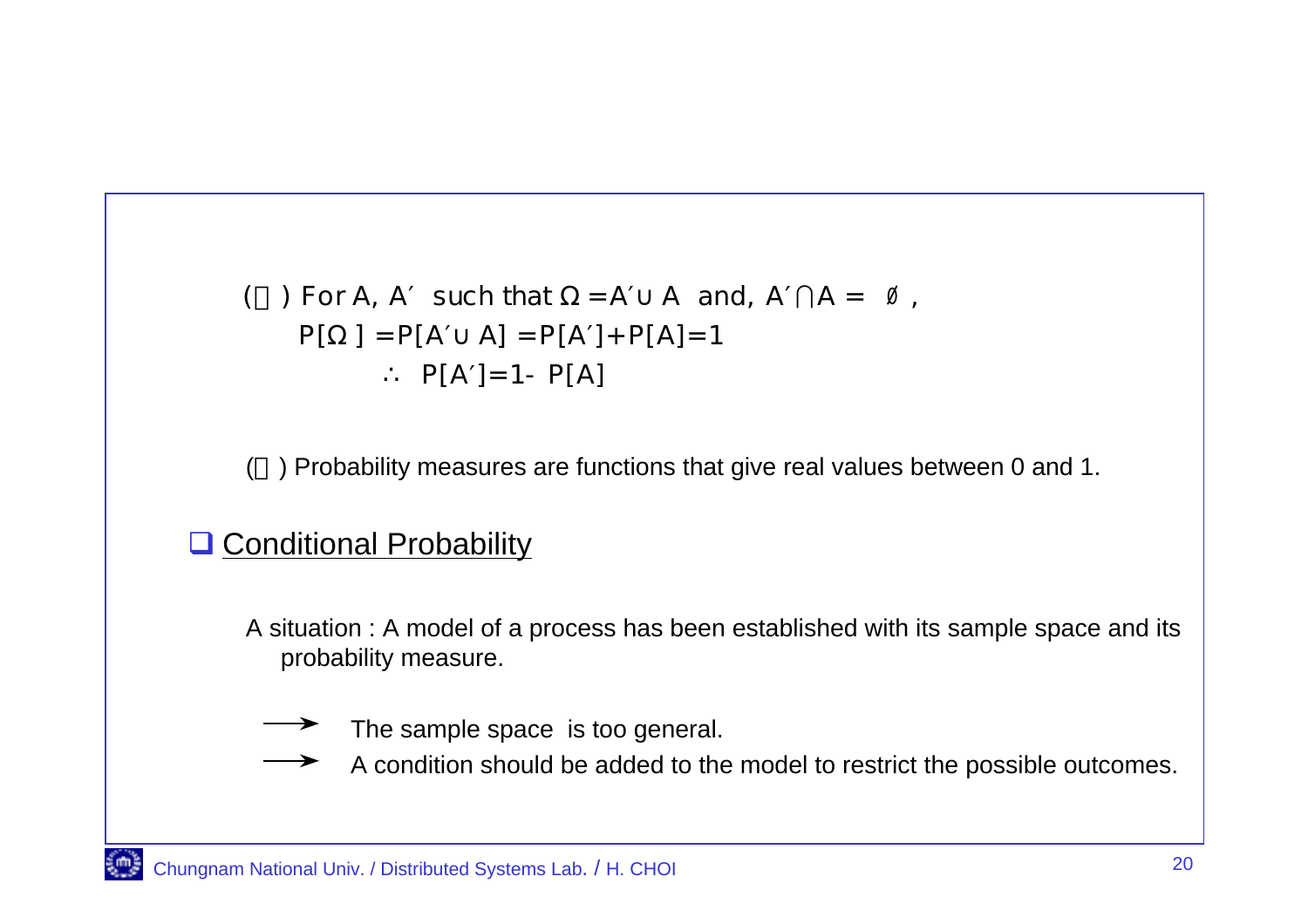(□) For $A, A'$ such that $\Omega = A' \cup A$ and, $A' \cap A = \emptyset$,

$$P[\Omega] = P[A' \cup A] = P[A'] + P[A] = 1$$

$$\therefore P[A'] = 1 - P[A]$$

(□) Probability measures are functions that give real values between 0 and 1.

## Conditional Probability

A situation : A model of a process has been established with its sample space and its probability measure.

- ⟶ The sample space is too general.
- ⟶ A condition should be added to the model to restrict the possible outcomes.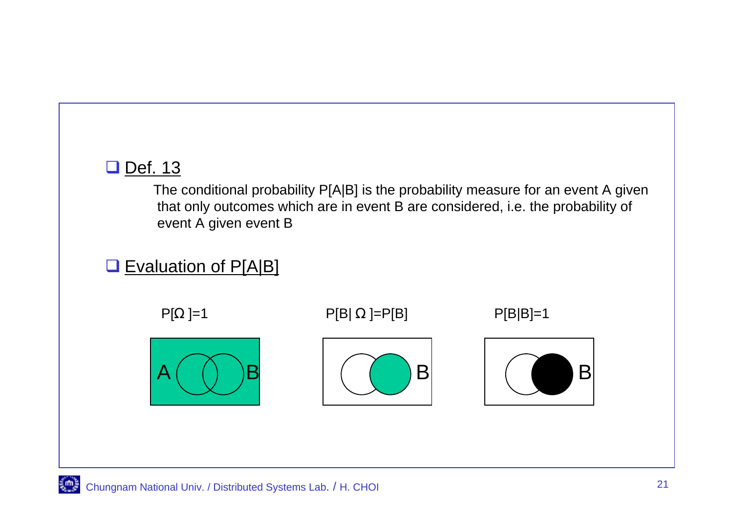- <u>Def. 13</u>

  The conditional probability P[A|B] is the probability measure for an event A given that only outcomes which are in event B are considered, i.e. the probability of event A given event B

- <u>Evaluation of P[A|B]</u>

$P[\Omega]=1$ $P[B|\Omega]=P[B]$ $P[B|B]=1$

A B B B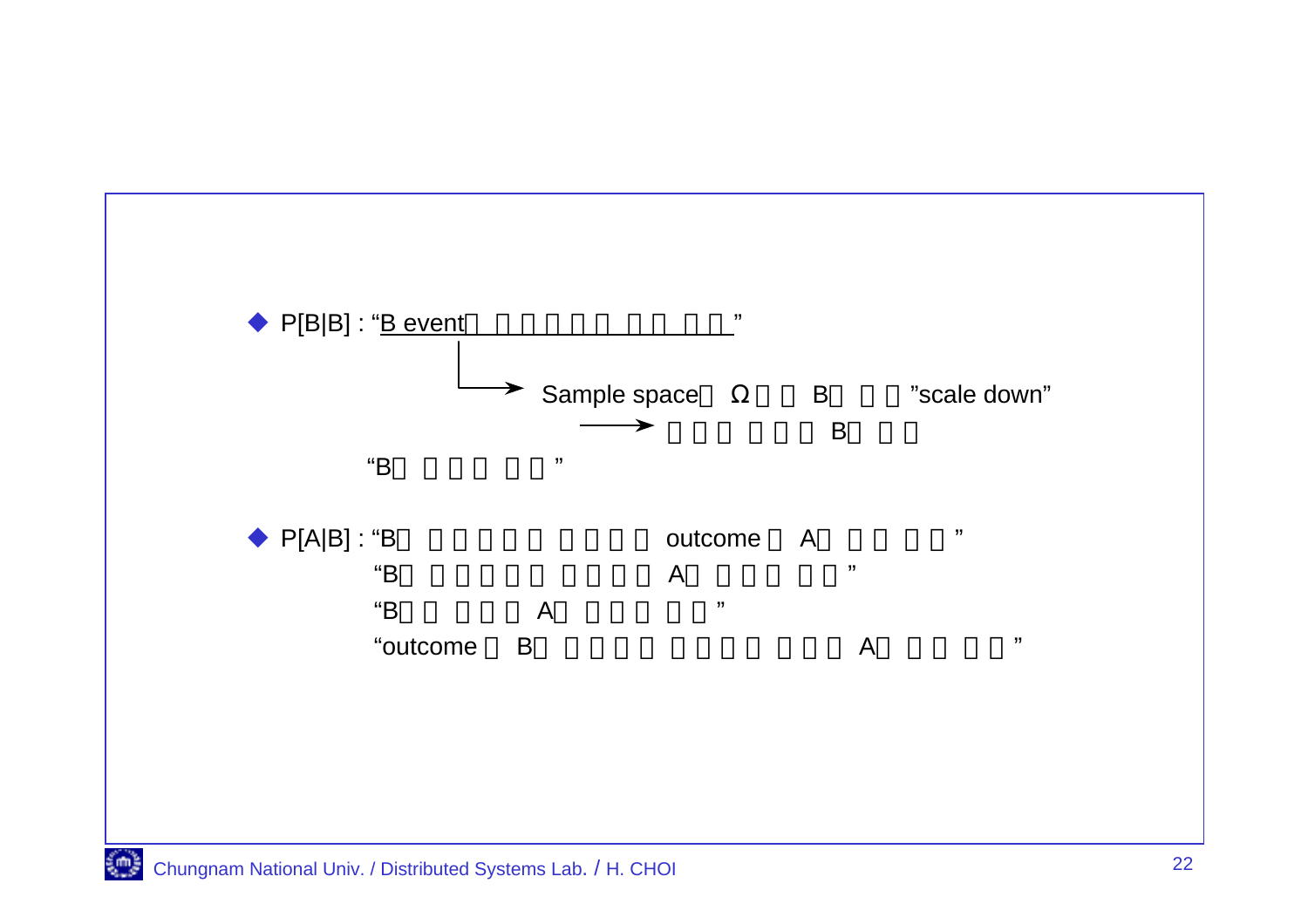- P[B|B] : "B event□ □□□□□ □□ □□"

  → Sample space□ Ω□□ B□ □□"scale down"

  → □□□ □□□ B□ □□

  "B□ □□□ □□"

- P[A|B] : "B□ □□□□□ □□□□ outcome□ A□ □□ □□"

  "B□ □□□□□ □□□□ A□ □□□ □□"

  "B□□ □□□ A□ □□□ □□"

  "outcome□ B□ □□□□ □□□□ □□□ A□ □□ □□"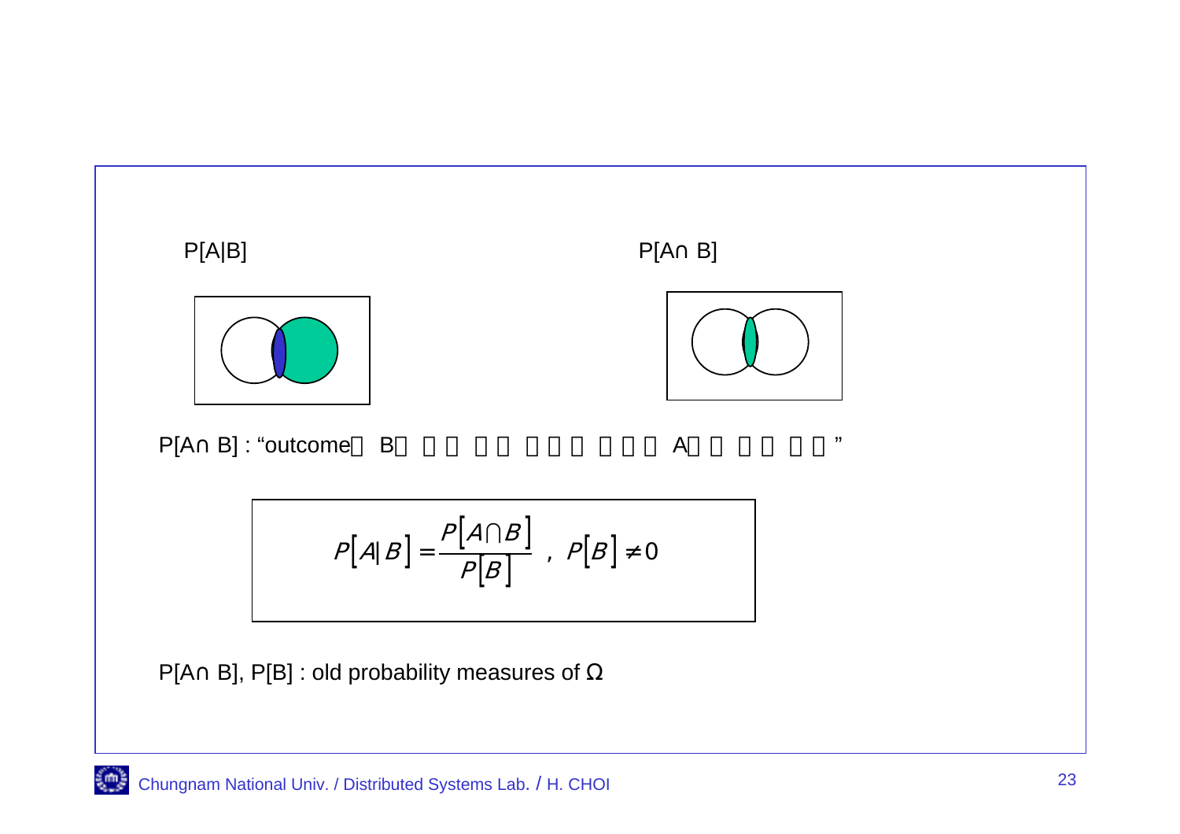P[A|B]

P[A∩ B]

P[A∩ B] : "outcome B A "

$$P[A|B] = \frac{P[A \cap B]}{P[B]} \ , \ P[B] \neq 0$$

P[A∩ B], P[B] : old probability measures of Ω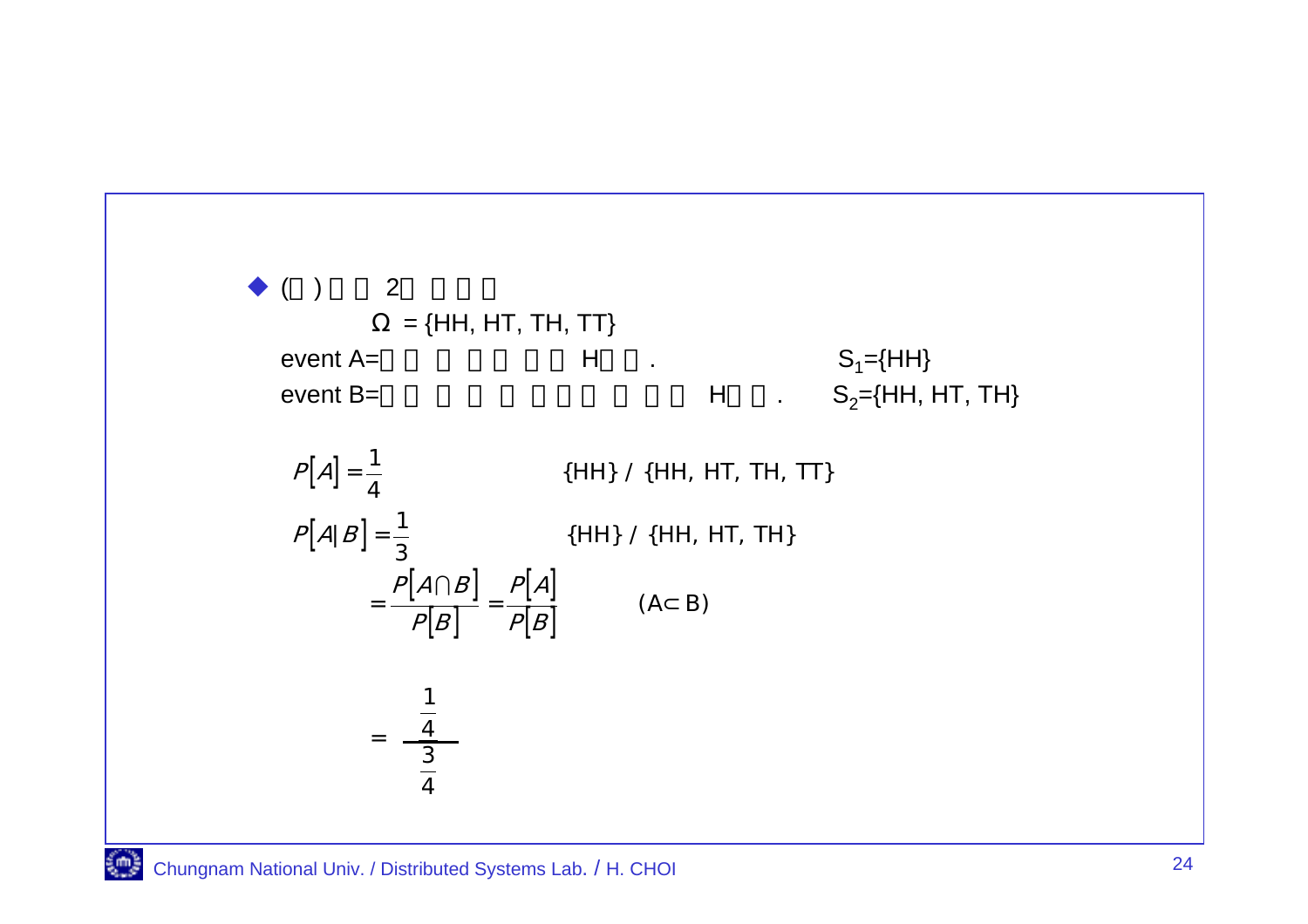- (예) 동전 2개 던지기

$\Omega$ = {HH, HT, TH, TT}

event A= 두 개 모두 H이다. $S_1$={HH}

event B= 적어도 하나 이상 H이다. $S_2$={HH, HT, TH}

$$P[A] = \frac{1}{4}$$ {HH} / {HH, HT, TH, TT}

$$P[A|B] = \frac{1}{3}$$ {HH} / {HH, HT, TH}

$$= \frac{P[A \cap B]}{P[B]} = \frac{P[A]}{P[B]}$$ (A⊂B)

$$= \frac{\frac{1}{4}}{\frac{3}{4}}$$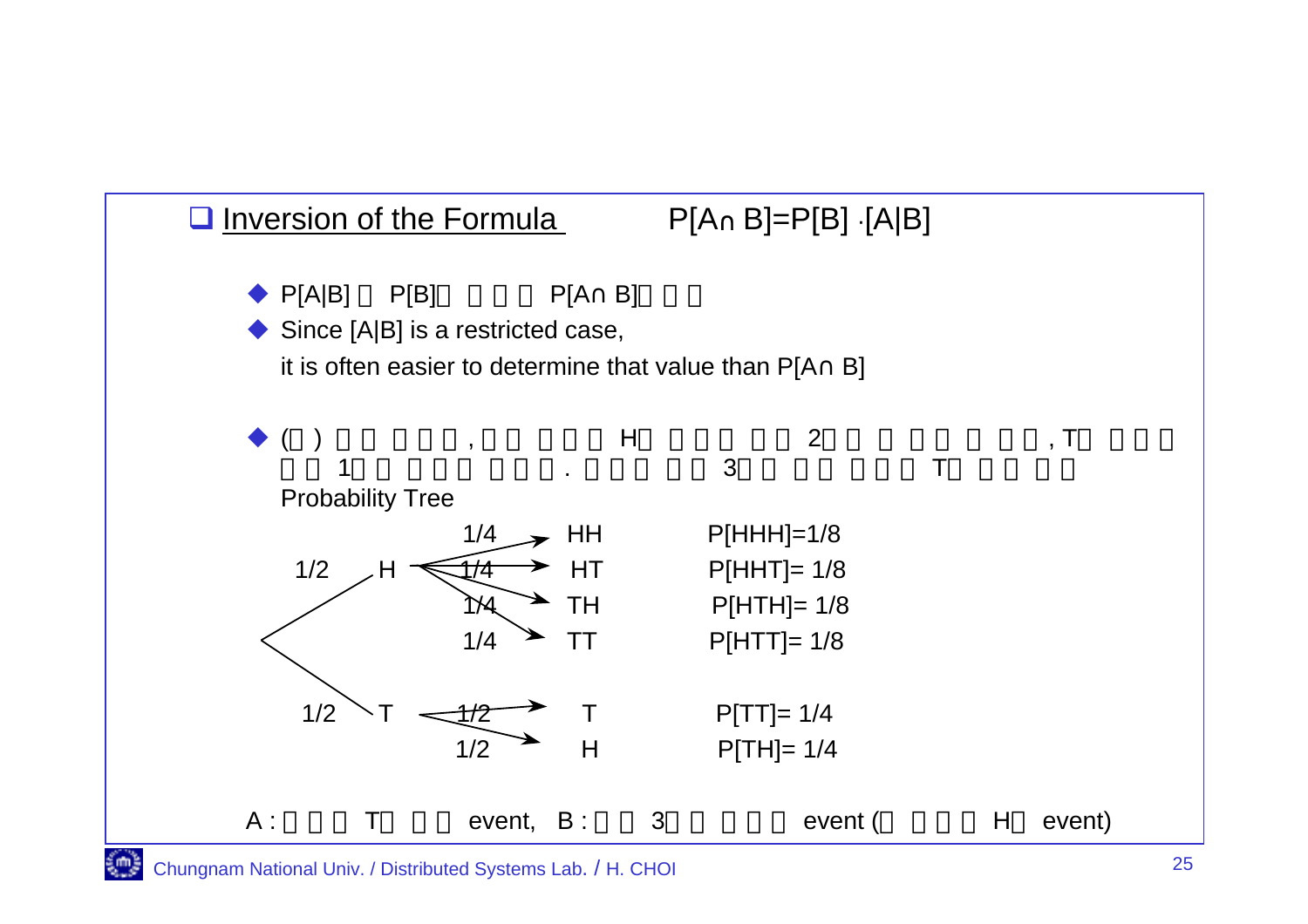## Inversion of the Formula $P[A \cap B] = P[B] \cdot [A|B]$

- $P[A|B]$ □ $P[B]$□ □ □ □ $P[A \cap B]$□ □ □
- Since $[A|B]$ is a restricted case,
  it is often easier to determine that value than $P[A \cap B]$

- (□) □ □ □ □ □, □ □ □ □ □ H□ □ □ □ □ □ 2□ □ □ □ □ □ □ □ □, T□ □ □ □ □ □ 1□ □ □ □ □ □ □ □ □. □ □ □ □ □ 3□ □ □ □ □ □ □ T□ □ □ □ □

  Probability Tree

| First | Prob. | Next | Prob. | Outcome | Probability |
|---|---|---|---|---|---|
| H | 1/2 | HH | 1/4 | | $P[HHH]=1/8$ |
| | | HT | 1/4 | | $P[HHT]= 1/8$ |
| | | TH | 1/4 | | $P[HTH]= 1/8$ |
| | | TT | 1/4 | | $P[HTT]= 1/8$ |
| T | 1/2 | T | 1/2 | | $P[TT]= 1/4$ |
| | | H | 1/2 | | $P[TH]= 1/4$ |

A : □ □ □ T□ □ □ event, B : □ □ 3□ □ □ □ □ event (□ □ □ □ H□ event)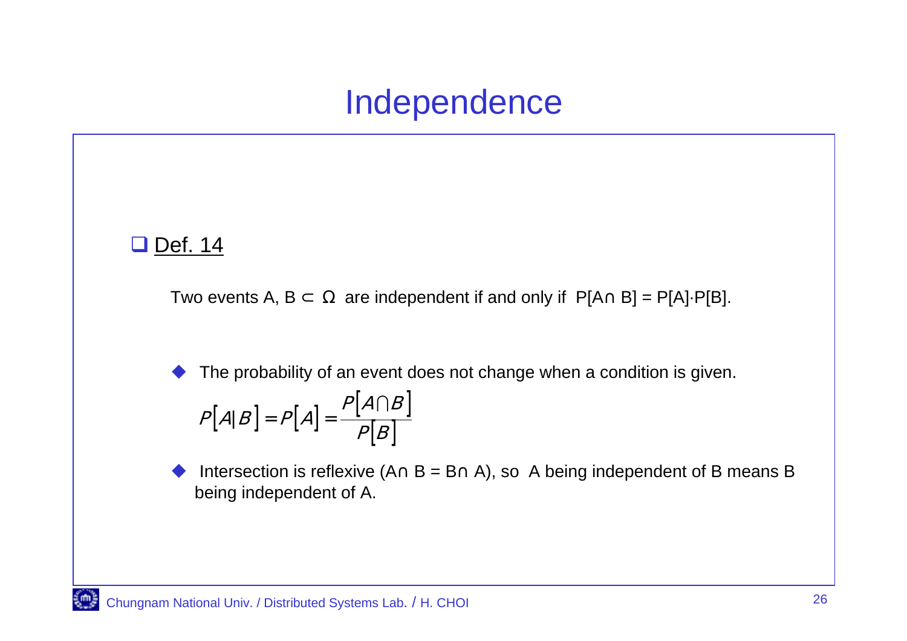# Independence

- <u>Def. 14</u>

  Two events A, B $\subset \Omega$ are independent if and only if $P[A \cap B] = P[A] \cdot P[B]$.

  - The probability of an event does not change when a condition is given.

  $$P[A|B] = P[A] = \frac{P[A \cap B]}{P[B]}$$

  - Intersection is reflexive ($A \cap B = B \cap A$), so A being independent of B means B being independent of A.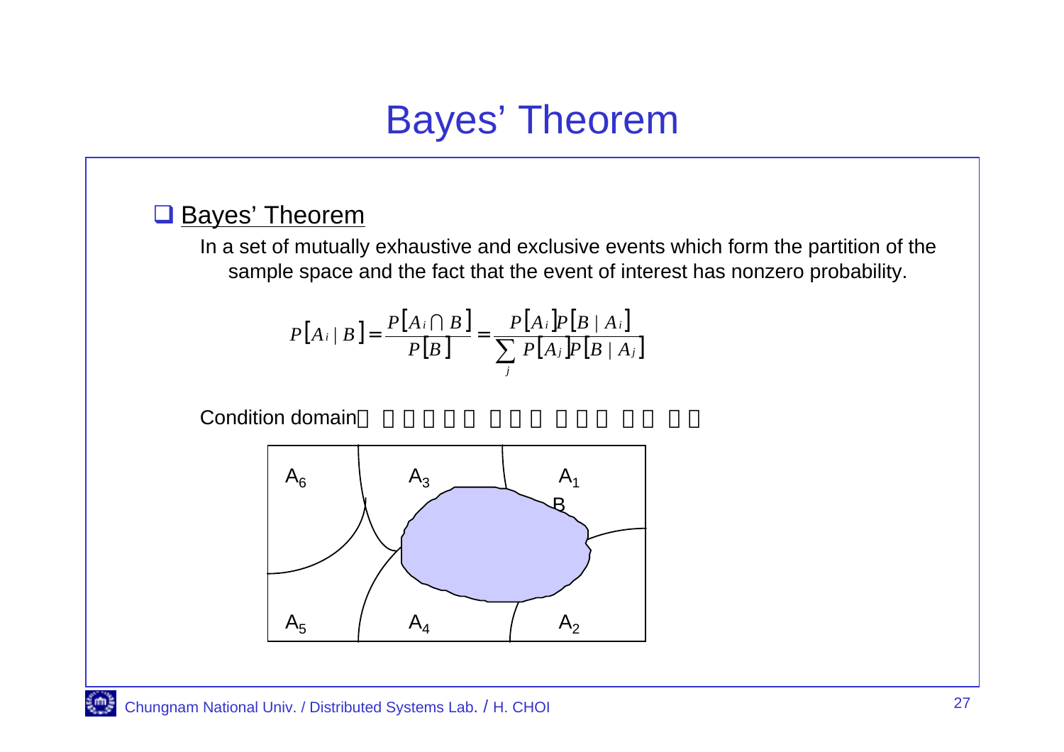# Bayes' Theorem

## Bayes' Theorem

In a set of mutually exhaustive and exclusive events which form the partition of the sample space and the fact that the event of interest has nonzero probability.

$$P[A_i \mid B] = \frac{P[A_i \cap B]}{P[B]} = \frac{P[A_i]P[B \mid A_i]}{\sum_j P[A_j]P[B \mid A_j]}$$

Condition domain

A6 A3 A1 B A5 A4 A2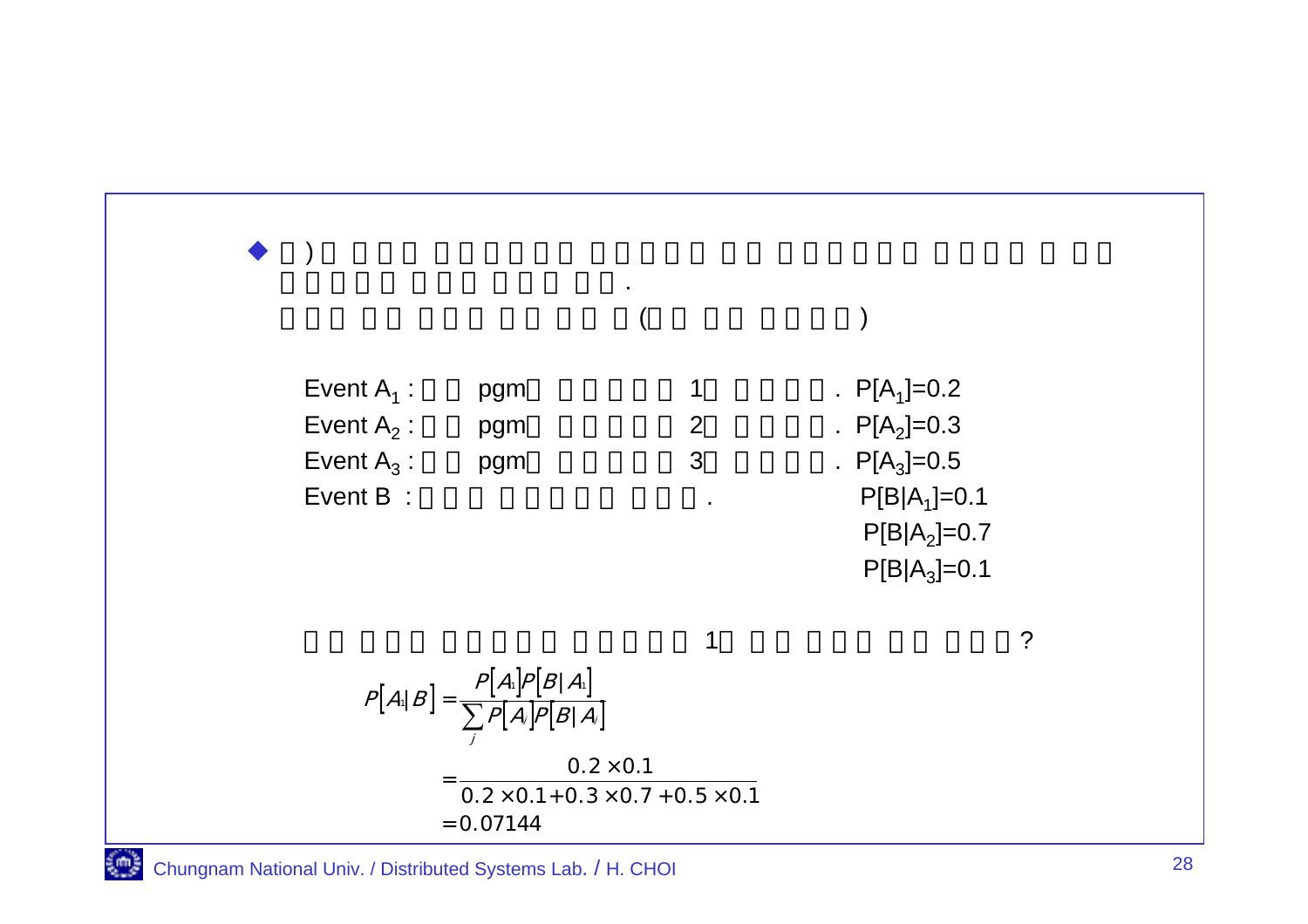◆ □) □ □□□ □□□□□□ □□□□□ □□ □□□□□□ □□□□ □ □□ □□□□□ □□□ □□□ □□.
□□□ □□ □□□ □□ □□ □(□□ □□ □□□□)

Event $A_1$ : □□ pgm□ □□□□□ 1□ □□□□. $P[A_1]=0.2$

Event $A_2$ : □□ pgm□ □□□□□ 2□ □□□□. $P[A_2]=0.3$

Event $A_3$ : □□ pgm□ □□□□□ 3□ □□□□. $P[A_3]=0.5$

Event B : □□□ □□□□□□ □□□.
$P[B|A_1]=0.1$
$P[B|A_2]=0.7$
$P[B|A_3]=0.1$

□□ □□□ □□□□□ □□□□□ 1□ □□ □□□ □□ □□□?

$$P[A_1|B] = \frac{P[A_1]P[B|A_1]}{\sum_j P[A_j]P[B|A_j]}$$

$$= \frac{0.2 \times 0.1}{0.2 \times 0.1 + 0.3 \times 0.7 + 0.5 \times 0.1}$$

$$= 0.07144$$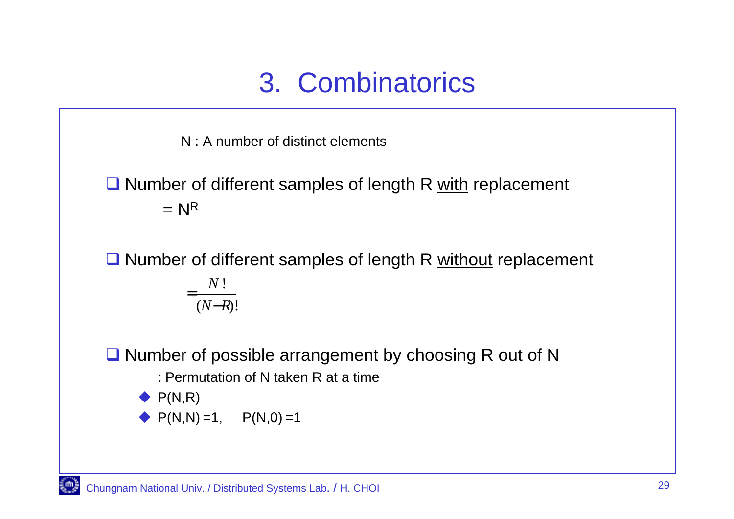# 3. Combinatorics

N : A number of distinct elements

- Number of different samples of length R <u>with</u> replacement

  $= N^R$

- Number of different samples of length R <u>without</u> replacement

  $$= \frac{N!}{(N-R)!}$$

- Number of possible arrangement by choosing R out of N

  : Permutation of N taken R at a time

  - P(N,R)
  - P(N,N) =1,    P(N,0) =1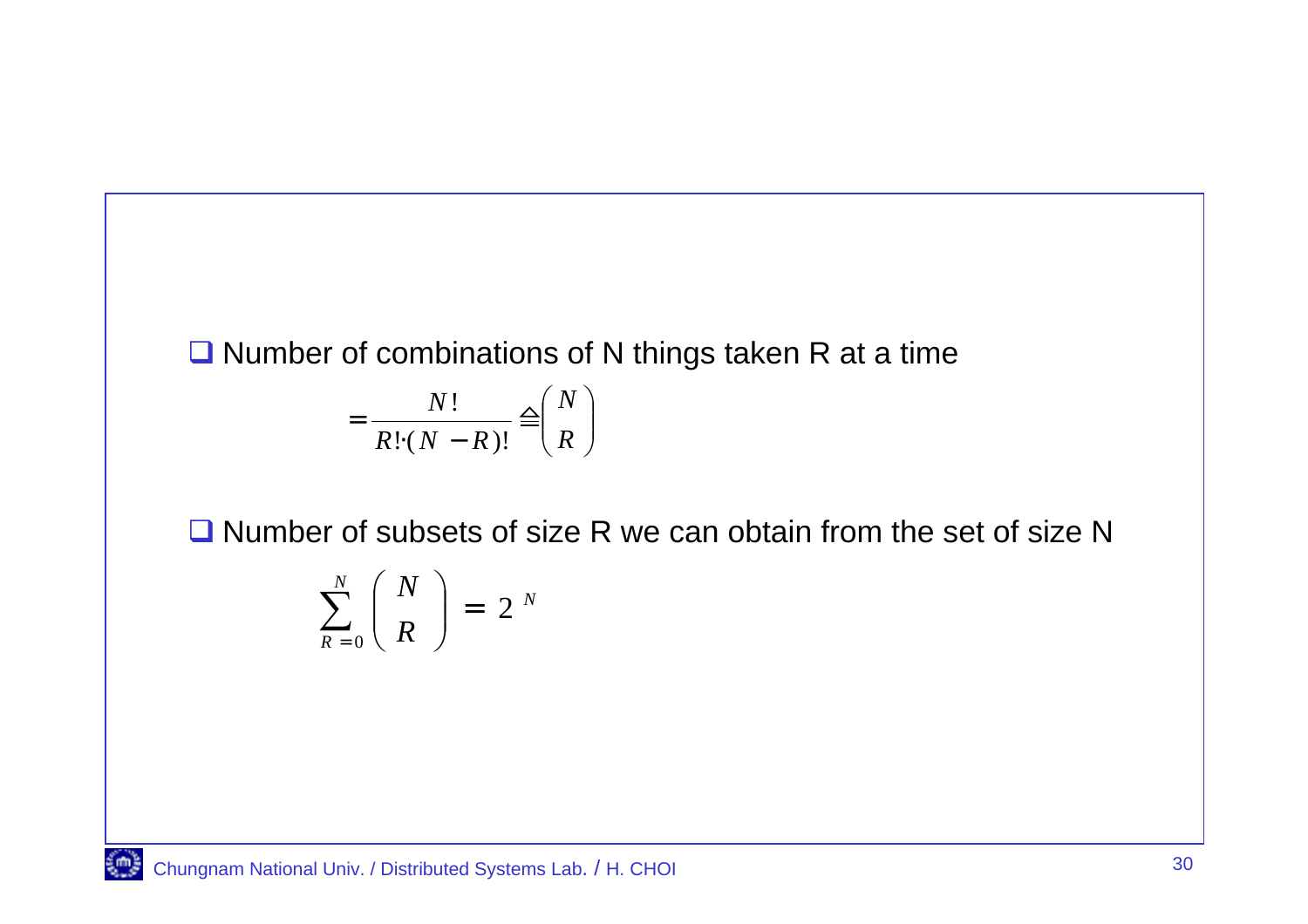- Number of combinations of N things taken R at a time

$$= \frac{N!}{R! \cdot (N-R)!} \triangleq \binom{N}{R}$$

- Number of subsets of size R we can obtain from the set of size N

$$\sum_{R=0}^{N} \binom{N}{R} = 2^N$$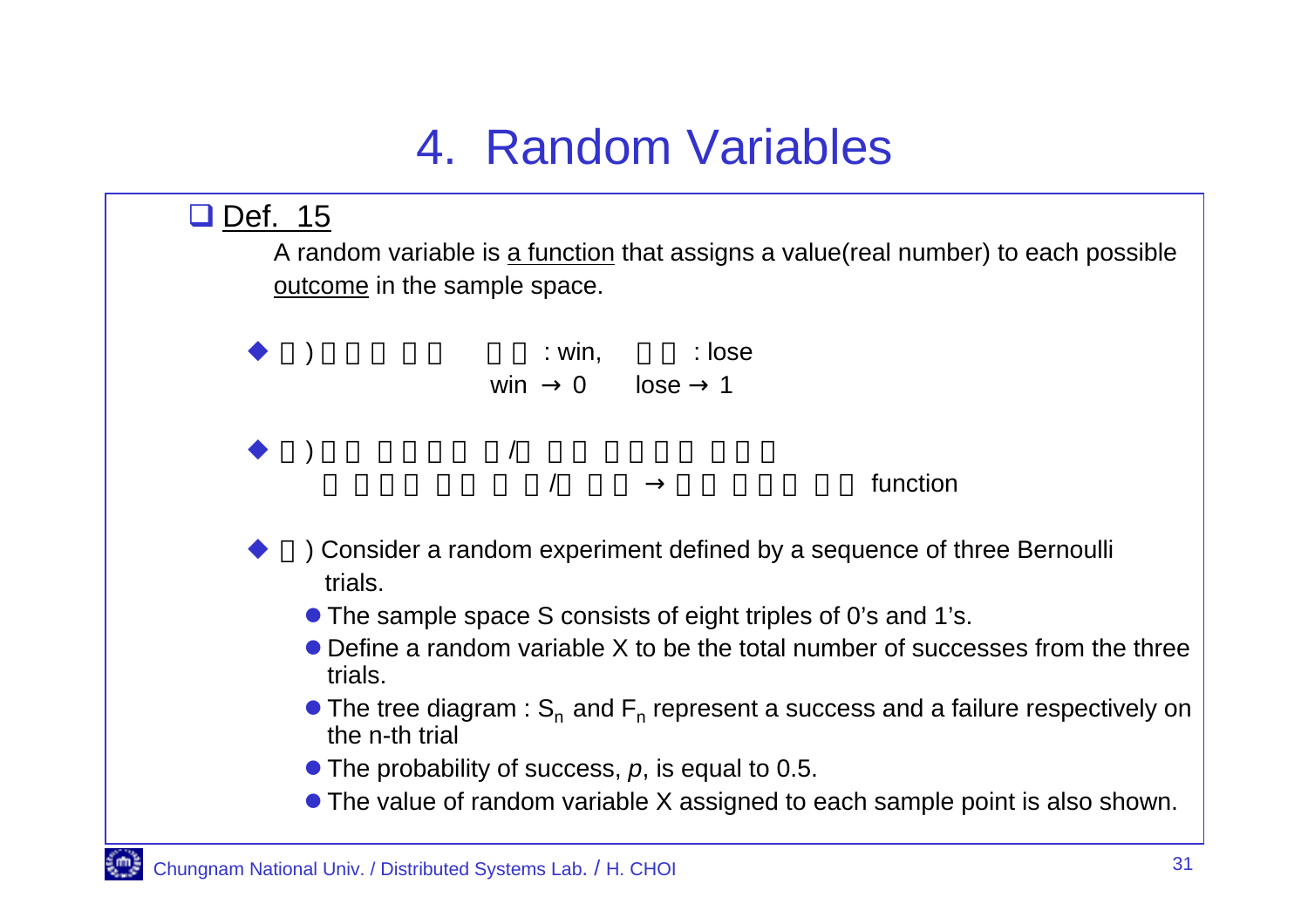# 4. Random Variables

## Def. 15

A random variable is a function that assigns a value(real number) to each possible outcome in the sample space.

- □)□□□ □□  □□ : win,  □□ : lose
  win → 0  lose → 1

- □)□□ □□□□ □/□ □□ □□□□ □□□
  □ □□□ □□ □ □/□ □□ → □□ □□□ □□ function

- □) Consider a random experiment defined by a sequence of three Bernoulli trials.
  - The sample space S consists of eight triples of 0's and 1's.
  - Define a random variable X to be the total number of successes from the three trials.
  - The tree diagram : $S_n$ and $F_n$ represent a success and a failure respectively on the n-th trial
  - The probability of success, $p$, is equal to 0.5.
  - The value of random variable X assigned to each sample point is also shown.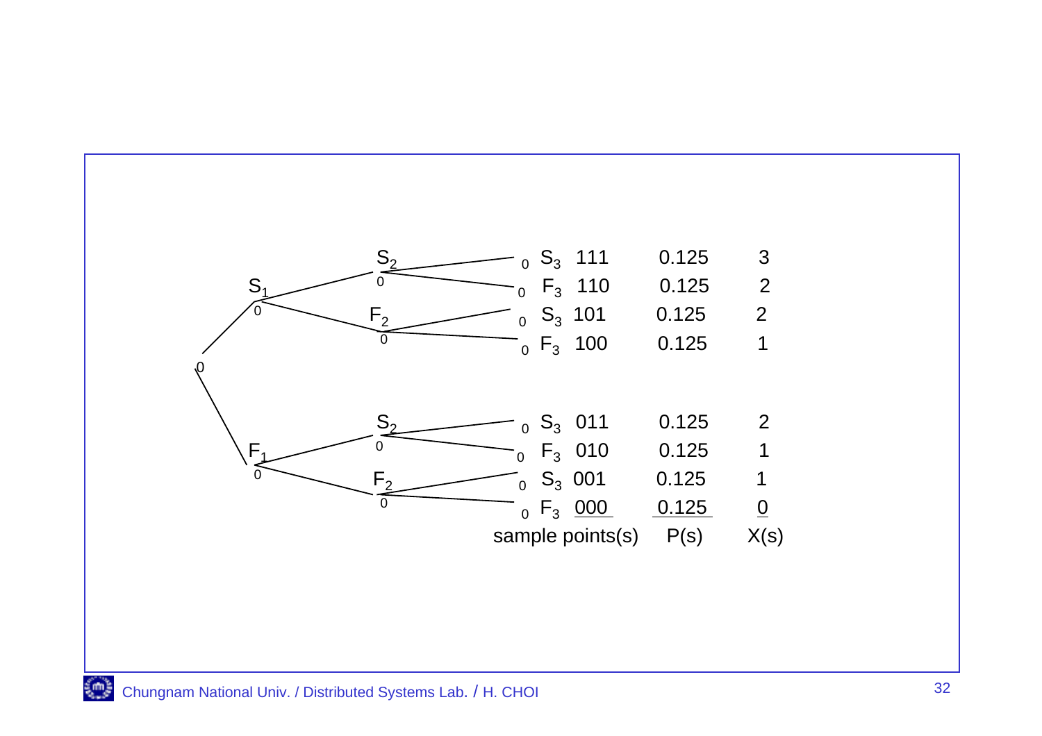| sample points(s) | P(s) | X(s) |
|---|---|---|
| $S_1 S_2 S_3$ 111 | 0.125 | 3 |
| $S_1 S_2 F_3$ 110 | 0.125 | 2 |
| $S_1 F_2 S_3$ 101 | 0.125 | 2 |
| $S_1 F_2 F_3$ 100 | 0.125 | 1 |
| $F_1 S_2 S_3$ 011 | 0.125 | 2 |
| $F_1 S_2 F_3$ 010 | 0.125 | 1 |
| $F_1 F_2 S_3$ 001 | 0.125 | 1 |
| $F_1 F_2 F_3$ 000 | 0.125 | 0 |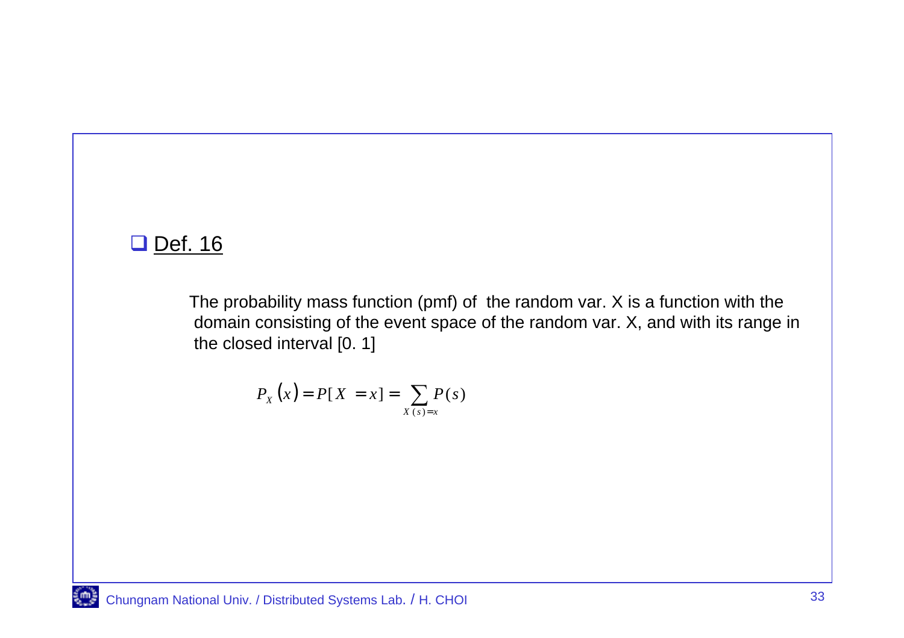- Def. 16

The probability mass function (pmf) of the random var. X is a function with the domain consisting of the event space of the random var. X, and with its range in the closed interval [0. 1]

$$P_X(x) = P[X = x] = \sum_{X(s)=x} P(s)$$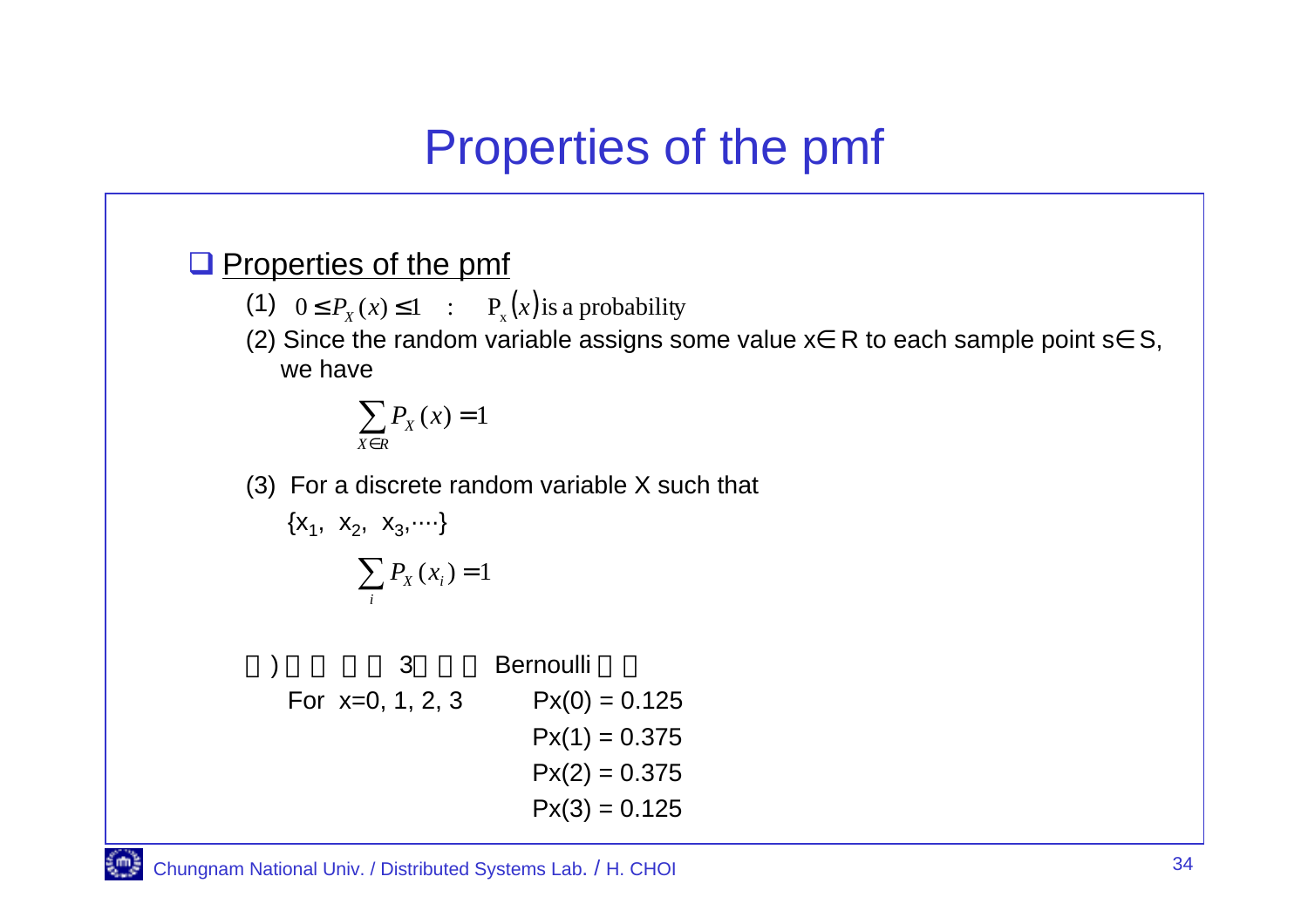# Properties of the pmf

## Properties of the pmf

(1) $0 \le P_X(x) \le 1$ : $P_x(x)$ is a probability

(2) Since the random variable assigns some value $x \in R$ to each sample point $s \in S$, we have

$$\sum_{X \in R} P_X(x) = 1$$

(3) For a discrete random variable X such that

$\{x_1, x_2, x_3, \cdots\}$

$$\sum_{i} P_X(x_i) = 1$$

□) □□ □□ 3□ □□ Bernoulli □□

For x=0, 1, 2, 3

Px(0) = 0.125

Px(1) = 0.375

Px(2) = 0.375

Px(3) = 0.125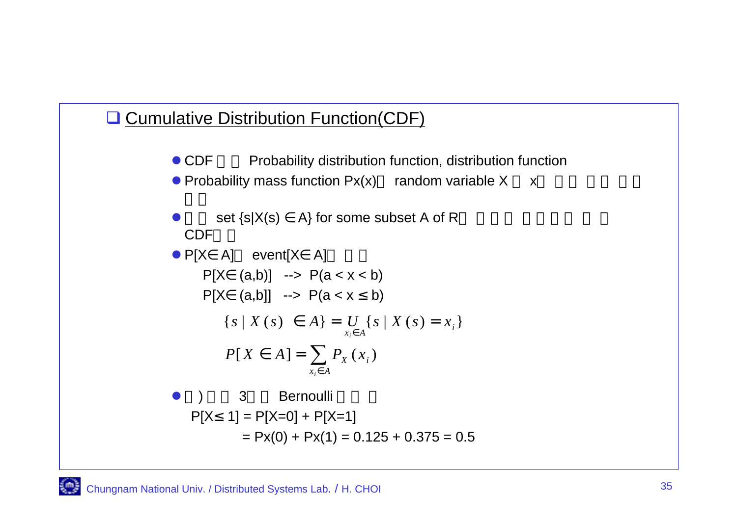## Cumulative Distribution Function(CDF)

- CDF 　　Probability distribution function, distribution function
- Probability mass function Px(x)　random variable X 　x　　　　　　　　　
  　　
- 　　set {s|X(s) ∈A} for some subset A of R　　　　　　　　　　　
  CDF　　
- P[X∈A]　event[X∈A]　　　
  - P[X∈(a,b)]  -->  P(a < x < b)
  - P[X∈(a,b]]  -->  P(a < x ≤ b)

$$\{s \mid X(s) \in A\} = \underset{x_i \in A}{U} \{s \mid X(s) = x_i\}$$

$$P[X \in A] = \sum_{x_i \in A} P_X(x_i)$$

- 　)　　3　　Bernoulli　　　
  P[X≤ 1] = P[X=0] + P[X=1]
  = Px(0) + Px(1) = 0.125 + 0.375 = 0.5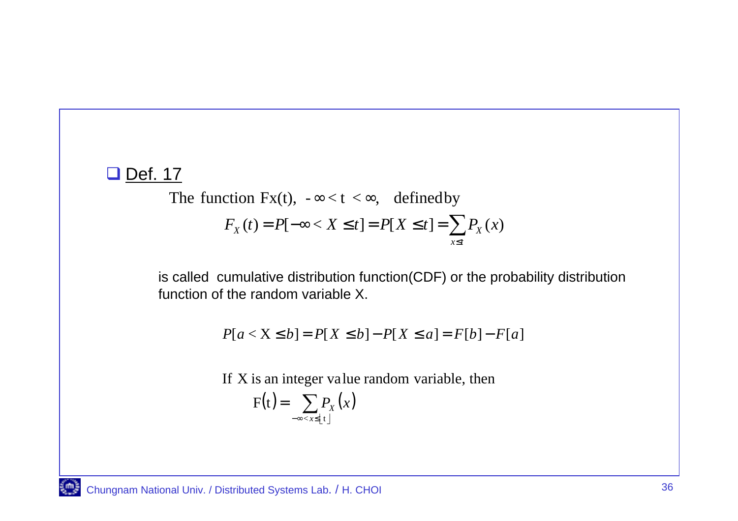## Def. 17

The function Fx(t), $-\infty < t < \infty$, defined by

$$F_X(t) = P[-\infty < X \le t] = P[X \le t] = \sum_{x \le t} P_X(x)$$

is called cumulative distribution function(CDF) or the probability distribution function of the random variable X.

$$P[a < X \le b] = P[X \le b] - P[X \le a] = F[b] - F[a]$$

If X is an integer value random variable, then

$$F(t) = \sum_{-\infty < x \le \lfloor t \rfloor} P_X(x)$$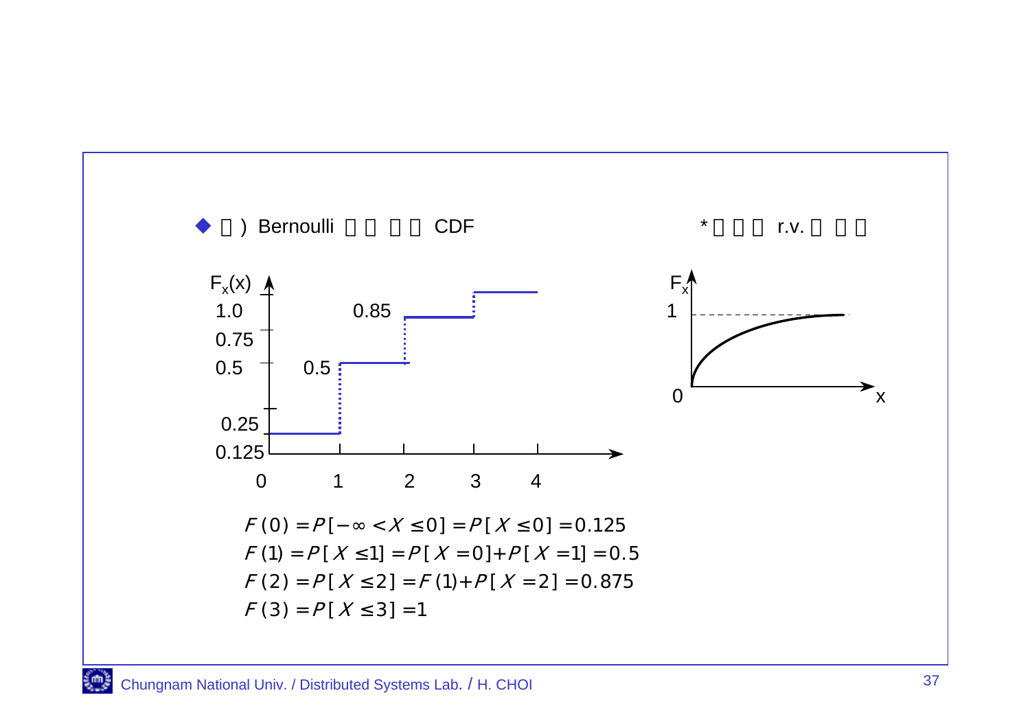◆ 예) Bernoulli 시행의 CDF

\* 연속형 r.v.의 경우

$$F(0) = P[-\infty < X \le 0] = P[X \le 0] = 0.125$$

$$F(1) = P[X \le 1] = P[X = 0] + P[X = 1] = 0.5$$

$$F(2) = P[X \le 2] = F(1) + P[X = 2] = 0.875$$

$$F(3) = P[X \le 3] = 1$$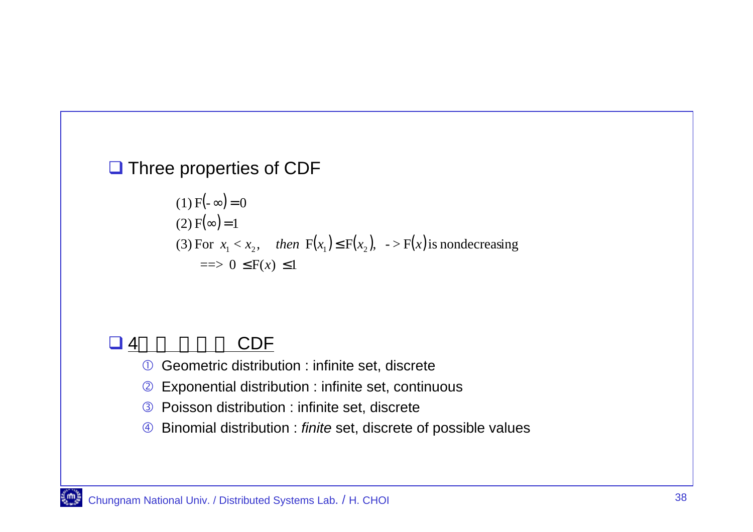- Three properties of CDF

$$(1)\ \mathrm{F}(-\infty) = 0$$

$$(2)\ \mathrm{F}(\infty) = 1$$

$$(3)\ \text{For } x_1 < x_2, \quad \textit{then } \mathrm{F}(x_1) \leq \mathrm{F}(x_2), \ \ -> \mathrm{F}(x) \text{ is nondecreasing}$$

$$==> \ 0 \leq \mathrm{F}(x) \leq 1$$

- 4 CDF

① Geometric distribution : infinite set, discrete

② Exponential distribution : infinite set, continuous

③ Poisson distribution : infinite set, discrete

④ Binomial distribution : *finite* set, discrete of possible values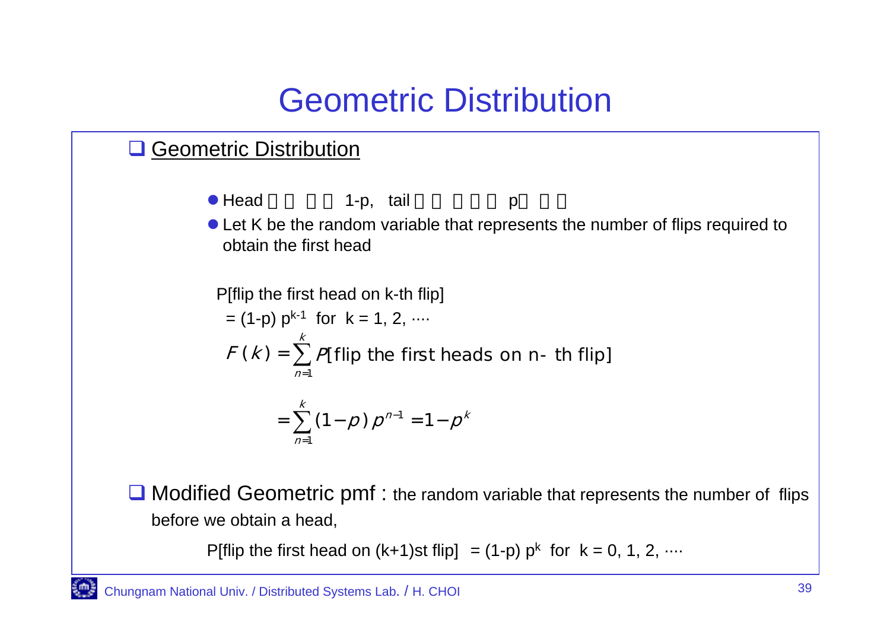# Geometric Distribution

## Geometric Distribution

- Head 　　 　1-p, tail 　　　 p　 　
- Let K be the random variable that represents the number of flips required to obtain the first head

P[flip the first head on k-th flip]

= $(1-p)\, p^{k-1}$ for $k = 1, 2, \cdots$

$$F(k) = \sum_{n=1}^{k} P[\text{flip the first heads on n- th flip}]$$

$$= \sum_{n=1}^{k} (1-p)\, p^{n-1} = 1 - p^k$$

## Modified Geometric pmf : the random variable that represents the number of flips before we obtain a head,

P[flip the first head on (k+1)st flip] = $(1-p)\, p^k$ for $k = 0, 1, 2, \cdots$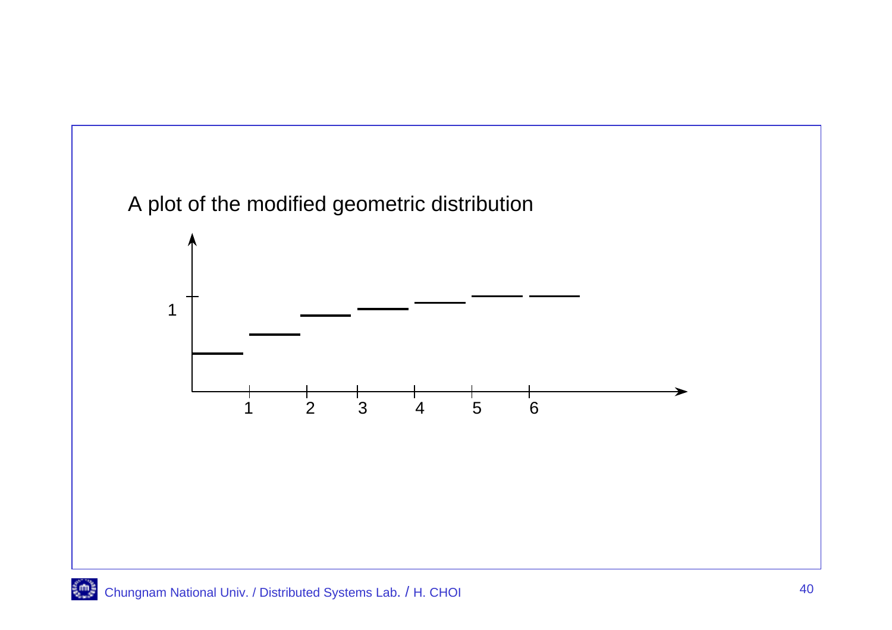A plot of the modified geometric distribution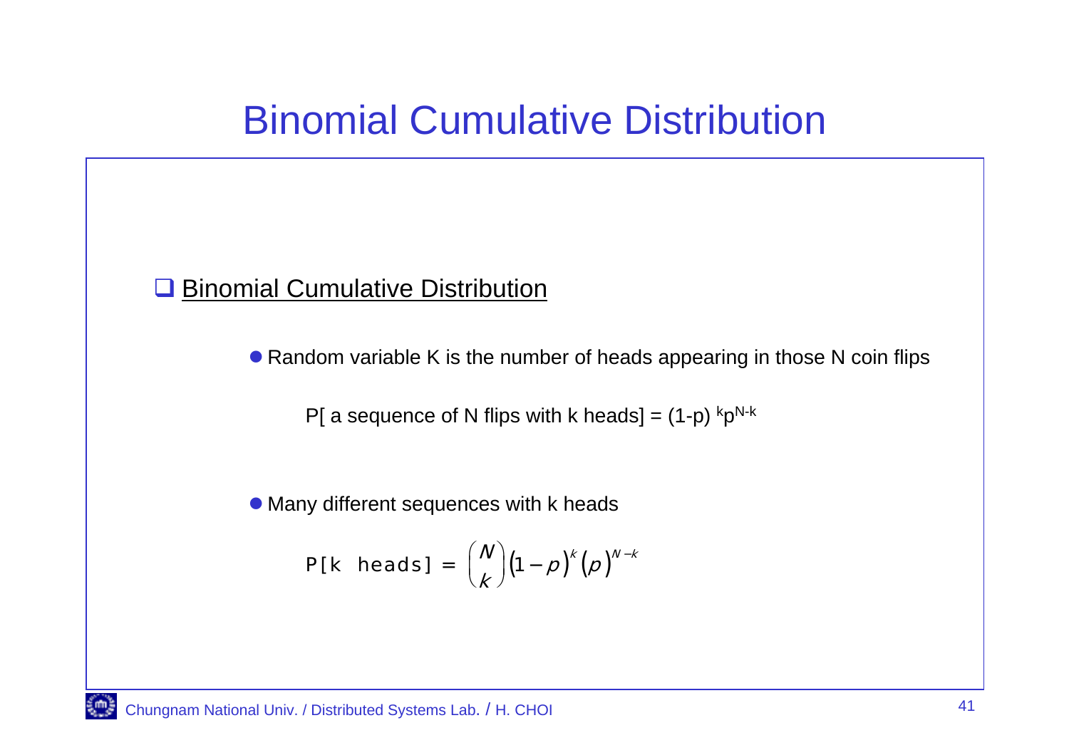# Binomial Cumulative Distribution

## Binomial Cumulative Distribution

- Random variable K is the number of heads appearing in those N coin flips

  P[ a sequence of N flips with k heads] = $(1-p)^{k}p^{N-k}$

- Many different sequences with k heads

$$P[k\ \text{heads}] = \binom{N}{k}(1-p)^{k}(p)^{N-k}$$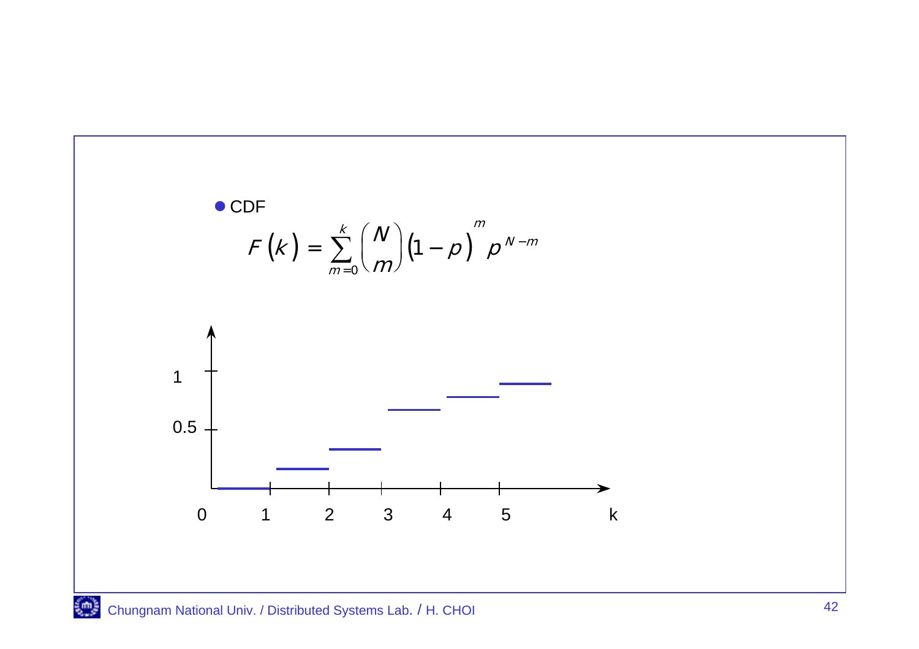- CDF

$$F(k) = \sum_{m=0}^{k} \binom{N}{m} (1-p)^{m} p^{N-m}$$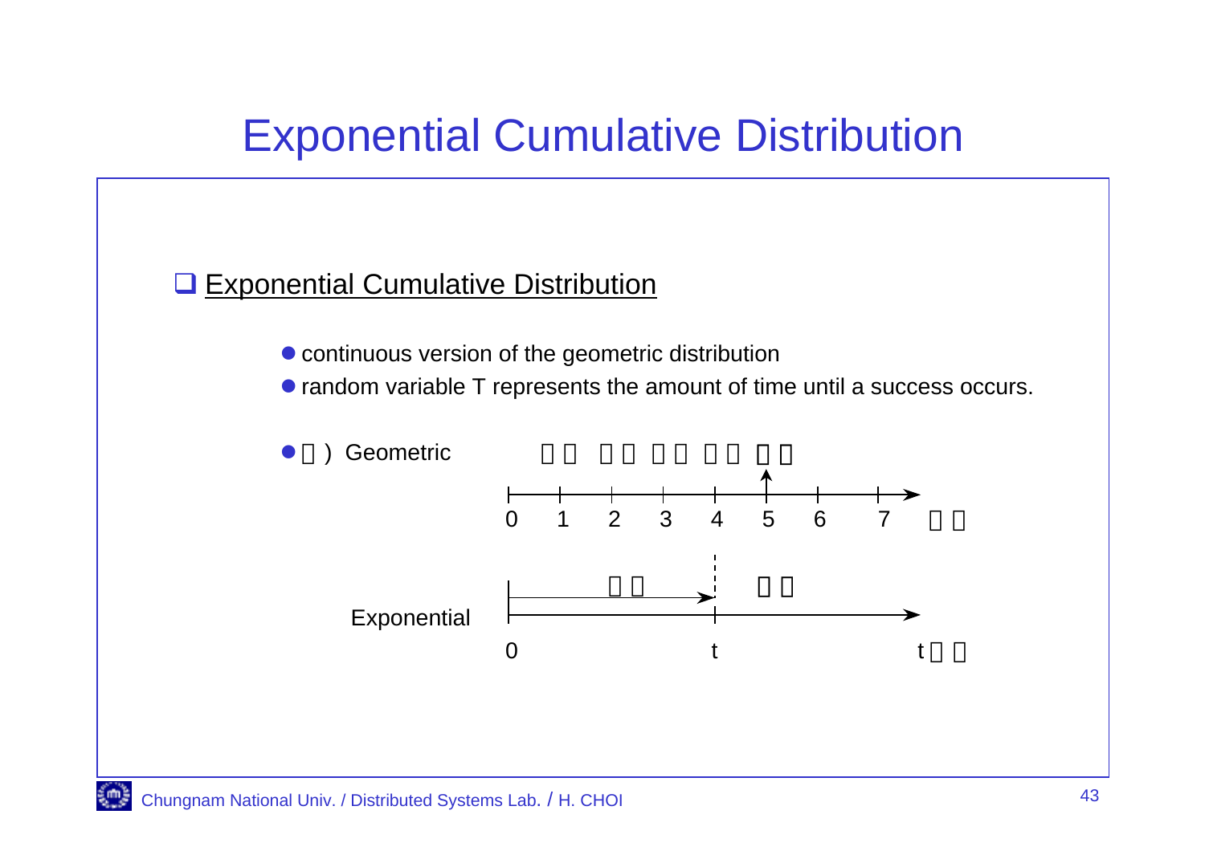# Exponential Cumulative Distribution

## Exponential Cumulative Distribution

- continuous version of the geometric distribution
- random variable T represents the amount of time until a success occurs.
- ) Geometric

0 1 2 3 4 5 6 7

Exponential

0 t t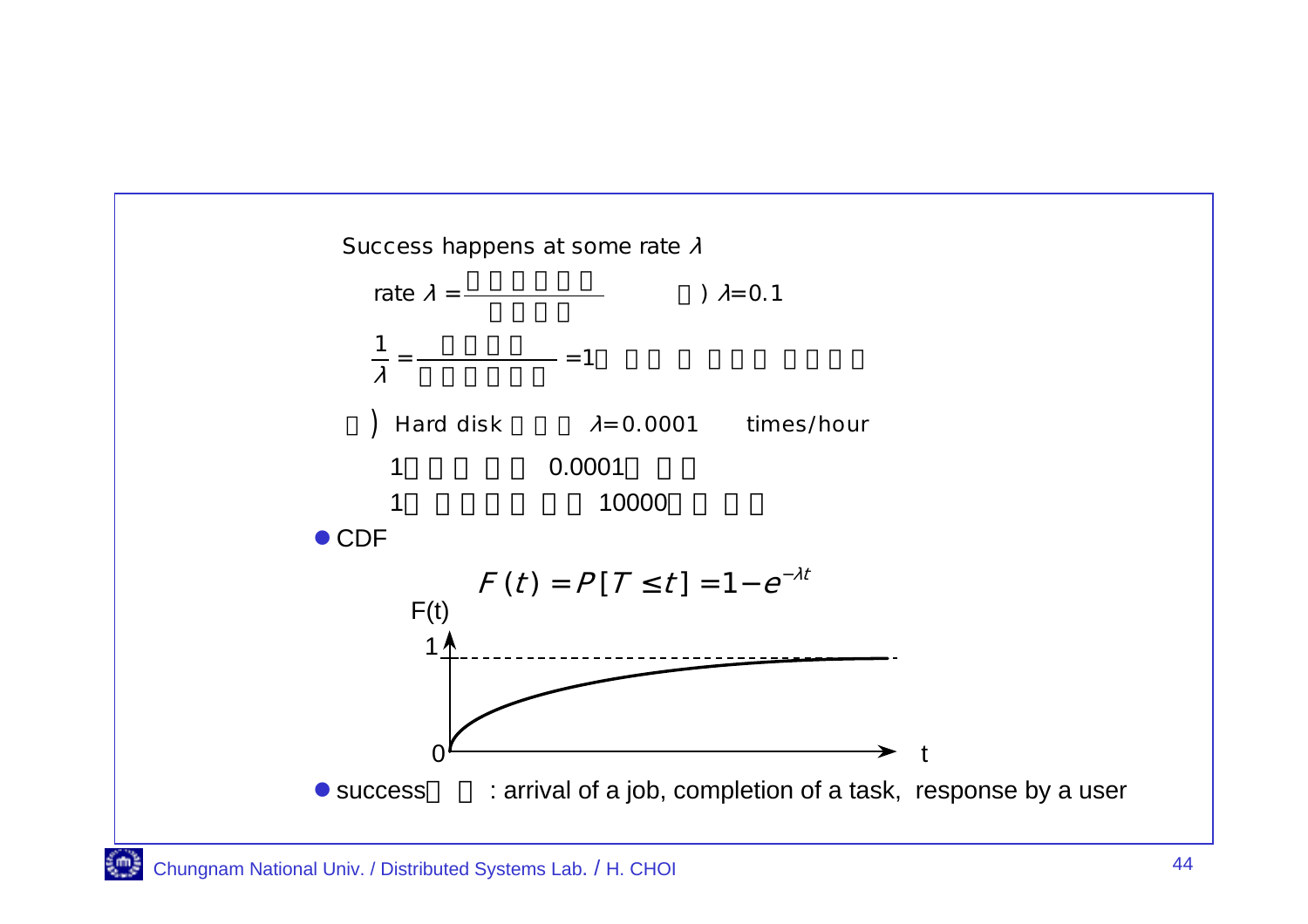Success happens at some rate $\lambda$

$$\text{rate } \lambda = \frac{\square\square\square\square\square\square}{\square\square\square\square}$$

□) $\lambda = 0.1$

$$\frac{1}{\lambda} = \frac{\square\square\square\square}{\square\square\square\square\square\square} = 1\square \ \square\square\square \ \square \ \square\square\square \ \square\square\square\square$$

□) Hard disk □□□ $\lambda = 0.0001$ times/hour

1□ □□ □ □□ 0.0001□ □□

1□ □□□□ □□ 10000□ □ □□

- CDF

$$F(t) = P[T \le t] = 1 - e^{-\lambda t}$$

- success□ □ : arrival of a job, completion of a task, response by a user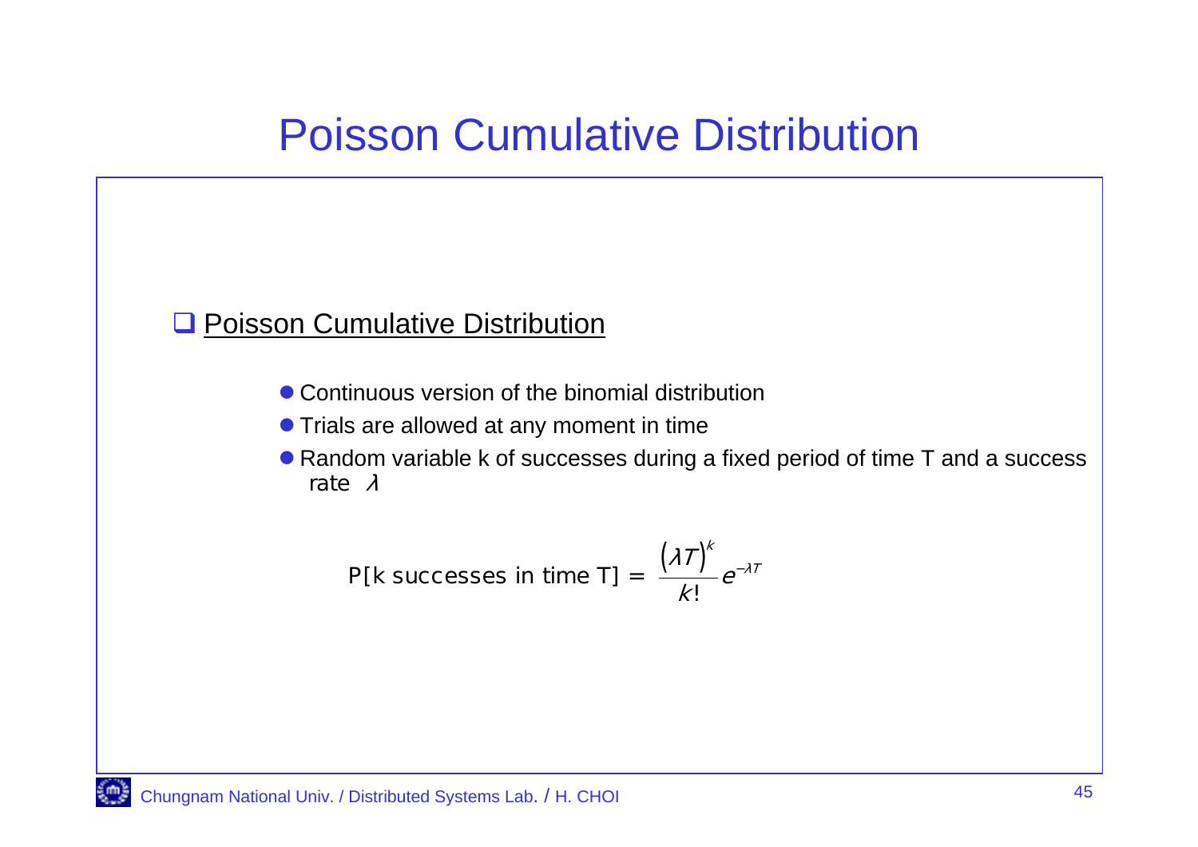# Poisson Cumulative Distribution

## Poisson Cumulative Distribution

- Continuous version of the binomial distribution
- Trials are allowed at any moment in time
- Random variable k of successes during a fixed period of time T and a success rate $\lambda$

$$P[\text{k successes in time T}] = \frac{(\lambda T)^k}{k!} e^{-\lambda T}$$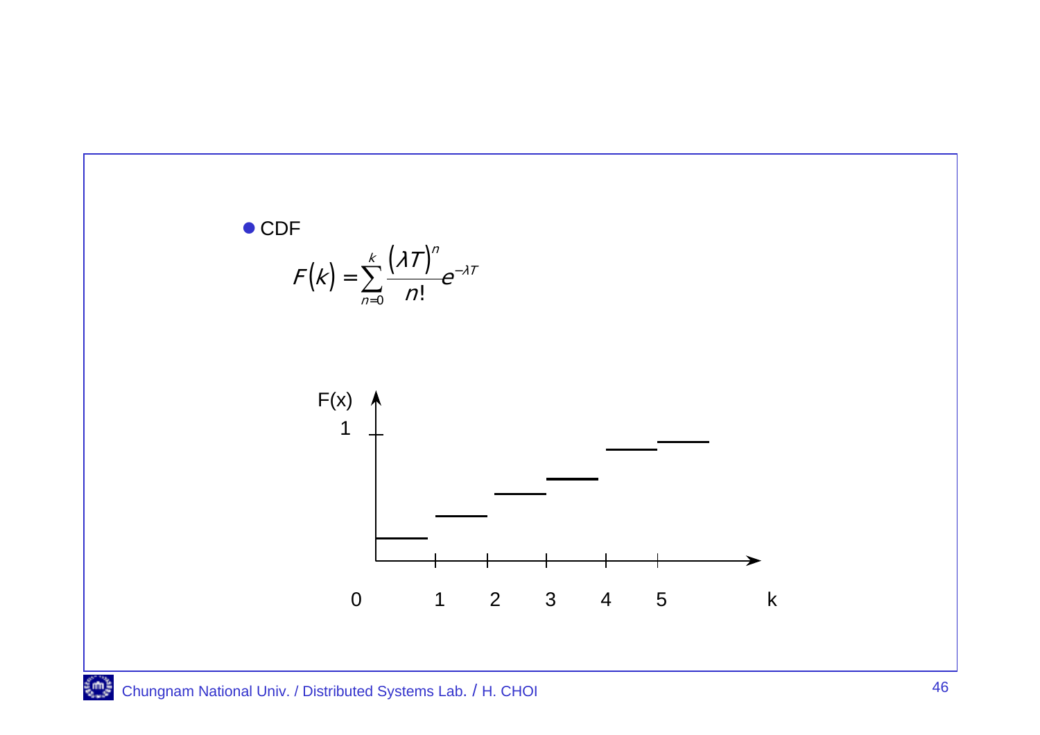- CDF

$$F(k) = \sum_{n=0}^{k} \frac{(\lambda T)^n}{n!} e^{-\lambda T}$$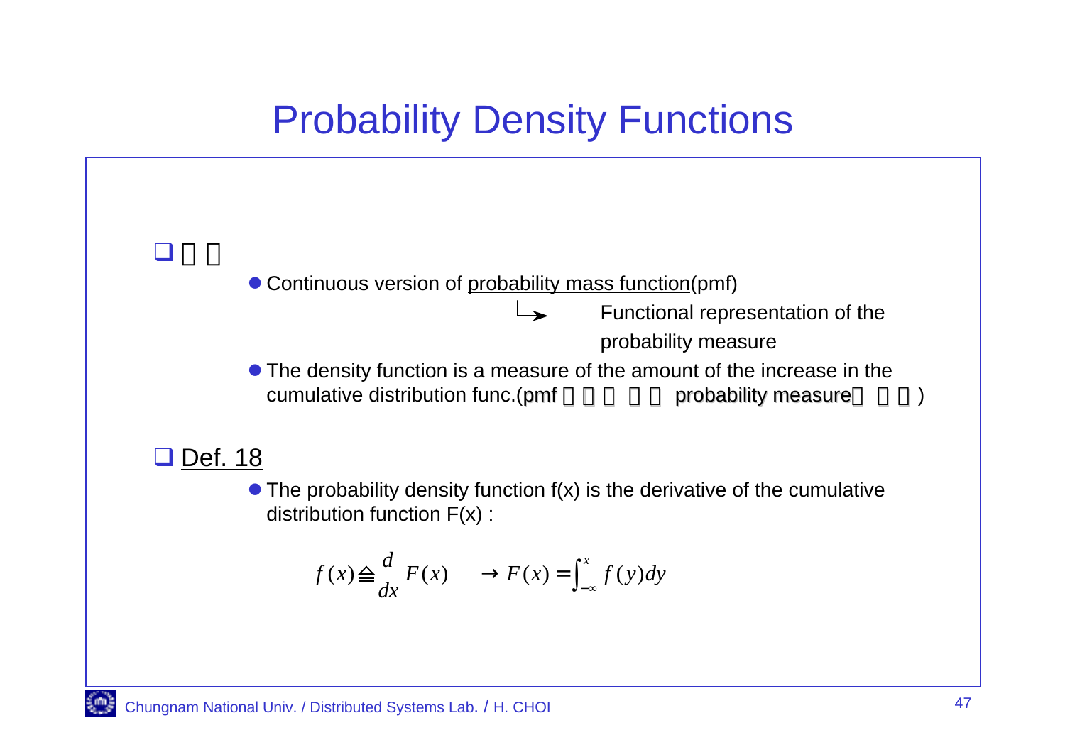# Probability Density Functions

- □□

  - Continuous version of probability mass function(pmf)
    - → Functional representation of the probability measure
  - The density function is a measure of the amount of the increase in the cumulative distribution func.(pmf □□□ □□ probability measure□ □□)

- Def. 18

  - The probability density function f(x) is the derivative of the cumulative distribution function F(x) :

$$f(x) \triangleq \frac{d}{dx} F(x) \quad \rightarrow F(x) = \int_{-\infty}^{x} f(y)dy$$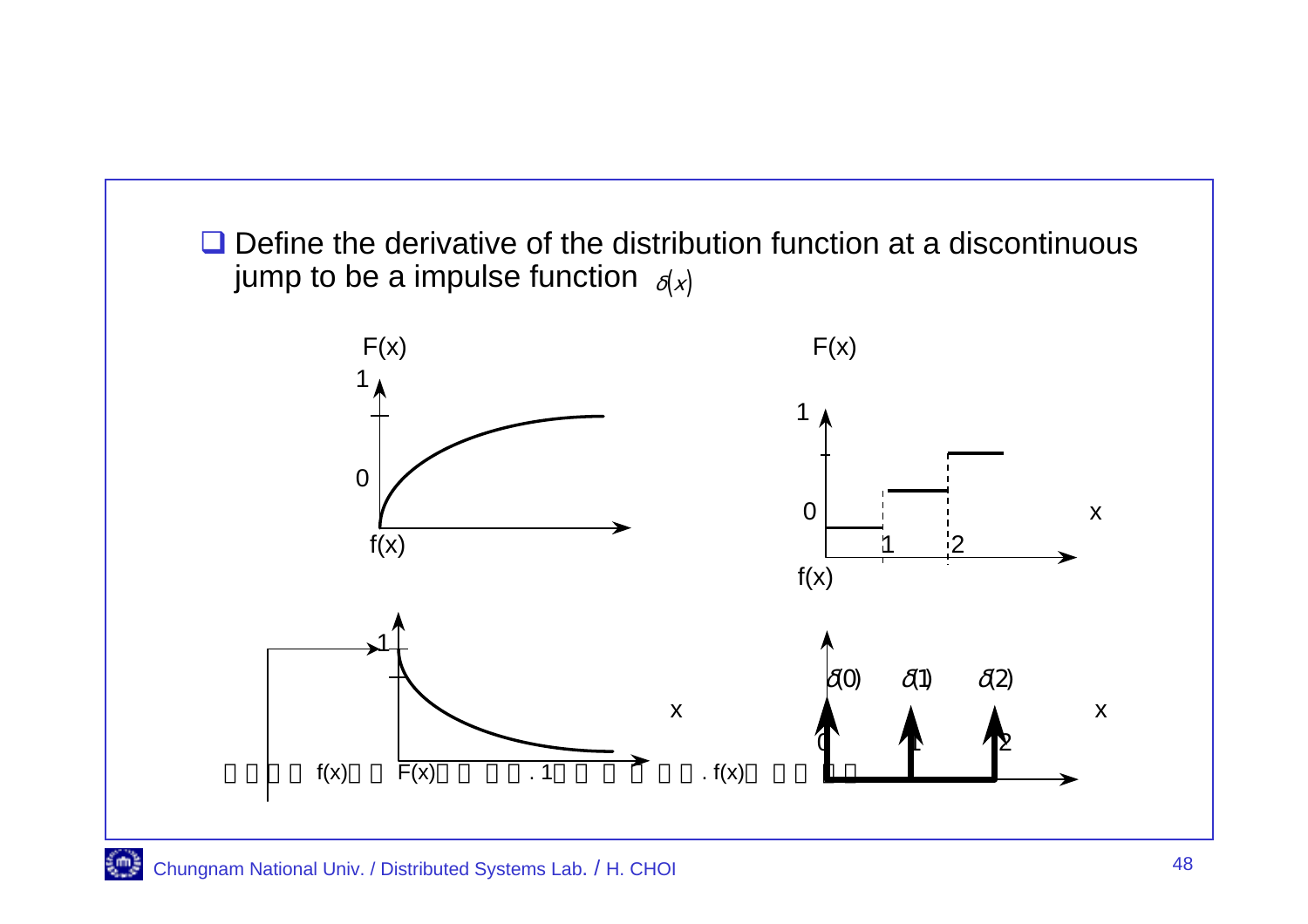- Define the derivative of the distribution function at a discontinuous jump to be a impulse function $\delta(x)$

F(x)

1

0

f(x)

1

x

F(x)

1

0

x

1 2

f(x)

$\delta(0)$ $\delta(1)$ $\delta(2)$

x

0 1 2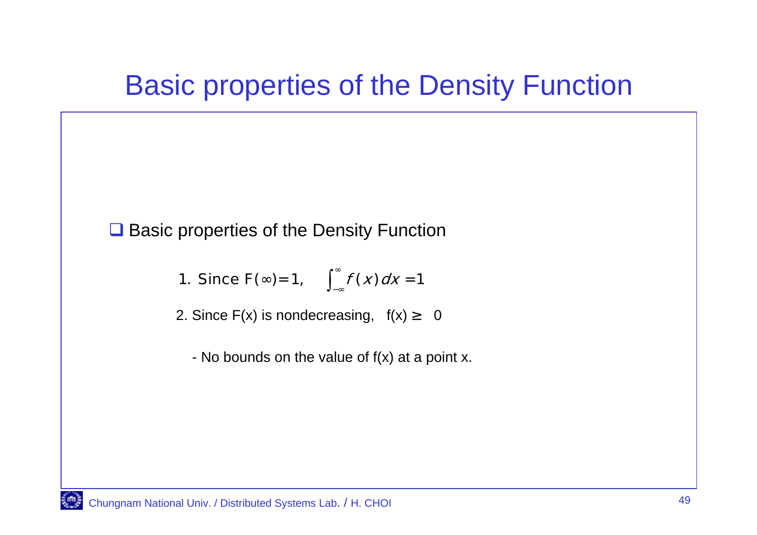# Basic properties of the Density Function

- Basic properties of the Density Function

  1. Since $F(\infty)=1$, $\int_{-\infty}^{\infty} f(x)\,dx = 1$

  2. Since $F(x)$ is nondecreasing, $f(x) \geq 0$

     - No bounds on the value of $f(x)$ at a point $x$.

Chungnam National Univ. / Distributed Systems Lab. / H. CHOI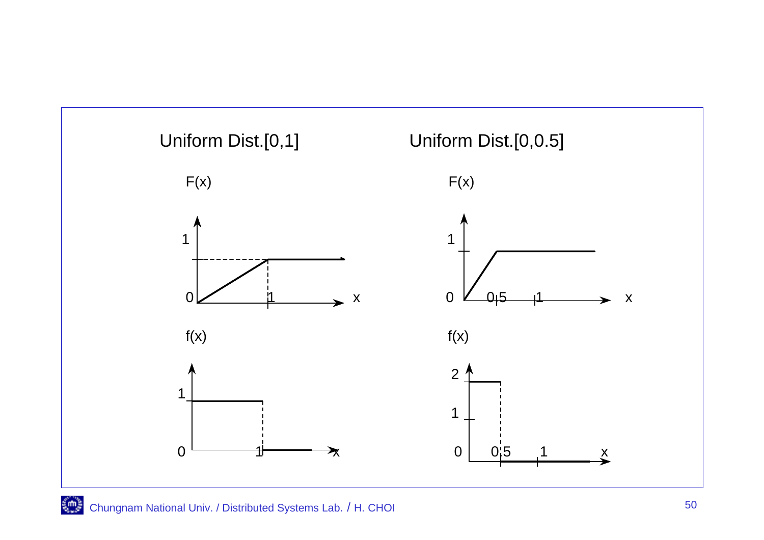Uniform Dist.[0,1]

F(x)

1

0 1 x

f(x)

1

0 1 x

Uniform Dist.[0,0.5]

F(x)

1

0 0.5 1 x

f(x)

2

1

0 0.5 1 x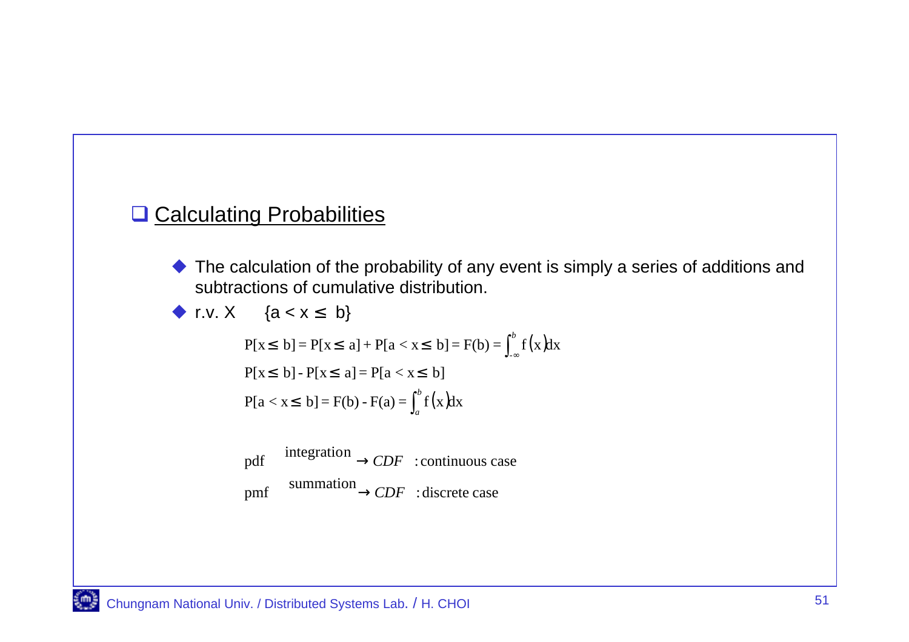## Calculating Probabilities

- The calculation of the probability of any event is simply a series of additions and subtractions of cumulative distribution.
- r.v. X  $\{a < x \leq b\}$

$$P[x \leq b] = P[x \leq a] + P[a < x \leq b] = F(b) = \int_{-\infty}^{b} f(x)dx$$

$$P[x \leq b] - P[x \leq a] = P[a < x \leq b]$$

$$P[a < x \leq b] = F(b) - F(a) = \int_{a}^{b} f(x)dx$$

$$\text{pdf} \xrightarrow{\text{integration}} CDF \quad \text{: continuous case}$$

$$\text{pmf} \xrightarrow{\text{summation}} CDF \quad \text{: discrete case}$$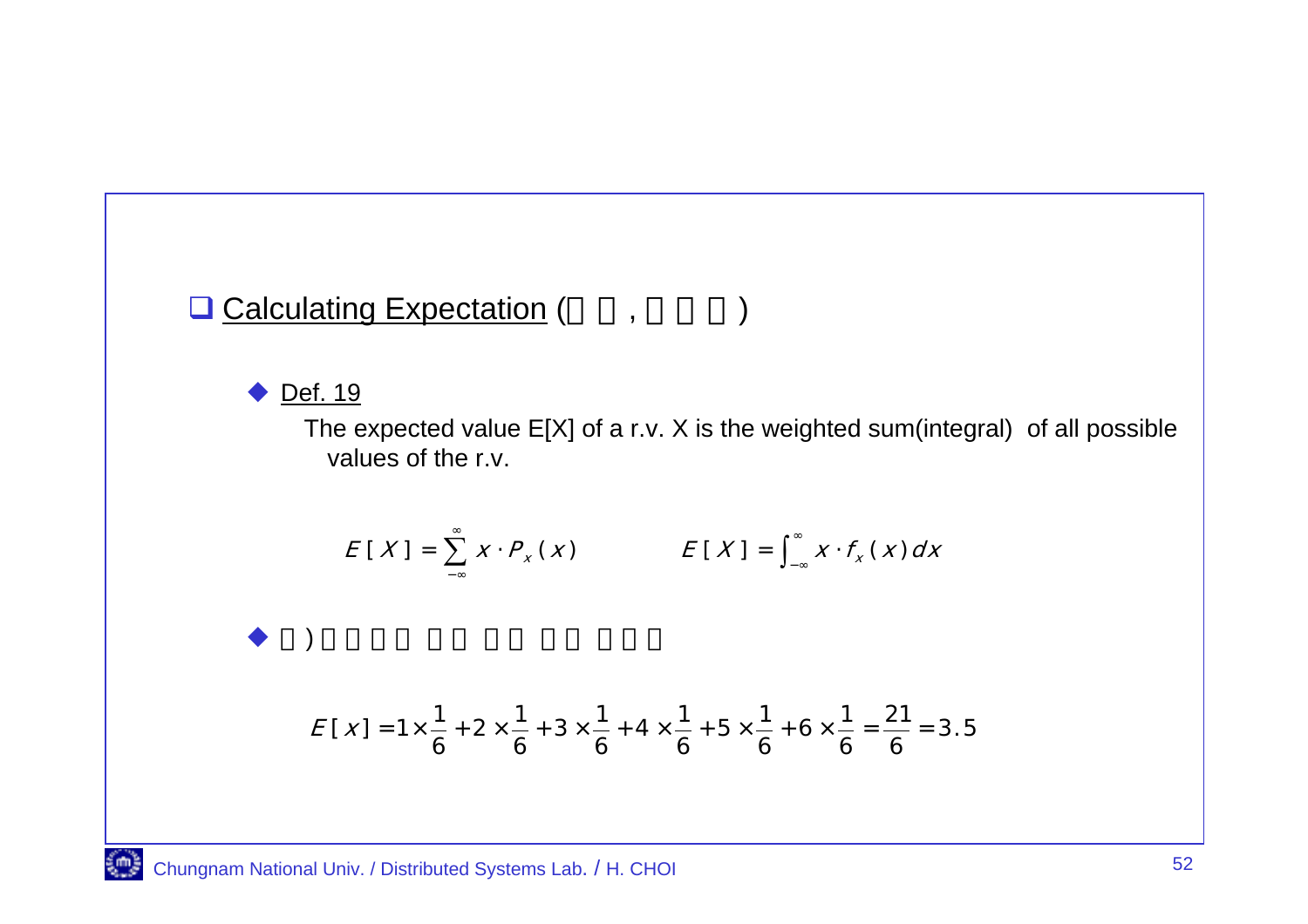## Calculating Expectation ( , )

- Def. 19

  The expected value E[X] of a r.v. X is the weighted sum(integral) of all possible values of the r.v.

$$E[X] = \sum_{-\infty}^{\infty} x \cdot P_x(x) \qquad E[X] = \int_{-\infty}^{\infty} x \cdot f_x(x)\,dx$$

- )

$$E[x] = 1 \times \frac{1}{6} + 2 \times \frac{1}{6} + 3 \times \frac{1}{6} + 4 \times \frac{1}{6} + 5 \times \frac{1}{6} + 6 \times \frac{1}{6} = \frac{21}{6} = 3.5$$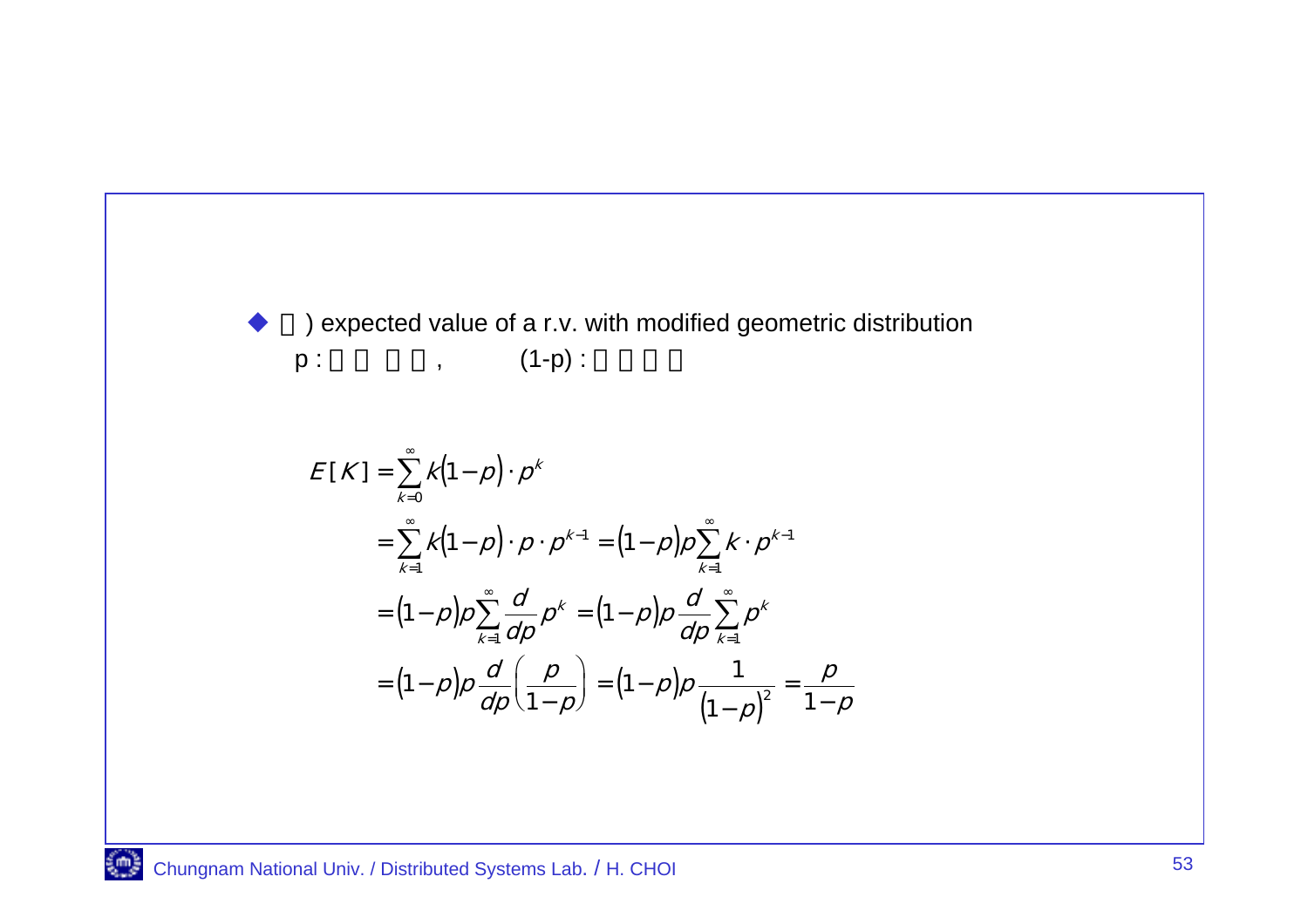- □) expected value of a r.v. with modified geometric distribution

  p : □□ □□,   (1-p) : □□□□

$$
\begin{aligned}
E[K] &= \sum_{k=0}^{\infty} k(1-p)\cdot p^k \\
&= \sum_{k=1}^{\infty} k(1-p)\cdot p \cdot p^{k-1} = (1-p)p\sum_{k=1}^{\infty} k\cdot p^{k-1} \\
&= (1-p)p\sum_{k=1}^{\infty}\frac{d}{dp}p^k = (1-p)p\frac{d}{dp}\sum_{k=1}^{\infty}p^k \\
&= (1-p)p\frac{d}{dp}\left(\frac{p}{1-p}\right) = (1-p)p\frac{1}{(1-p)^2} = \frac{p}{1-p}
\end{aligned}
$$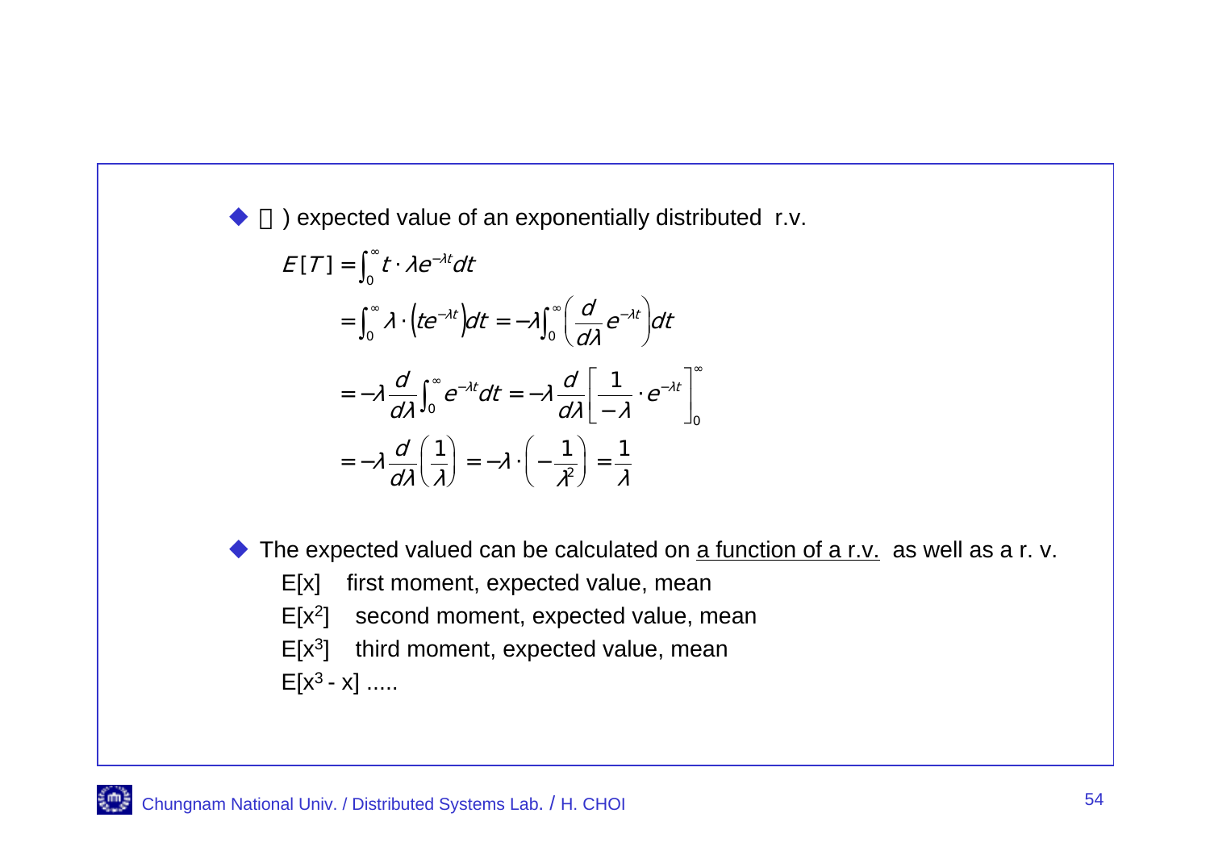- □) expected value of an exponentially distributed r.v.

$$
\begin{aligned}
E[T] &= \int_0^\infty t \cdot \lambda e^{-\lambda t} dt \\
&= \int_0^\infty \lambda \cdot \left( t e^{-\lambda t} \right) dt = -\lambda \int_0^\infty \left( \frac{d}{d\lambda} e^{-\lambda t} \right) dt \\
&= -\lambda \frac{d}{d\lambda} \int_0^\infty e^{-\lambda t} dt = -\lambda \frac{d}{d\lambda} \left[ \frac{1}{-\lambda} \cdot e^{-\lambda t} \right]_0^\infty \\
&= -\lambda \frac{d}{d\lambda} \left( \frac{1}{\lambda} \right) = -\lambda \cdot \left( -\frac{1}{\lambda^2} \right) = \frac{1}{\lambda}
\end{aligned}
$$

- The expected valued can be calculated on <u>a function of a r.v.</u> as well as a r. v.

  E[x]   first moment, expected value, mean

  E[$x^2$]   second moment, expected value, mean

  E[$x^3$]   third moment, expected value, mean

  E[$x^3$ - x] .....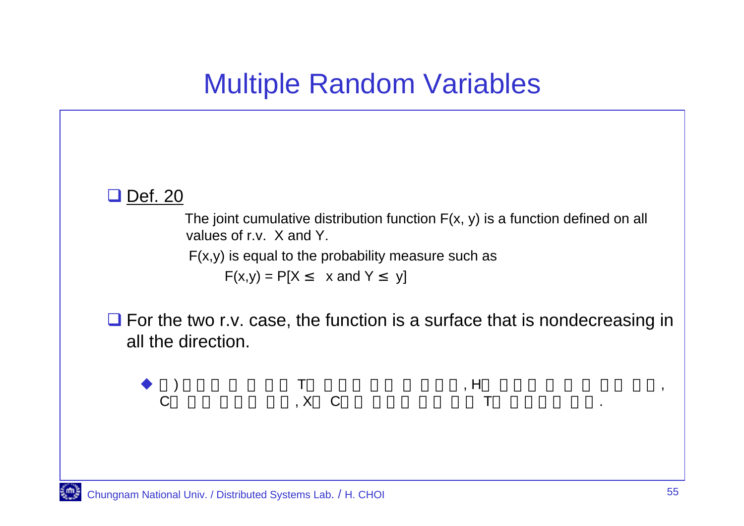# Multiple Random Variables

- **Def. 20**

  The joint cumulative distribution function F(x, y) is a function defined on all values of r.v. X and Y.

  F(x,y) is equal to the probability measure such as

  $$F(x,y) = P[X \leq x \text{ and } Y \leq y]$$

- For the two r.v. case, the function is a surface that is nondecreasing in all the direction.

  - □) □□□□ □ □□ □□ T□ □□□□ □□□ □ □□□□, H□ □□□□ □ □ □ □□□ □□, C□ □□ □□□ □□, X□ C□□ □□□ □□ □□ T□ □□□□ □□.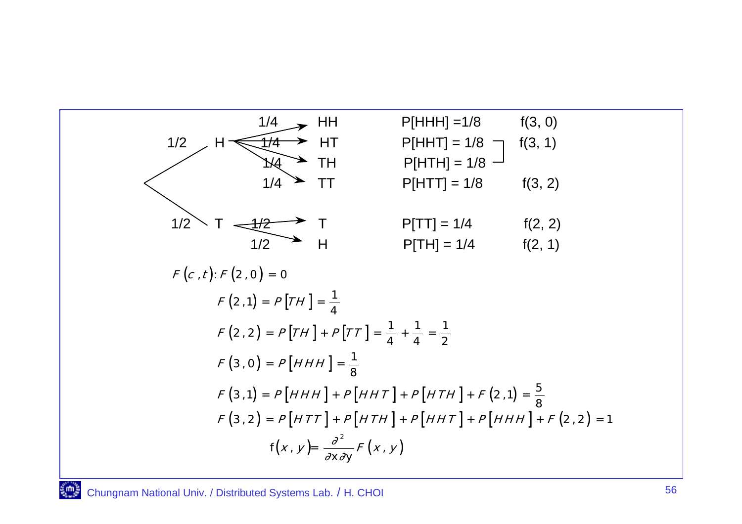| | | Prob. | Outcome | Probability | |
|---|---|---|---|---|---|
| 1/2 | H | 1/4 | HH | P[HHH] =1/8 | f(3, 0) |
| | | 1/4 | HT | P[HHT] = 1/8 | f(3, 1) |
| | | 1/4 | TH | P[HTH] = 1/8 | |
| | | 1/4 | TT | P[HTT] = 1/8 | f(3, 2) |
| 1/2 | T | 1/2 | T | P[TT] = 1/4 | f(2, 2) |
| | | 1/2 | H | P[TH] = 1/4 | f(2, 1) |

$F(c,t): F(2,0) = 0$

$$F(2,1) = P[TH] = \frac{1}{4}$$

$$F(2,2) = P[TH] + P[TT] = \frac{1}{4} + \frac{1}{4} = \frac{1}{2}$$

$$F(3,0) = P[HHH] = \frac{1}{8}$$

$$F(3,1) = P[HHH] + P[HHT] + P[HTH] + F(2,1) = \frac{5}{8}$$

$$F(3,2) = P[HTT] + P[HTH] + P[HHT] + P[HHH] + F(2,2) = 1$$

$$f(x,y) = \frac{\partial^2}{\partial x \partial y} F(x,y)$$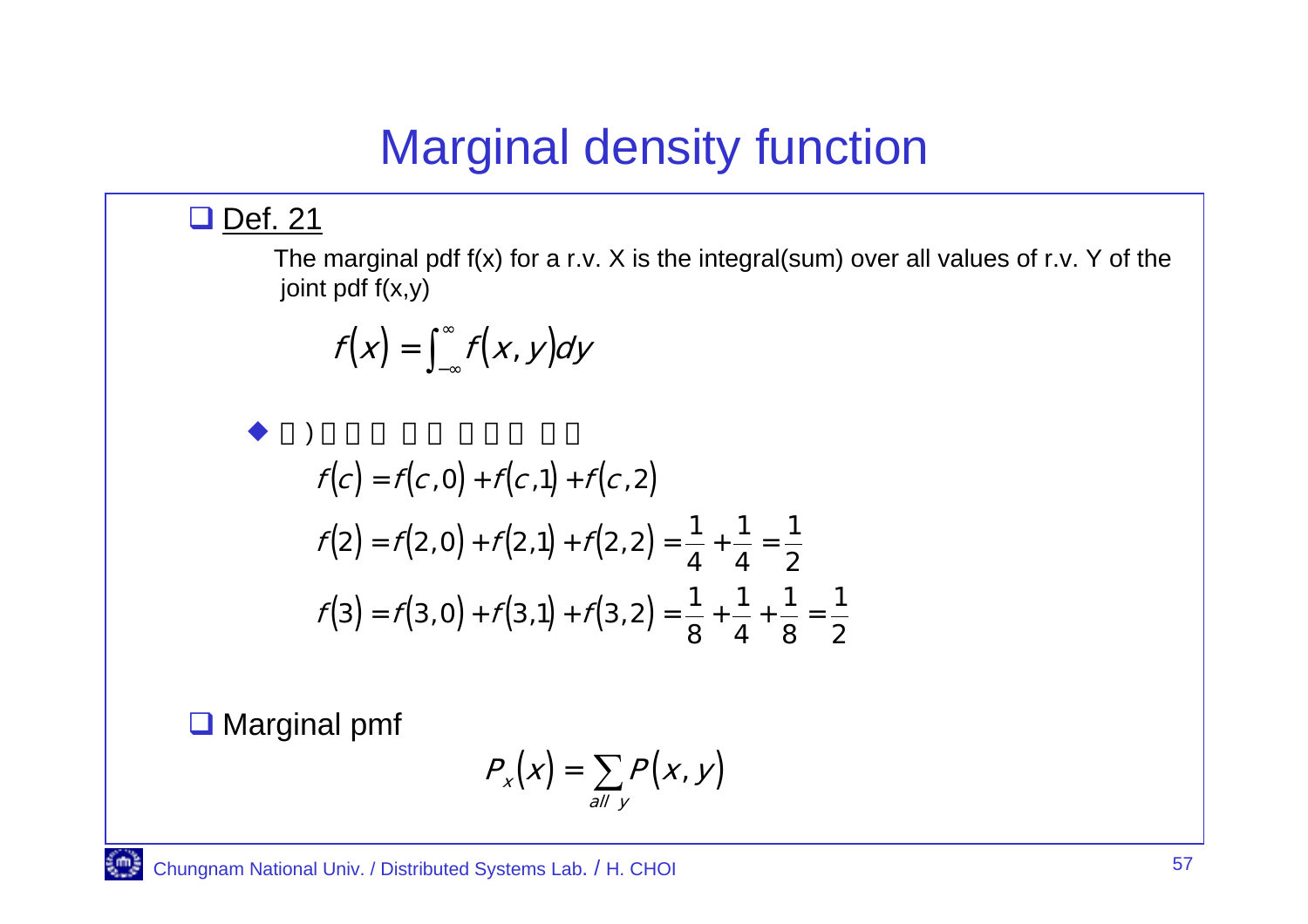# Marginal density function

- Def. 21

  The marginal pdf f(x) for a r.v. X is the integral(sum) over all values of r.v. Y of the joint pdf f(x,y)

$$f(x) = \int_{-\infty}^{\infty} f(x, y)dy$$

  - □) □□□□ □□ □□□ □□

$$f(c) = f(c,0) + f(c,1) + f(c,2)$$

$$f(2) = f(2,0) + f(2,1) + f(2,2) = \frac{1}{4} + \frac{1}{4} = \frac{1}{2}$$

$$f(3) = f(3,0) + f(3,1) + f(3,2) = \frac{1}{8} + \frac{1}{4} + \frac{1}{8} = \frac{1}{2}$$

- Marginal pmf

$$P_x(x) = \sum_{all\ y} P(x, y)$$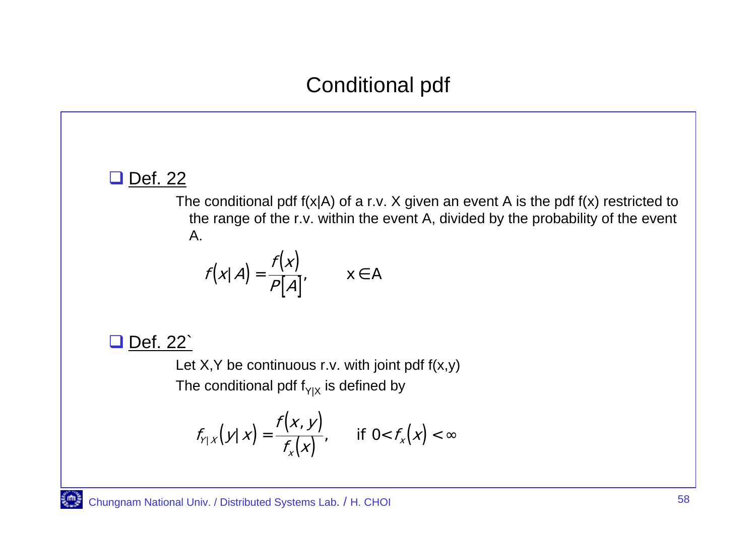# Conditional pdf

- Def. 22

  The conditional pdf f(x|A) of a r.v. X given an event A is the pdf f(x) restricted to the range of the r.v. within the event A, divided by the probability of the event A.

$$f(x|A) = \frac{f(x)}{P[A]}, \qquad x \in A$$

- Def. 22`

  Let X,Y be continuous r.v. with joint pdf f(x,y)

  The conditional pdf $f_{Y|X}$ is defined by

$$f_{Y|X}(y|x) = \frac{f(x,y)}{f_x(x)}, \qquad \text{if } 0 < f_x(x) < \infty$$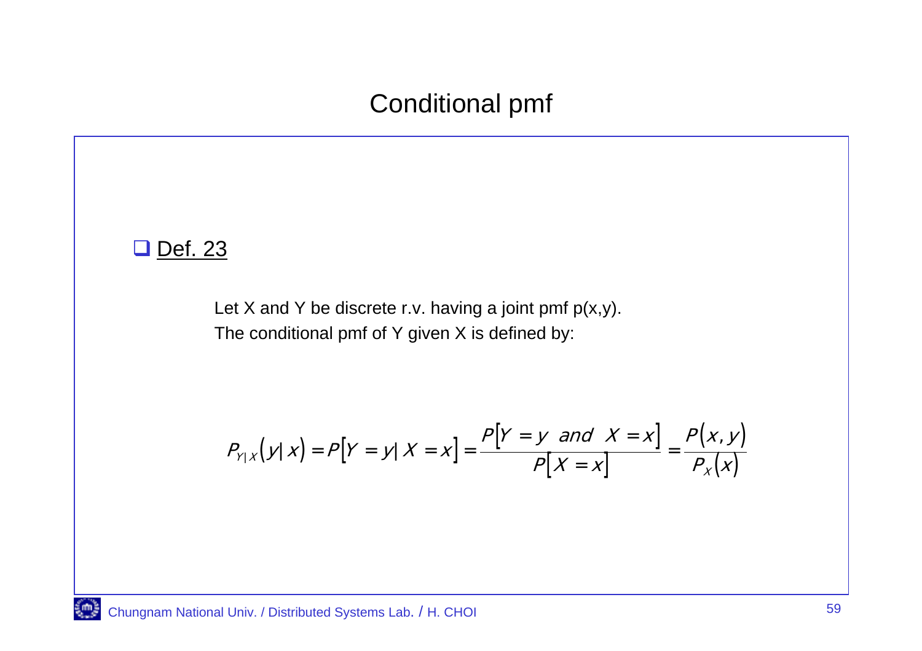# Conditional pmf

- <u>Def. 23</u>

Let X and Y be discrete r.v. having a joint pmf p(x,y).
The conditional pmf of Y given X is defined by:

$$P_{Y|X}(y|x) = P[Y = y | X = x] = \frac{P[Y = y \ \ and \ \ X = x]}{P[X = x]} = \frac{P(x,y)}{P_X(x)}$$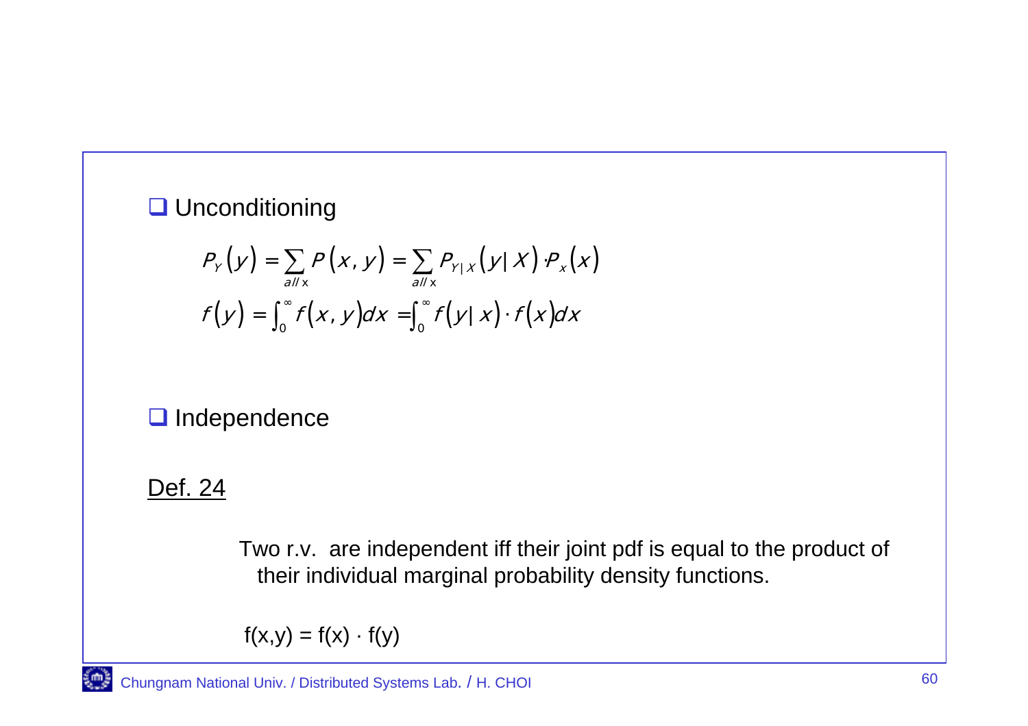## Unconditioning

$$P_Y(y) = \sum_{all\ x} P(x, y) = \sum_{all\ x} P_{Y|X}(y|X) \cdot P_x(x)$$

$$f(y) = \int_0^\infty f(x, y)dx = \int_0^\infty f(y|x) \cdot f(x)dx$$

## Independence

Def. 24

Two r.v. are independent iff their joint pdf is equal to the product of their individual marginal probability density functions.

$$f(x,y) = f(x) \cdot f(y)$$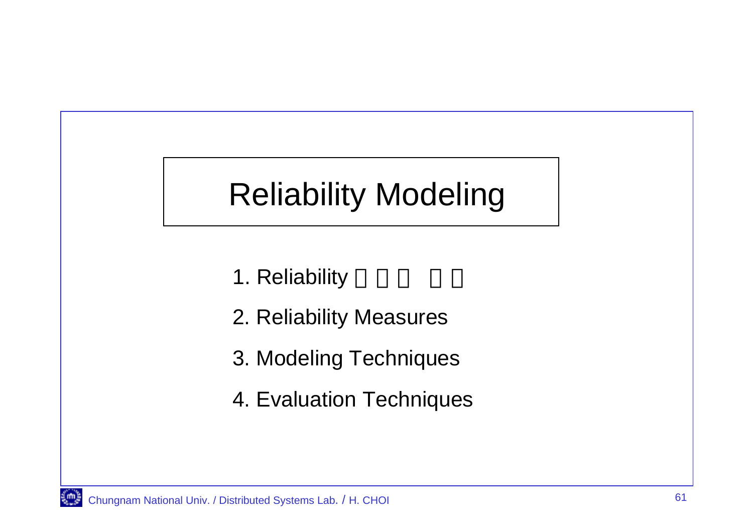# Reliability Modeling

1. Reliability □□□ □□
2. Reliability Measures
3. Modeling Techniques
4. Evaluation Techniques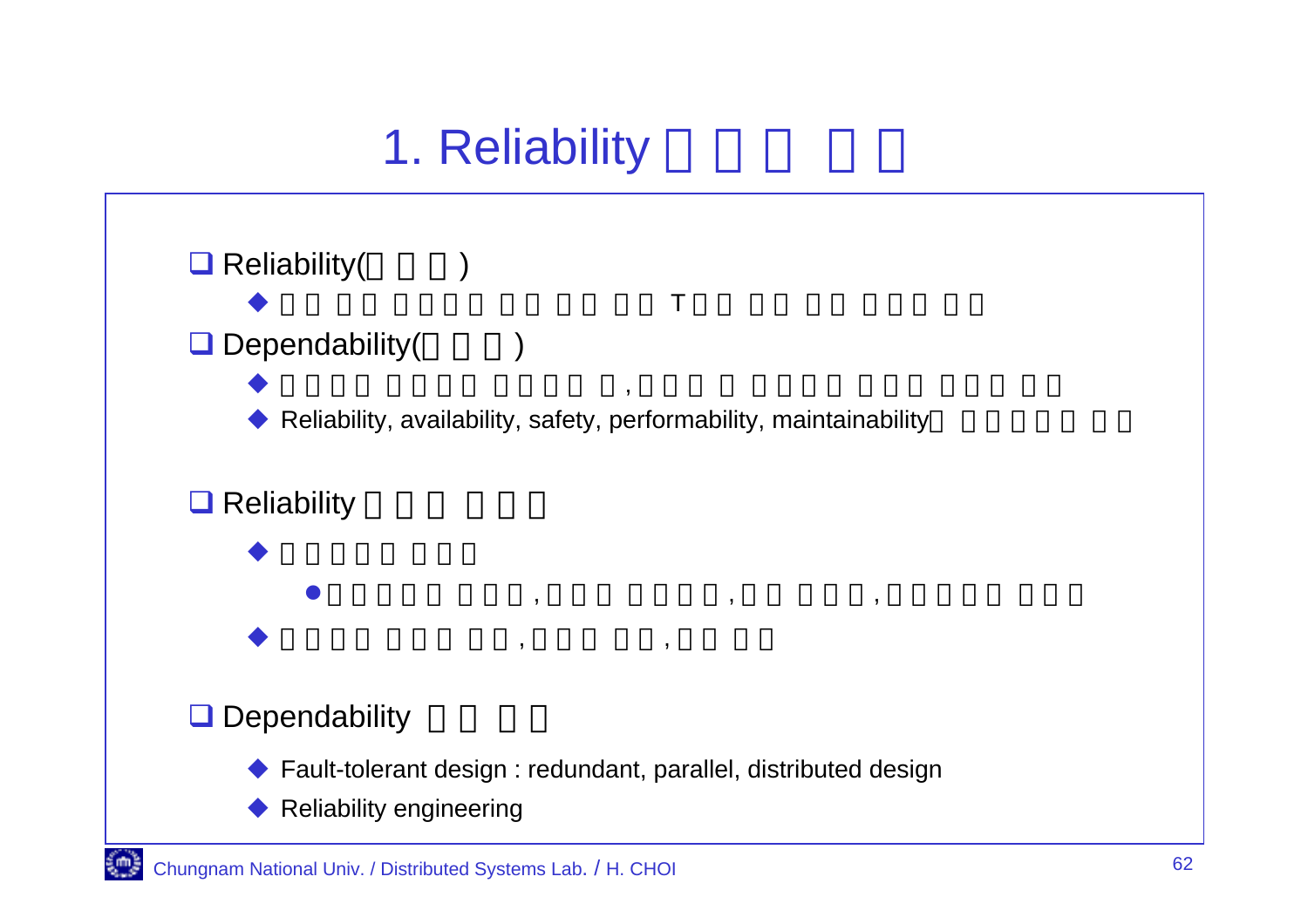# 1. Reliability □□□ □□

- Reliability(□□□)
  - □□ □□ □□□□ □□ □□ □□ T□□ □□ □□ □□□ □□
- Dependability(□□□)
  - □□□□ □□□□ □□□□ □, □□□ □ □□□□ □□□ □□□ □□
  - Reliability, availability, safety, performability, maintainability□ □□□□□ □□

- Reliability □□□ □□□
  - □□□□□ □□□
    - □□□□□ □□□, □□□ □□□□, □□ □□□, □□□□□ □□□
  - □□□□ □□□ □□, □□□ □□, □□ □□

- Dependability □□ □□
  - Fault-tolerant design : redundant, parallel, distributed design
  - Reliability engineering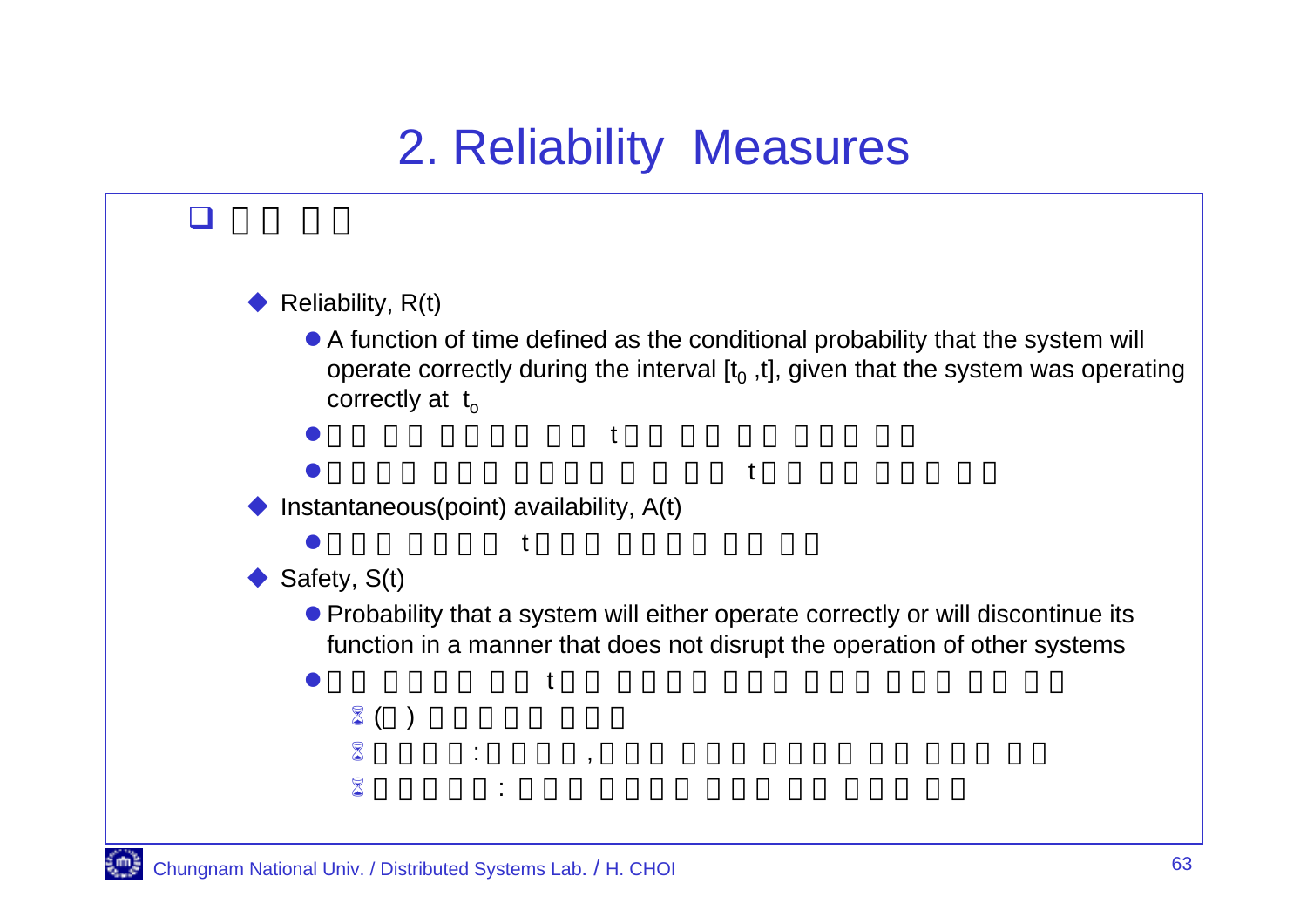# 2. Reliability Measures

## □□ □□

- Reliability, R(t)
  - A function of time defined as the conditional probability that the system will operate correctly during the interval $[t_0, t]$, given that the system was operating correctly at $t_o$
  - □□ □□ □□□□ □□ t□□ □□ □□ □□□ □□
  - □□□□ □□□ □□□□ □ □ □□ t□□ □□ □□□ □□
- Instantaneous(point) availability, A(t)
  - □□□ □□□□ t□□□ □□□□ □□ □□
- Safety, S(t)
  - Probability that a system will either operate correctly or will discontinue its function in a manner that does not disrupt the operation of other systems
  - □□ □□□□ □□ t□□ □□□□ □□□ □□□ □□□ □□ □□
    - (□) □□□□□ □□□
    - □□□□: □□□□, □□□ □□□ □□□□ □□ □□□ □□
    - □□□□□: □□□ □□□□ □□□ □□ □□□ □□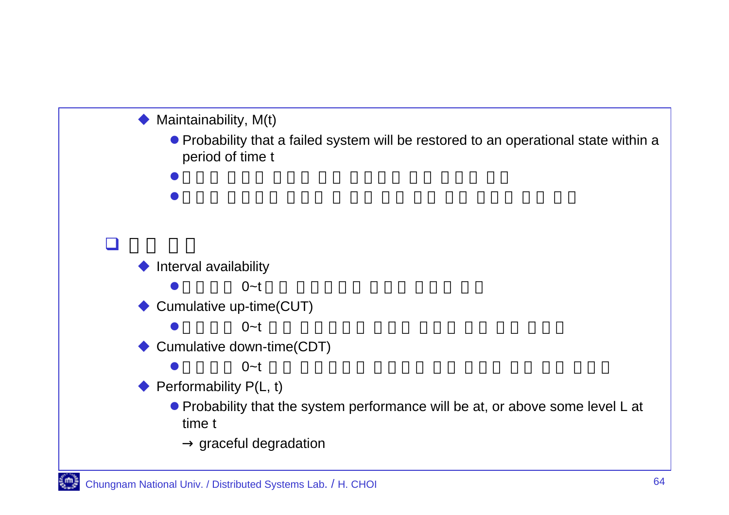- Maintainability, M(t)
  - Probability that a failed system will be restored to an operational state within a period of time t
  - □□□ □□□ □□□ □□ □□□□ □□ □□□ □□
  - □□□ □□□□ □□□ □ □□ □□ □□ □□ □□□ □□ □□

## □□ □□

- Interval availability
  - □□□□ 0~t□□ □□□□□ □□□ □□□ □□
- Cumulative up-time(CUT)
  - □□□□ 0~t □□ □□□□□ □□□ □□□ □□ □□ □□□
- Cumulative down-time(CDT)
  - □□□□ 0~t □□ □□□□□ □□□□□ □□ □□□ □□ □□ □□□
- Performability P(L, t)
  - Probability that the system performance will be at, or above some level L at time t

    → graceful degradation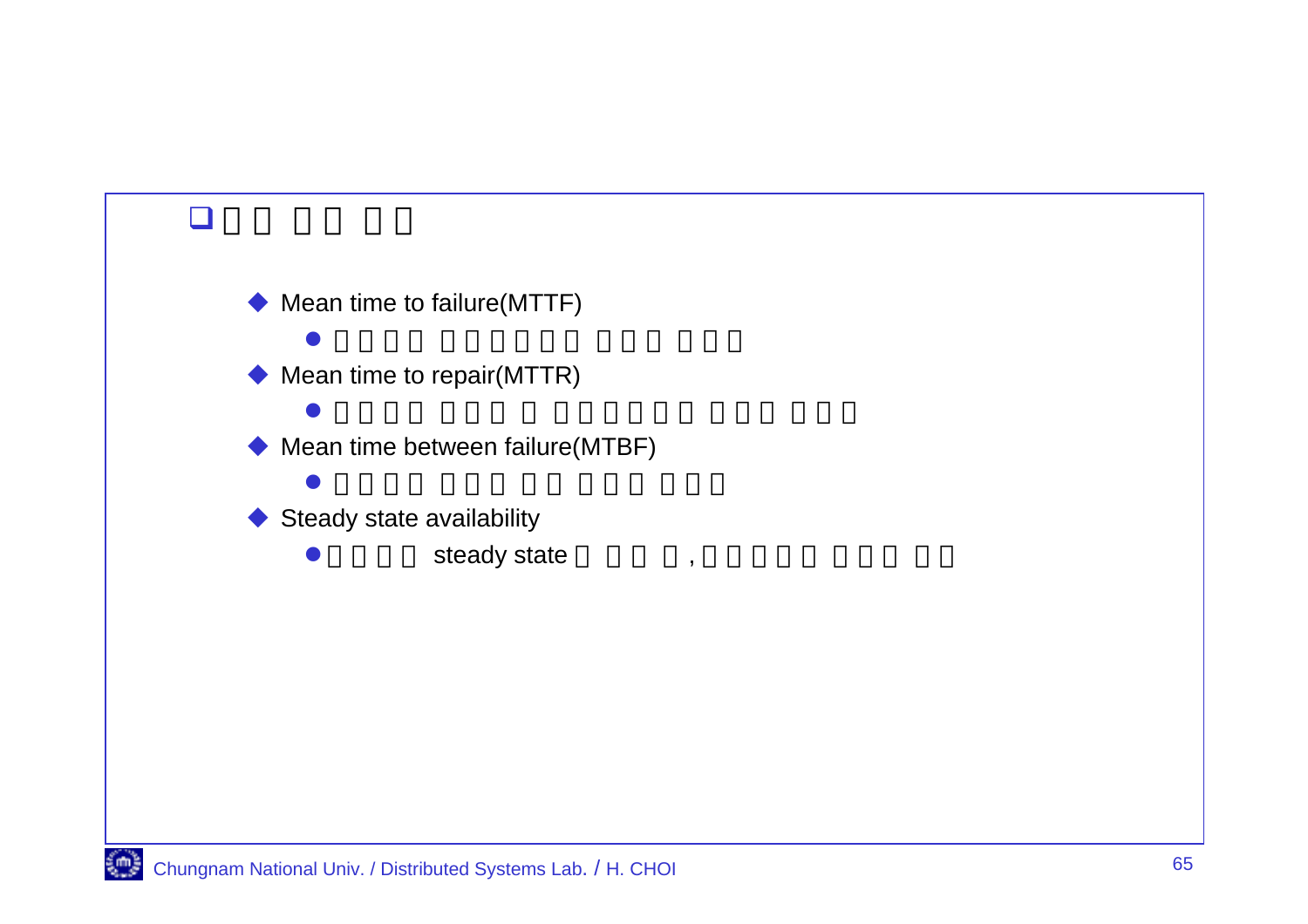- Mean time to failure(MTTF)
- Mean time to repair(MTTR)
- Mean time between failure(MTBF)
- Steady state availability
  - steady state ,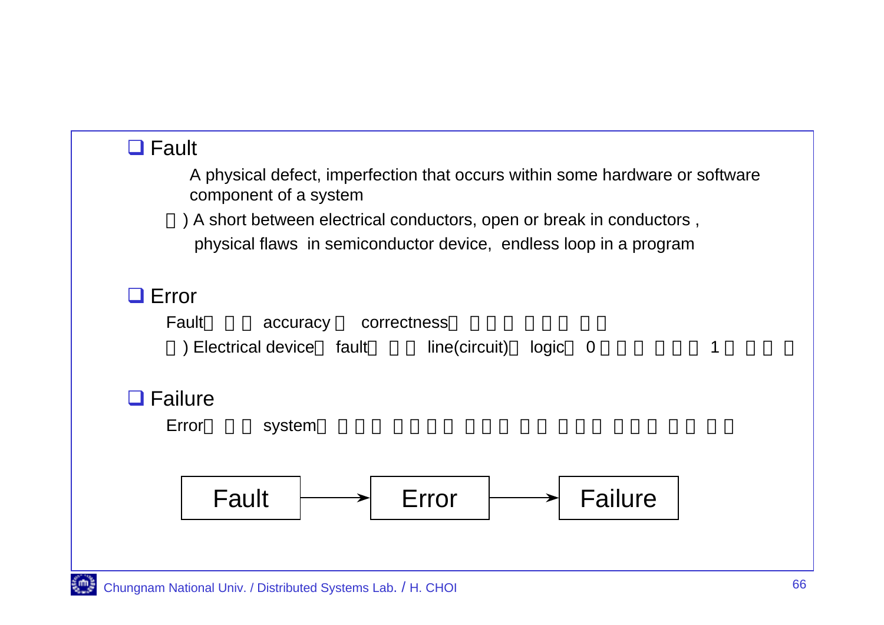- **Fault**

  A physical defect, imperfection that occurs within some hardware or software component of a system

  □) A short between electrical conductors, open or break in conductors , physical flaws in semiconductor device, endless loop in a program

- **Error**

  Fault□ □□ accuracy□ correctness□ □□□ □□□ □□

  □) Electrical device□ fault□ □□ line(circuit)□ logic□ 0□□□ □□□ 1□ □□□

- **Failure**

  Error□ □□ system□ □□□ □□□□ □□□ □□ □□□ □□□ □□ □□

Fault → Error → Failure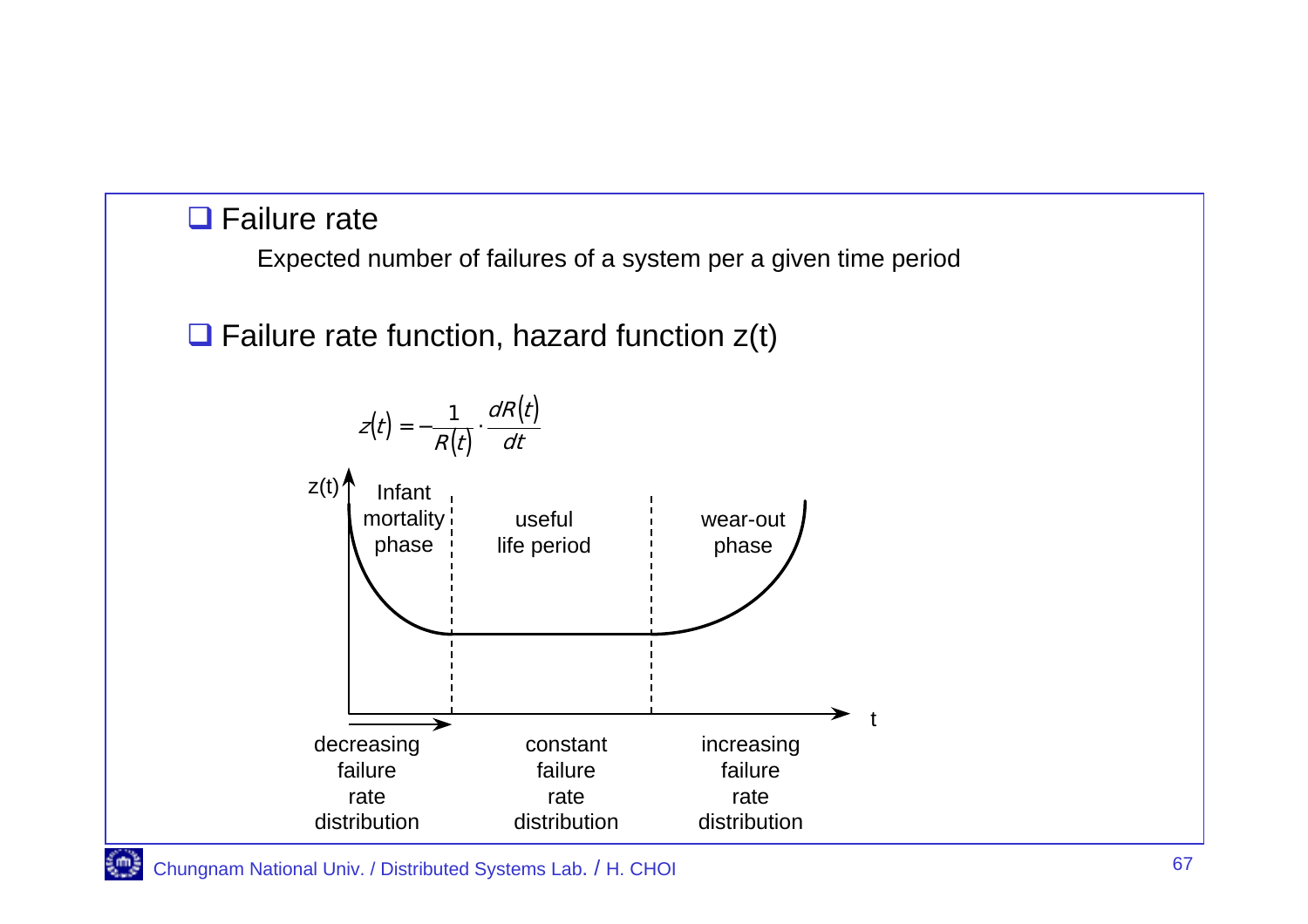- **Failure rate**

  Expected number of failures of a system per a given time period

- **Failure rate function, hazard function z(t)**

$$z(t) = -\frac{1}{R(t)} \cdot \frac{dR(t)}{dt}$$

z(t)

Infant mortality phase | useful life period | wear-out phase

t

decreasing failure rate distribution | constant failure rate distribution | increasing failure rate distribution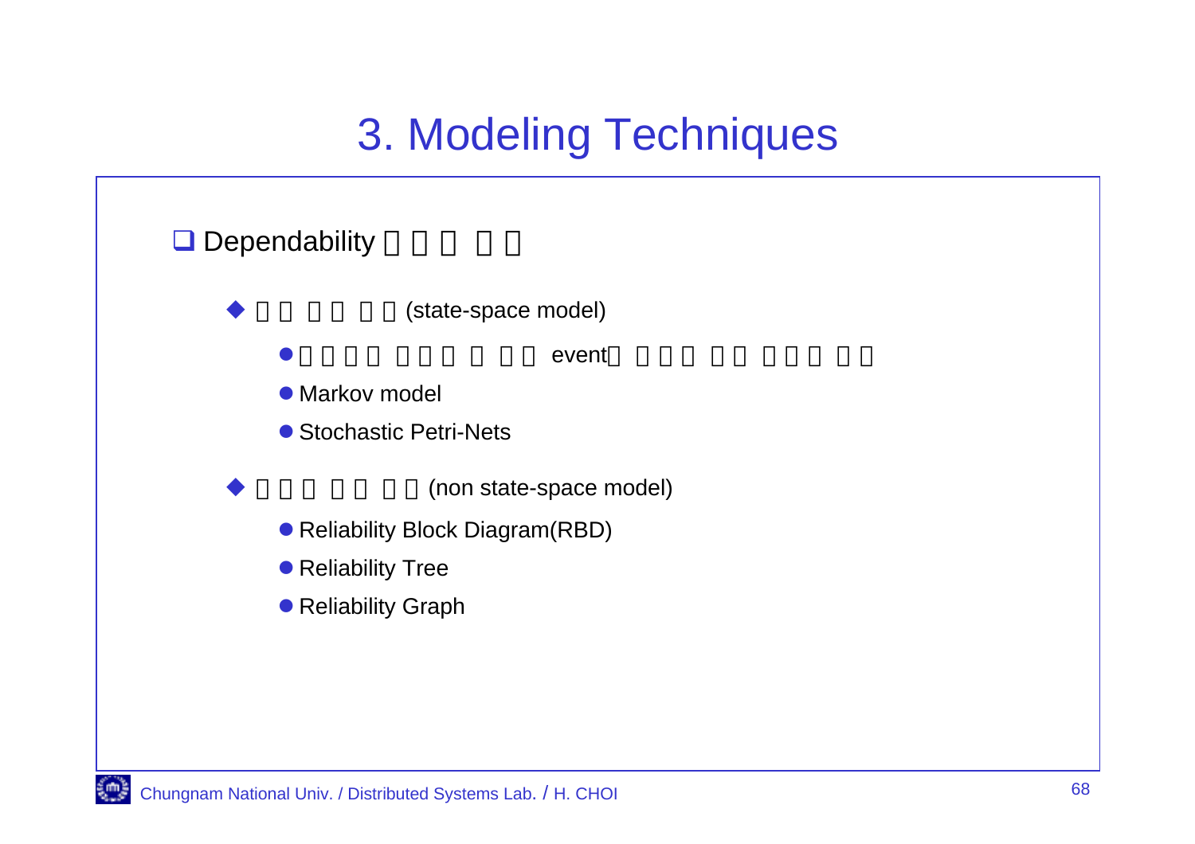# 3. Modeling Techniques

- Dependability □□□ □□
  - □□ □□ □□(state-space model)
    - □□□□ □□□ □ □□ event□ □□□ □□ □□□ □□
    - Markov model
    - Stochastic Petri-Nets
  - □□□ □□ □□(non state-space model)
    - Reliability Block Diagram(RBD)
    - Reliability Tree
    - Reliability Graph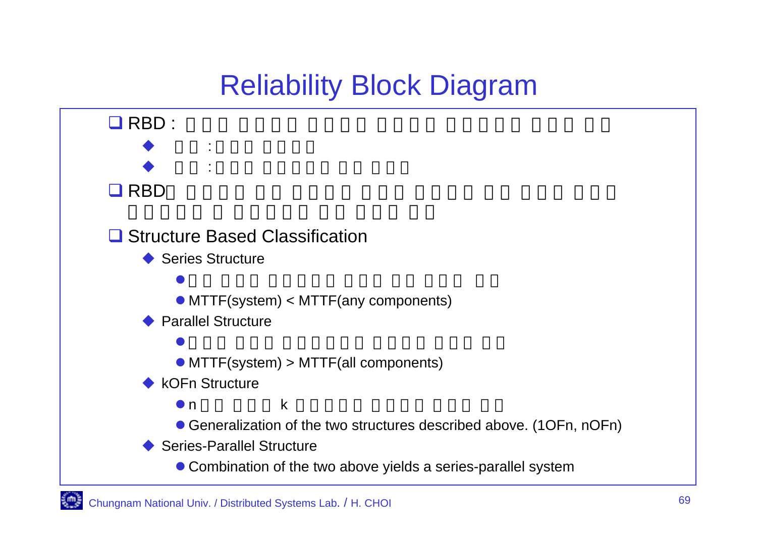# Reliability Block Diagram

- RBD : □□□ □□□□□ □□□□□ □□□□□ □□□□□□ □□□ □□
  - □□ :□□□ □□□□□
  - □□ :□□□□ □□□□□□ □□ □□□
- RBD□ □□□□□ □□ □□□□□ □□□ □□□□□ □□ □□□ □□□ □□□□□ □ □□□□□□ □□ □□□ □□
- Structure Based Classification
  - Series Structure
    - □□ □□□ □□□□□□ □□□ □□ □□□ □□
    - MTTF(system) < MTTF(any components)
  - Parallel Structure
    - □□□ □□□ □□□□□□□ □□□□□ □□□ □□
    - MTTF(system) > MTTF(all components)
  - kOFn Structure
    - n □□ □□□ k □□□□□□ □□□□□ □□□ □□
    - Generalization of the two structures described above. (1OFn, nOFn)
  - Series-Parallel Structure
    - Combination of the two above yields a series-parallel system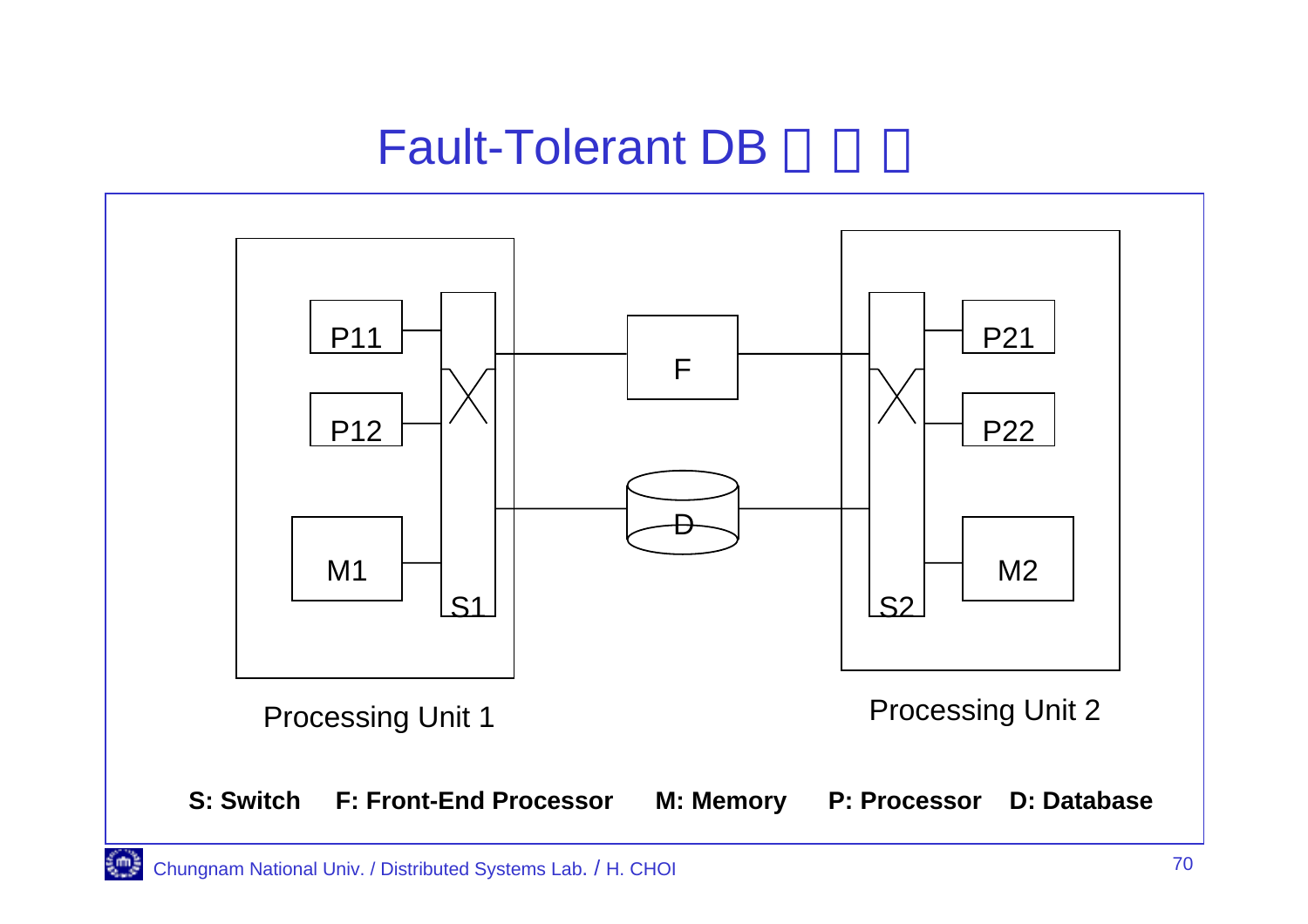# Fault-Tolerant DB 

P11

P12

M1

S1

F

D

P21

P22

M2

S2

Processing Unit 1

Processing Unit 2

**S: Switch** **F: Front-End Processor** **M: Memory** **P: Processor** **D: Database**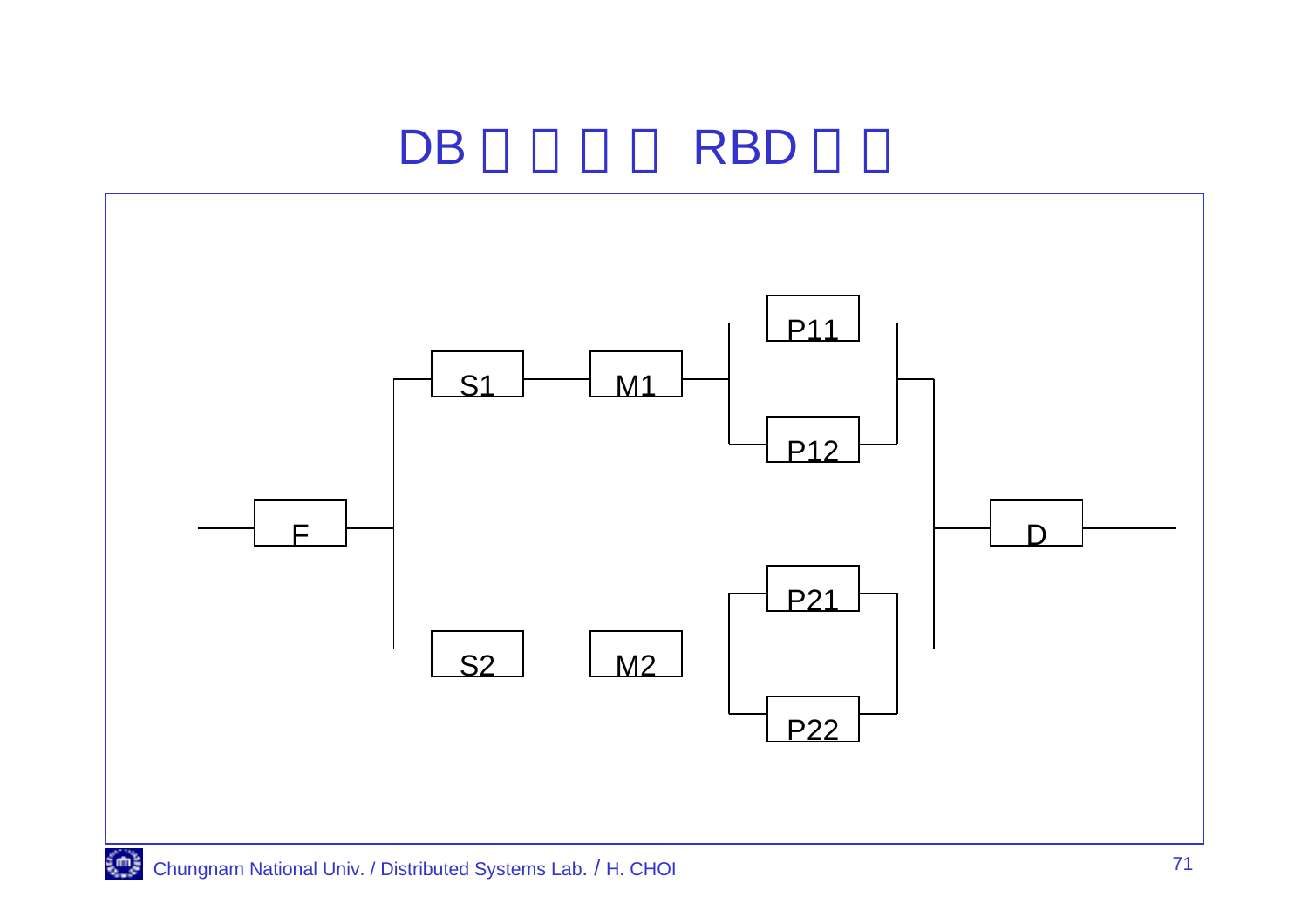# DB □ □ □ □ RBD □ □

F

S1 M1

P11

P12

S2 M2

P21

P22

D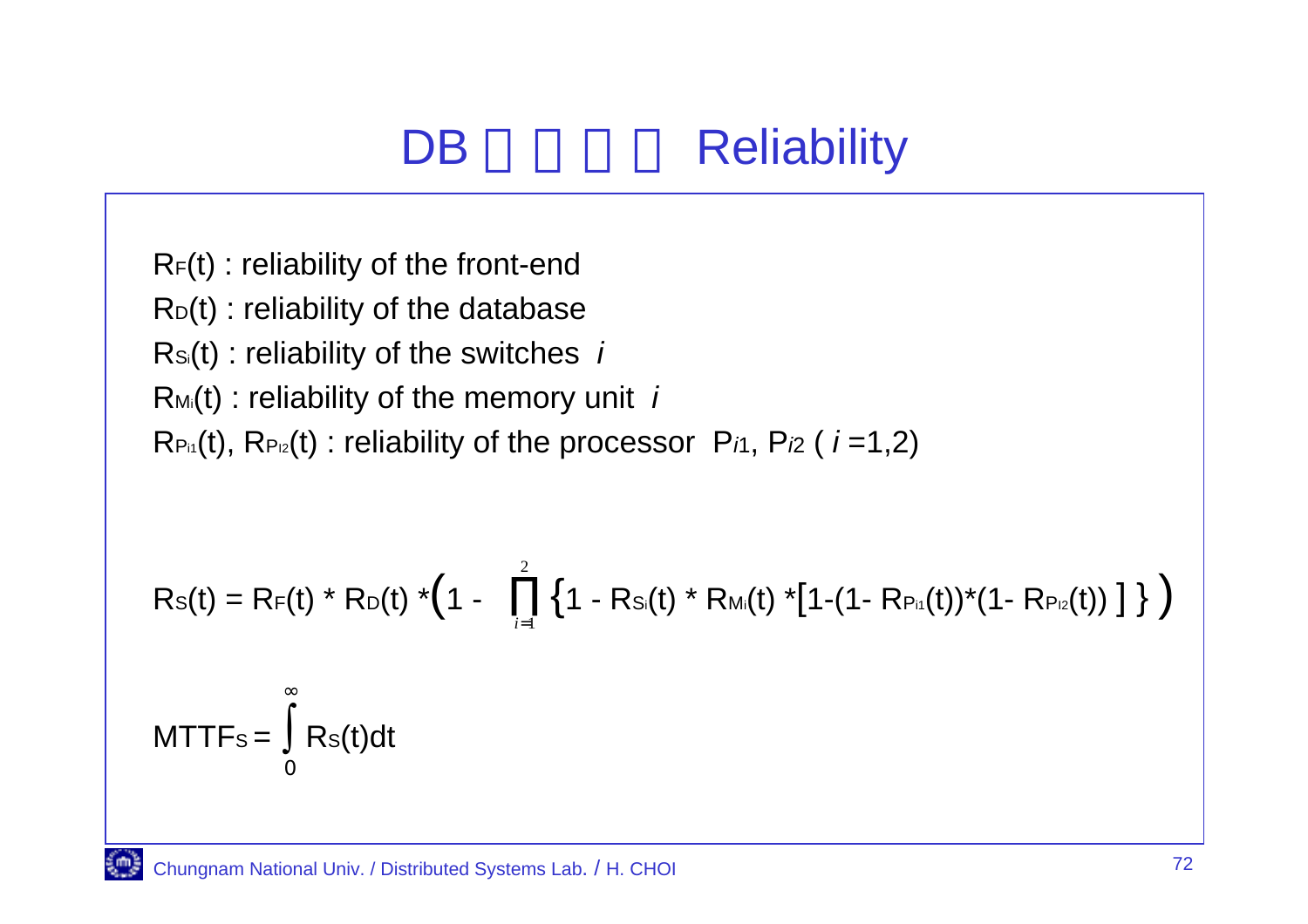# DB □□□□ Reliability

$R_F(t)$ : reliability of the front-end

$R_D(t)$ : reliability of the database

$R_{Si}(t)$ : reliability of the switches *i*

$R_{Mi}(t)$ : reliability of the memory unit *i*

$R_{Pi1}(t)$, $R_{Pi2}(t)$ : reliability of the processor $P_{i1}$, $P_{i2}$ ( $i$ =1,2)

$$R_S(t) = R_F(t) * R_D(t) * \left(1 - \prod_{i=1}^{2} \left\{1 - R_{Si}(t) * R_{Mi}(t) * \left[1-(1- R_{Pi1}(t))*(1- R_{Pi2}(t))\right]\right\}\right)$$

$$MTTF_S = \int_0^{\infty} R_S(t)dt$$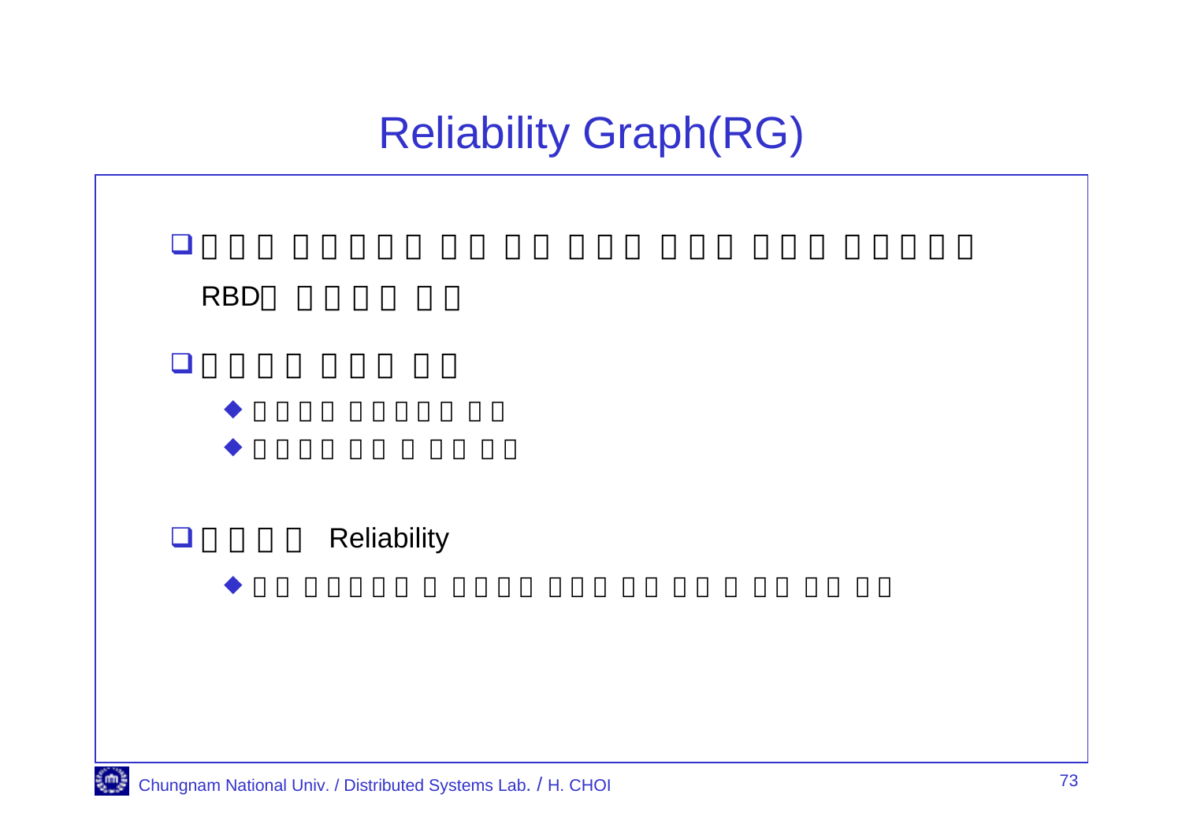# Reliability Graph(RG)

- RBD
- 
  - 
  - 
- Reliability
  -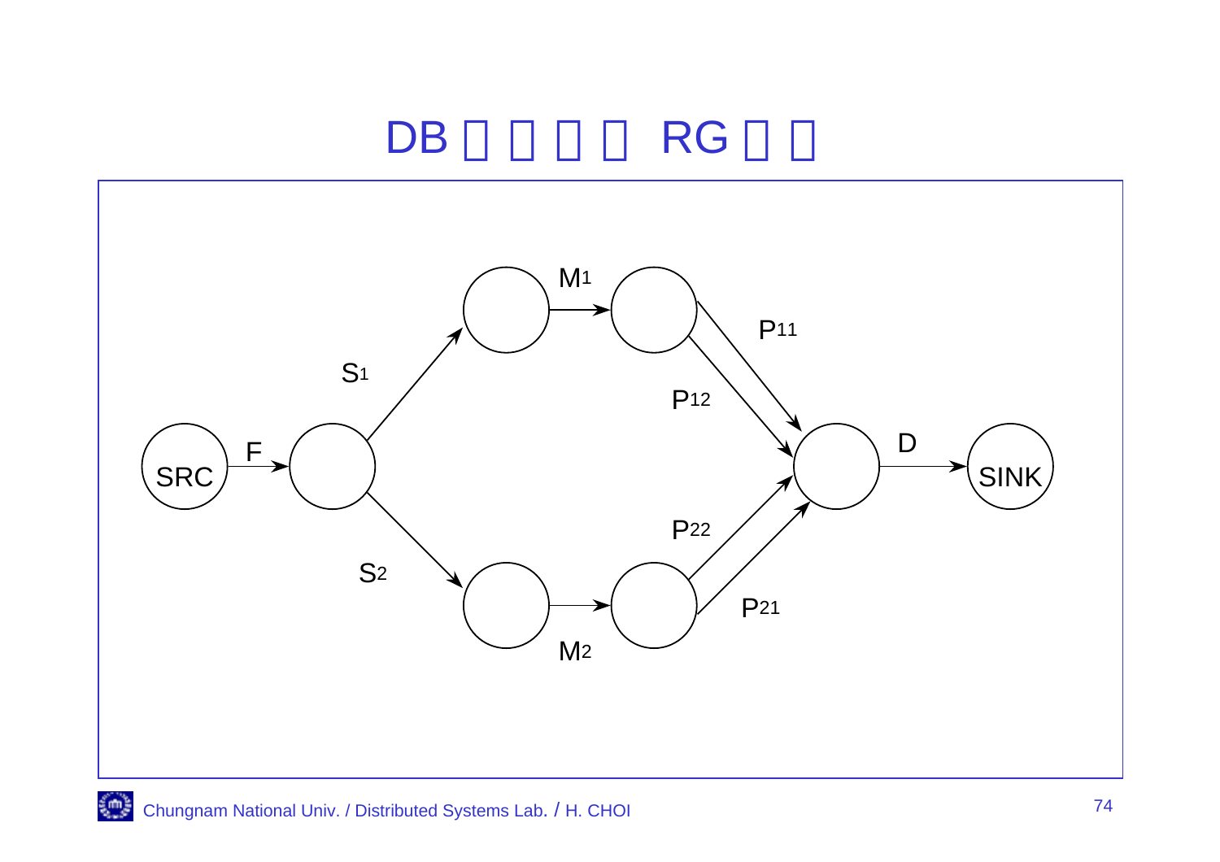# DB □ □ □ □ RG □ □

SRC, F, S1, S2, M1, M2, P11, P12, P21, P22, D, SINK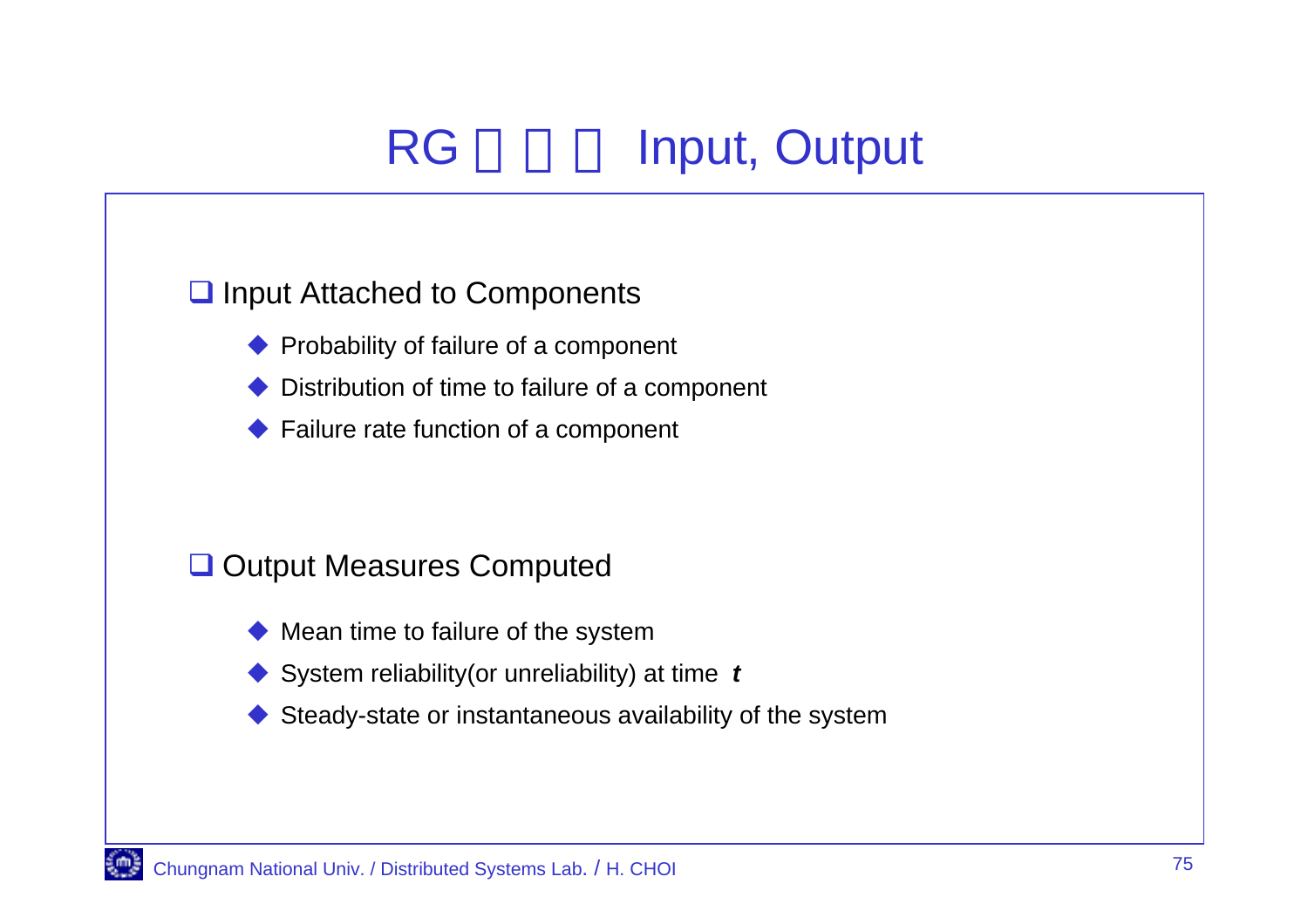# RG 　 　 　 Input, Output

- Input Attached to Components
  - Probability of failure of a component
  - Distribution of time to failure of a component
  - Failure rate function of a component

- Output Measures Computed
  - Mean time to failure of the system
  - System reliability(or unreliability) at time ***t***
  - Steady-state or instantaneous availability of the system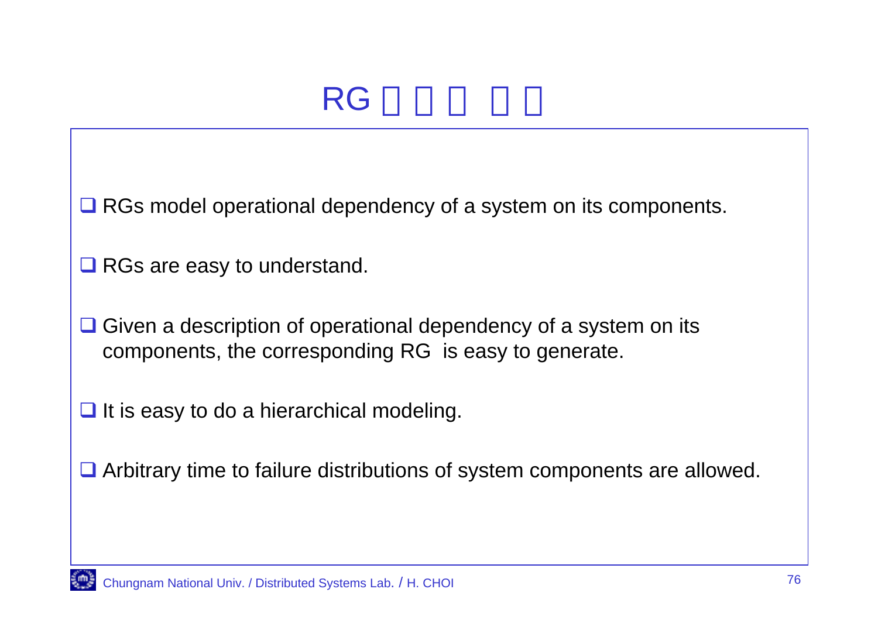# RG □□□ □□

- RGs model operational dependency of a system on its components.
- RGs are easy to understand.
- Given a description of operational dependency of a system on its components, the corresponding RG is easy to generate.
- It is easy to do a hierarchical modeling.
- Arbitrary time to failure distributions of system components are allowed.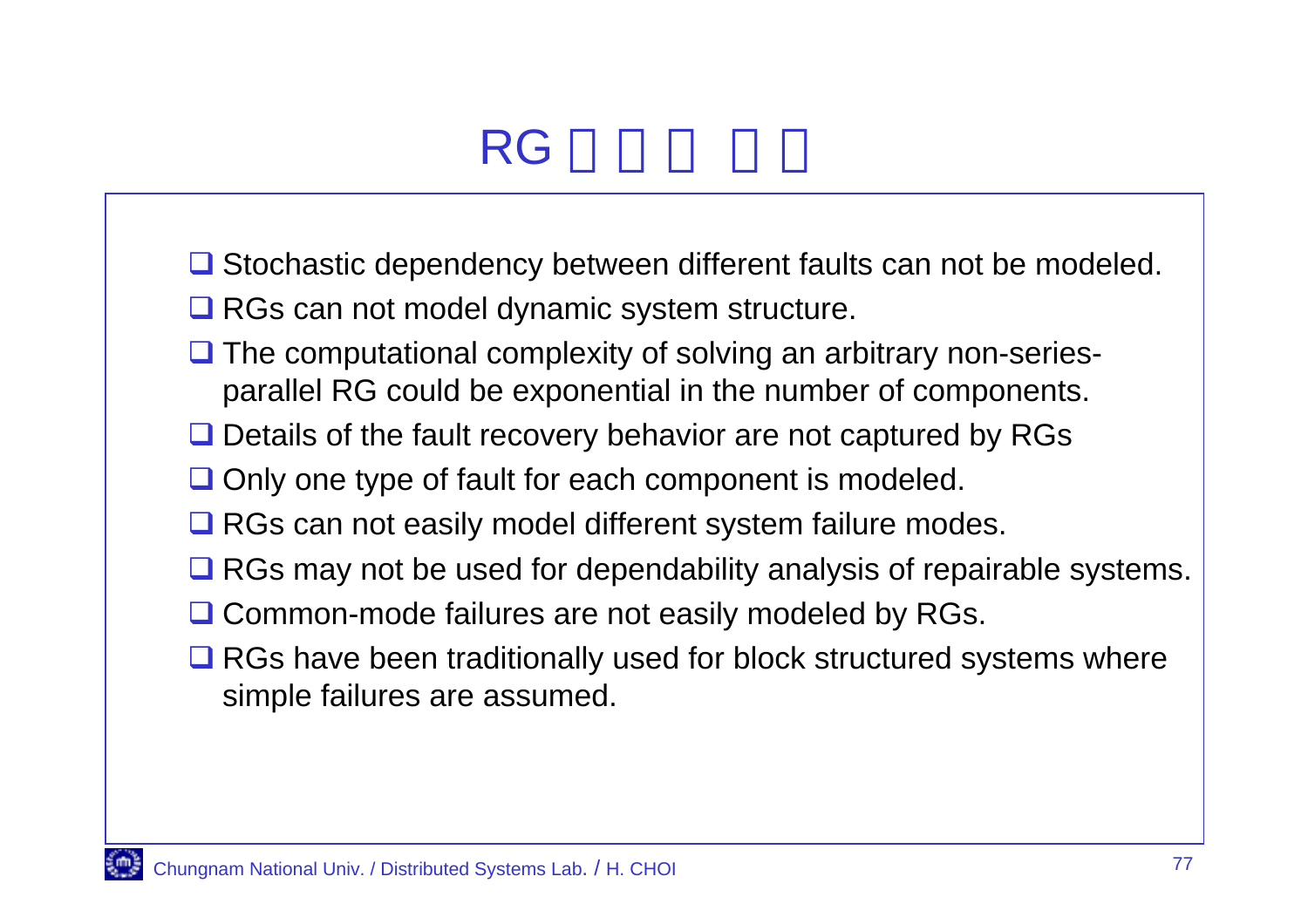# RG □□□ □□

- Stochastic dependency between different faults can not be modeled.
- RGs can not model dynamic system structure.
- The computational complexity of solving an arbitrary non-series-parallel RG could be exponential in the number of components.
- Details of the fault recovery behavior are not captured by RGs
- Only one type of fault for each component is modeled.
- RGs can not easily model different system failure modes.
- RGs may not be used for dependability analysis of repairable systems.
- Common-mode failures are not easily modeled by RGs.
- RGs have been traditionally used for block structured systems where simple failures are assumed.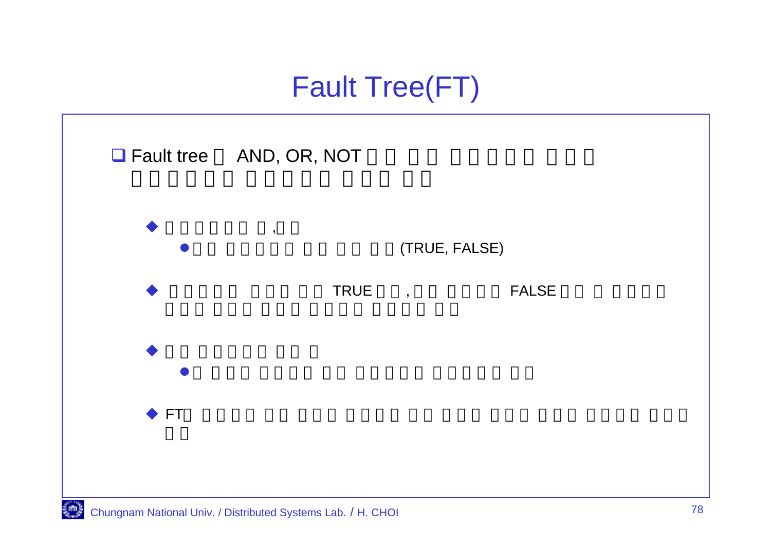# Fault Tree(FT)

- Fault tree□ AND, OR, NOT□ □ □□ □□□□□ □□□ □□□□□□ □□□□□□ □□□ □□
  - □□□□□□ □,□□
    - □□ □□□□□□ □□ □□ □□(TRUE, FALSE)
  - □□□□□□ □□□ □□ TRUE□□,□□ □□□□□ FALSE□□ □ □□□□□ □□□ □□□ □□□ □□□□□ □□□□□ □□
  - □□ □□□□□□ □□ □
    - □ □□□ □□□□□ □□ □□□□□□ □□□□□□ □□
  - FT□ □□□□□ □□ □□□ □□□□□ □□ □□□ □□□ □□□ □□□□□ □□□ □□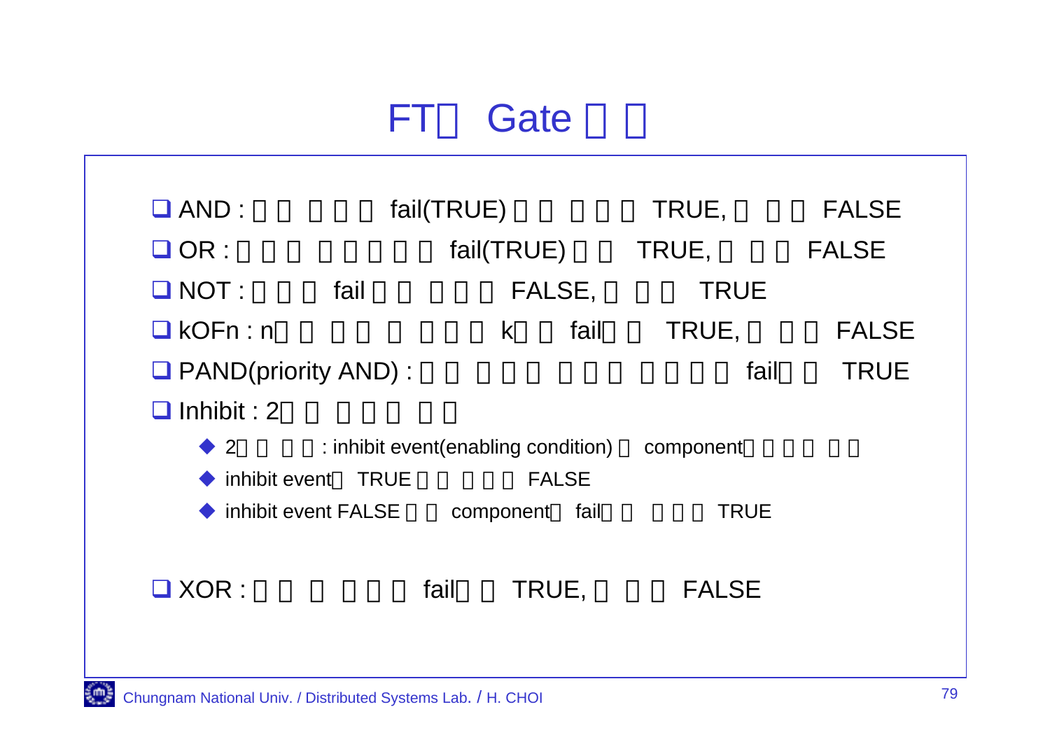# FT□ Gate □ □

- AND : □ □ □ □ □ fail(TRUE) □ □ □ □ □ TRUE, □ □ □ FALSE
- OR : □ □ □ □ □ □ □ □ fail(TRUE) □ □ TRUE, □ □ □ FALSE
- NOT : □ □ □ fail □ □ □ □ □ FALSE, □ □ □ TRUE
- kOFn : n□ □ □ □ □ □ □ □ k□ □ fail□ □ TRUE, □ □ □ FALSE
- PAND(priority AND) : □ □ □ □ □ □ □ □ □ □ □ □ fail□ □ TRUE
- Inhibit : 2□ □ □ □ □ □ □
  - 2□ □ □ □ : inhibit event(enabling condition) □ component□ □ □ □ □ □
  - inhibit event□ TRUE □ □ □ □ □ FALSE
  - inhibit event FALSE □ □ component□ fail□ □ □ □ □ TRUE

- XOR : □ □ □ □ □ □ fail□ □ TRUE, □ □ □ FALSE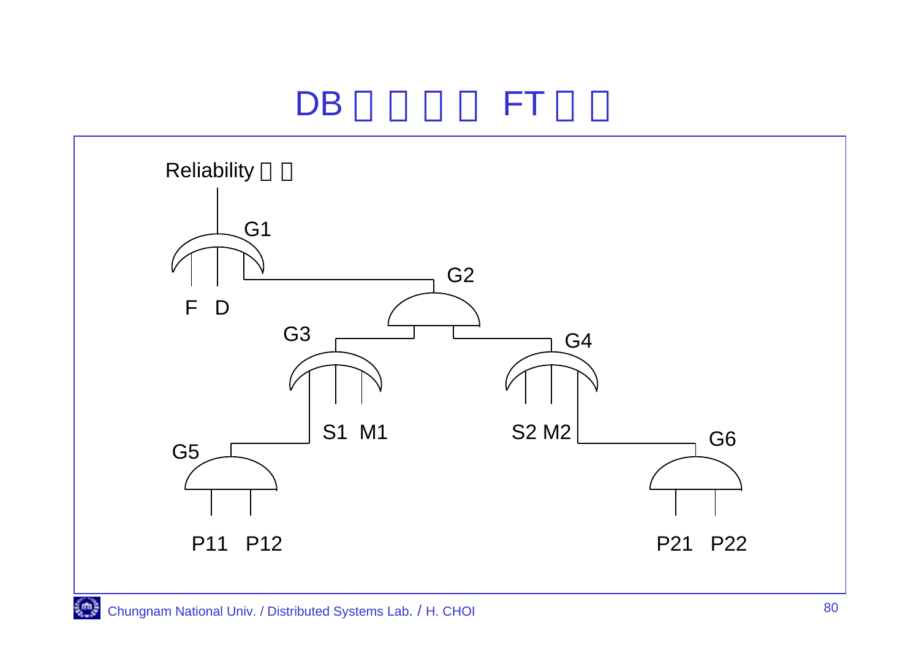# DB □ □ □ □ FT □ □

Reliability □ □

G1

F D

G2

G3

G4

S1 M1

S2 M2

G5

G6

P11 P12

P21 P22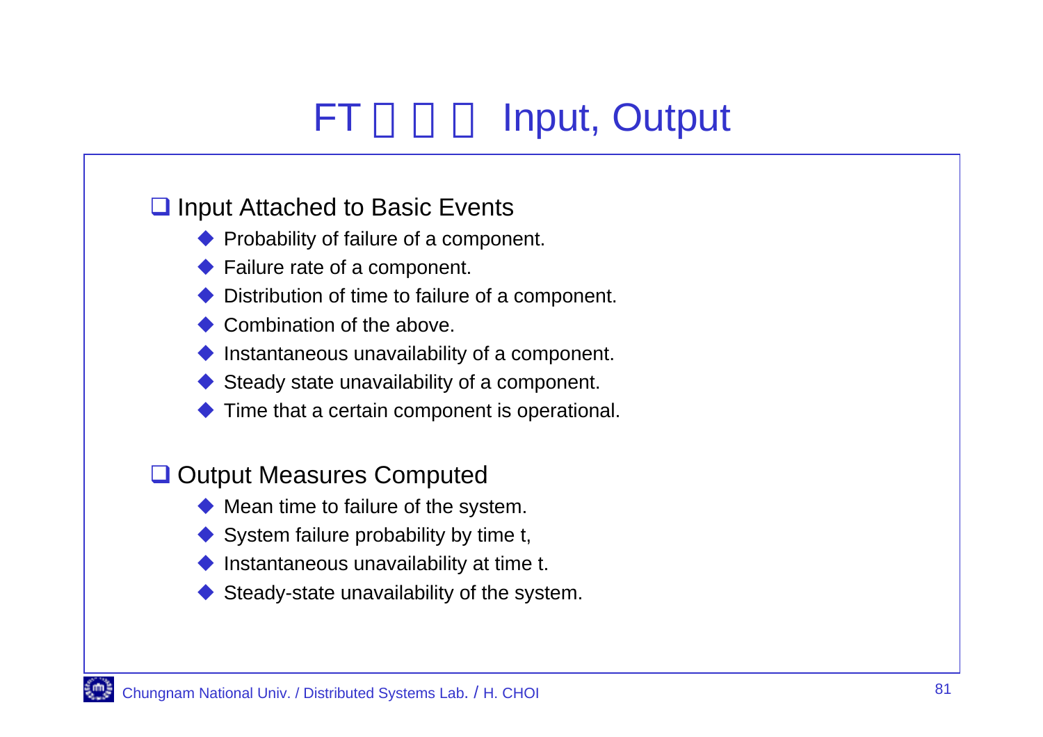# FT 􏰀 􏰀 􏰀 Input, Output

## Input Attached to Basic Events

- Probability of failure of a component.
- Failure rate of a component.
- Distribution of time to failure of a component.
- Combination of the above.
- Instantaneous unavailability of a component.
- Steady state unavailability of a component.
- Time that a certain component is operational.

## Output Measures Computed

- Mean time to failure of the system.
- System failure probability by time t,
- Instantaneous unavailability at time t.
- Steady-state unavailability of the system.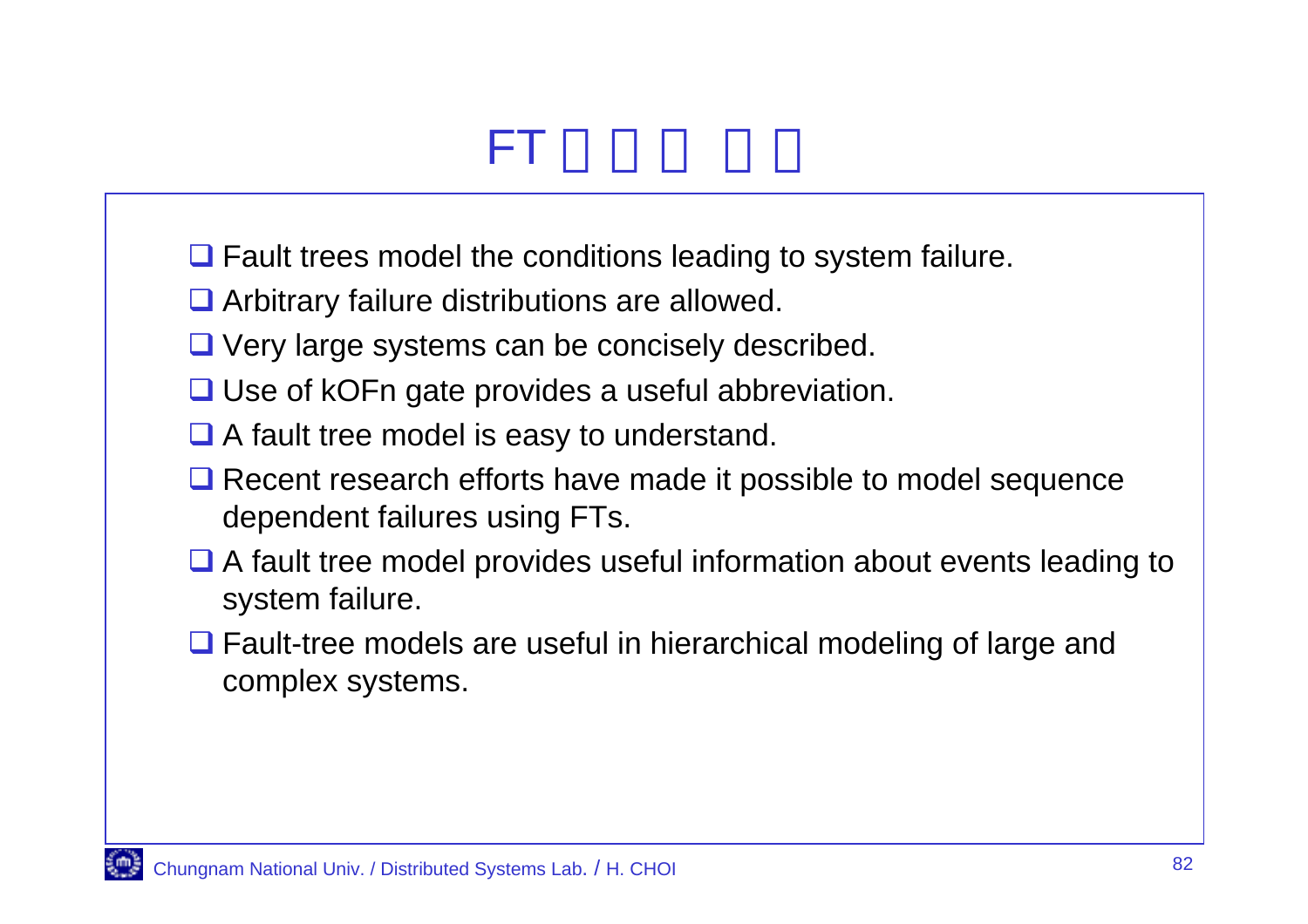# FT □□□ □□

- Fault trees model the conditions leading to system failure.
- Arbitrary failure distributions are allowed.
- Very large systems can be concisely described.
- Use of kOFn gate provides a useful abbreviation.
- A fault tree model is easy to understand.
- Recent research efforts have made it possible to model sequence dependent failures using FTs.
- A fault tree model provides useful information about events leading to system failure.
- Fault-tree models are useful in hierarchical modeling of large and complex systems.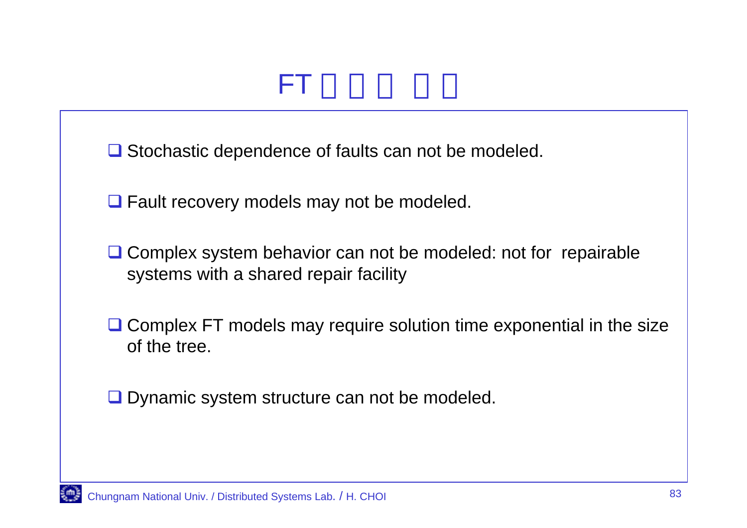# FT □□□ □□

- Stochastic dependence of faults can not be modeled.
- Fault recovery models may not be modeled.
- Complex system behavior can not be modeled: not for repairable systems with a shared repair facility
- Complex FT models may require solution time exponential in the size of the tree.
- Dynamic system structure can not be modeled.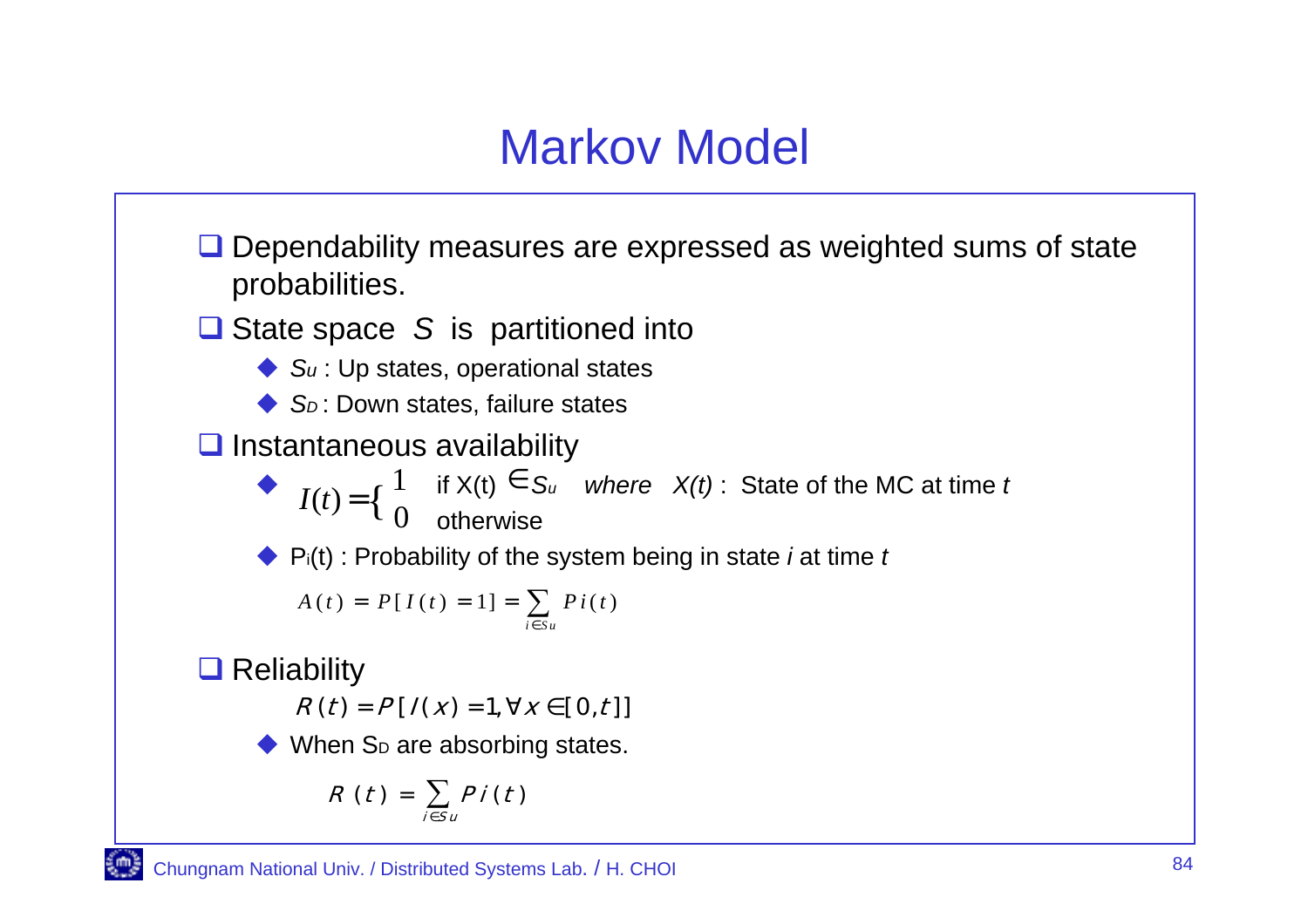# Markov Model

- Dependability measures are expressed as weighted sums of state probabilities.
- State space $S$ is partitioned into
  - $S_u$ : Up states, operational states
  - $S_D$ : Down states, failure states
- Instantaneous availability
  - $I(t) = \begin{cases} 1 & \text{if } X(t) \in S_u \\ 0 & \text{otherwise} \end{cases}$ *where* $X(t)$ : State of the MC at time $t$
  - $P_i(t)$ : Probability of the system being in state $i$ at time $t$

    $$A(t) = P[I(t) = 1] = \sum_{i \in S_u} P_i(t)$$

- Reliability

  $$R(t) = P[I(x) = 1, \forall x \in [0, t]]$$

  - When $S_D$ are absorbing states.

    $$R(t) = \sum_{i \in S_u} P_i(t)$$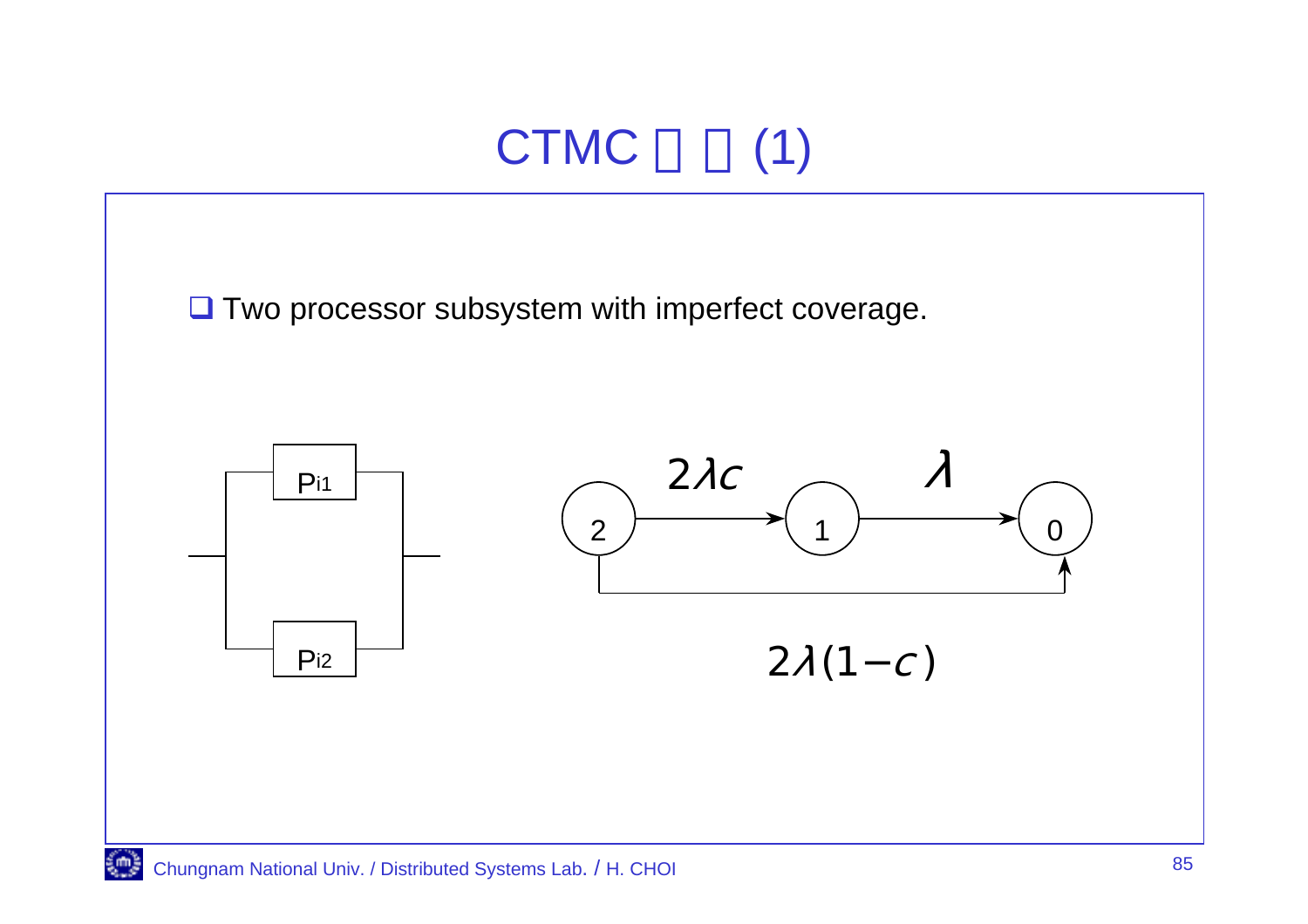# CTMC □ □ (1)

- Two processor subsystem with imperfect coverage.

Pi1

Pi2

$2\lambda c$

$\lambda$

2 1 0

$2\lambda(1-c)$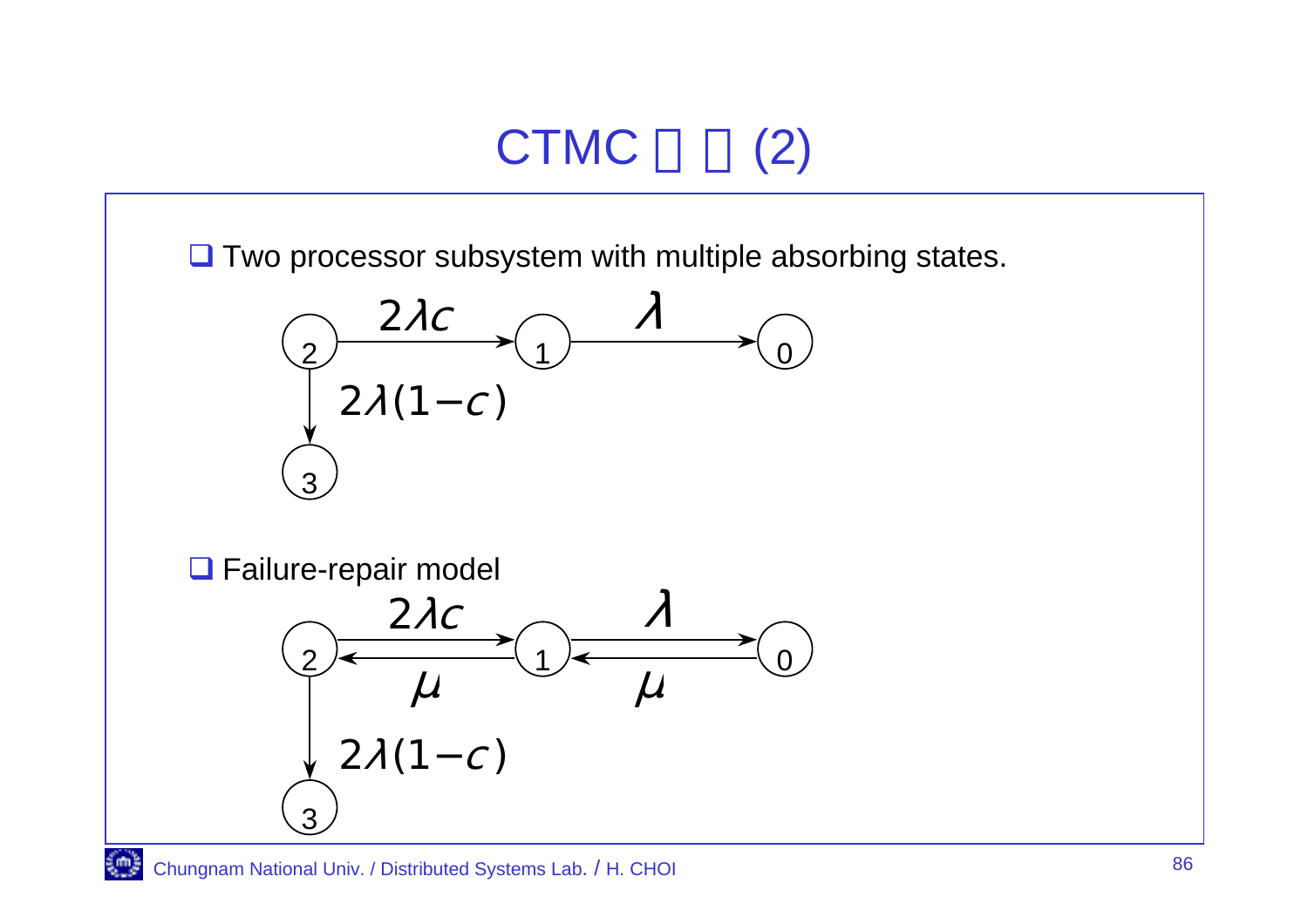# CTMC □ □ (2)

- Two processor subsystem with multiple absorbing states.

States: 2, 1, 0, 3

- $2 \to 1$: $2\lambda c$
- $1 \to 0$: $\lambda$
- $2 \to 3$: $2\lambda(1-c)$

- Failure-repair model

States: 2, 1, 0, 3

- $2 \to 1$: $2\lambda c$
- $1 \to 2$: $\mu$
- $1 \to 0$: $\lambda$
- $0 \to 1$: $\mu$
- $2 \to 3$: $2\lambda(1-c)$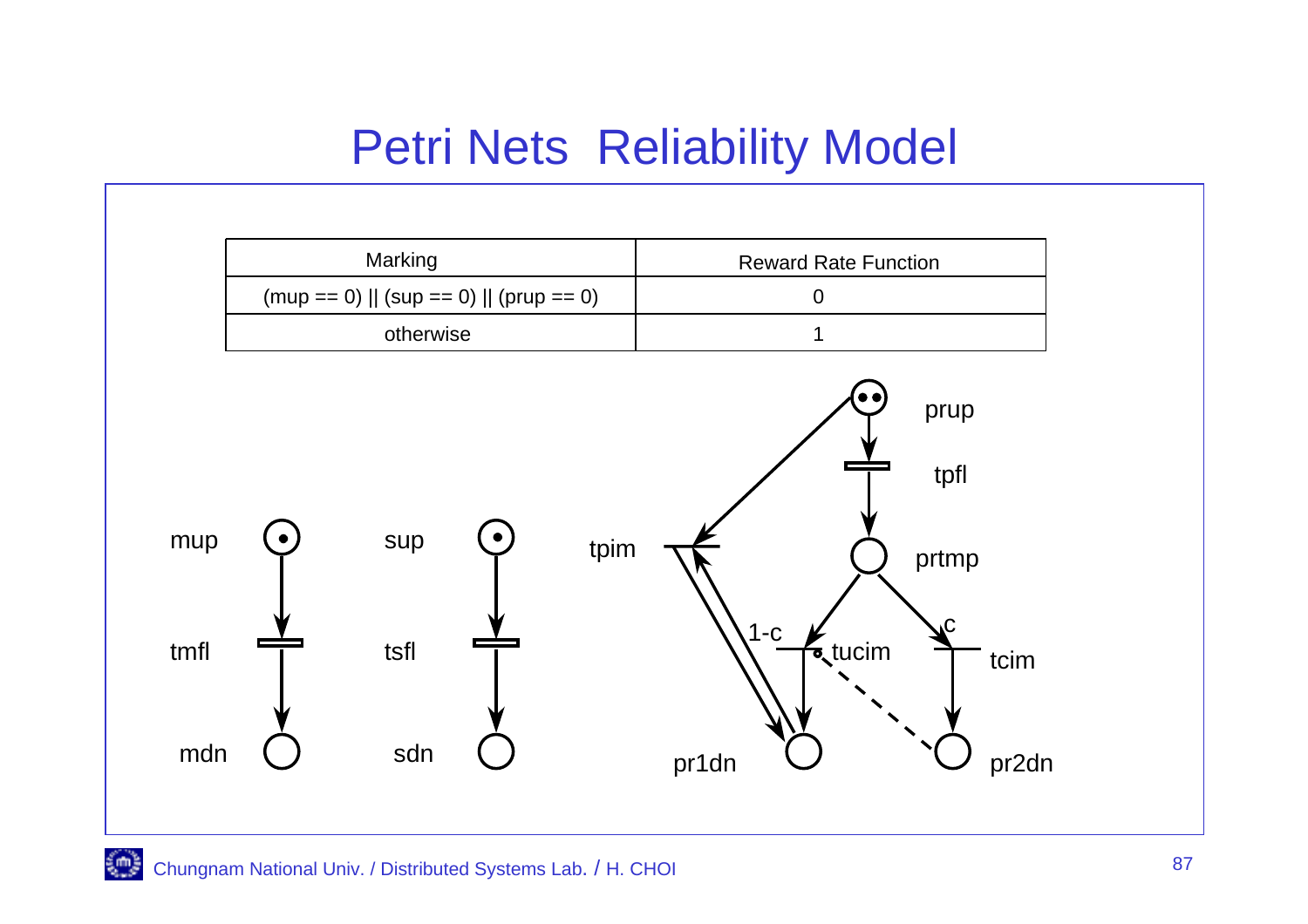# Petri Nets Reliability Model

| Marking | Reward Rate Function |
| --- | --- |
| (mup == 0) \|\| (sup == 0) \|\| (prup == 0) | 0 |
| otherwise | 1 |

mup, tmfl, mdn, sup, tsfl, sdn, prup, tpfl, prtmp, tpim, 1-c, tucim, c, tcim, pr1dn, pr2dn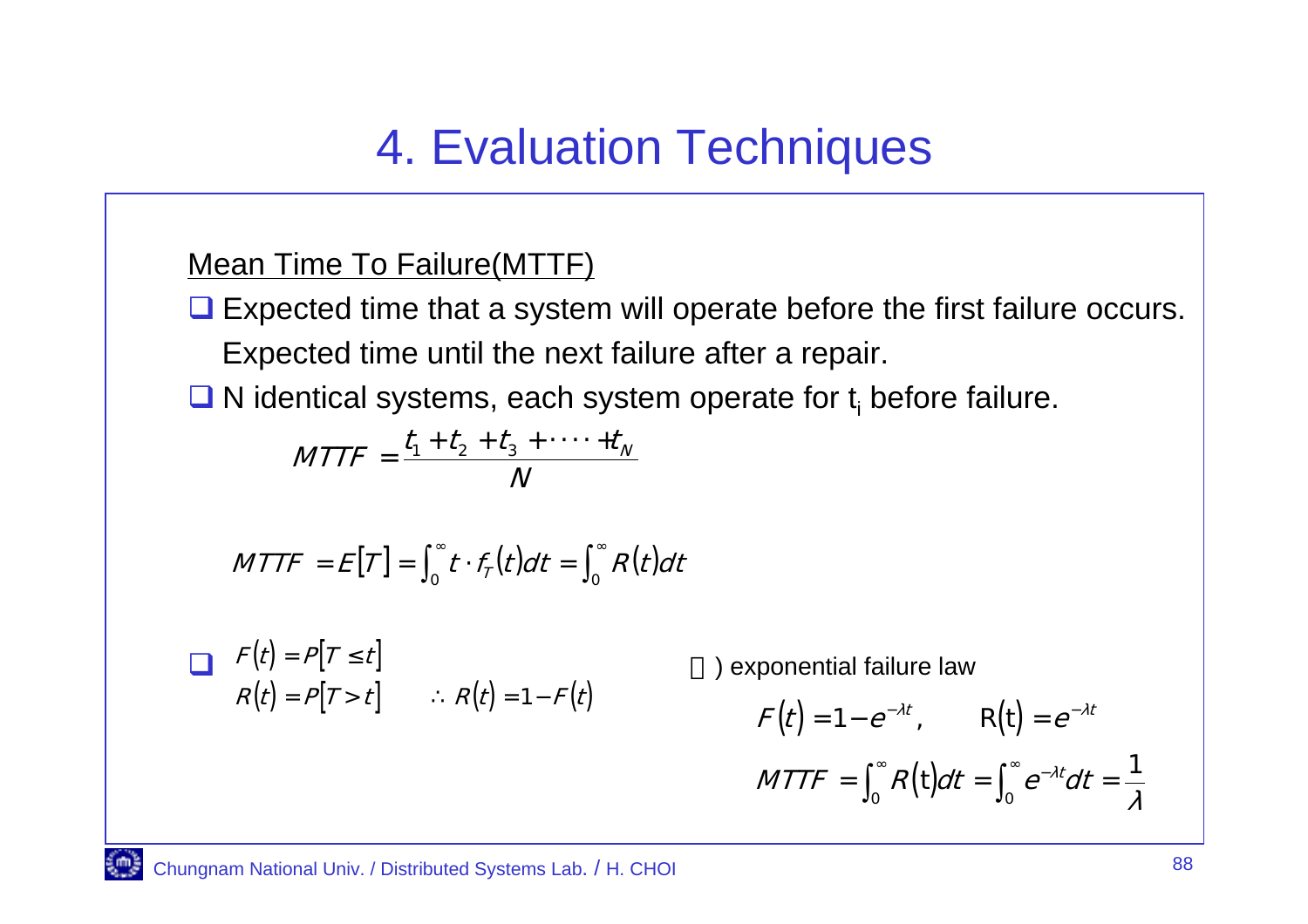# 4. Evaluation Techniques

Mean Time To Failure(MTTF)

- Expected time that a system will operate before the first failure occurs. Expected time until the next failure after a repair.
- N identical systems, each system operate for $t_i$ before failure.

$$MTTF = \frac{t_1 + t_2 + t_3 + \cdots + t_N}{N}$$

$$MTTF = E[T] = \int_0^\infty t \cdot f_T(t)dt = \int_0^\infty R(t)dt$$

- $F(t) = P[T \leq t]$
  $R(t) = P[T > t] \qquad \therefore R(t) = 1 - F(t)$

예) exponential failure law

$$F(t) = 1 - e^{-\lambda t}, \qquad R(t) = e^{-\lambda t}$$

$$MTTF = \int_0^\infty R(t)dt = \int_0^\infty e^{-\lambda t}dt = \frac{1}{\lambda}$$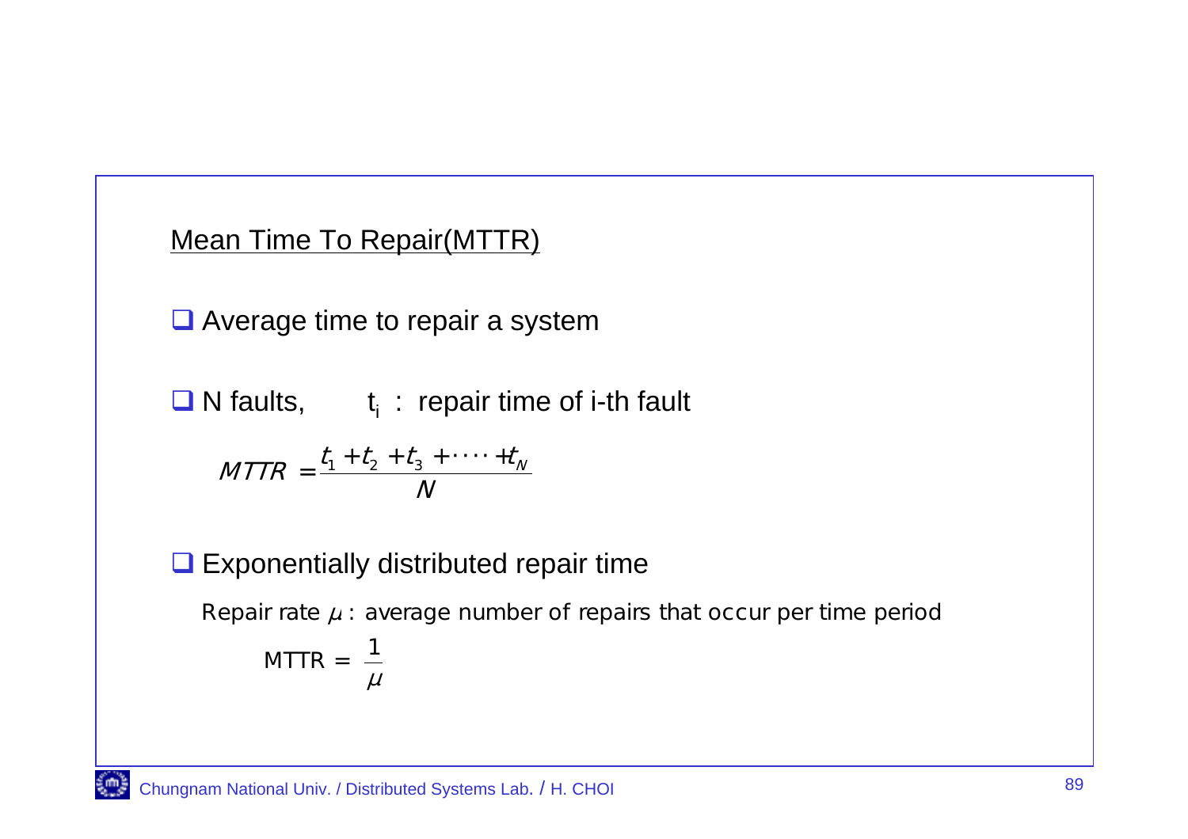## Mean Time To Repair(MTTR)

- Average time to repair a system

- N faults,     $t_i$ : repair time of i-th fault

$$MTTR = \frac{t_1 + t_2 + t_3 + \cdots + t_N}{N}$$

- Exponentially distributed repair time

  Repair rate $\mu$ : average number of repairs that occur per time period

$$\text{MTTR} = \frac{1}{\mu}$$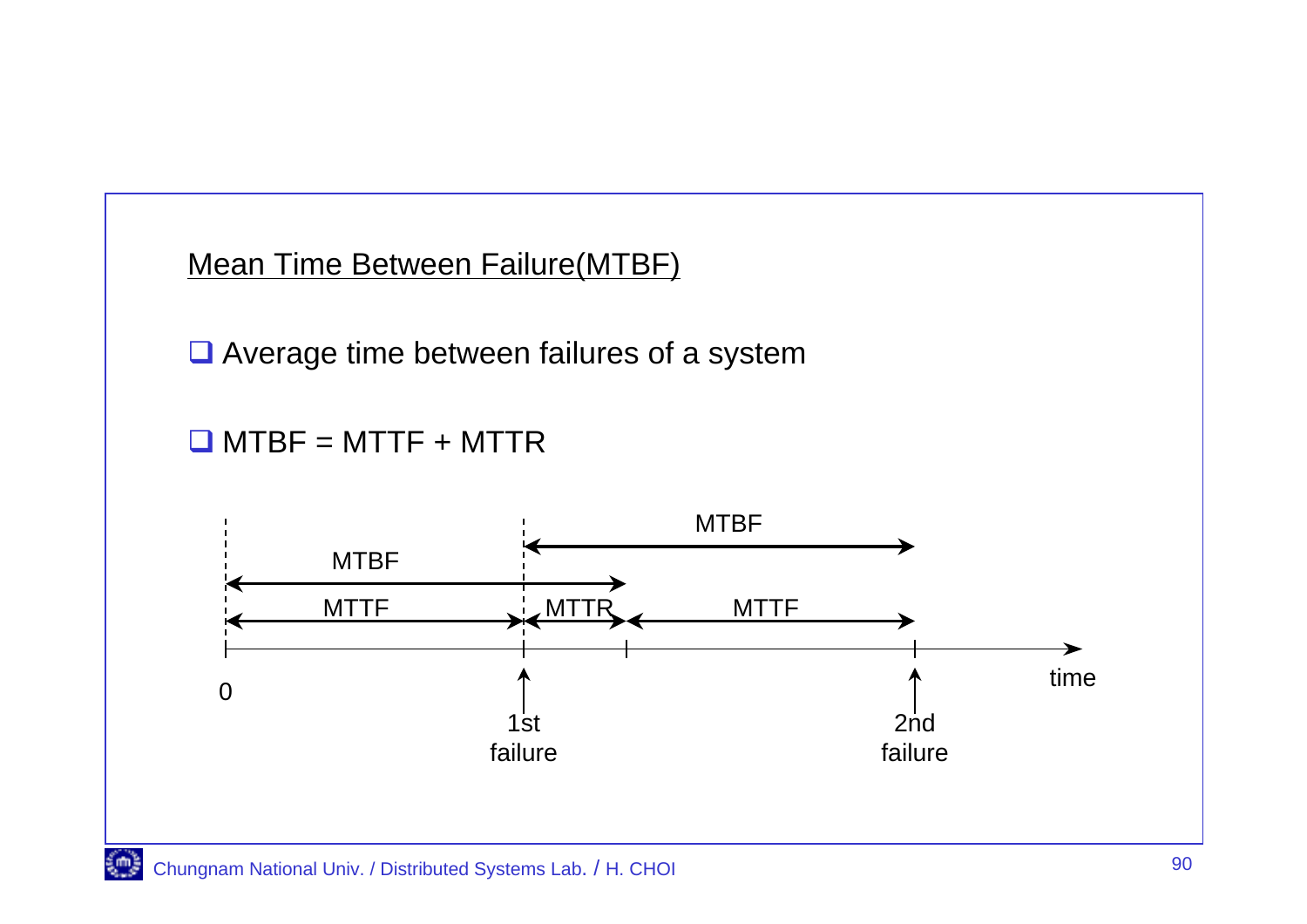## Mean Time Between Failure(MTBF)

- Average time between failures of a system
- MTBF = MTTF + MTTR

MTBF

MTBF

MTTF MTTR MTTF

0

1st failure

2nd failure

time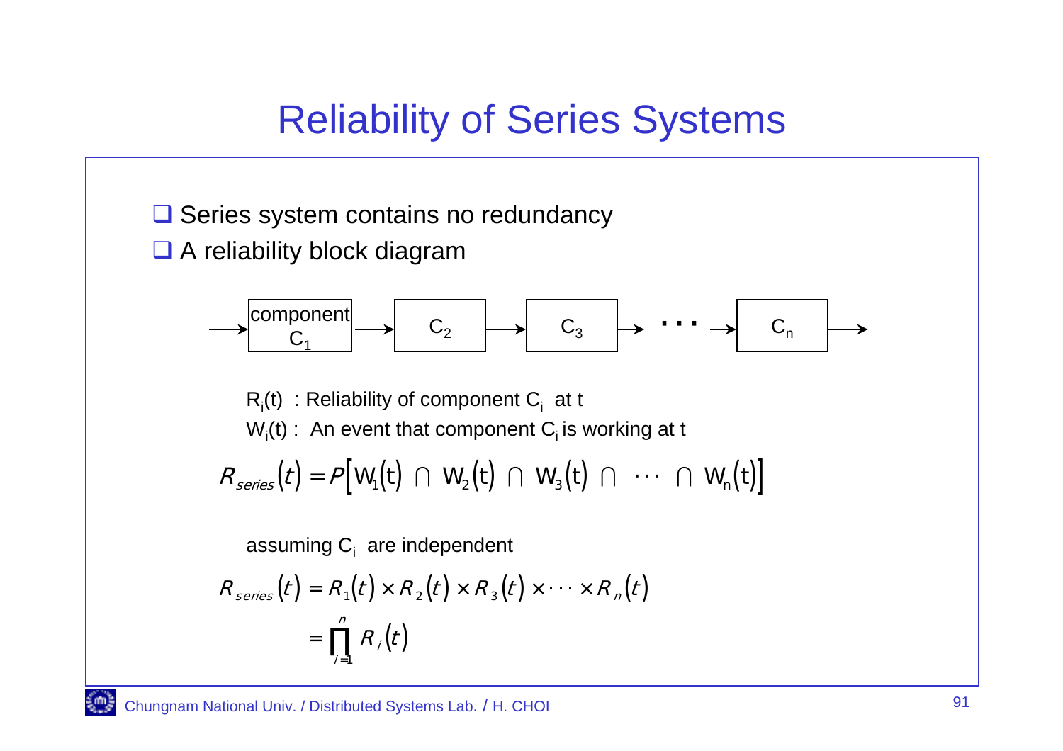# Reliability of Series Systems

- Series system contains no redundancy
- A reliability block diagram

→ component $C_1$ → $C_2$ → $C_3$ → ⋯ → $C_n$ →

$R_i(t)$ : Reliability of component $C_i$ at t

$W_i(t)$ : An event that component $C_i$ is working at t

$$R_{series}(t) = P\left[W_1(t) \cap W_2(t) \cap W_3(t) \cap \cdots \cap W_n(t)\right]$$

assuming $C_i$ are <u>independent</u>

$$R_{series}(t) = R_1(t) \times R_2(t) \times R_3(t) \times \cdots \times R_n(t)$$

$$= \prod_{i=1}^{n} R_i(t)$$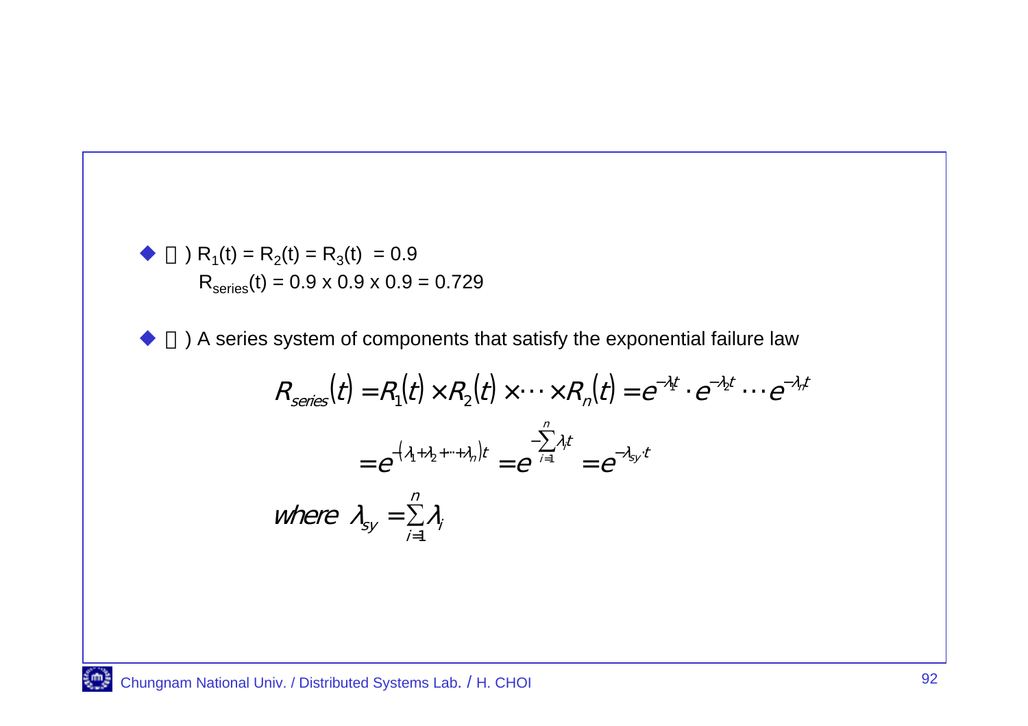- ) $R_1(t) = R_2(t) = R_3(t) = 0.9$
  $R_{series}(t) = 0.9 \times 0.9 \times 0.9 = 0.729$

- ) A series system of components that satisfy the exponential failure law

$$R_{series}(t) = R_1(t) \times R_2(t) \times \cdots \times R_n(t) = e^{-\lambda_1 t} \cdot e^{-\lambda_2 t} \cdots e^{-\lambda_n t}$$

$$= e^{-(\lambda_1 + \lambda_2 + \cdots + \lambda_n)t} = e^{-\sum_{i=1}^{n} \lambda_i t} = e^{-\lambda_{sy} \cdot t}$$

$$where \ \lambda_{sy} = \sum_{i=1}^{n} \lambda_i$$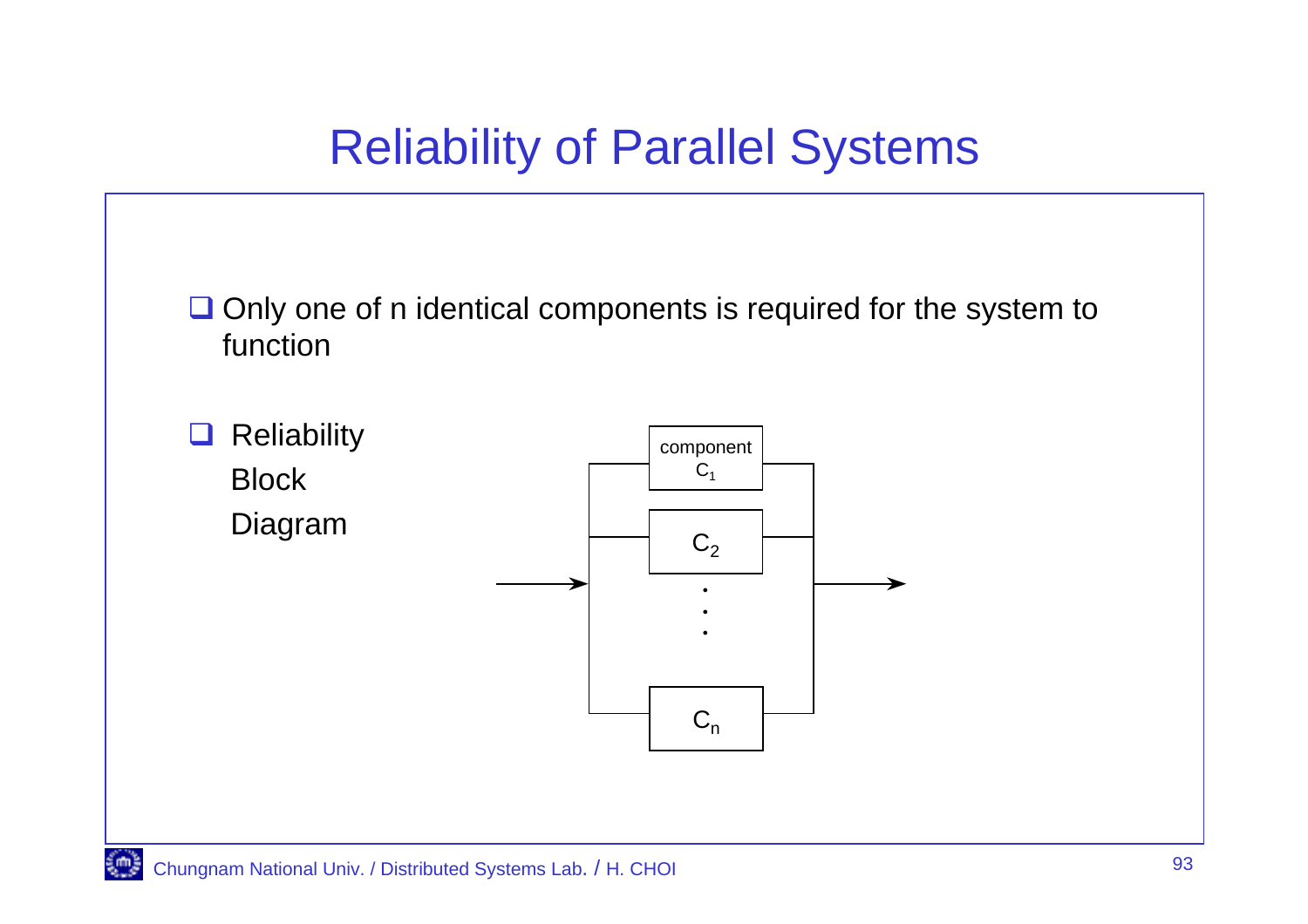# Reliability of Parallel Systems

- Only one of n identical components is required for the system to function

- Reliability Block Diagram

component $C_1$

$C_2$

$C_n$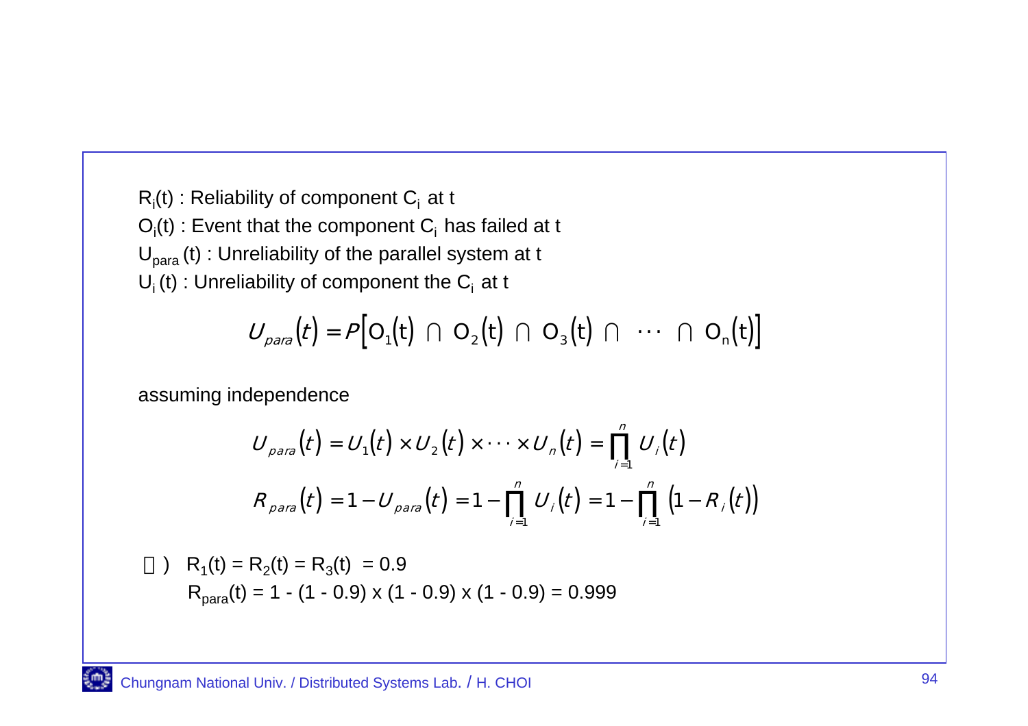$R_i(t)$ : Reliability of component $C_i$ at t

$O_i(t)$ : Event that the component $C_i$ has failed at t

$U_{para}(t)$ : Unreliability of the parallel system at t

$U_i(t)$ : Unreliability of component the $C_i$ at t

$$U_{para}(t) = P\left[O_1(t) \cap O_2(t) \cap O_3(t) \cap \cdots \cap O_n(t)\right]$$

assuming independence

$$U_{para}(t) = U_1(t) \times U_2(t) \times \cdots \times U_n(t) = \prod_{i=1}^{n} U_i(t)$$

$$R_{para}(t) = 1 - U_{para}(t) = 1 - \prod_{i=1}^{n} U_i(t) = 1 - \prod_{i=1}^{n} \left(1 - R_i(t)\right)$$

) $R_1(t) = R_2(t) = R_3(t) = 0.9$

$R_{para}(t) = 1 - (1 - 0.9) \times (1 - 0.9) \times (1 - 0.9) = 0.999$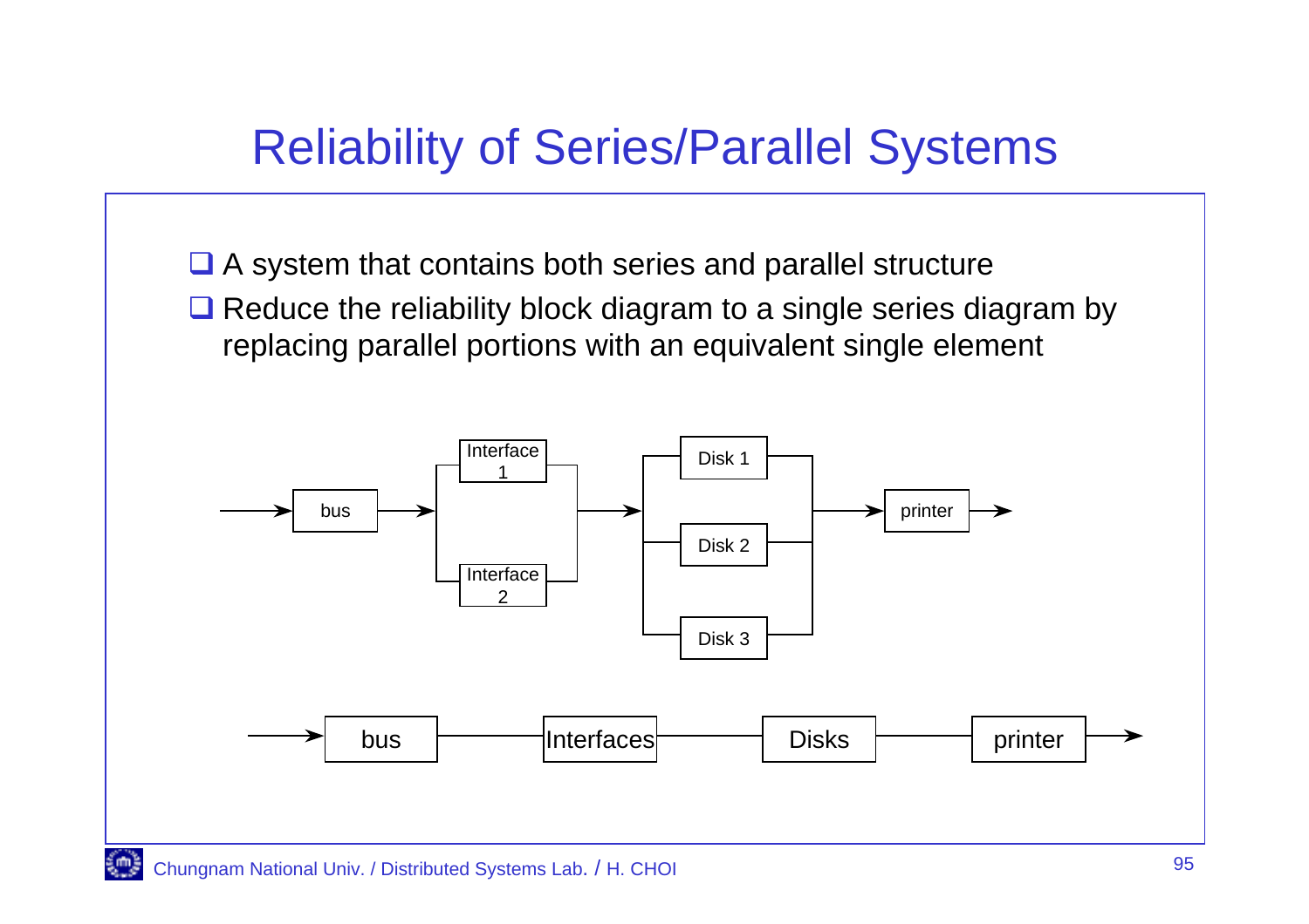# Reliability of Series/Parallel Systems

- A system that contains both series and parallel structure
- Reduce the reliability block diagram to a single series diagram by replacing parallel portions with an equivalent single element

bus → Interface 1 / Interface 2 → Disk 1 / Disk 2 / Disk 3 → printer

bus — Interfaces — Disks — printer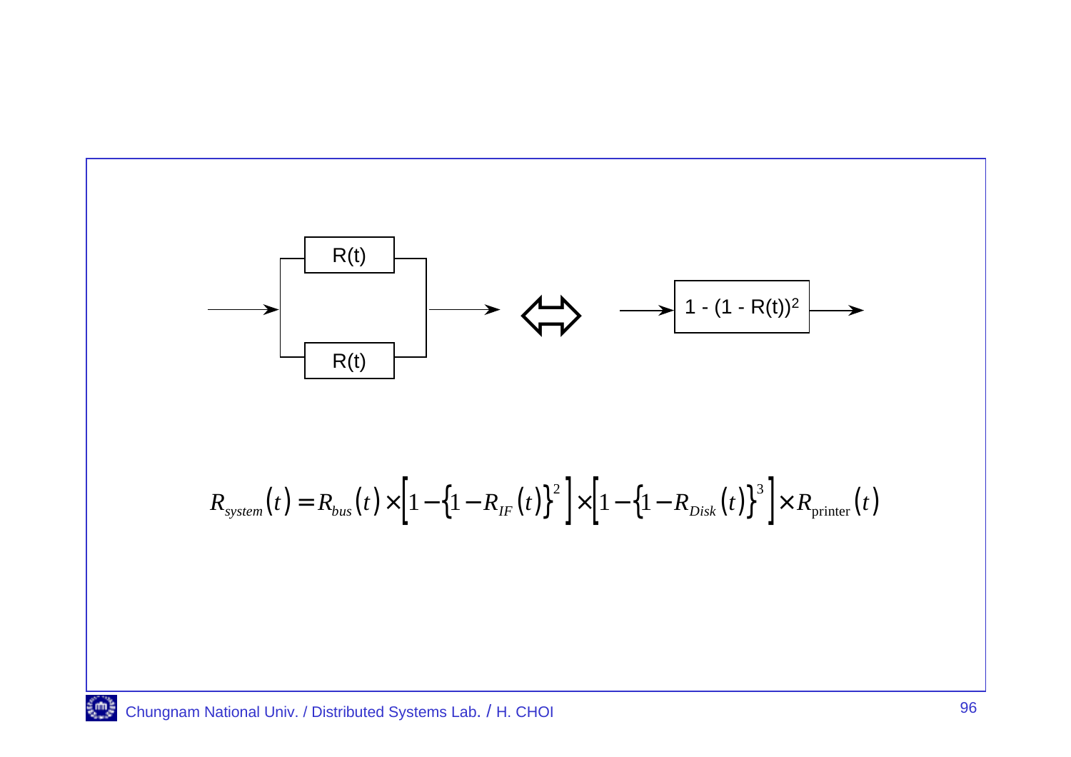R(t)

R(t)

$\Leftrightarrow$

$1 - (1 - R(t))^2$

$$R_{system}(t) = R_{bus}(t) \times \left[1 - \left\{1 - R_{IF}(t)\right\}^2\right] \times \left[1 - \left\{1 - R_{Disk}(t)\right\}^3\right] \times R_{\text{printer}}(t)$$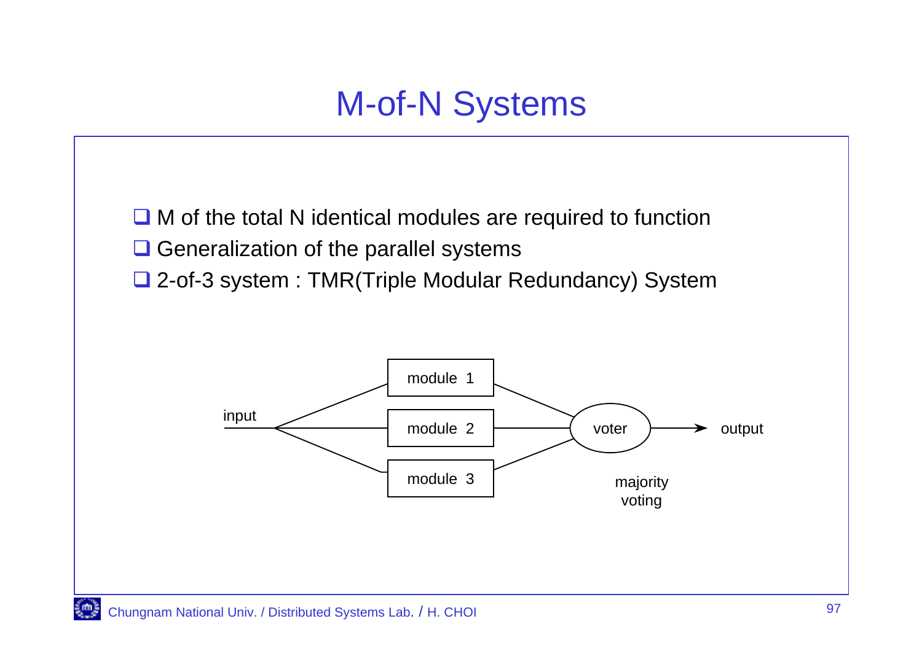# M-of-N Systems

- M of the total N identical modules are required to function
- Generalization of the parallel systems
- 2-of-3 system : TMR(Triple Modular Redundancy) System

input — module 1, module 2, module 3 — voter — output

majority voting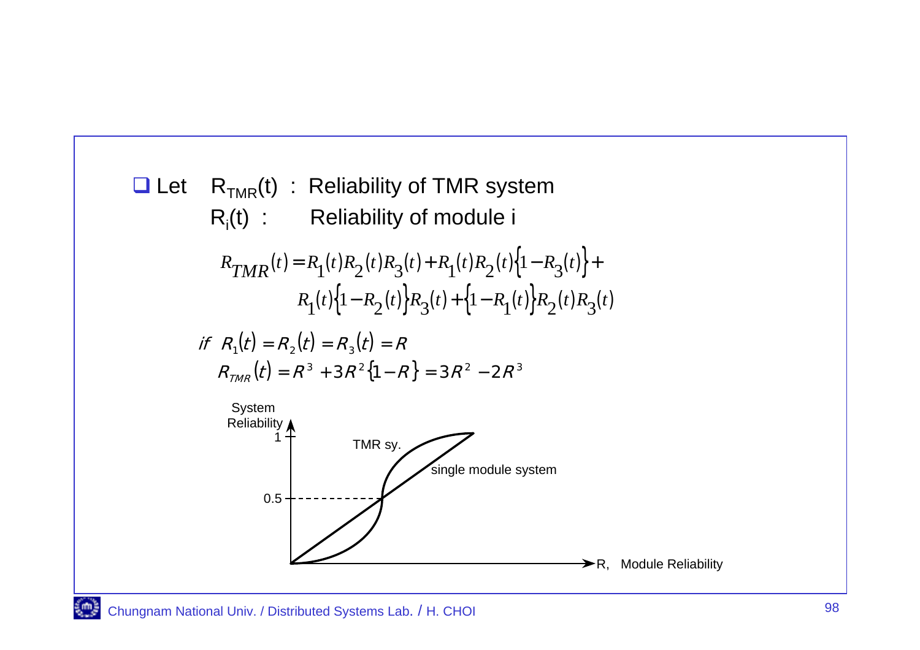- Let $R_{TMR}(t)$ : Reliability of TMR system

  $R_i(t)$ : Reliability of module i

$$R_{TMR}(t) = R_1(t)R_2(t)R_3(t) + R_1(t)R_2(t)\{1 - R_3(t)\} + R_1(t)\{1 - R_2(t)\}R_3(t) + \{1 - R_1(t)\}R_2(t)R_3(t)$$

$$\text{if } R_1(t) = R_2(t) = R_3(t) = R$$

$$R_{TMR}(t) = R^3 + 3R^2\{1 - R\} = 3R^2 - 2R^3$$

System Reliability

1

0.5

TMR sy.

single module system

R, Module Reliability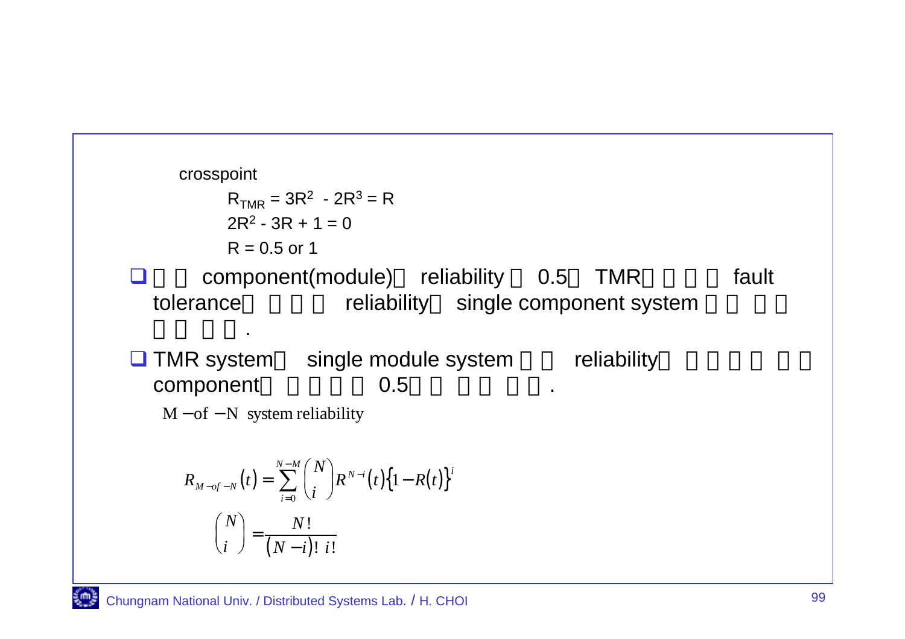crosspoint

$R_{TMR} = 3R^2 - 2R^3 = R$

$2R^2 - 3R + 1 = 0$

$R = 0.5$ or $1$

- component(module) reliability 0.5 TMR fault tolerance reliability single component system .
- TMR system single module system reliability component 0.5 .

M − of − N system reliability

$$R_{M-of-N}(t) = \sum_{i=0}^{N-M} \binom{N}{i} R^{N-i}(t)\{1 - R(t)\}^i$$

$$\binom{N}{i} = \frac{N!}{(N-i)!\, i!}$$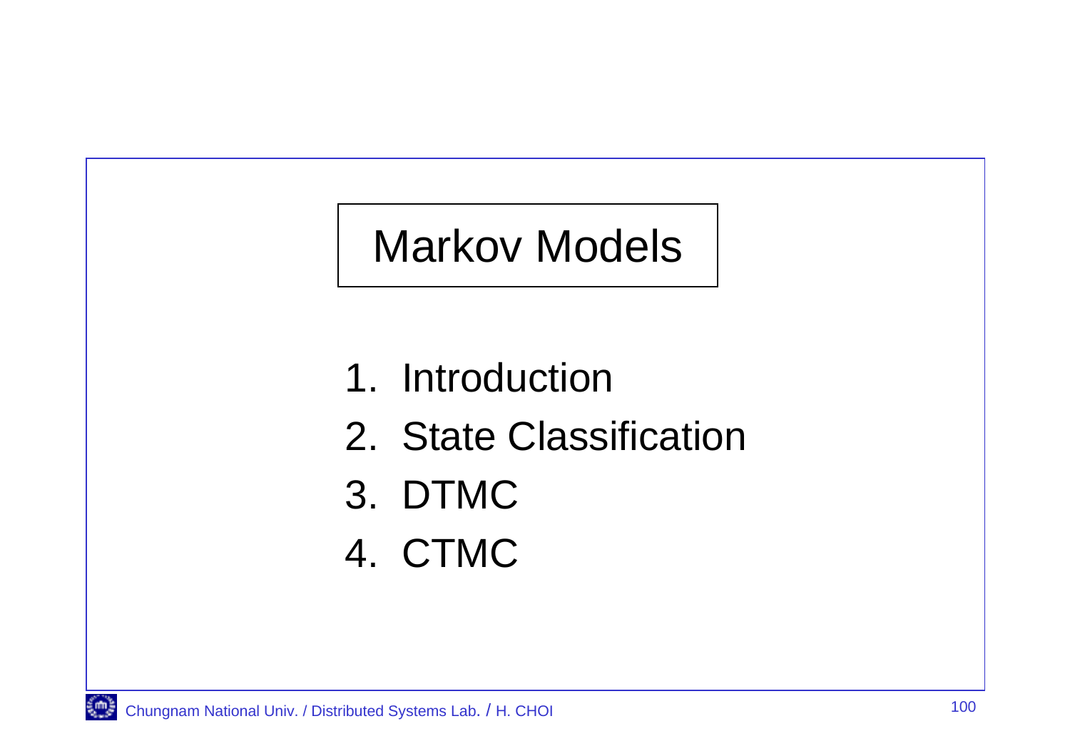# Markov Models

1. Introduction
2. State Classification
3. DTMC
4. CTMC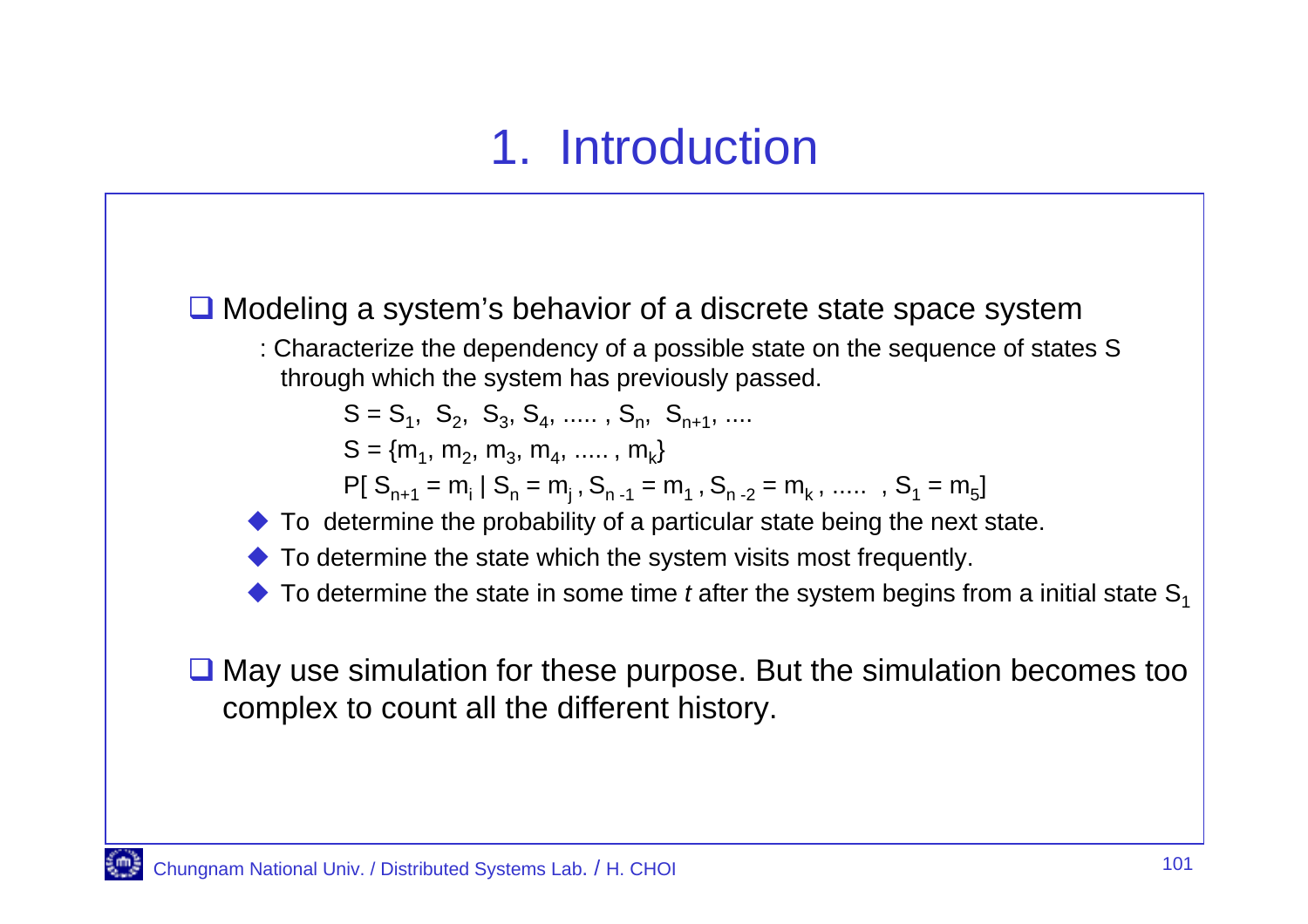# 1. Introduction

- Modeling a system's behavior of a discrete state space system

  : Characterize the dependency of a possible state on the sequence of states S through which the system has previously passed.

  $$S = S_1,\ S_2,\ S_3, S_4, \ldots , S_n,\ S_{n+1}, \ldots$$

  $$S = \{m_1, m_2, m_3, m_4, \ldots , m_k\}$$

  $$P[\, S_{n+1} = m_i \mid S_n = m_j , S_{n-1} = m_1 , S_{n-2} = m_k , \ldots , S_1 = m_5]$$

  - To determine the probability of a particular state being the next state.
  - To determine the state which the system visits most frequently.
  - To determine the state in some time *t* after the system begins from a initial state $S_1$

- May use simulation for these purpose. But the simulation becomes too complex to count all the different history.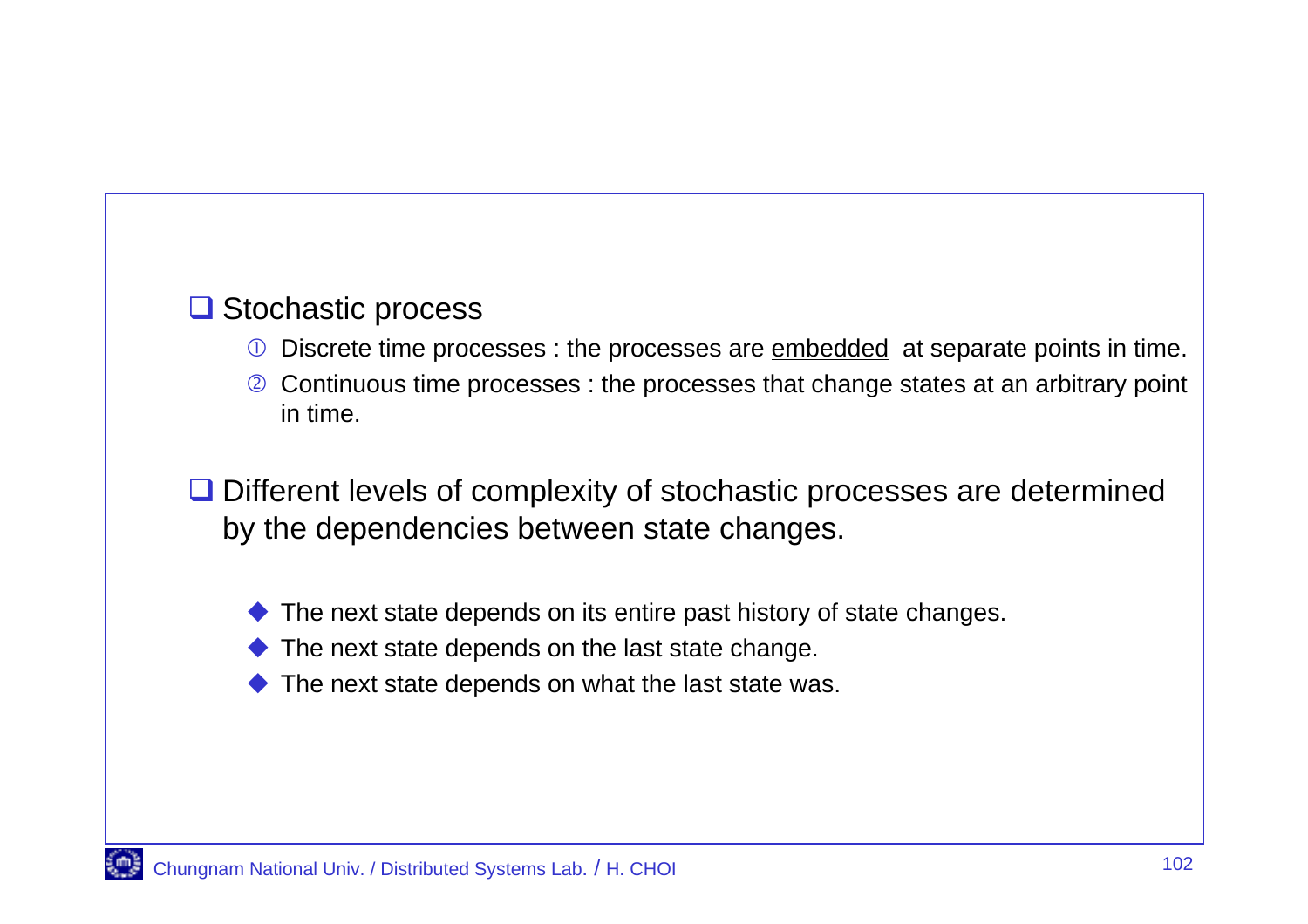- Stochastic process
  1. Discrete time processes : the processes are embedded at separate points in time.
  2. Continuous time processes : the processes that change states at an arbitrary point in time.

- Different levels of complexity of stochastic processes are determined by the dependencies between state changes.

  - The next state depends on its entire past history of state changes.
  - The next state depends on the last state change.
  - The next state depends on what the last state was.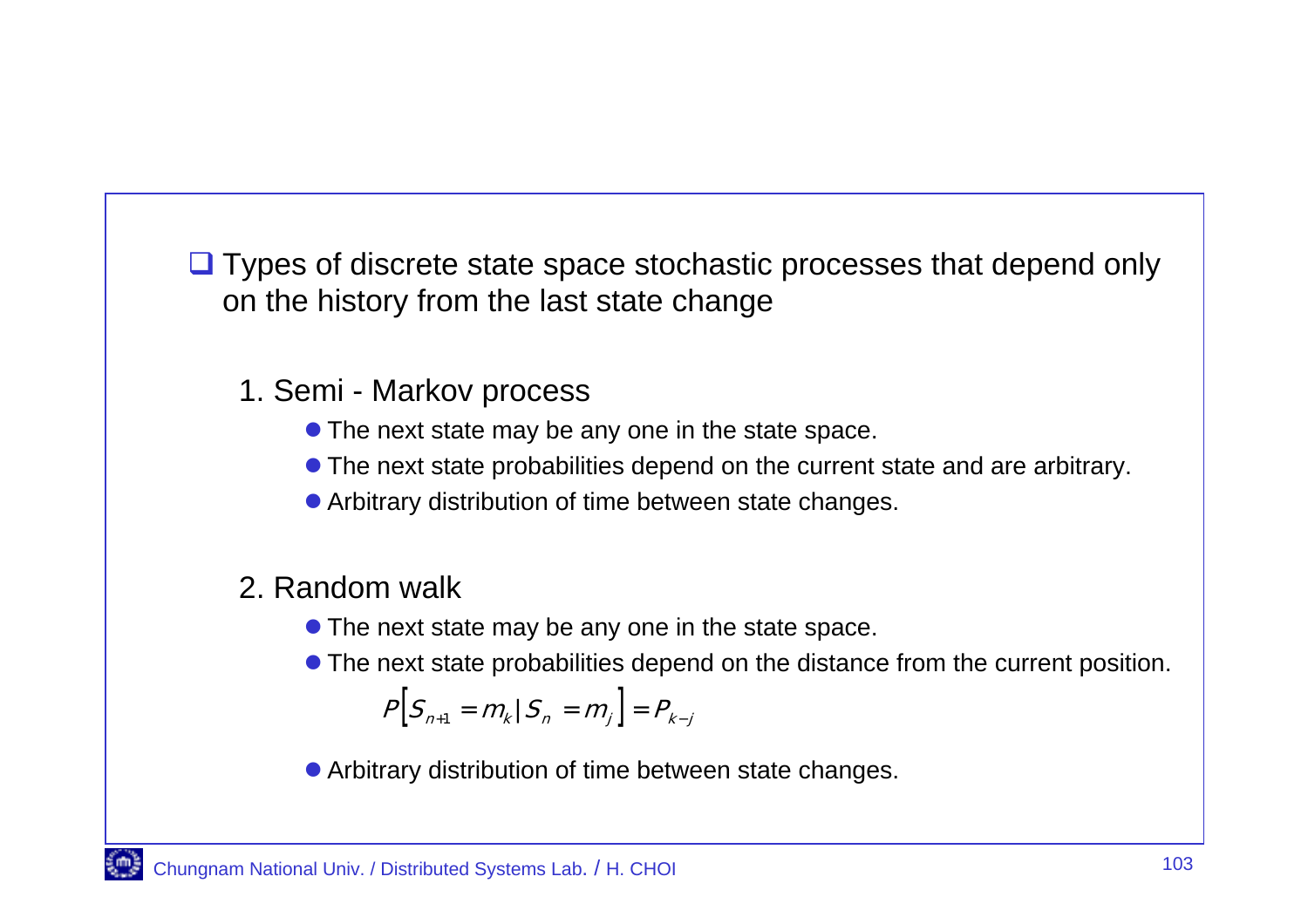- Types of discrete state space stochastic processes that depend only on the history from the last state change

1. Semi - Markov process
   - The next state may be any one in the state space.
   - The next state probabilities depend on the current state and are arbitrary.
   - Arbitrary distribution of time between state changes.

2. Random walk
   - The next state may be any one in the state space.
   - The next state probabilities depend on the distance from the current position.

     $$P\left[S_{n+1} = m_k \mid S_n = m_j\right] = P_{k-j}$$

   - Arbitrary distribution of time between state changes.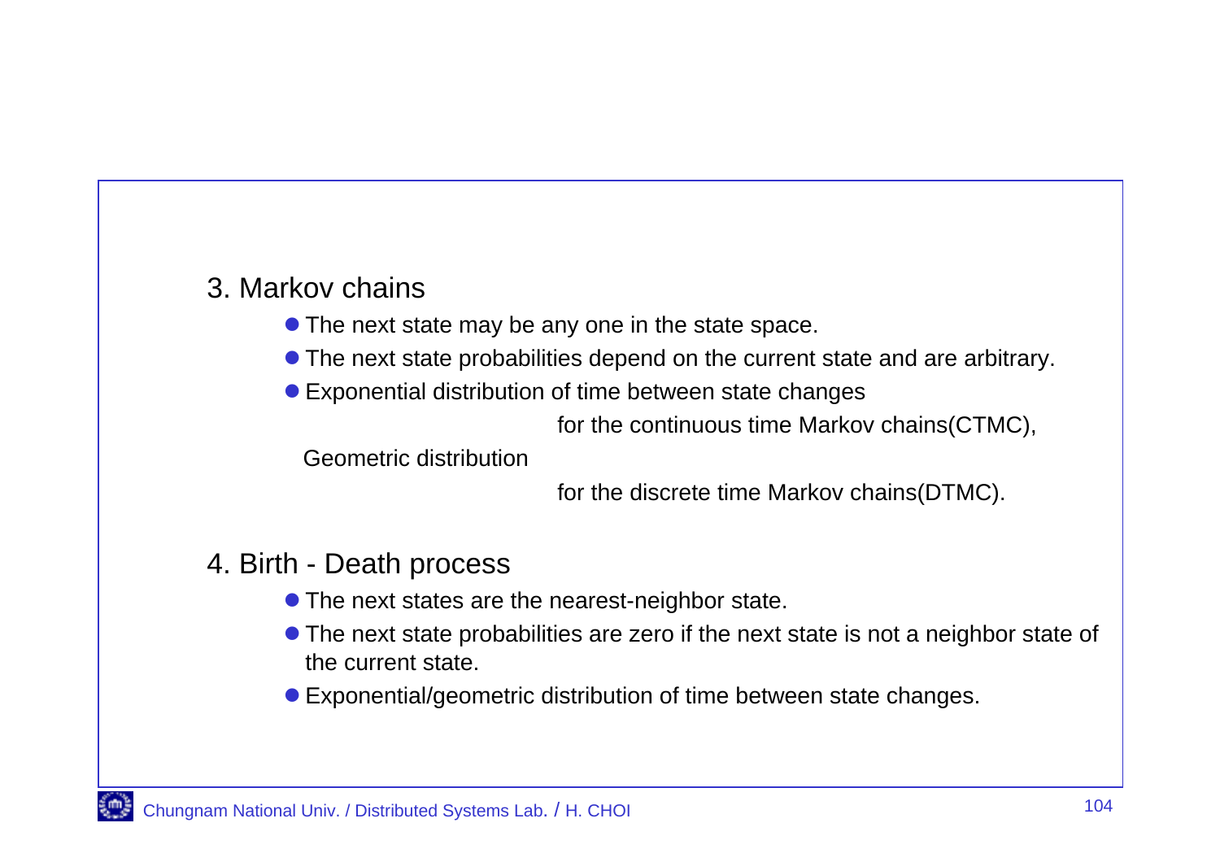### 3. Markov chains

- The next state may be any one in the state space.
- The next state probabilities depend on the current state and are arbitrary.
- Exponential distribution of time between state changes

  for the continuous time Markov chains(CTMC),

  Geometric distribution

  for the discrete time Markov chains(DTMC).

### 4. Birth - Death process

- The next states are the nearest-neighbor state.
- The next state probabilities are zero if the next state is not a neighbor state of the current state.
- Exponential/geometric distribution of time between state changes.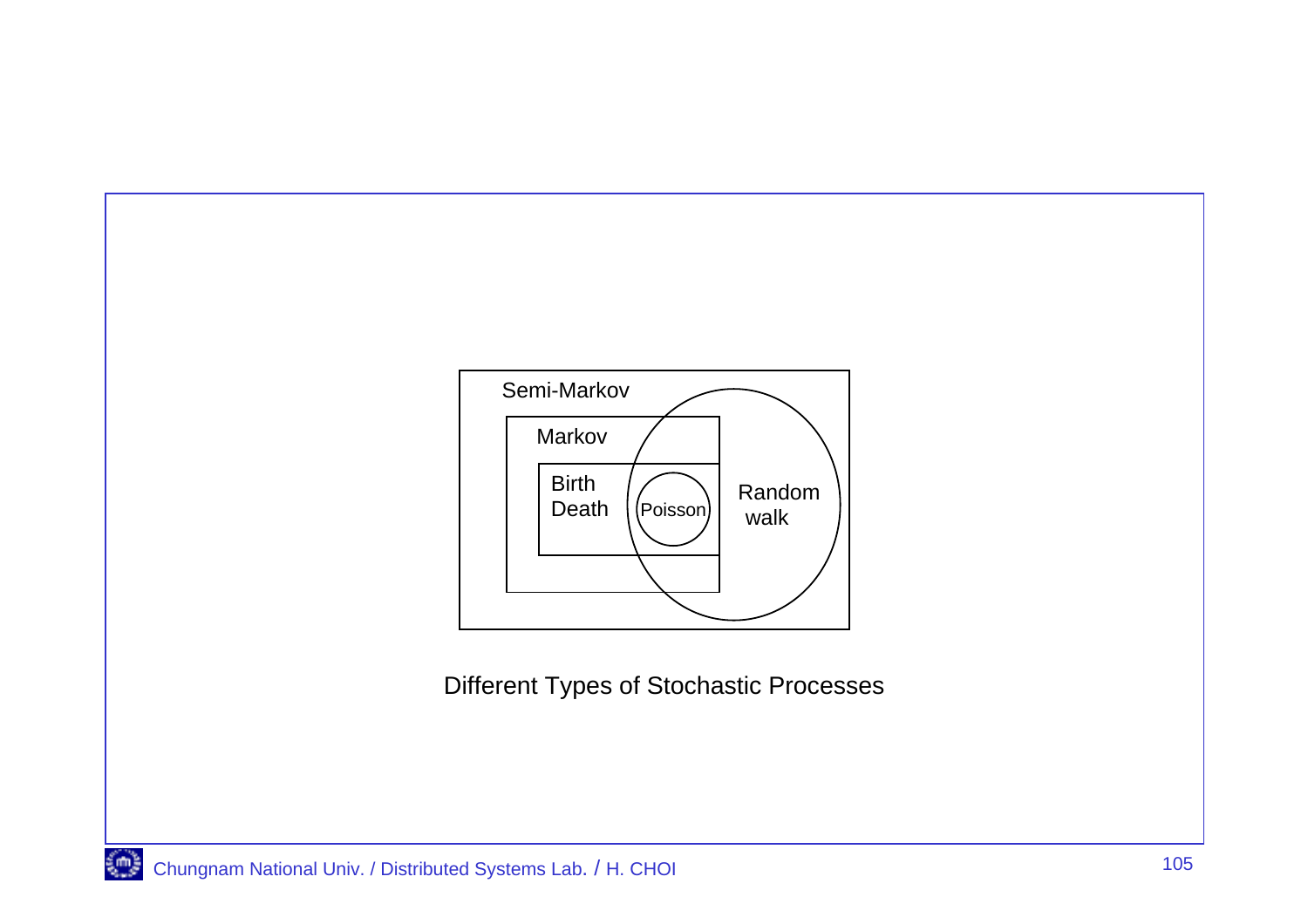Semi-Markov

Markov

Birth Death

Poisson

Random walk

Different Types of Stochastic Processes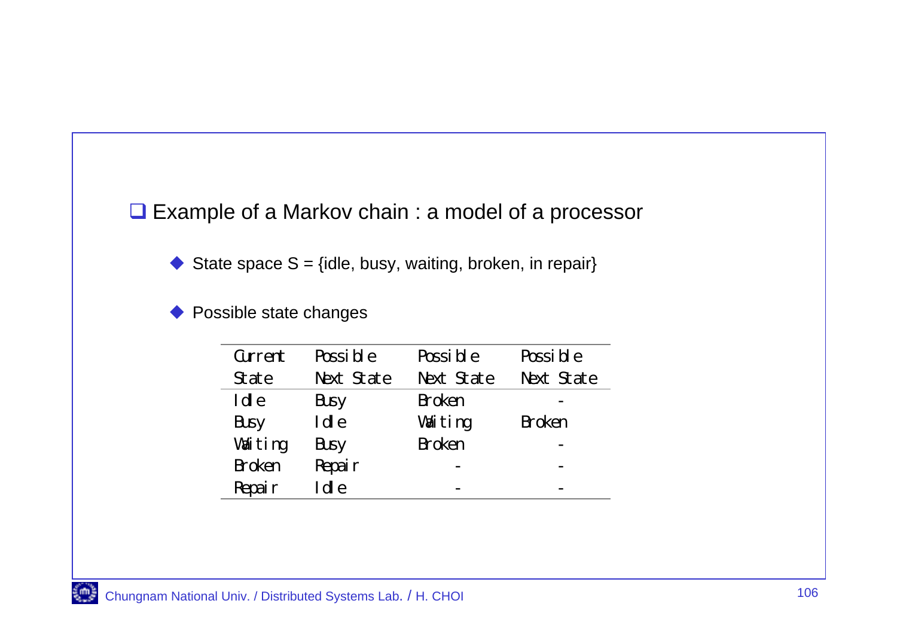- Example of a Markov chain : a model of a processor

  - State space S = {idle, busy, waiting, broken, in repair}

  - Possible state changes

| Current State | Possible Next State | Possible Next State | Possible Next State |
|---|---|---|---|
| Idle | Busy | Broken | - |
| Busy | Idle | Waiting | Broken |
| Waiting | Busy | Broken | - |
| Broken | Repair | - | - |
| Repair | Idle | - | - |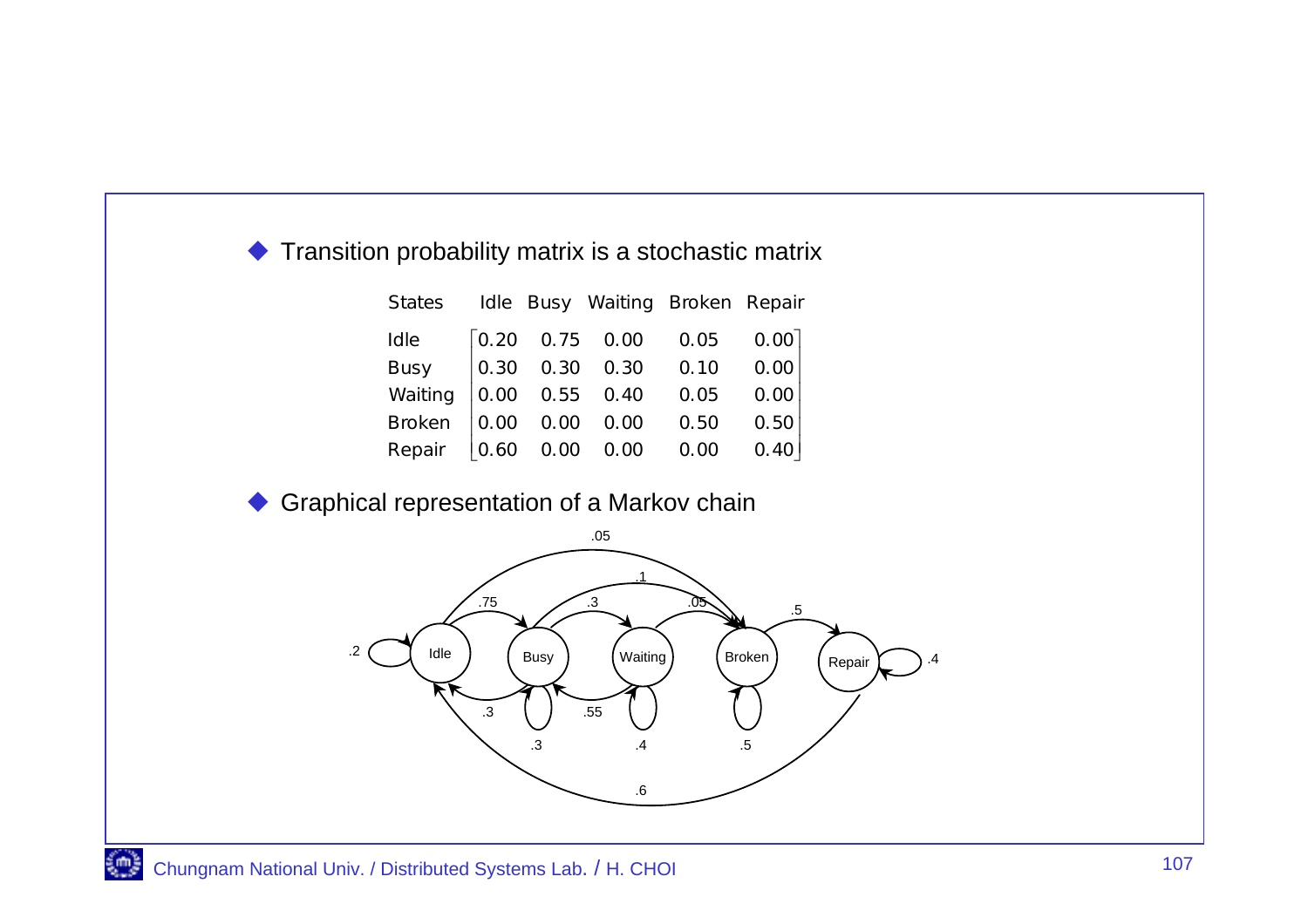- Transition probability matrix is a stochastic matrix

| States | Idle | Busy | Waiting | Broken | Repair |
|---|---|---|---|---|---|
| Idle | 0.20 | 0.75 | 0.00 | 0.05 | 0.00 |
| Busy | 0.30 | 0.30 | 0.30 | 0.10 | 0.00 |
| Waiting | 0.00 | 0.55 | 0.40 | 0.05 | 0.00 |
| Broken | 0.00 | 0.00 | 0.00 | 0.50 | 0.50 |
| Repair | 0.60 | 0.00 | 0.00 | 0.00 | 0.40 |

- Graphical representation of a Markov chain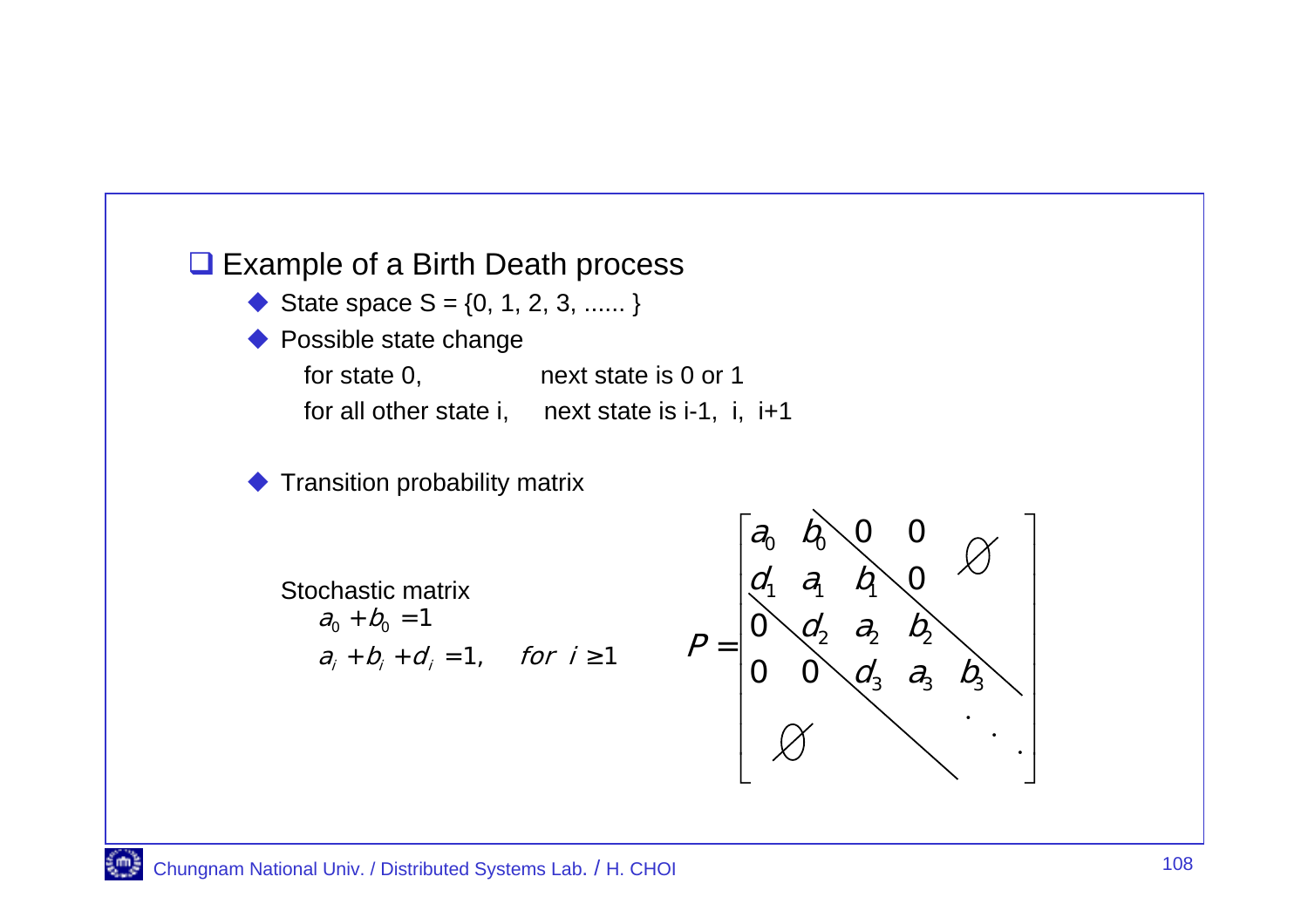## Example of a Birth Death process

- State space S = {0, 1, 2, 3, ...... }
- Possible state change

  for state 0, next state is 0 or 1

  for all other state i, next state is i-1, i, i+1

- Transition probability matrix

Stochastic matrix

$$a_0 + b_0 = 1$$

$$a_i + b_i + d_i = 1, \quad for \ i \geq 1$$

$$P = \begin{bmatrix} a_0 & b_0 & 0 & 0 & & \varnothing \\ d_1 & a_1 & b_1 & 0 & & \\ 0 & d_2 & a_2 & b_2 & & \\ 0 & 0 & d_3 & a_3 & b_3 & \\ & \varnothing & & & & \ddots \end{bmatrix}$$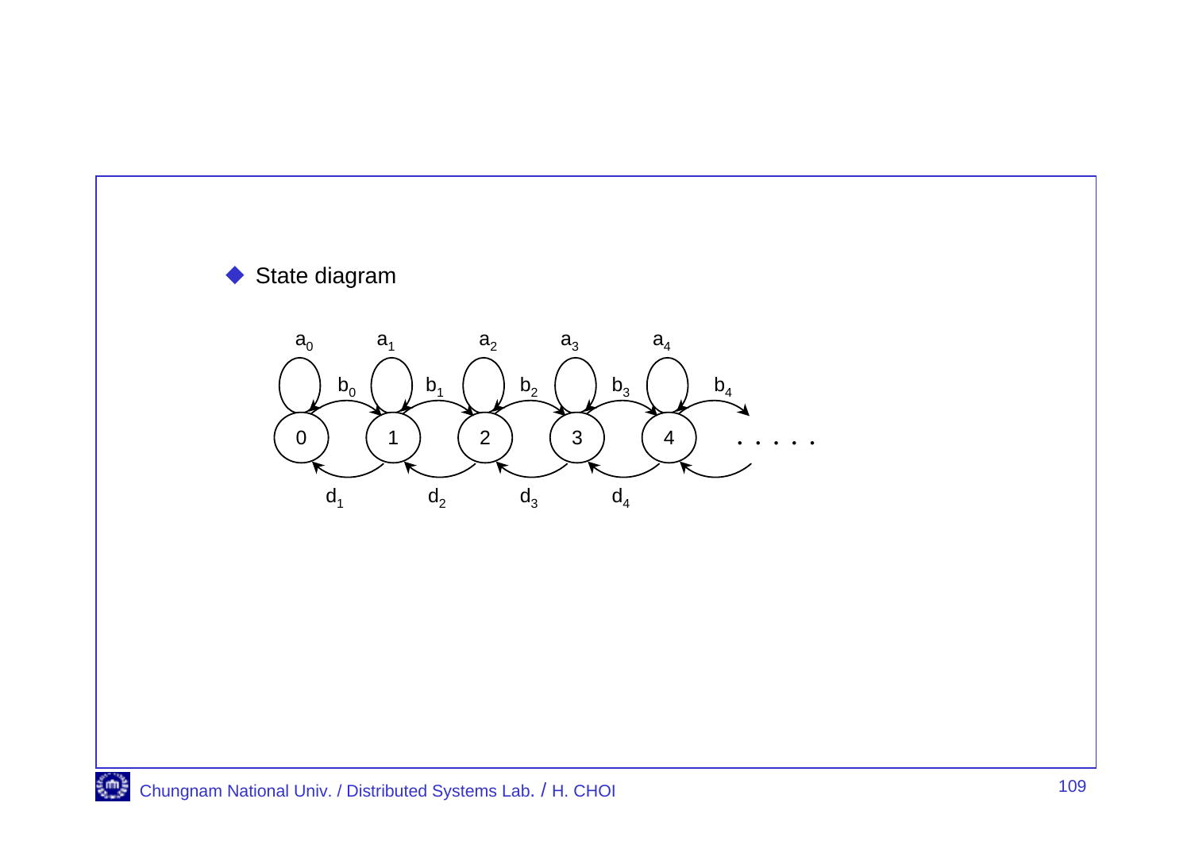- State diagram

$a_0$ $a_1$ $a_2$ $a_3$ $a_4$

$b_0$ $b_1$ $b_2$ $b_3$ $b_4$

0 1 2 3 4 . . . . .

$d_1$ $d_2$ $d_3$ $d_4$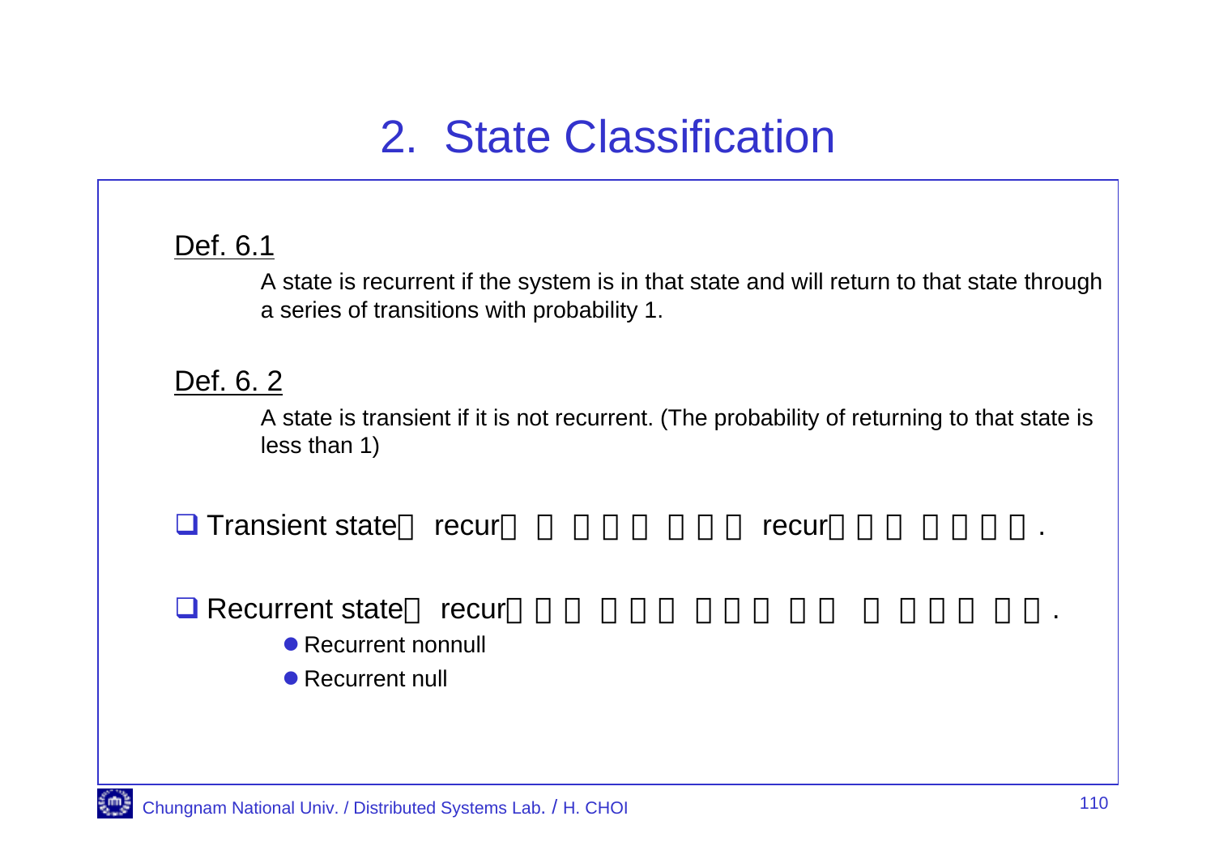# 2. State Classification

Def. 6.1

A state is recurrent if the system is in that state and will return to that state through a series of transitions with probability 1.

Def. 6. 2

A state is transient if it is not recurrent. (The probability of returning to that state is less than 1)

- Transient state□ recur□ □ □□□ □□□ recur□□□ □□□□.
- Recurrent state□ recur□□□ □□□ □□□ □□ □□□□ □□.
  - Recurrent nonnull
  - Recurrent null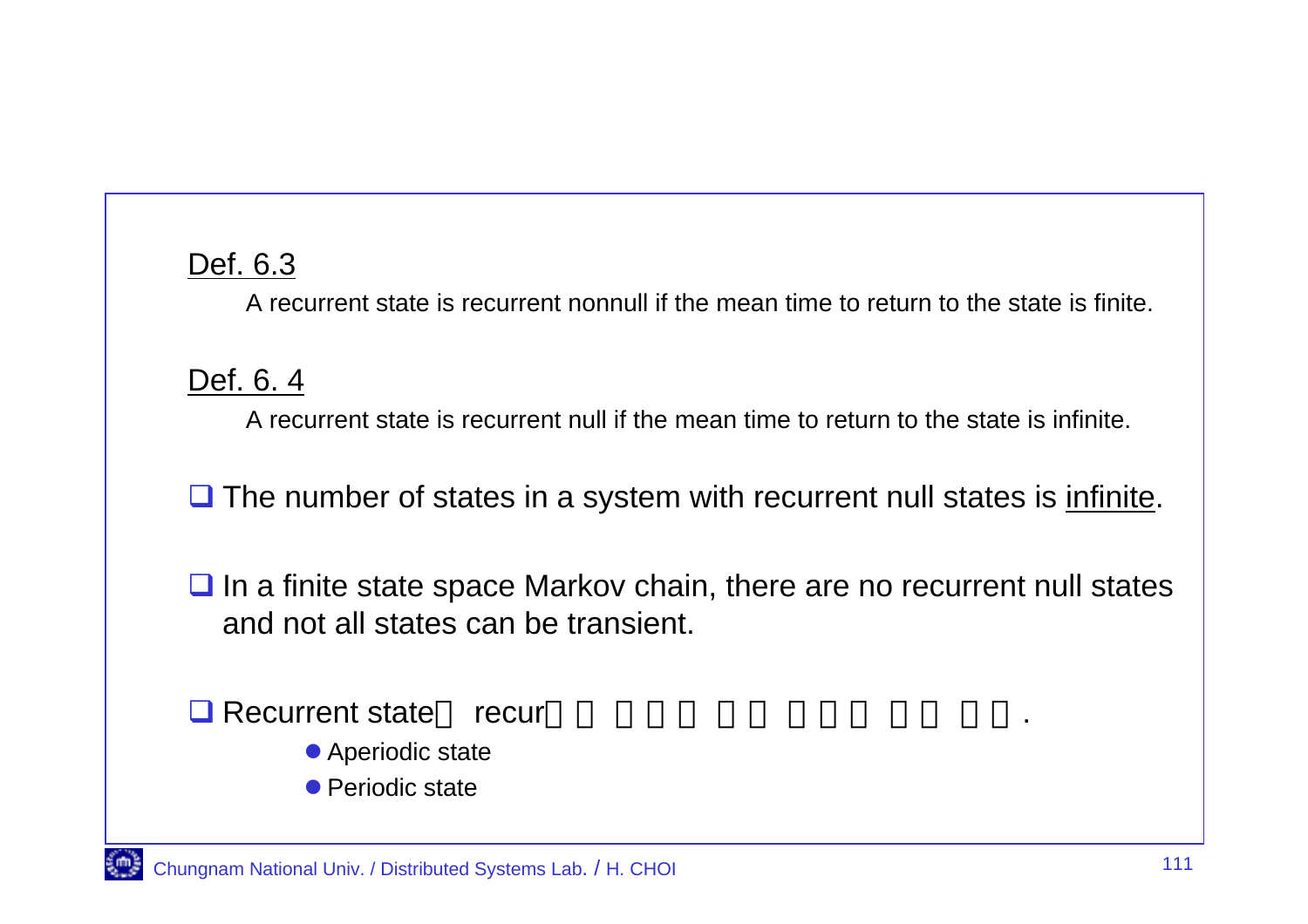Def. 6.3

A recurrent state is recurrent nonnull if the mean time to return to the state is finite.

Def. 6. 4

A recurrent state is recurrent null if the mean time to return to the state is infinite.

- The number of states in a system with recurrent null states is infinite.

- In a finite state space Markov chain, there are no recurrent null states and not all states can be transient.

- Recurrent state□ recur□ □ □□□ □□ □□□ □□ □□.
  - Aperiodic state
  - Periodic state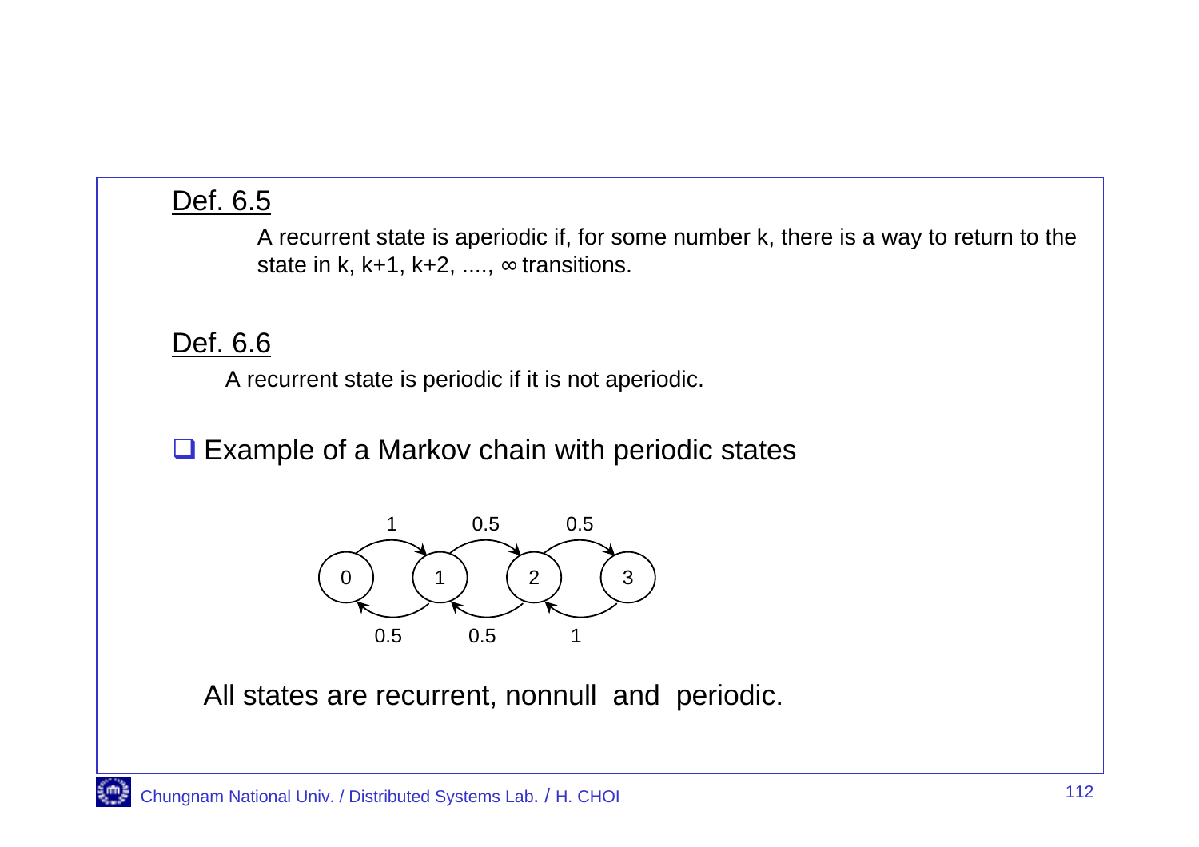**Def. 6.5**

A recurrent state is aperiodic if, for some number k, there is a way to return to the state in k, k+1, k+2, ...., ∞ transitions.

**Def. 6.6**

A recurrent state is periodic if it is not aperiodic.

- Example of a Markov chain with periodic states

All states are recurrent, nonnull and periodic.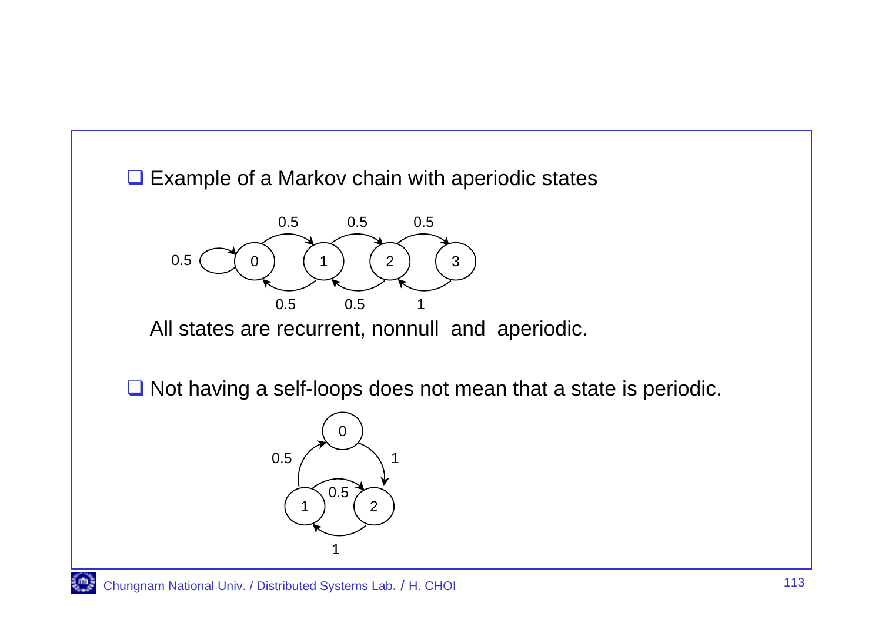- Example of a Markov chain with aperiodic states

All states are recurrent, nonnull and aperiodic.

- Not having a self-loops does not mean that a state is periodic.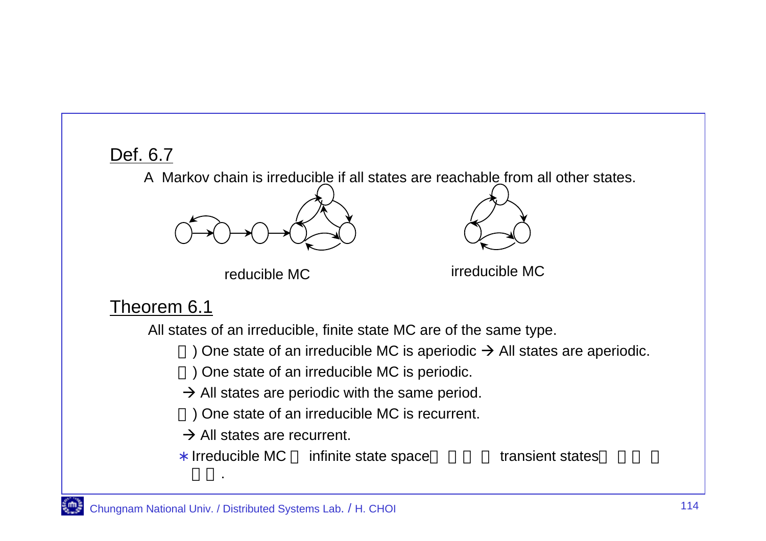Def. 6.7

A Markov chain is irreducible if all states are reachable from all other states.

reducible MC

irreducible MC

Theorem 6.1

All states of an irreducible, finite state MC are of the same type.

 ) One state of an irreducible MC is aperiodic → All states are aperiodic.

 ) One state of an irreducible MC is periodic.

→ All states are periodic with the same period.

 ) One state of an irreducible MC is recurrent.

→ All states are recurrent.

∗ Irreducible MC  infinite state space   transient states  
.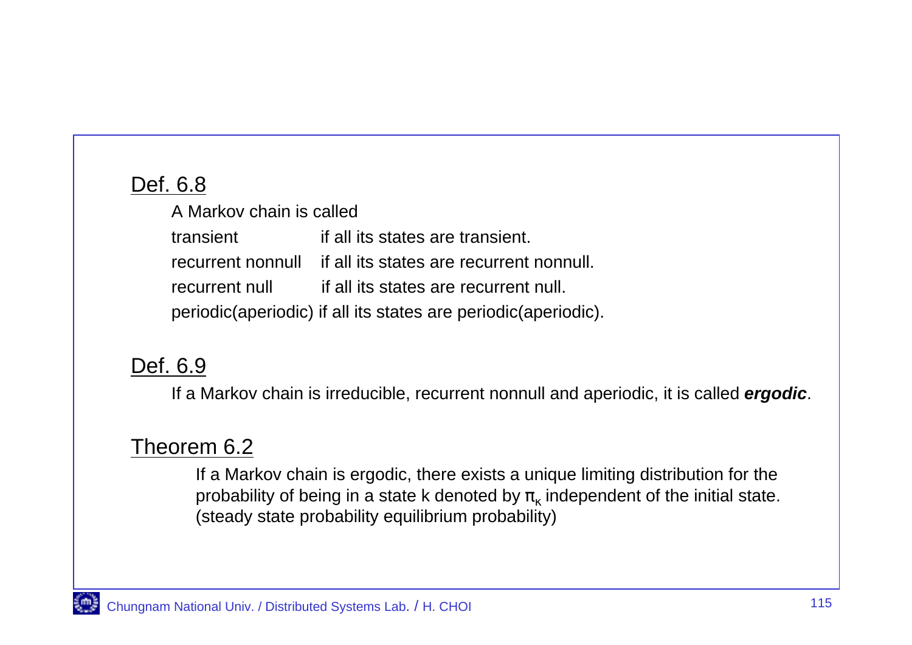## Def. 6.8

A Markov chain is called

- transient — if all its states are transient.
- recurrent nonnull — if all its states are recurrent nonnull.
- recurrent null — if all its states are recurrent null.
- periodic(aperiodic) — if all its states are periodic(aperiodic).

## Def. 6.9

If a Markov chain is irreducible, recurrent nonnull and aperiodic, it is called ***ergodic***.

## Theorem 6.2

If a Markov chain is ergodic, there exists a unique limiting distribution for the probability of being in a state k denoted by $\pi_k$ independent of the initial state. (steady state probability equilibrium probability)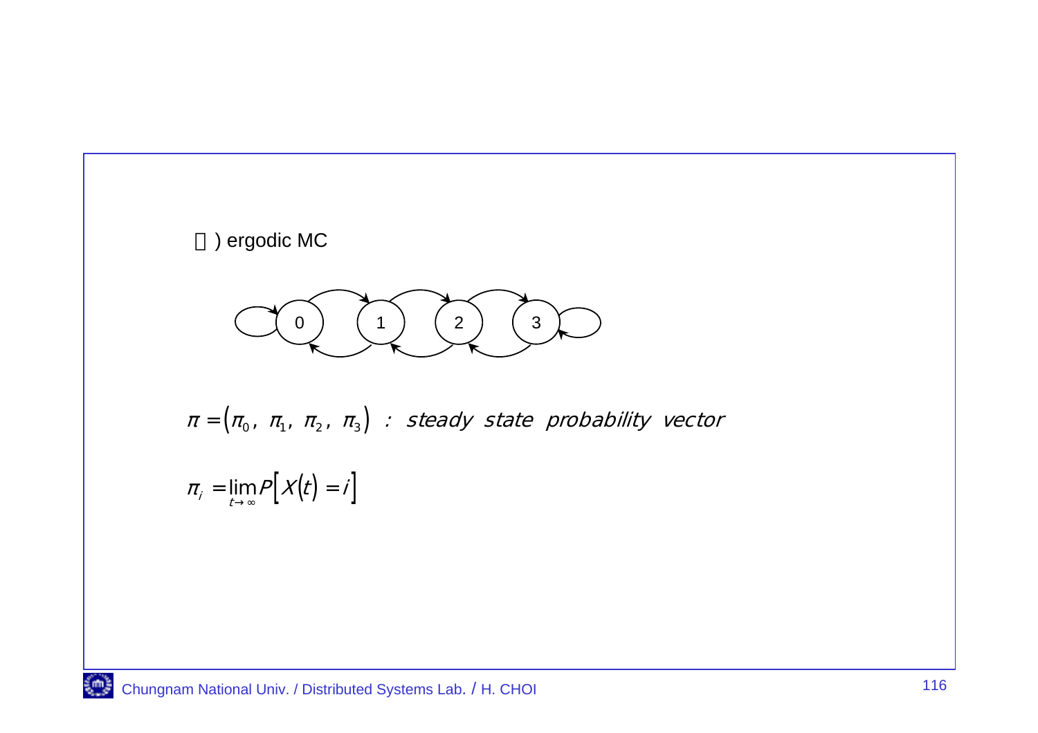) ergodic MC

0 1 2 3

$\pi = (\pi_0,\ \pi_1,\ \pi_2,\ \pi_3)$ : *steady state probability vector*

$$\pi_i = \lim_{t \to \infty} P[X(t) = i]$$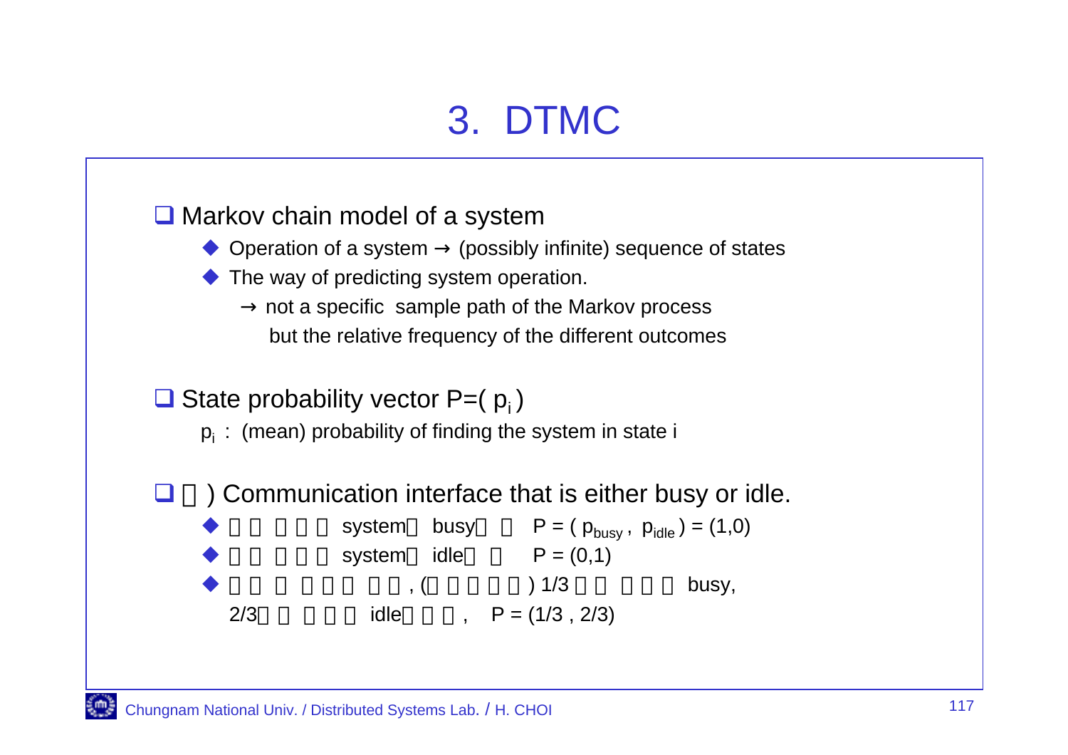# 3. DTMC

- Markov chain model of a system
  - Operation of a system → (possibly infinite) sequence of states
  - The way of predicting system operation.

    → not a specific sample path of the Markov process

    but the relative frequency of the different outcomes

- State probability vector $P=(p_i)$

  $p_i$ : (mean) probability of finding the system in state i

- □ ) Communication interface that is either busy or idle.
  - □ □ □ □ □ system□ busy□ □ $P = (p_{busy}, p_{idle}) = (1,0)$
  - □ □ □ □ □ system□ idle□ □ $P = (0,1)$
  - □ □ □ □ □ □ □ □ , (□ □ □ □ □ ) 1/3 □ □ □ □ □ busy,

    2/3□ □ □ □ □ idle□ □ □ , $P = (1/3 , 2/3)$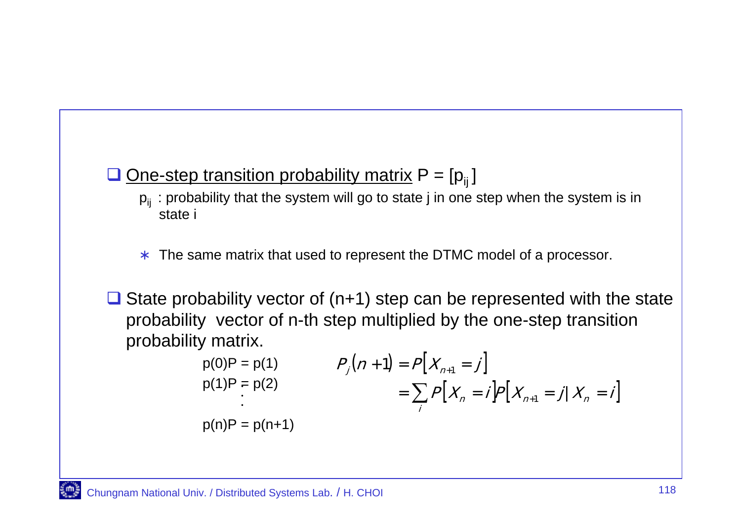- <u>One-step transition probability matrix</u> $P = [p_{ij}]$

  $p_{ij}$ : probability that the system will go to state j in one step when the system is in state i

  ∗ The same matrix that used to represent the DTMC model of a processor.

- State probability vector of (n+1) step can be represented with the state probability vector of n-th step multiplied by the one-step transition probability matrix.

$$
\begin{aligned}
p(0)P &= p(1) \\
p(1)P &= p(2) \\
&\vdots \\
p(n)P &= p(n+1)
\end{aligned}
$$

$$
\begin{aligned}
P_j(n+1) &= P[X_{n+1} = j] \\
&= \sum_i P[X_n = i] P[X_{n+1} = j \mid X_n = i]
\end{aligned}
$$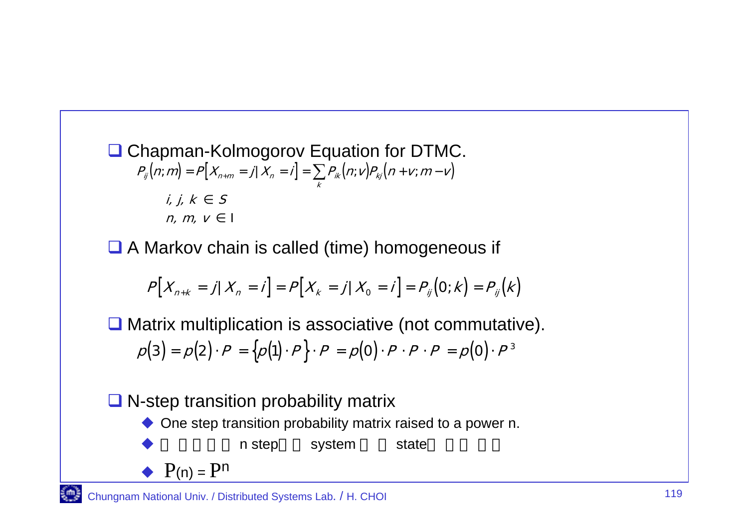- Chapman-Kolmogorov Equation for DTMC.

$$P_{ij}(n;m) = P[X_{n+m} = j \mid X_n = i] = \sum_k P_{ik}(n;v) P_{kj}(n+v; m-v)$$

$$i,\ j,\ k \in S$$

$$n,\ m,\ v \in \mathrm{I}$$

- A Markov chain is called (time) homogeneous if

$$P[X_{n+k} = j \mid X_n = i] = P[X_k = j \mid X_0 = i] = P_{ij}(0;k) = P_{ij}(k)$$

- Matrix multiplication is associative (not commutative).

$$p(3) = p(2) \cdot P = \{p(1) \cdot P\} \cdot P = p(0) \cdot P \cdot P \cdot P = p(0) \cdot P^3$$

- N-step transition probability matrix
  - One step transition probability matrix raised to a power n.
  - □ □ □ □ □ n step□ □ system □ □ state□ □ □ □ □ □
  - $P(n) = P^n$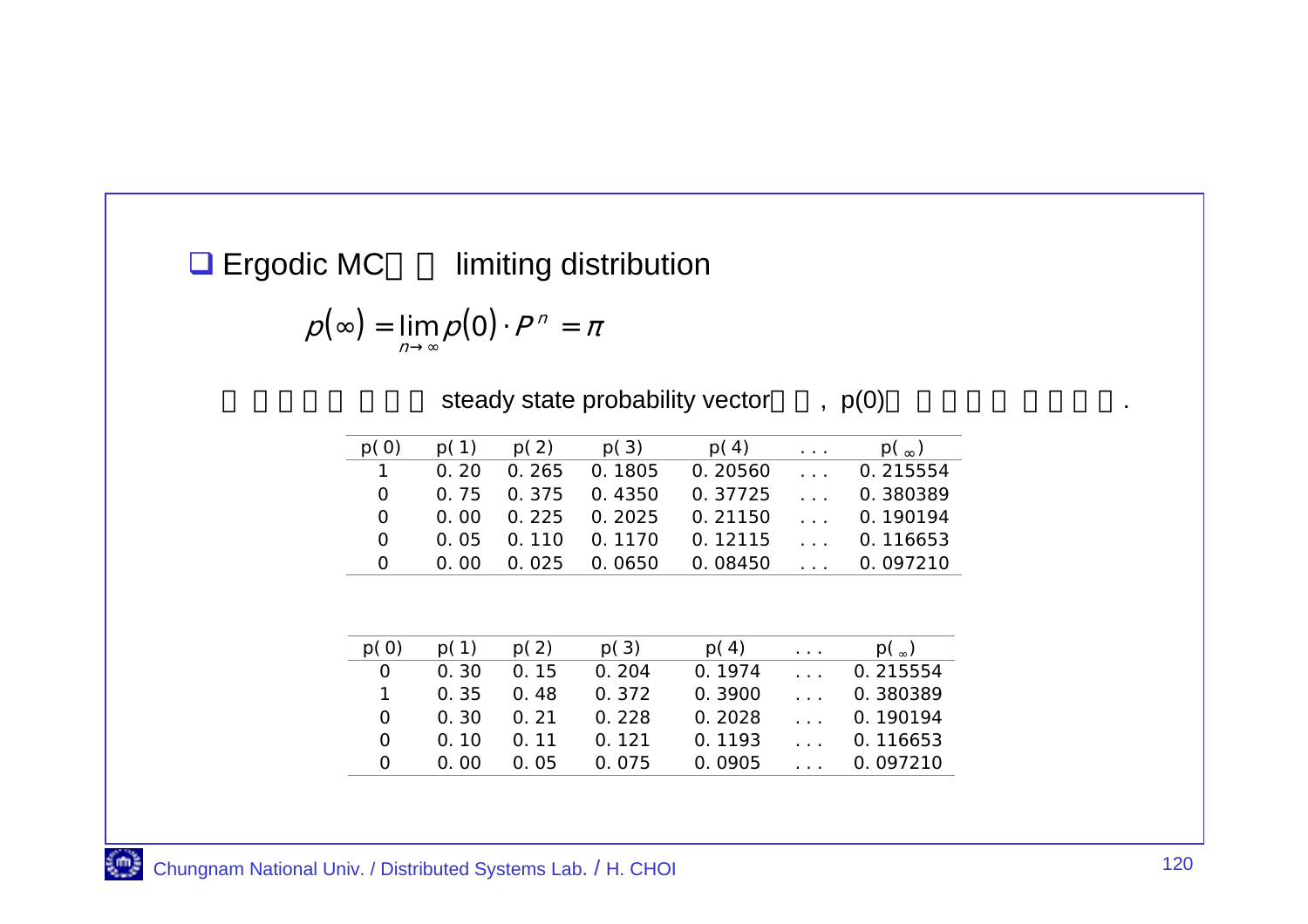- Ergodic MC의 limiting distribution

$$p(\infty) = \lim_{n \to \infty} p(0) \cdot P^n = \pi$$

steady state probability vector , p(0) .

| p(0) | p(1) | p(2) | p(3) | p(4) | ... | p(∞) |
|---|---|---|---|---|---|---|
| 1 | 0.20 | 0.265 | 0.1805 | 0.20560 | ... | 0.215554 |
| 0 | 0.75 | 0.375 | 0.4350 | 0.37725 | ... | 0.380389 |
| 0 | 0.00 | 0.225 | 0.2025 | 0.21150 | ... | 0.190194 |
| 0 | 0.05 | 0.110 | 0.1170 | 0.12115 | ... | 0.116653 |
| 0 | 0.00 | 0.025 | 0.0650 | 0.08450 | ... | 0.097210 |

| p(0) | p(1) | p(2) | p(3) | p(4) | ... | p(∞) |
|---|---|---|---|---|---|---|
| 0 | 0.30 | 0.15 | 0.204 | 0.1974 | ... | 0.215554 |
| 1 | 0.35 | 0.48 | 0.372 | 0.3900 | ... | 0.380389 |
| 0 | 0.30 | 0.21 | 0.228 | 0.2028 | ... | 0.190194 |
| 0 | 0.10 | 0.11 | 0.121 | 0.1193 | ... | 0.116653 |
| 0 | 0.00 | 0.05 | 0.075 | 0.0905 | ... | 0.097210 |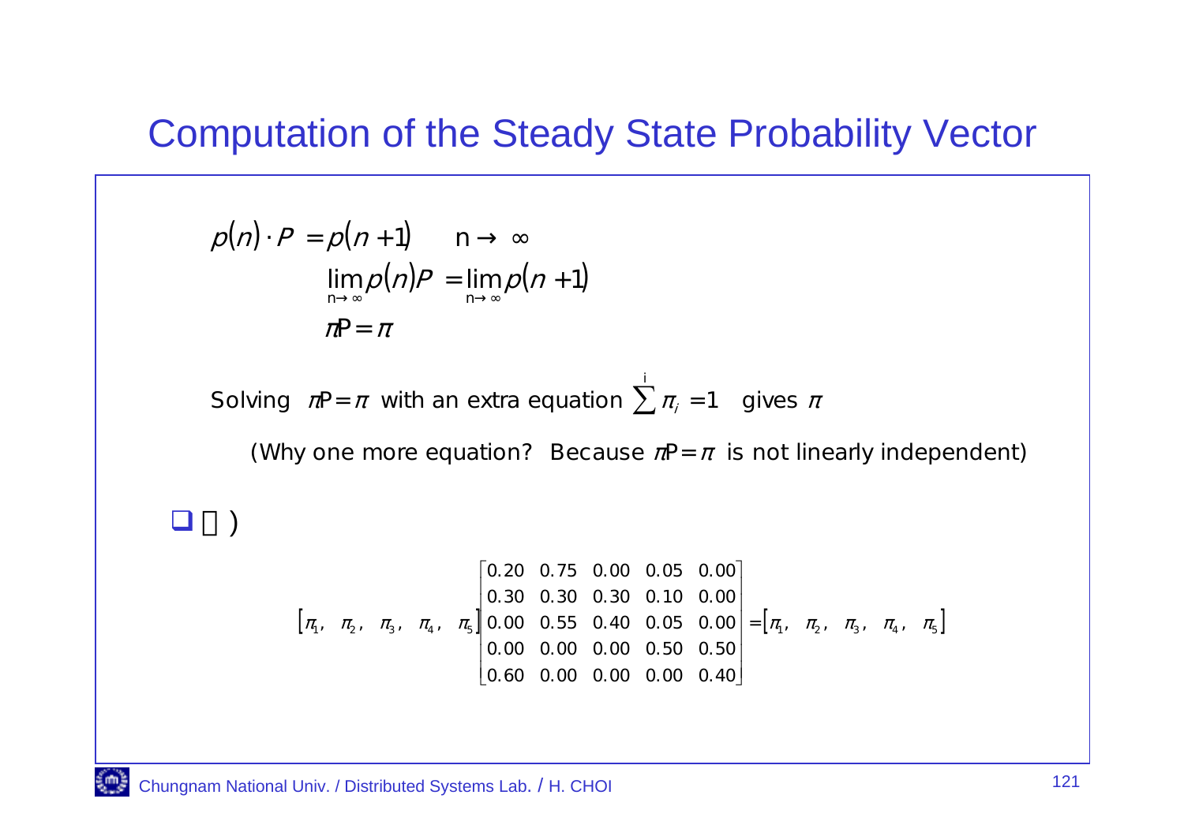# Computation of the Steady State Probability Vector

$$p(n)\cdot P = p(n+1) \qquad n \to \infty$$

$$\lim_{n\to\infty} p(n)P = \lim_{n\to\infty} p(n+1)$$

$$\pi P = \pi$$

Solving $\pi P = \pi$ with an extra equation $\sum^{i} \pi_i = 1$ gives $\pi$

(Why one more equation? Because $\pi P = \pi$ is not linearly independent)

- 예)

$$[\pi_1,\ \pi_2,\ \pi_3,\ \pi_4,\ \pi_5]\begin{bmatrix} 0.20 & 0.75 & 0.00 & 0.05 & 0.00 \\ 0.30 & 0.30 & 0.30 & 0.10 & 0.00 \\ 0.00 & 0.55 & 0.40 & 0.05 & 0.00 \\ 0.00 & 0.00 & 0.00 & 0.50 & 0.50 \\ 0.60 & 0.00 & 0.00 & 0.00 & 0.40 \end{bmatrix} = [\pi_1,\ \pi_2,\ \pi_3,\ \pi_4,\ \pi_5]$$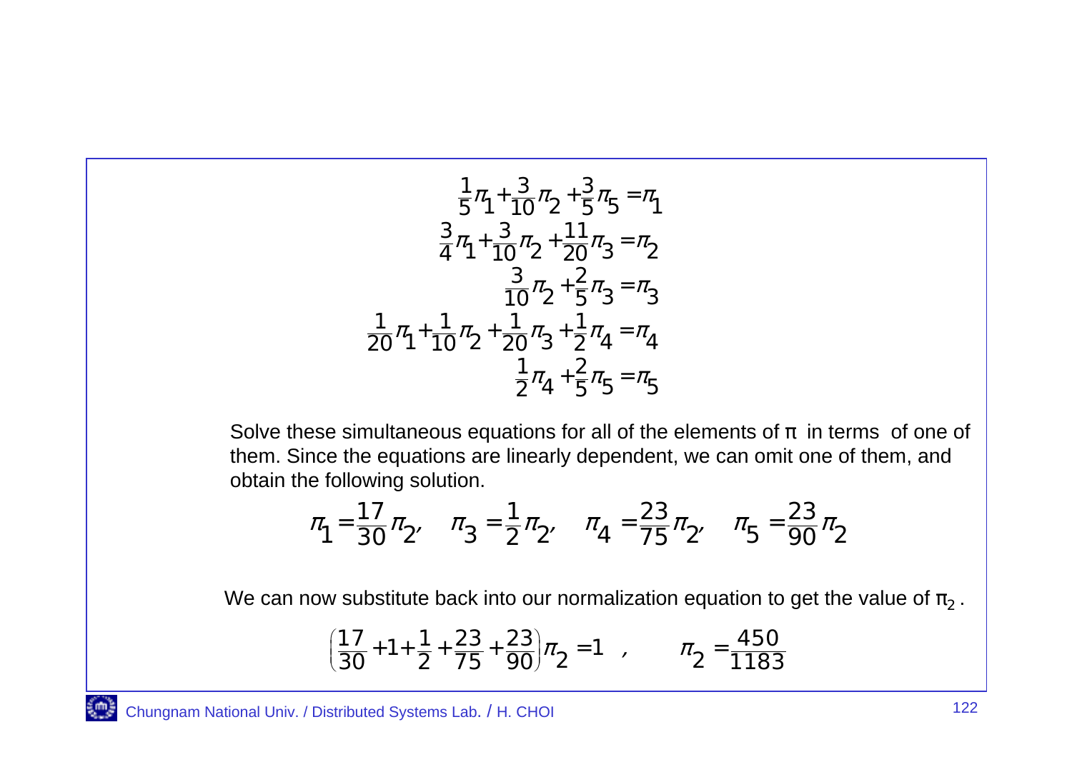$$
\begin{aligned}
\frac{1}{5}\pi_1 + \frac{3}{10}\pi_2 + \frac{3}{5}\pi_5 &= \pi_1 \\
\frac{3}{4}\pi_1 + \frac{3}{10}\pi_2 + \frac{11}{20}\pi_3 &= \pi_2 \\
\frac{3}{10}\pi_2 + \frac{2}{5}\pi_3 &= \pi_3 \\
\frac{1}{20}\pi_1 + \frac{1}{10}\pi_2 + \frac{1}{20}\pi_3 + \frac{1}{2}\pi_4 &= \pi_4 \\
\frac{1}{2}\pi_4 + \frac{2}{5}\pi_5 &= \pi_5
\end{aligned}
$$

Solve these simultaneous equations for all of the elements of $\pi$ in terms of one of them. Since the equations are linearly dependent, we can omit one of them, and obtain the following solution.

$$
\pi_1 = \frac{17}{30}\pi_2, \quad \pi_3 = \frac{1}{2}\pi_2, \quad \pi_4 = \frac{23}{75}\pi_2, \quad \pi_5 = \frac{23}{90}\pi_2
$$

We can now substitute back into our normalization equation to get the value of $\pi_2$.

$$
\left(\frac{17}{30} + 1 + \frac{1}{2} + \frac{23}{75} + \frac{23}{90}\right)\pi_2 = 1 \quad , \qquad \pi_2 = \frac{450}{1183}
$$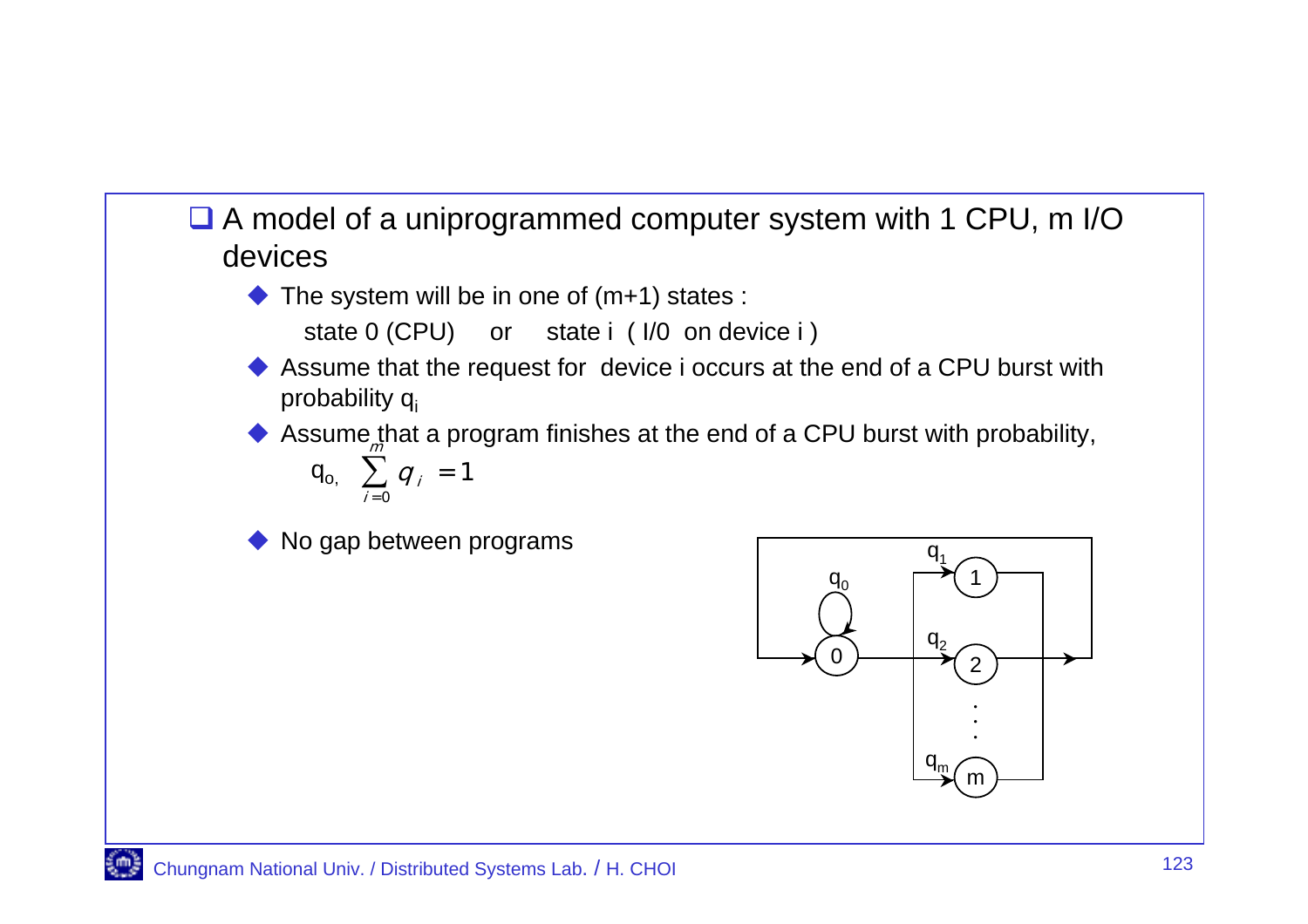- A model of a uniprogrammed computer system with 1 CPU, m I/O devices
  - The system will be in one of (m+1) states :

    state 0 (CPU)     or     state i  ( I/0  on device i )
  - Assume that the request for  device i occurs at the end of a CPU burst with probability $q_i$
  - Assume that a program finishes at the end of a CPU burst with probability, $q_0$, $\sum_{i=0}^{m} q_i = 1$
  - No gap between programs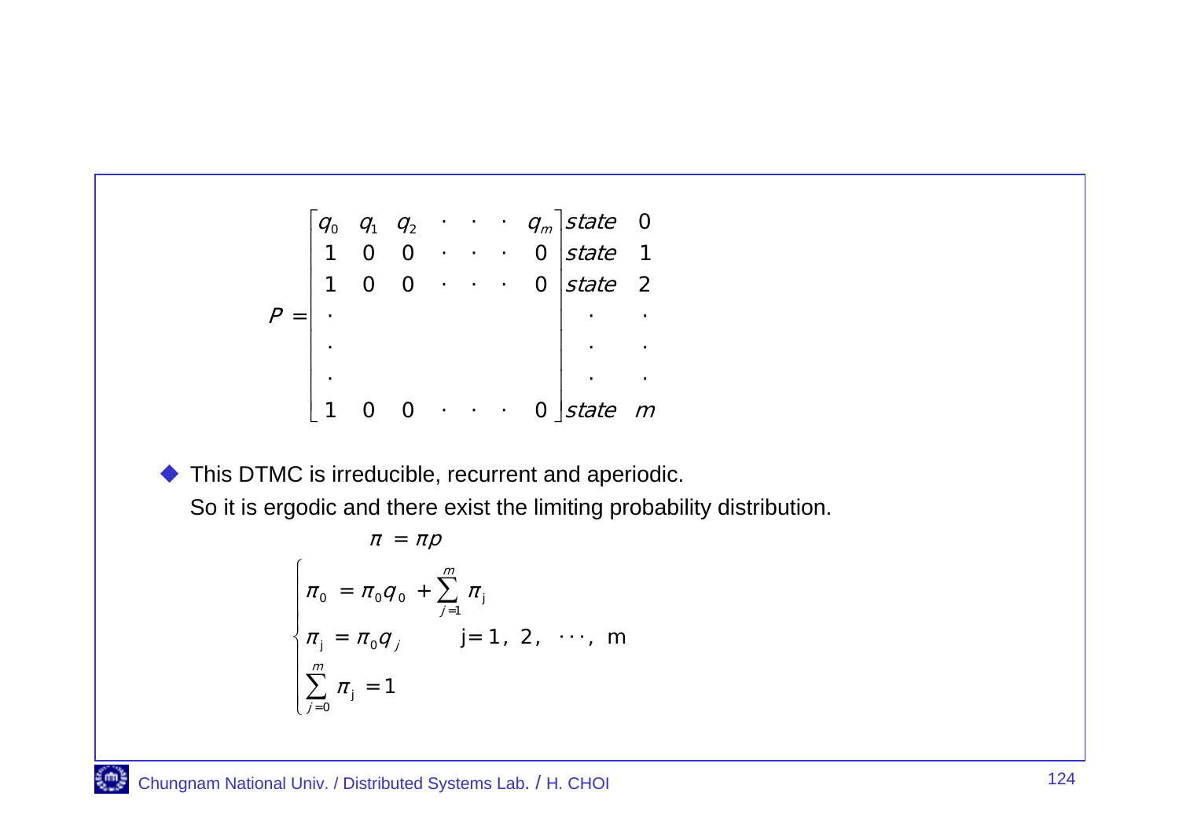$$
P = \begin{bmatrix}
q_0 & q_1 & q_2 & \cdot & \cdot & \cdot & q_m \\
1 & 0 & 0 & \cdot & \cdot & \cdot & 0 \\
1 & 0 & 0 & \cdot & \cdot & \cdot & 0 \\
\cdot & & & & & & \\
\cdot & & & & & & \\
\cdot & & & & & & \\
1 & 0 & 0 & \cdot & \cdot & \cdot & 0
\end{bmatrix}
\begin{matrix}
state \;\; 0 \\
state \;\; 1 \\
state \;\; 2 \\
\cdot \quad\;\; \cdot \\
\cdot \quad\;\; \cdot \\
\cdot \quad\;\; \cdot \\
state \;\; m
\end{matrix}
$$

- This DTMC is irreducible, recurrent and aperiodic.
  So it is ergodic and there exist the limiting probability distribution.

$$
\pi = \pi p
$$

$$
\begin{cases}
\pi_0 = \pi_0 q_0 + \sum_{j=1}^{m} \pi_j \\
\pi_j = \pi_0 q_j \qquad j = 1, 2, \cdots, m \\
\sum_{j=0}^{m} \pi_j = 1
\end{cases}
$$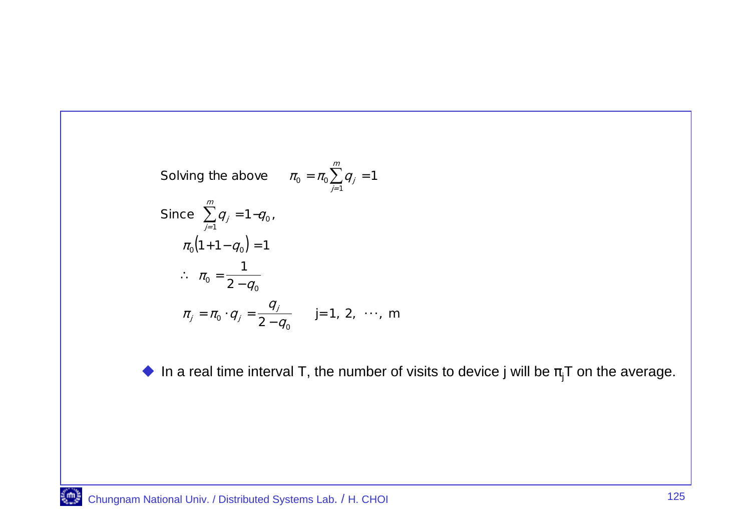Solving the above $\quad \pi_0 = \pi_0 \sum_{j=1}^{m} q_j = 1$

Since $\sum_{j=1}^{m} q_j = 1 - q_0$,

$$\pi_0 (1 + 1 - q_0) = 1$$

$$\therefore \; \pi_0 = \frac{1}{2 - q_0}$$

$$\pi_j = \pi_0 \cdot q_j = \frac{q_j}{2 - q_0} \qquad j=1, 2, \cdots, m$$

- In a real time interval T, the number of visits to device j will be $\pi_j T$ on the average.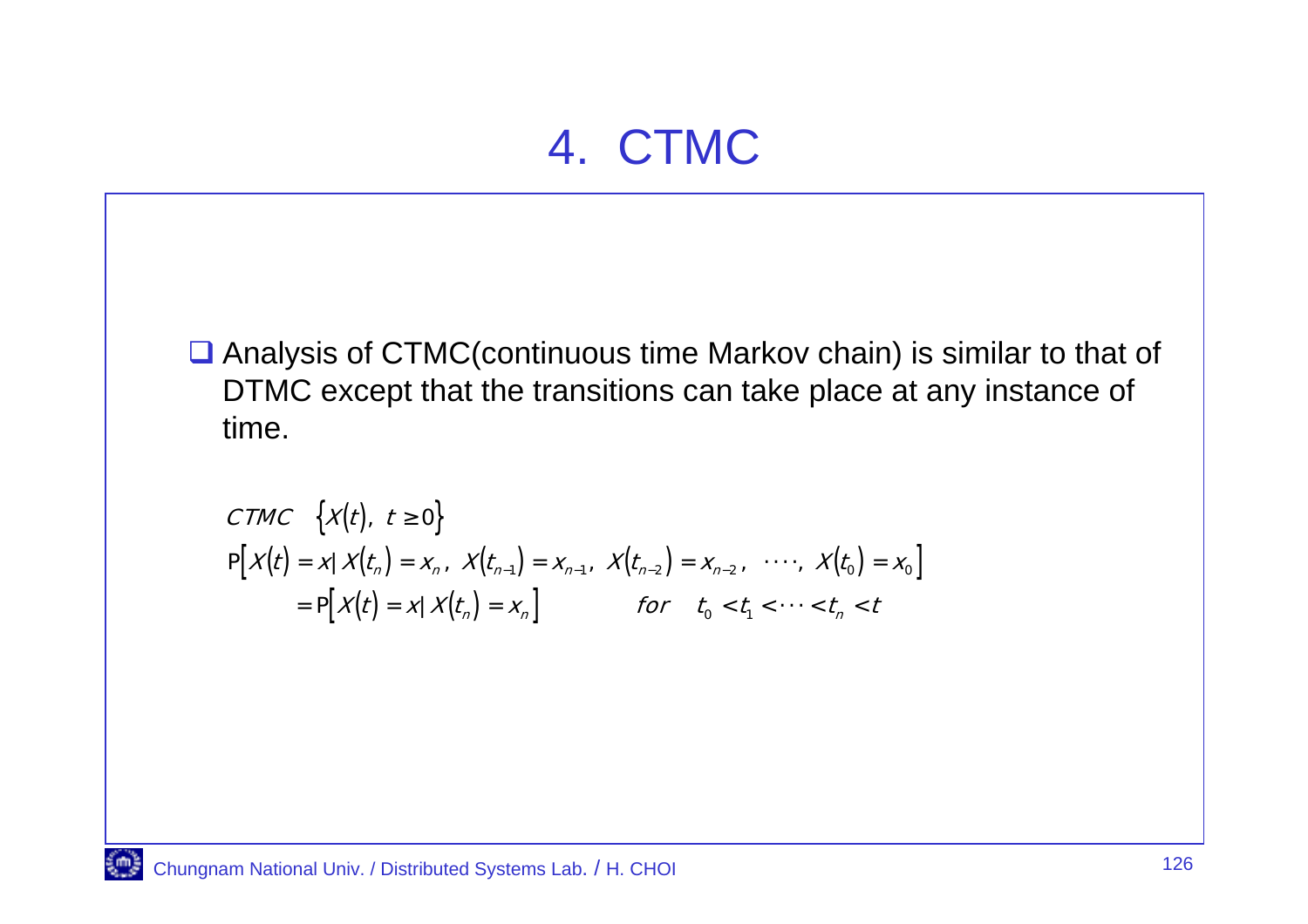# 4. CTMC

- Analysis of CTMC(continuous time Markov chain) is similar to that of DTMC except that the transitions can take place at any instance of time.

$$
\begin{aligned}
&CTMC \quad \{X(t),\ t \geq 0\} \\
&P[X(t) = x \mid X(t_n) = x_n,\ X(t_{n-1}) = x_{n-1},\ X(t_{n-2}) = x_{n-2},\ \cdots,\ X(t_0) = x_0] \\
&\qquad = P[X(t) = x \mid X(t_n) = x_n] \qquad \text{for} \quad t_0 < t_1 < \cdots < t_n < t
\end{aligned}
$$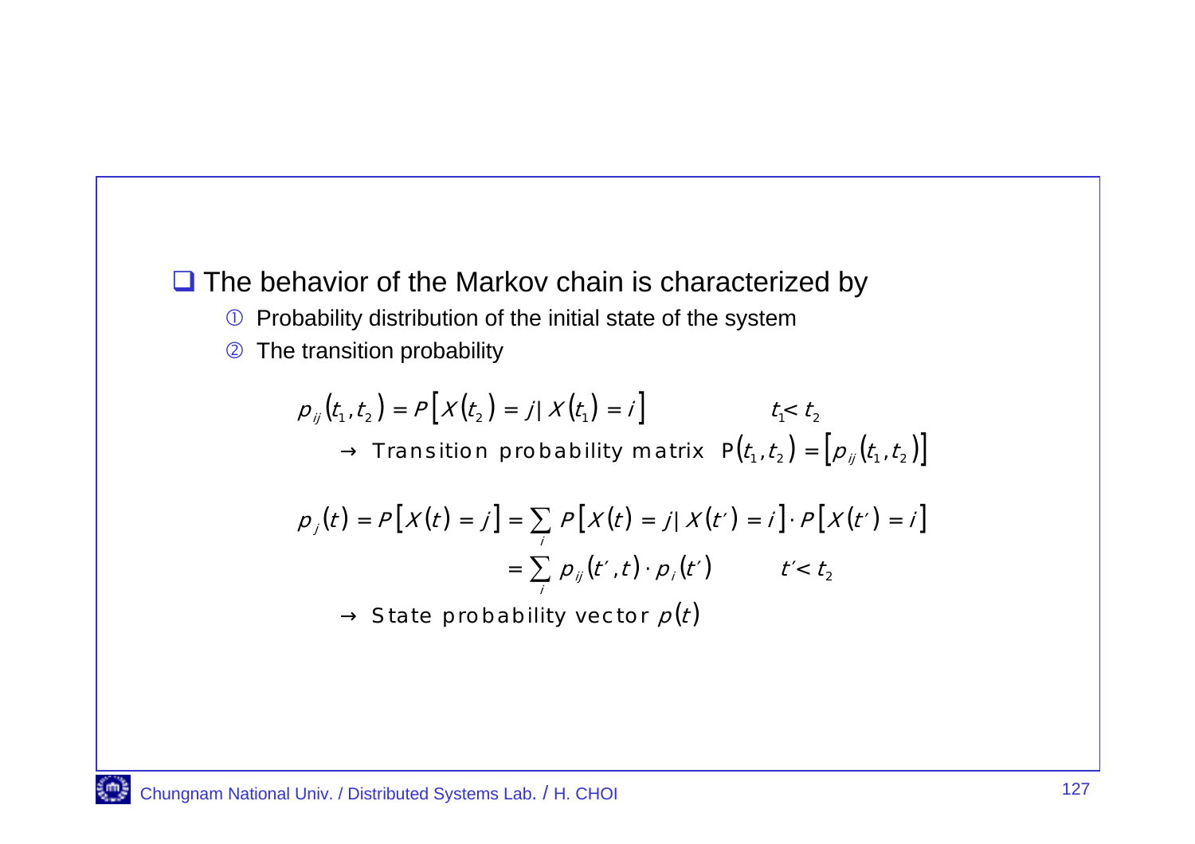- The behavior of the Markov chain is characterized by
  1. Probability distribution of the initial state of the system
  2. The transition probability

$$p_{ij}(t_1, t_2) = P\left[X(t_2) = j \mid X(t_1) = i\right] \qquad t_1 < t_2$$

$\rightarrow$ Transition probability matrix $P(t_1, t_2) = \left[p_{ij}(t_1, t_2)\right]$

$$p_j(t) = P\left[X(t) = j\right] = \sum_i P\left[X(t) = j \mid X(t') = i\right] \cdot P\left[X(t') = i\right]$$

$$= \sum_i p_{ij}(t', t) \cdot p_i(t') \qquad t' < t_2$$

$\rightarrow$ State probability vector $p(t)$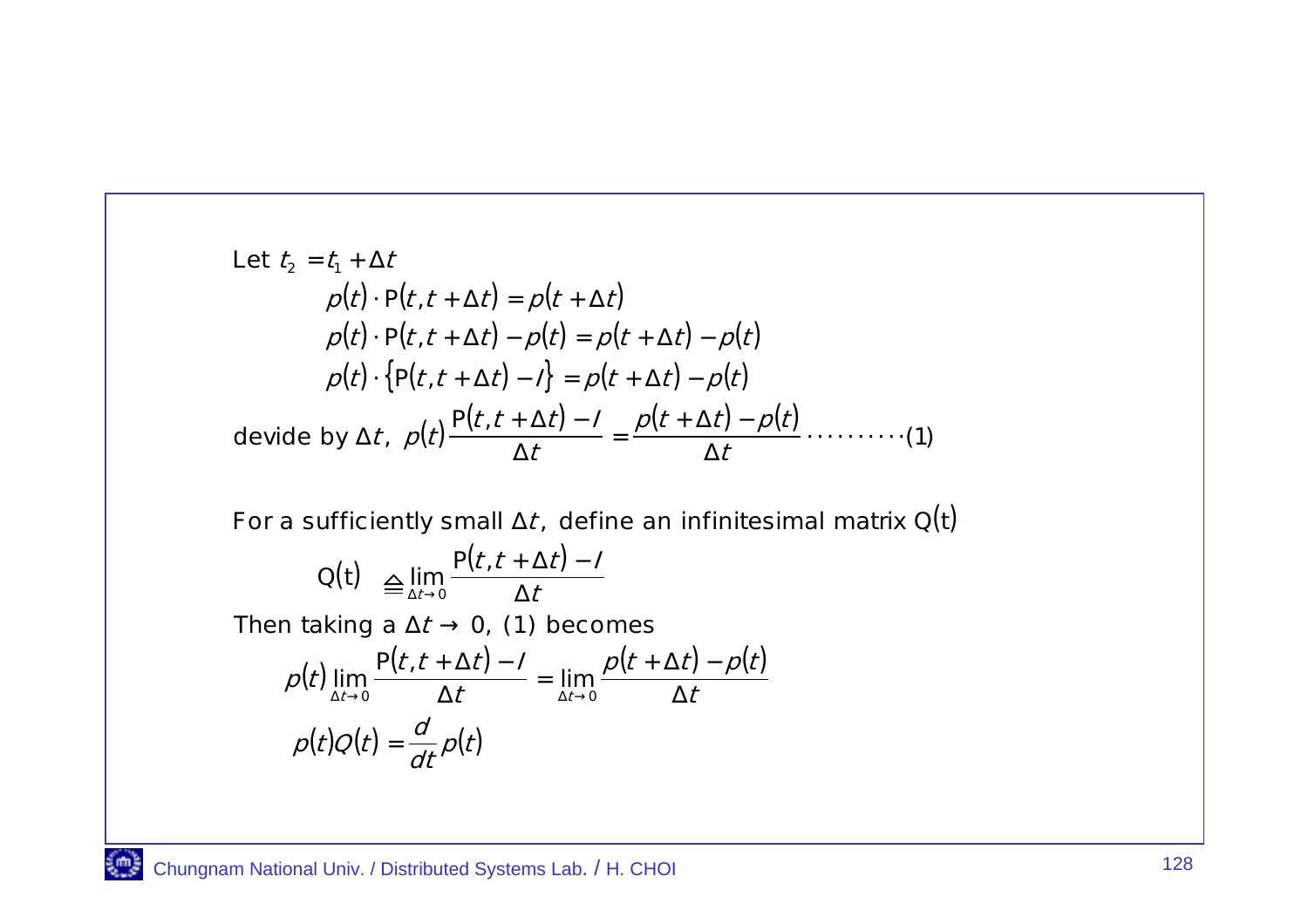Let $t_2 = t_1 + \Delta t$

$$p(t) \cdot \mathrm{P}(t, t+\Delta t) = p(t+\Delta t)$$

$$p(t) \cdot \mathrm{P}(t, t+\Delta t) - p(t) = p(t+\Delta t) - p(t)$$

$$p(t) \cdot \{\mathrm{P}(t, t+\Delta t) - I\} = p(t+\Delta t) - p(t)$$

devide by $\Delta t$, $p(t)\dfrac{\mathrm{P}(t, t+\Delta t) - I}{\Delta t} = \dfrac{p(t+\Delta t) - p(t)}{\Delta t}$ ..........(1)

For a sufficiently small $\Delta t$, define an infinitesimal matrix $\mathrm{Q(t)}$

$$\mathrm{Q(t)} \triangleq \lim_{\Delta t \to 0} \frac{\mathrm{P}(t, t+\Delta t) - I}{\Delta t}$$

Then taking a $\Delta t \to 0$, (1) becomes

$$p(t) \lim_{\Delta t \to 0} \frac{\mathrm{P}(t, t+\Delta t) - I}{\Delta t} = \lim_{\Delta t \to 0} \frac{p(t+\Delta t) - p(t)}{\Delta t}$$

$$p(t)Q(t) = \frac{d}{dt} p(t)$$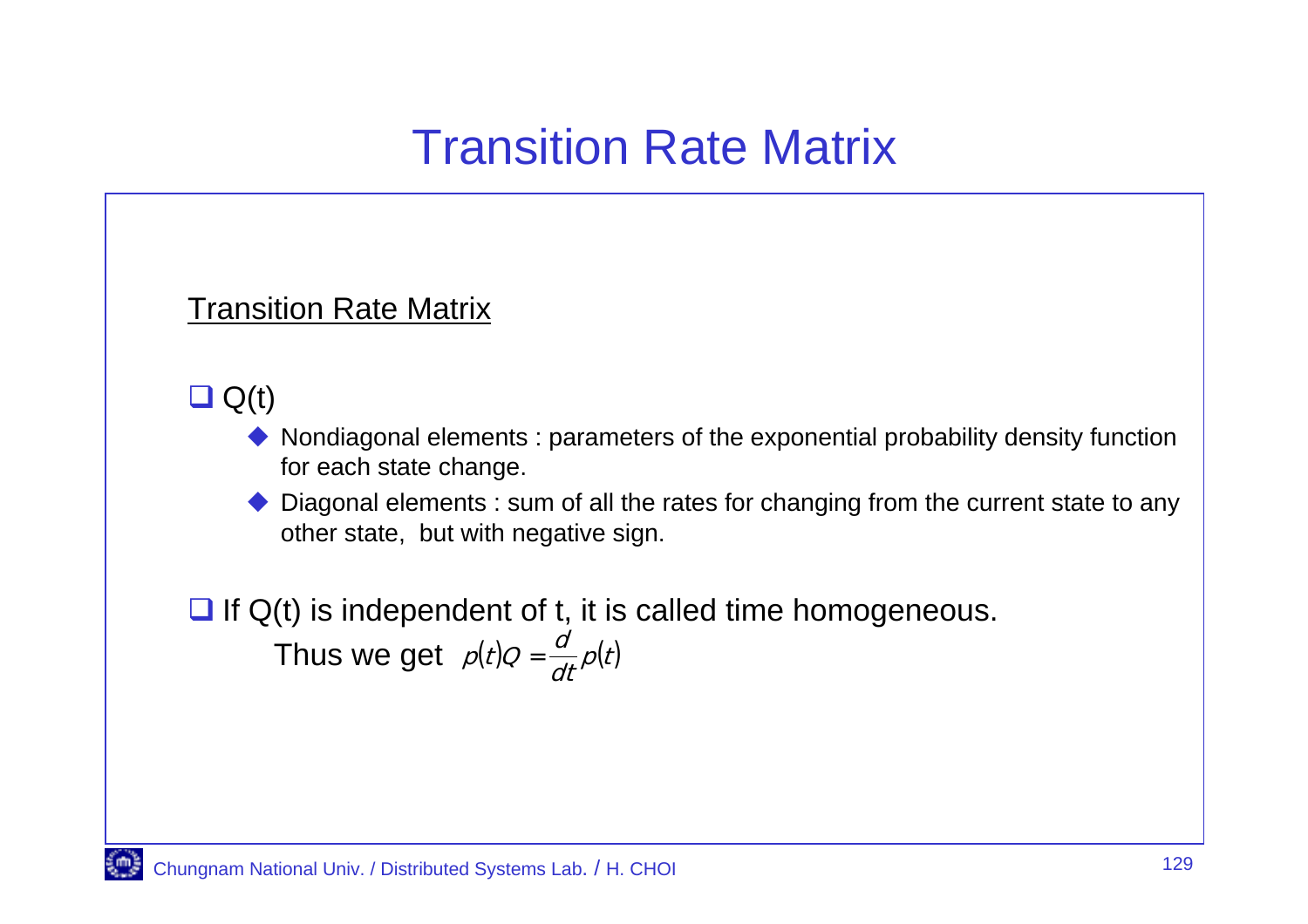# Transition Rate Matrix

Transition Rate Matrix

- Q(t)
  - Nondiagonal elements : parameters of the exponential probability density function for each state change.
  - Diagonal elements : sum of all the rates for changing from the current state to any other state, but with negative sign.

- If Q(t) is independent of t, it is called time homogeneous.

  Thus we get $p(t)Q = \frac{d}{dt}p(t)$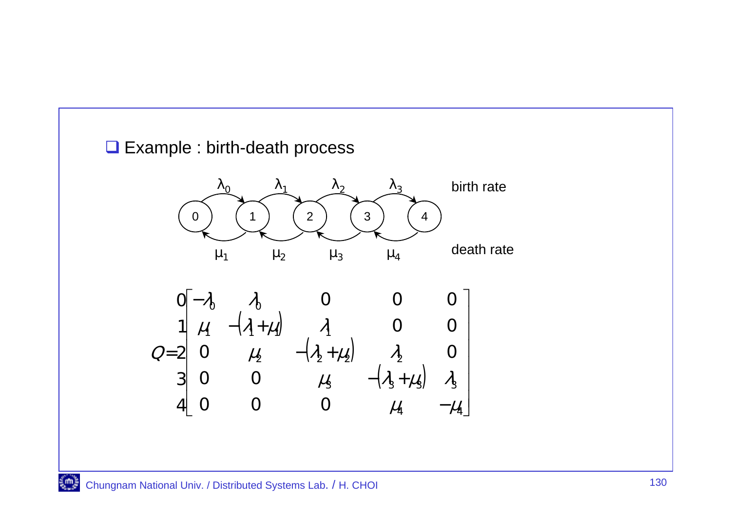- Example : birth-death process

States: 0, 1, 2, 3, 4

Birth rate: $\lambda_0$, $\lambda_1$, $\lambda_2$, $\lambda_3$

Death rate: $\mu_1$, $\mu_2$, $\mu_3$, $\mu_4$

$$
Q = \begin{array}{c} 0 \\ 1 \\ 2 \\ 3 \\ 4 \end{array}
\begin{bmatrix}
-\lambda_0 & \lambda_0 & 0 & 0 & 0 \\
\mu_1 & -(\lambda_1+\mu_1) & \lambda_1 & 0 & 0 \\
0 & \mu_2 & -(\lambda_2+\mu_2) & \lambda_2 & 0 \\
0 & 0 & \mu_3 & -(\lambda_3+\mu_3) & \lambda_3 \\
0 & 0 & 0 & \mu_4 & -\mu_4
\end{bmatrix}
$$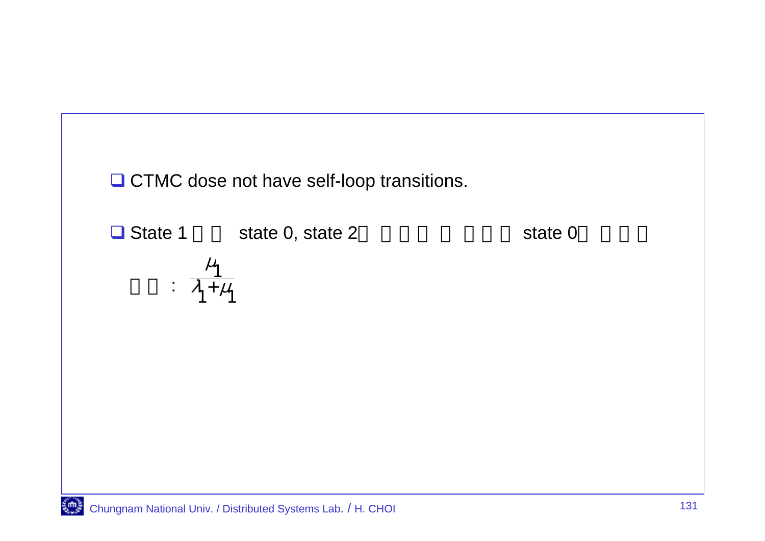- CTMC dose not have self-loop transitions.

- State 1에서 state 0, state 2로 갈 수 있을 때, state 0로 갈 확률

  확률 : $\frac{\mu_1}{\lambda_1+\mu_1}$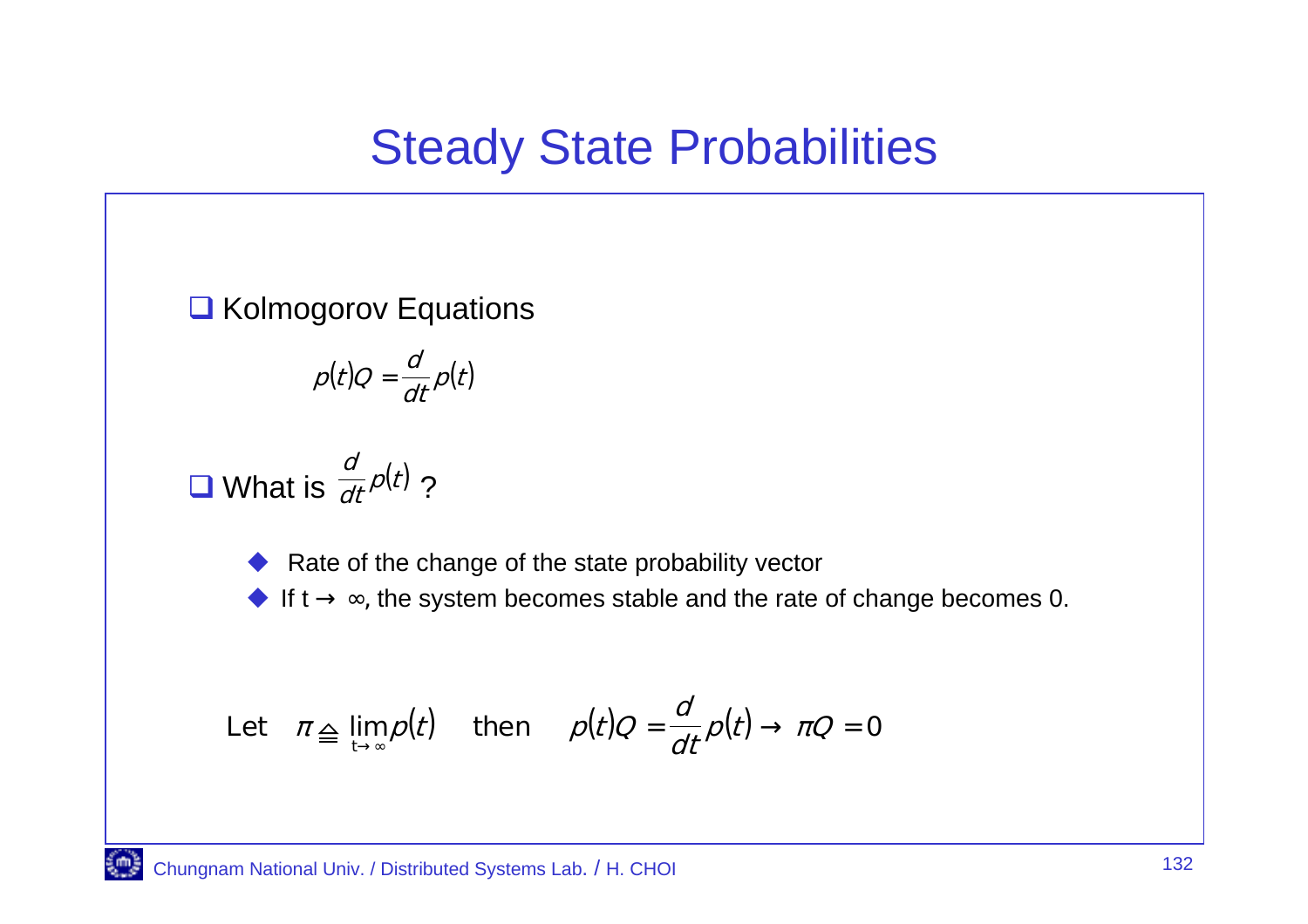# Steady State Probabilities

- Kolmogorov Equations

$$p(t)Q = \frac{d}{dt}p(t)$$

- What is $\frac{d}{dt}p(t)$ ?

  - Rate of the change of the state probability vector
  - If $t \to \infty$, the system becomes stable and the rate of change becomes 0.

Let $\pi \triangleq \lim_{t \to \infty} p(t)$ then $p(t)Q = \frac{d}{dt}p(t) \to \pi Q = 0$

Chungnam National Univ. / Distributed Systems Lab. / H. CHOI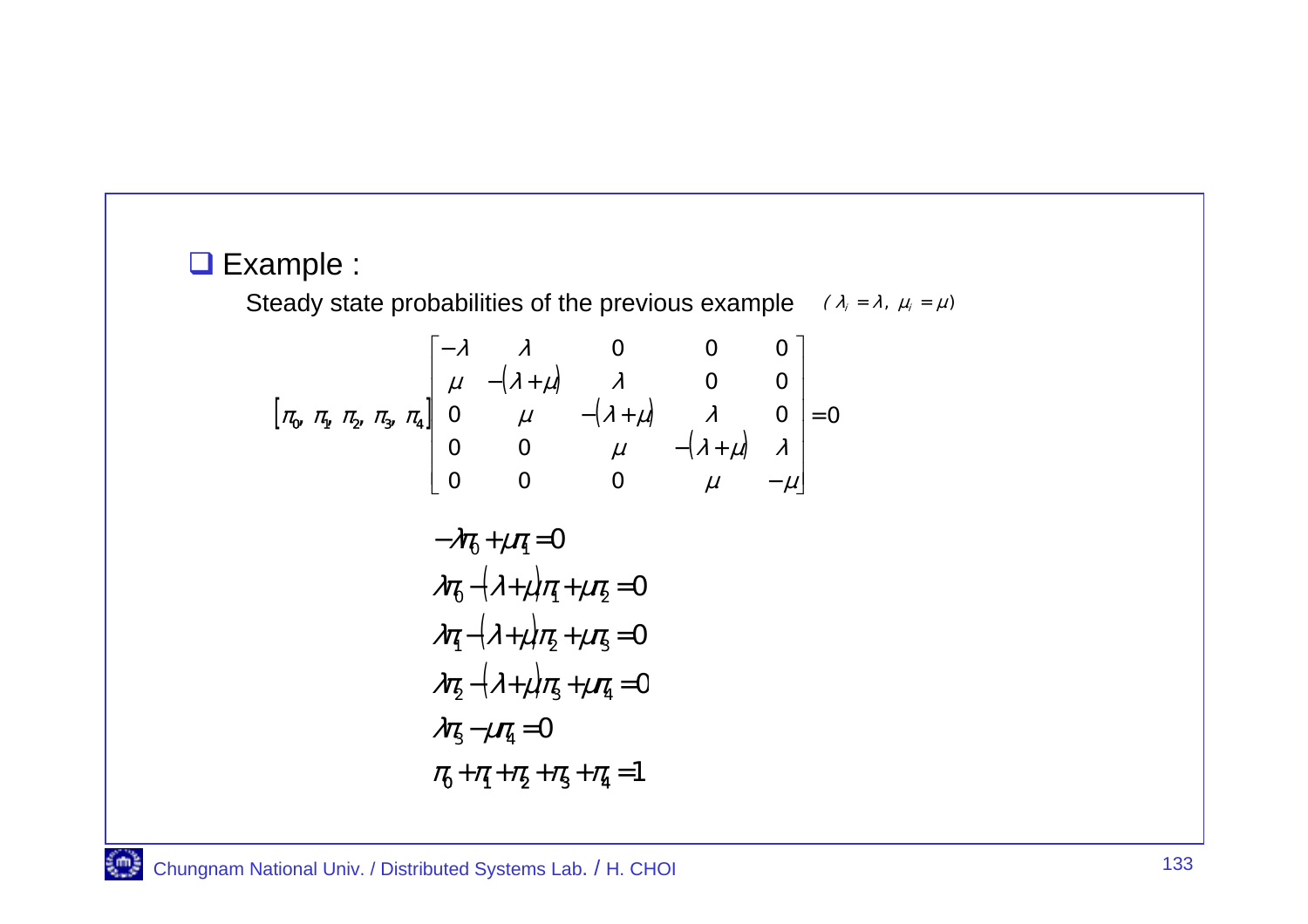- **Example :**

  Steady state probabilities of the previous example $(\lambda_i = \lambda,\ \mu_i = \mu)$

$$
[\pi_0, \pi_1, \pi_2, \pi_3, \pi_4]
\begin{bmatrix}
-\lambda & \lambda & 0 & 0 & 0 \\
\mu & -(\lambda+\mu) & \lambda & 0 & 0 \\
0 & \mu & -(\lambda+\mu) & \lambda & 0 \\
0 & 0 & \mu & -(\lambda+\mu) & \lambda \\
0 & 0 & 0 & \mu & -\mu
\end{bmatrix} = 0
$$

$$
\begin{aligned}
&-\lambda\pi_0 + \mu\pi_1 = 0 \\
&\lambda\pi_0 - (\lambda+\mu)\pi_1 + \mu\pi_2 = 0 \\
&\lambda\pi_1 - (\lambda+\mu)\pi_2 + \mu\pi_3 = 0 \\
&\lambda\pi_2 - (\lambda+\mu)\pi_3 + \mu\pi_4 = 0 \\
&\lambda\pi_3 - \mu\pi_4 = 0 \\
&\pi_0 + \pi_1 + \pi_2 + \pi_3 + \pi_4 = 1
\end{aligned}
$$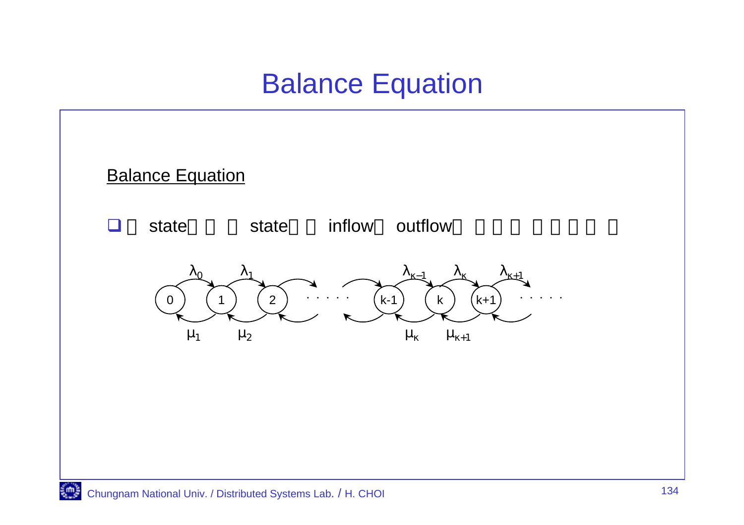# Balance Equation

## Balance Equation

- □ state□ □ □ state□ □ inflow□ outflow□ □ □ □ □ □ □ □ □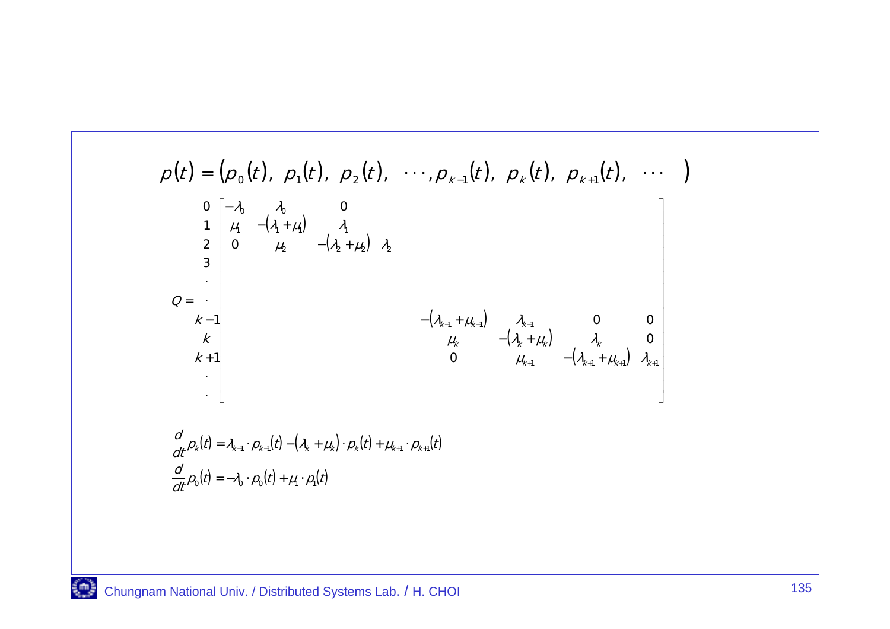$$p(t) = \left(p_0(t),\ p_1(t),\ p_2(t),\ \cdots, p_{k-1}(t),\ p_k(t),\ p_{k+1}(t),\ \cdots\ \right)$$

$$Q = \begin{array}{c} 0 \\ 1 \\ 2 \\ 3 \\ \cdot \\ \cdot \\ k-1 \\ k \\ k+1 \\ \cdot \\ \cdot \end{array} \begin{bmatrix} -\lambda_0 & \lambda_0 & 0 & & & & & \\ \mu_1 & -(\lambda_1+\mu_1) & \lambda_1 & & & & & \\ 0 & \mu_2 & -(\lambda_2+\mu_2) & \lambda_2 & & & & \\ & & & & & & & \\ & & & & & & & \\ & & & & & & & \\ & & & & -(\lambda_{k-1}+\mu_{k-1}) & \lambda_{k-1} & 0 & 0 \\ & & & & \mu_k & -(\lambda_k+\mu_k) & \lambda_k & 0 \\ & & & & 0 & \mu_{k+1} & -(\lambda_{k+1}+\mu_{k+1}) & \lambda_{k+1} \\ & & & & & & & \\ & & & & & & & \end{bmatrix}$$

$$\frac{d}{dt}p_k(t) = \lambda_{k-1} \cdot p_{k-1}(t) - (\lambda_k + \mu_k) \cdot p_k(t) + \mu_{k+1} \cdot p_{k+1}(t)$$

$$\frac{d}{dt}p_0(t) = -\lambda_0 \cdot p_0(t) + \mu_1 \cdot p_1(t)$$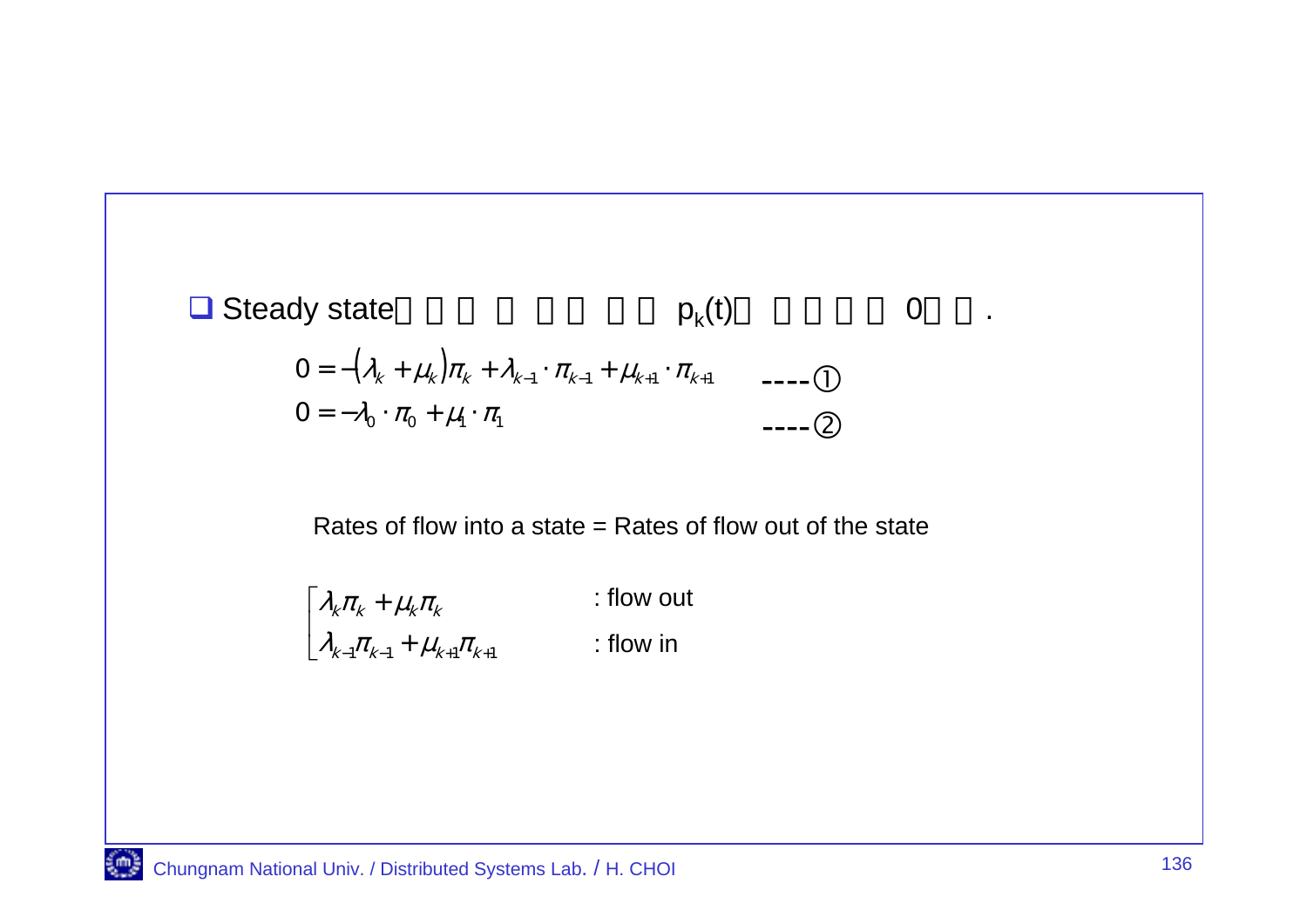- Steady state　　　　　　　　　$p_k(t)$　　　　　0　　.

$$0 = -(\lambda_k + \mu_k)\pi_k + \lambda_{k-1} \cdot \pi_{k-1} + \mu_{k+1} \cdot \pi_{k+1} \qquad \text{----①}$$

$$0 = -\lambda_0 \cdot \pi_0 + \mu_1 \cdot \pi_1 \qquad \text{----②}$$

Rates of flow into a state = Rates of flow out of the state

$$\begin{cases} \lambda_k \pi_k + \mu_k \pi_k & \text{: flow out} \\ \lambda_{k-1}\pi_{k-1} + \mu_{k+1}\pi_{k+1} & \text{: flow in} \end{cases}$$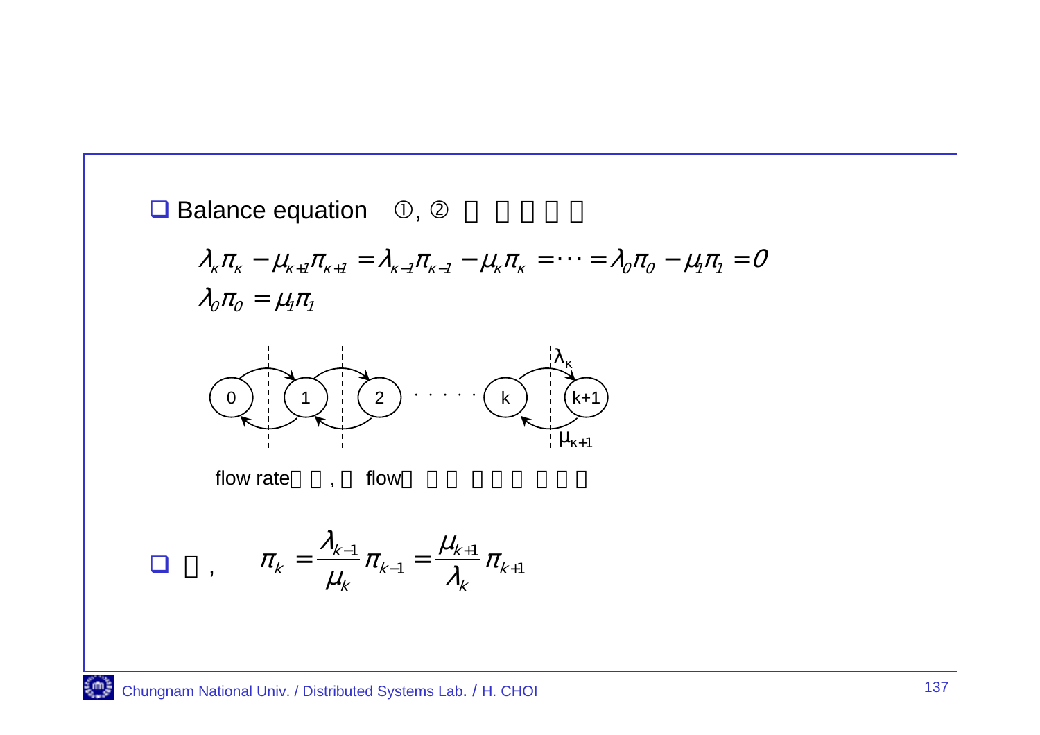- Balance equation ①, ② □ □□□□

$$\lambda_k \pi_k - \mu_{k+1}\pi_{k+1} = \lambda_{k-1}\pi_{k-1} - \mu_k \pi_k = \cdots = \lambda_0 \pi_0 - \mu_1 \pi_1 = 0$$

$$\lambda_0 \pi_0 = \mu_1 \pi_1$$

flow rate□ □, □ flow□ □□ □□□ □□□

- □,

$$\pi_k = \frac{\lambda_{k-1}}{\mu_k}\pi_{k-1} = \frac{\mu_{k+1}}{\lambda_k}\pi_{k+1}$$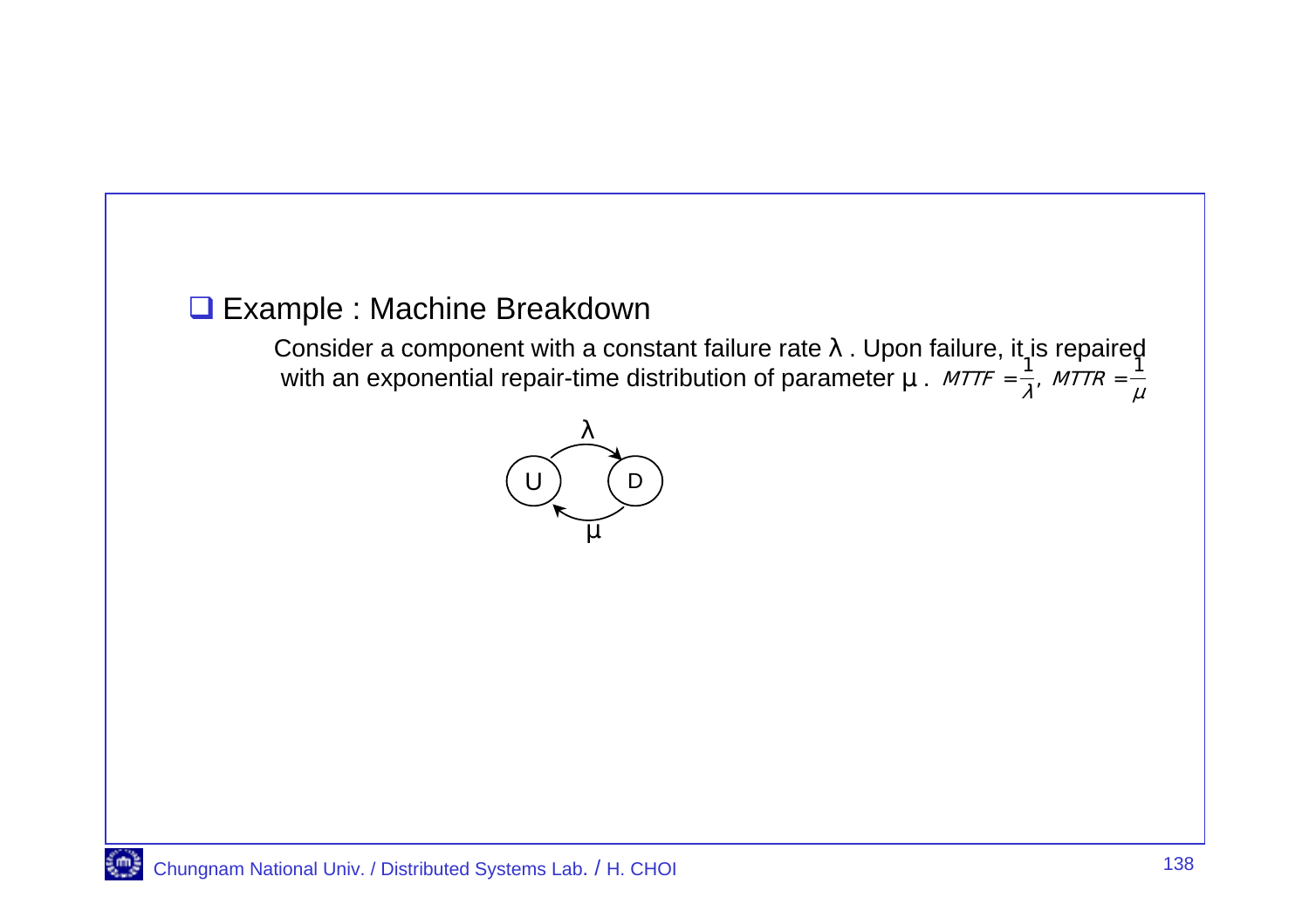## Example : Machine Breakdown

Consider a component with a constant failure rate $\lambda$ . Upon failure, it is repaired with an exponential repair-time distribution of parameter $\mu$ . $MTTF = \frac{1}{\lambda}$, $MTTR = \frac{1}{\mu}$

U → D ($\lambda$)

D → U ($\mu$)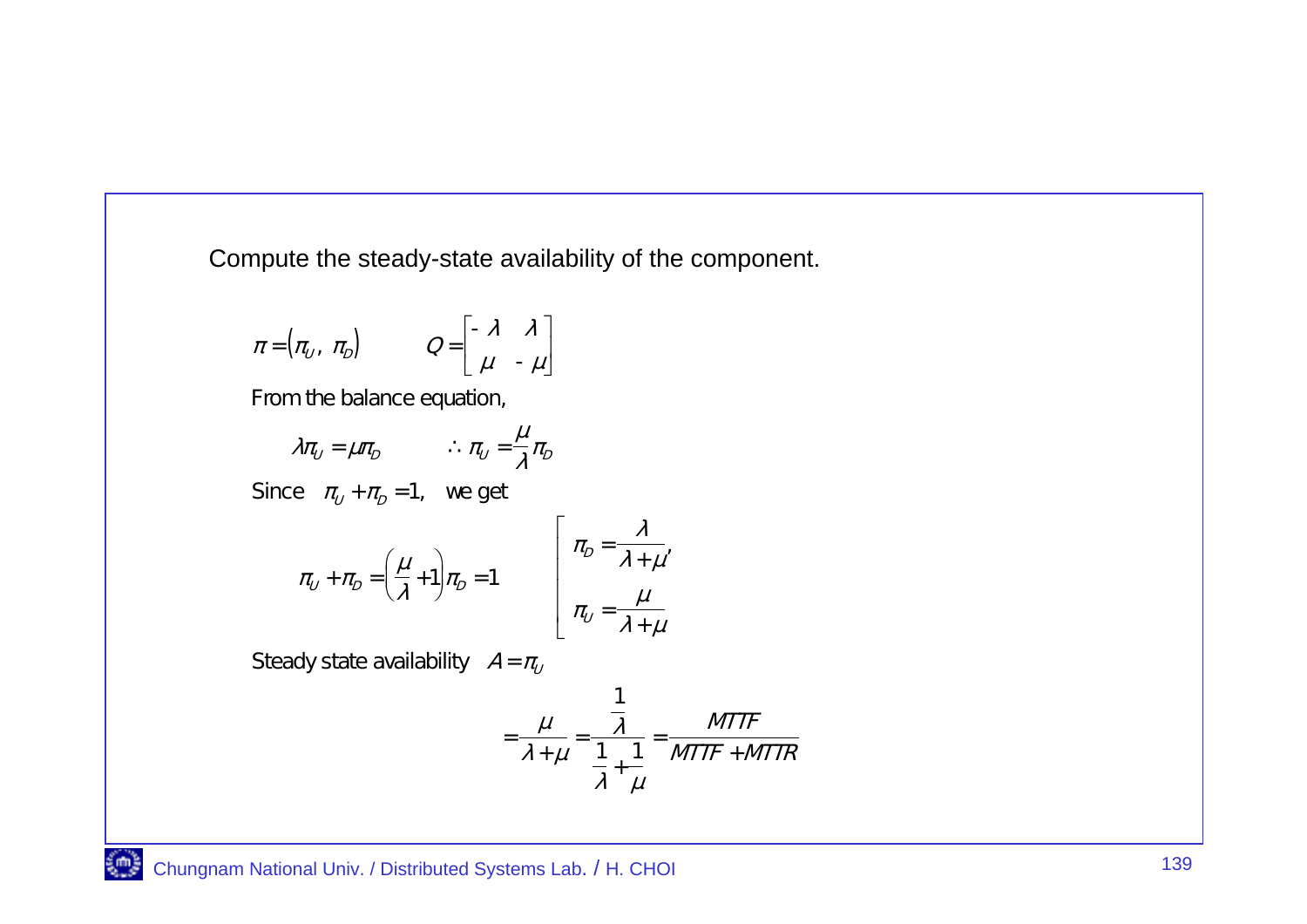Compute the steady-state availability of the component.

$$\pi = (\pi_U,\ \pi_D) \qquad Q = \begin{bmatrix} -\lambda & \lambda \\ \mu & -\mu \end{bmatrix}$$

From the balance equation,

$$\lambda \pi_U = \mu \pi_D \qquad \therefore \pi_U = \frac{\mu}{\lambda}\pi_D$$

Since $\pi_U + \pi_D = 1$, we get

$$\pi_U + \pi_D = \left(\frac{\mu}{\lambda} + 1\right)\pi_D = 1 \qquad \begin{cases} \pi_D = \dfrac{\lambda}{\lambda + \mu}, \\ \pi_U = \dfrac{\mu}{\lambda + \mu} \end{cases}$$

Steady state availability $A = \pi_U$

$$= \frac{\mu}{\lambda + \mu} = \frac{\frac{1}{\lambda}}{\frac{1}{\lambda} + \frac{1}{\mu}} = \frac{MTTF}{MTTF + MTTR}$$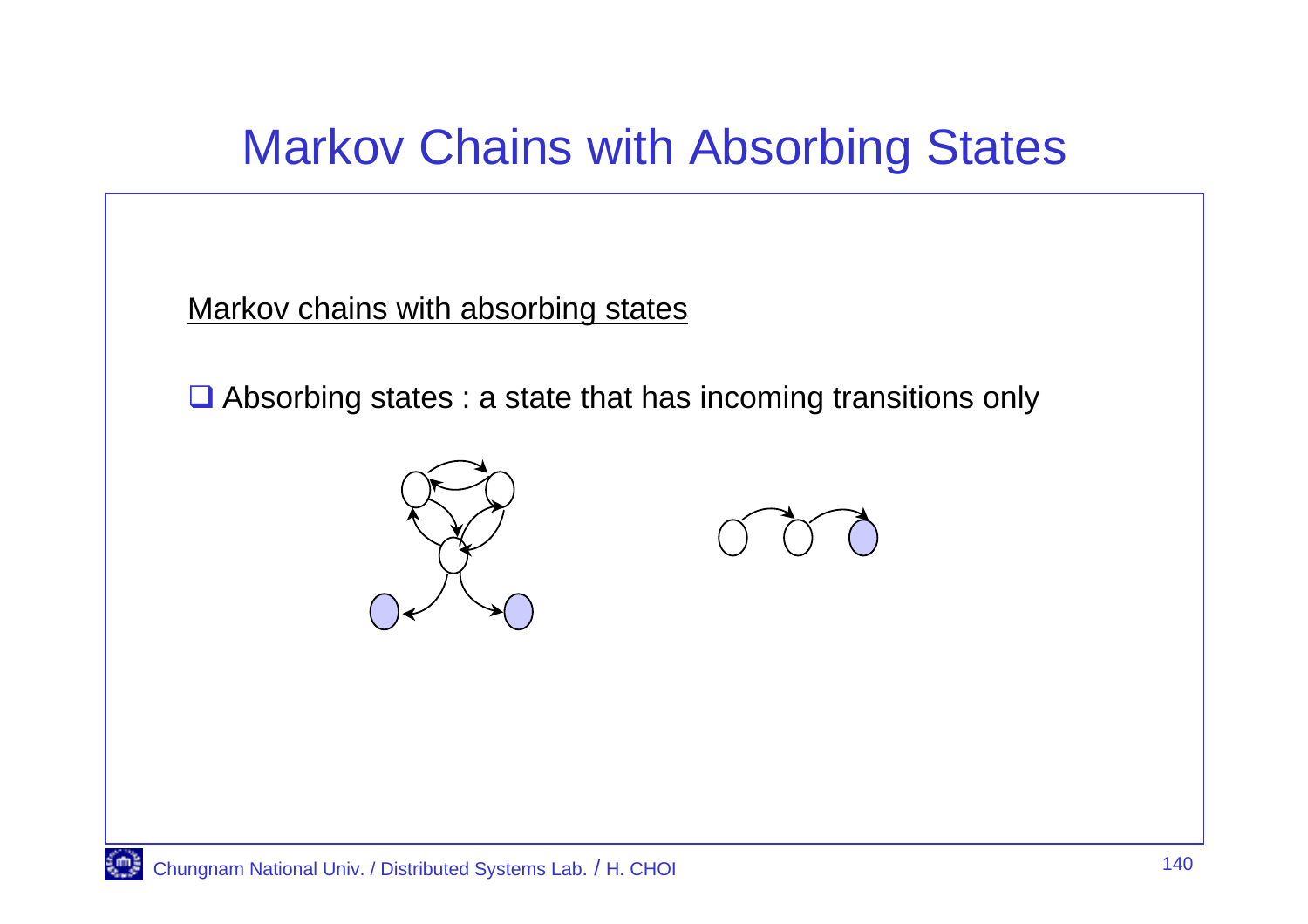# Markov Chains with Absorbing States

<u>Markov chains with absorbing states</u>

- Absorbing states : a state that has incoming transitions only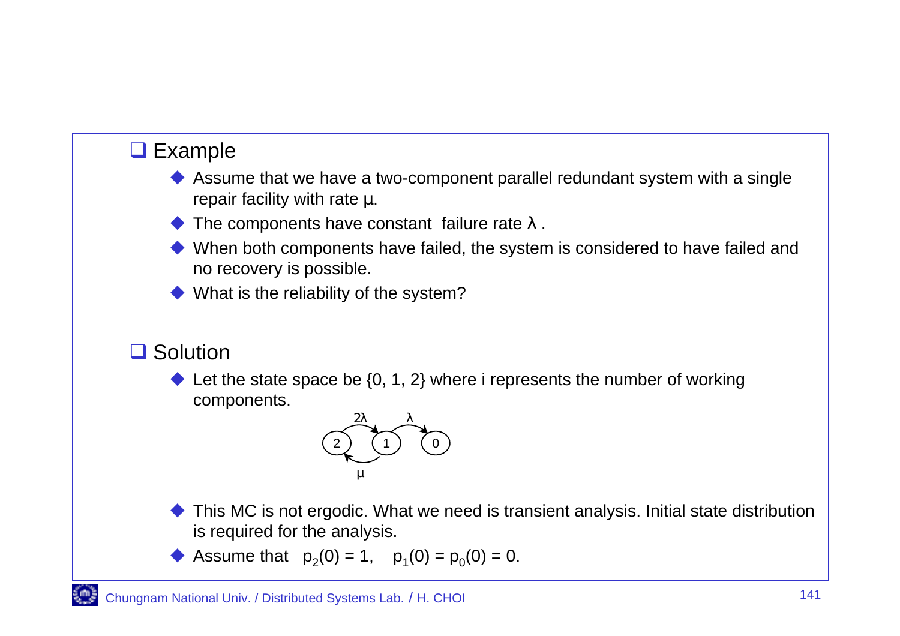## Example

- Assume that we have a two-component parallel redundant system with a single repair facility with rate μ.
- The components have constant failure rate λ .
- When both components have failed, the system is considered to have failed and no recovery is possible.
- What is the reliability of the system?

## Solution

- Let the state space be {0, 1, 2} where i represents the number of working components.

2λ λ

2 1 0

μ

- This MC is not ergodic. What we need is transient analysis. Initial state distribution is required for the analysis.
- Assume that $p_2(0) = 1$, $p_1(0) = p_0(0) = 0$.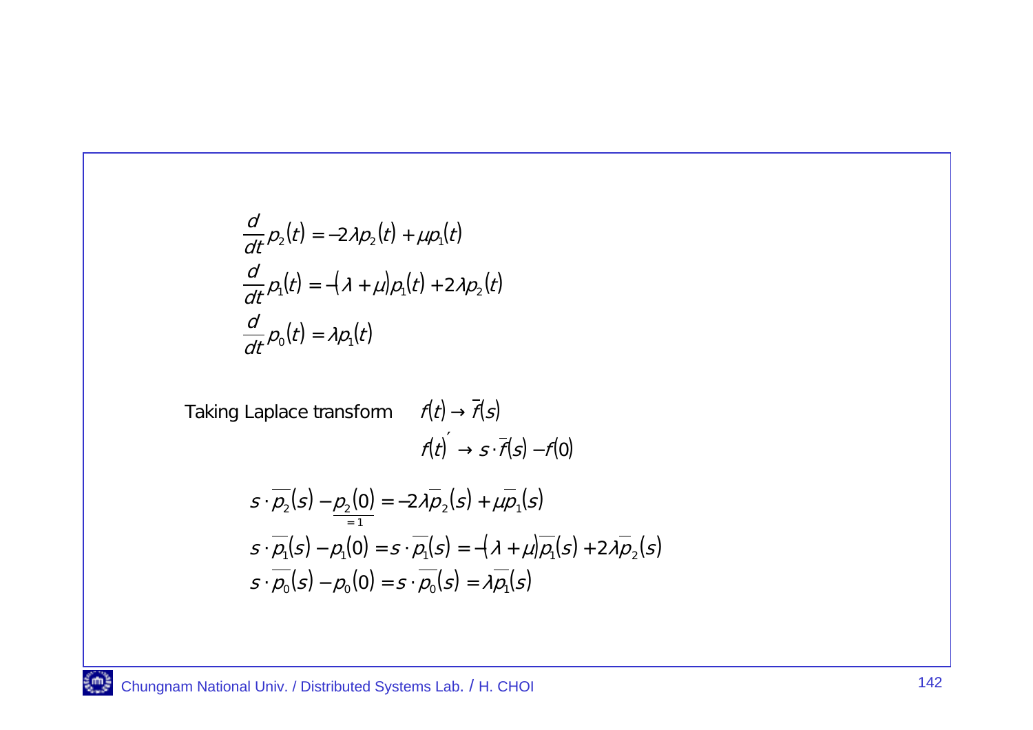$$\frac{d}{dt}p_2(t) = -2\lambda p_2(t) + \mu p_1(t)$$

$$\frac{d}{dt}p_1(t) = -(\lambda + \mu)p_1(t) + 2\lambda p_2(t)$$

$$\frac{d}{dt}p_0(t) = \lambda p_1(t)$$

Taking Laplace transform $\quad f(t) \to \overline{f}(s)$

$$f(t)' \to s \cdot \overline{f}(s) - f(0)$$

$$s \cdot \overline{p_2}(s) - \underbrace{p_2(0)}_{=1} = -2\lambda \overline{p}_2(s) + \mu \overline{p}_1(s)$$

$$s \cdot \overline{p_1}(s) - p_1(0) = s \cdot \overline{p_1}(s) = -(\lambda + \mu)\overline{p_1}(s) + 2\lambda \overline{p}_2(s)$$

$$s \cdot \overline{p_0}(s) - p_0(0) = s \cdot \overline{p_0}(s) = \lambda \overline{p_1}(s)$$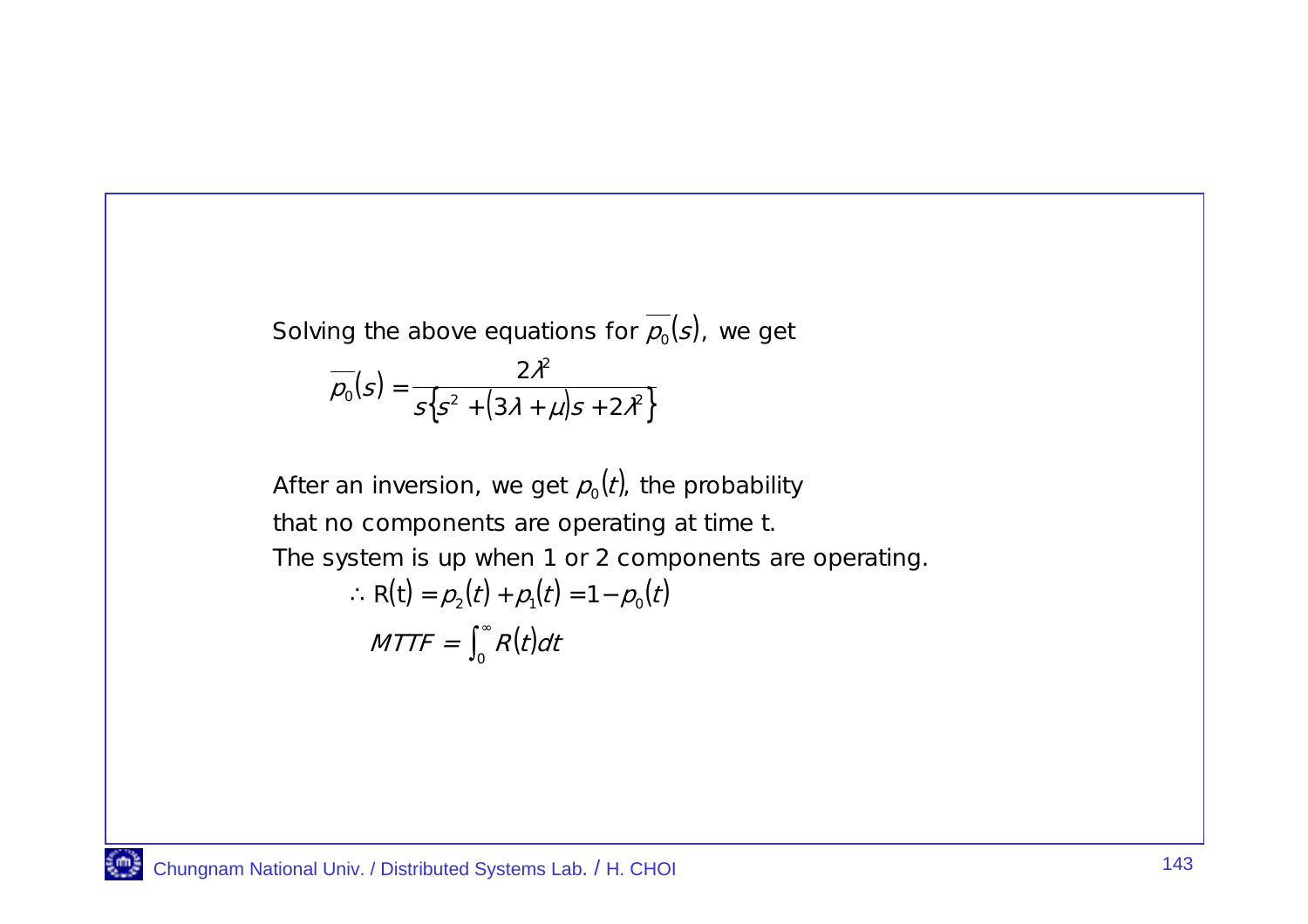Solving the above equations for $\overline{p_0}(s)$, we get

$$\overline{p_0}(s) = \frac{2\lambda^2}{s\left\{s^2 + (3\lambda + \mu)s + 2\lambda^2\right\}}$$

After an inversion, we get $p_0(t)$, the probability that no components are operating at time t.

The system is up when 1 or 2 components are operating.

$$\therefore \mathrm{R}(\mathrm{t}) = p_2(t) + p_1(t) = 1 - p_0(t)$$

$$MTTF = \int_0^\infty R(t)dt$$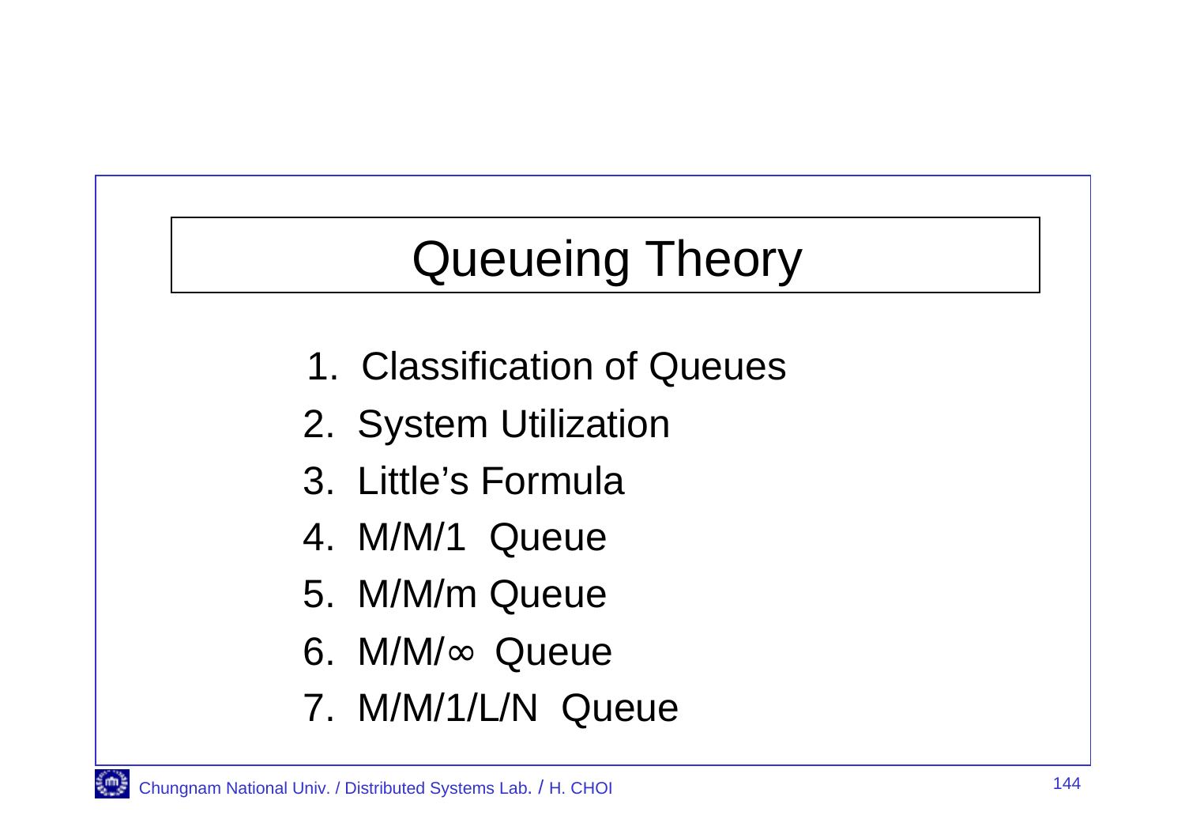# Queueing Theory

1. Classification of Queues
2. System Utilization
3. Little's Formula
4. M/M/1 Queue
5. M/M/m Queue
6. $M/M/\infty$ Queue
7. M/M/1/L/N Queue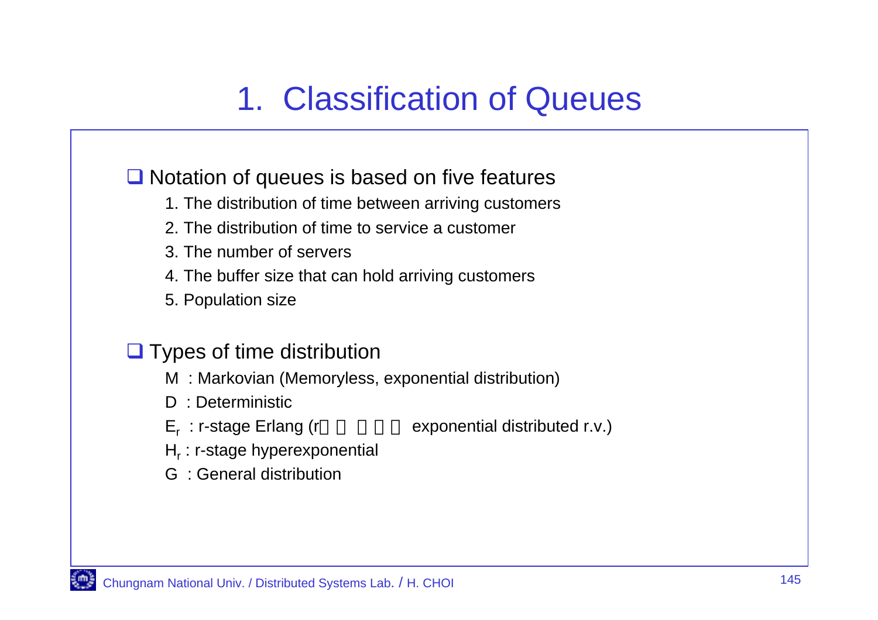# 1. Classification of Queues

- Notation of queues is based on five features
  1. The distribution of time between arriving customers
  2. The distribution of time to service a customer
  3. The number of servers
  4. The buffer size that can hold arriving customers
  5. Population size

- Types of time distribution
  - M : Markovian (Memoryless, exponential distribution)
  - D : Deterministic
  - $E_r$ : r-stage Erlang (r      exponential distributed r.v.)
  - $H_r$ : r-stage hyperexponential
  - G : General distribution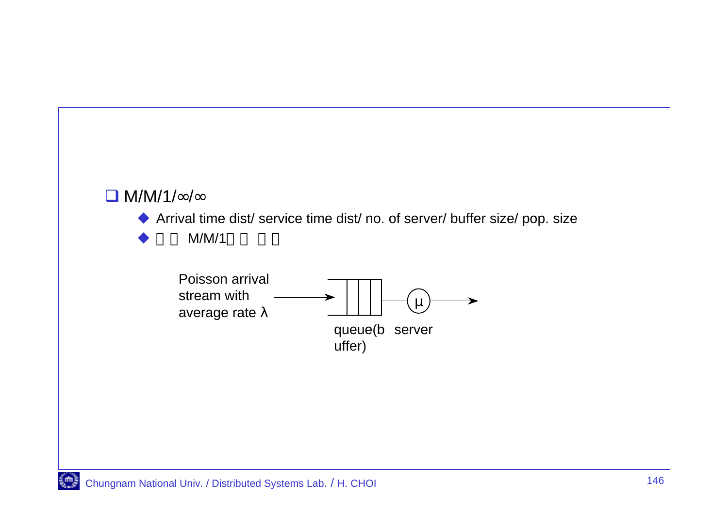- M/M/1/∞/∞
  - Arrival time dist/ service time dist/ no. of server/ buffer size/ pop. size
  - M/M/1

Poisson arrival stream with average rate λ

queue(buffer)

server

μ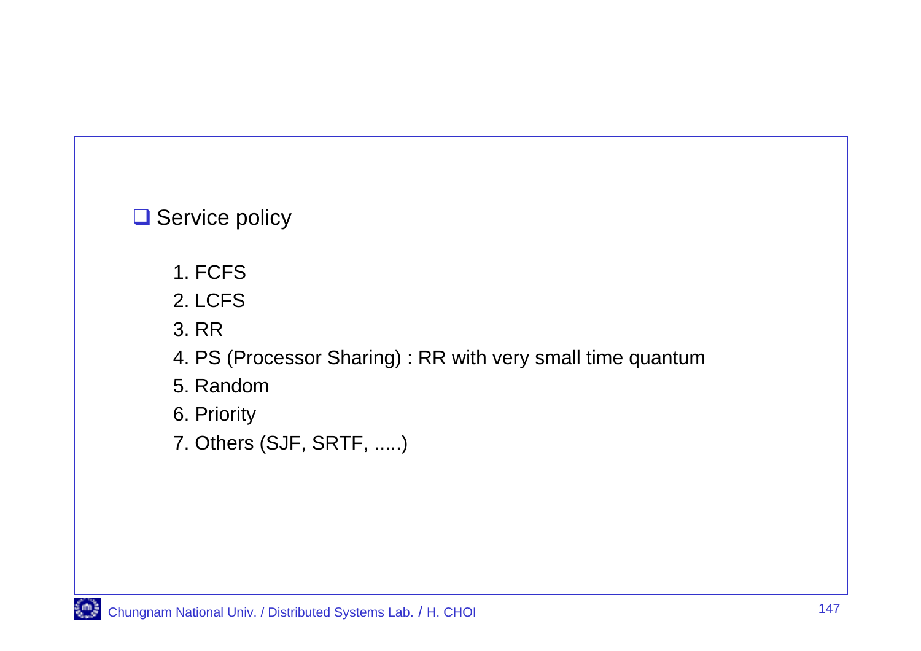- Service policy

  1. FCFS
  2. LCFS
  3. RR
  4. PS (Processor Sharing) : RR with very small time quantum
  5. Random
  6. Priority
  7. Others (SJF, SRTF, .....)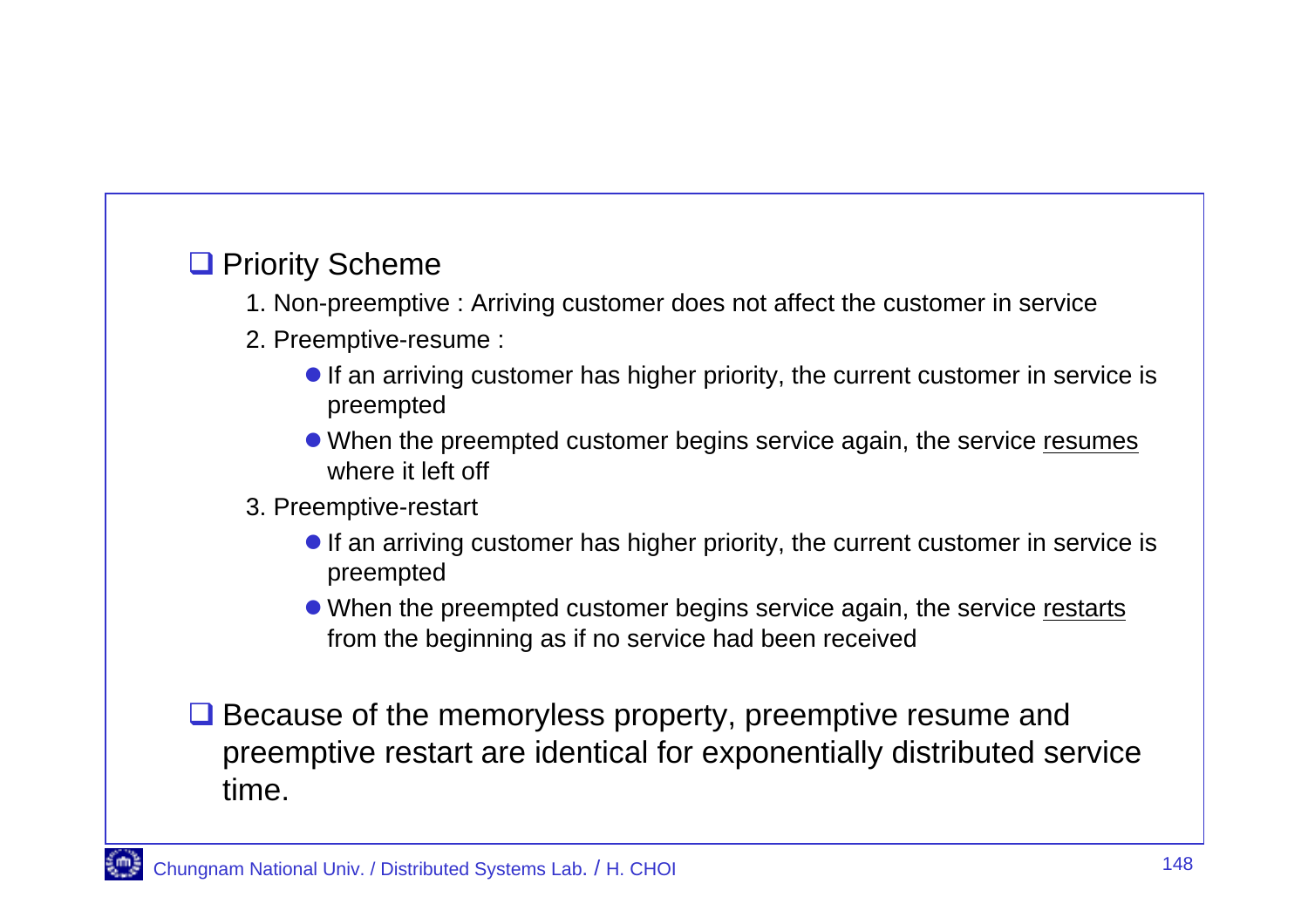- Priority Scheme
  1. Non-preemptive : Arriving customer does not affect the customer in service
  2. Preemptive-resume :
     - If an arriving customer has higher priority, the current customer in service is preempted
     - When the preempted customer begins service again, the service <u>resumes</u> where it left off
  3. Preemptive-restart
     - If an arriving customer has higher priority, the current customer in service is preempted
     - When the preempted customer begins service again, the service <u>restarts</u> from the beginning as if no service had been received

- Because of the memoryless property, preemptive resume and preemptive restart are identical for exponentially distributed service time.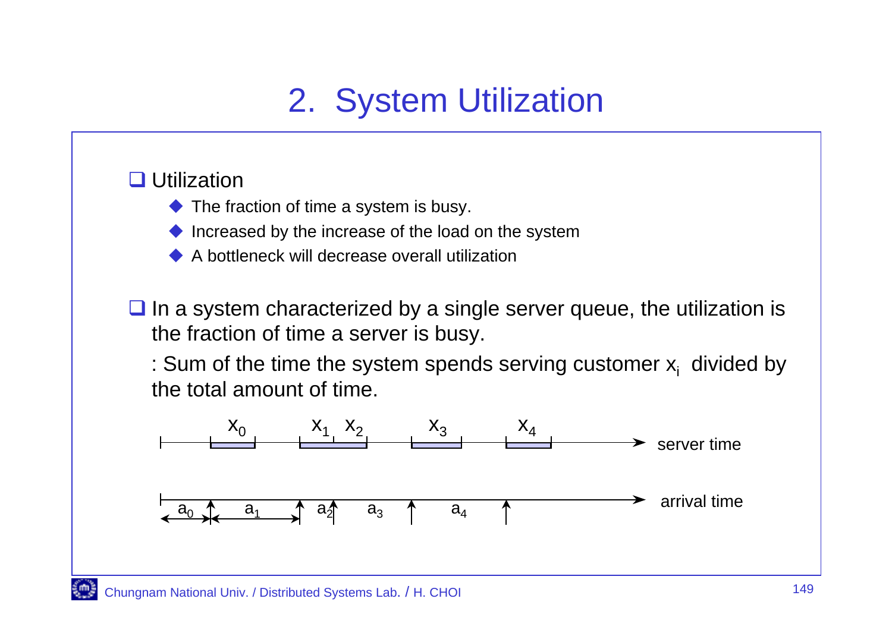# 2. System Utilization

- Utilization
  - The fraction of time a system is busy.
  - Increased by the increase of the load on the system
  - A bottleneck will decrease overall utilization

- In a system characterized by a single server queue, the utilization is the fraction of time a server is busy.

  : Sum of the time the system spends serving customer $x_i$ divided by the total amount of time.

$x_0$ $x_1$ $x_2$ $x_3$ $x_4$ server time

$a_0$ $a_1$ $a_2$ $a_3$ $a_4$ arrival time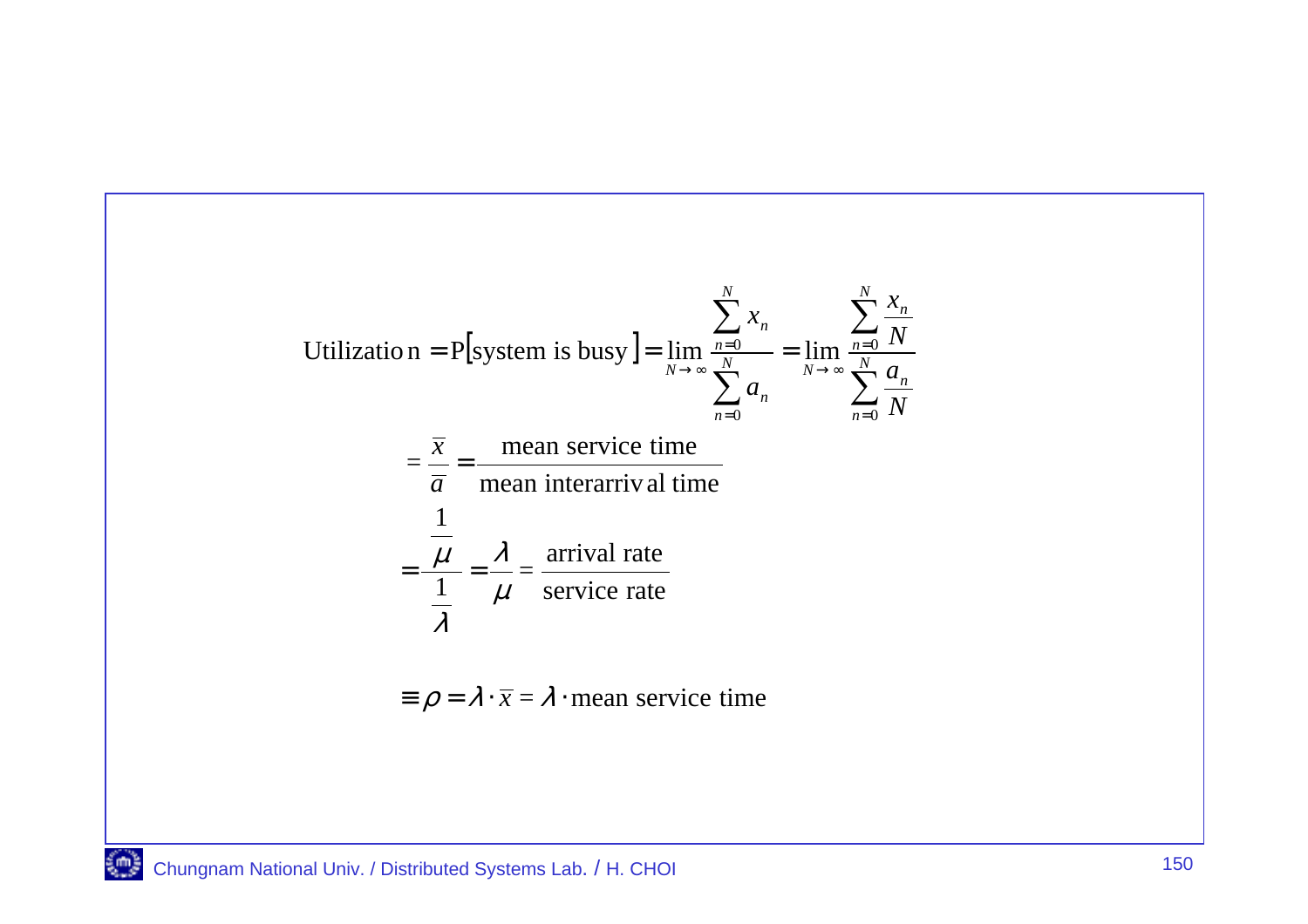$$\text{Utilization} = \text{P}\left[\text{system is busy}\right] = \lim_{N \to \infty} \frac{\sum_{n=0}^{N} x_n}{\sum_{n=0}^{N} a_n} = \lim_{N \to \infty} \frac{\sum_{n=0}^{N} \frac{x_n}{N}}{\sum_{n=0}^{N} \frac{a_n}{N}}$$

$$= \frac{\overline{x}}{\overline{a}} = \frac{\text{mean service time}}{\text{mean interarrival time}}$$

$$= \frac{\frac{1}{\mu}}{\frac{1}{\lambda}} = \frac{\lambda}{\mu} = \frac{\text{arrival rate}}{\text{service rate}}$$

$$\equiv \rho = \lambda \cdot \overline{x} = \lambda \cdot \text{mean service time}$$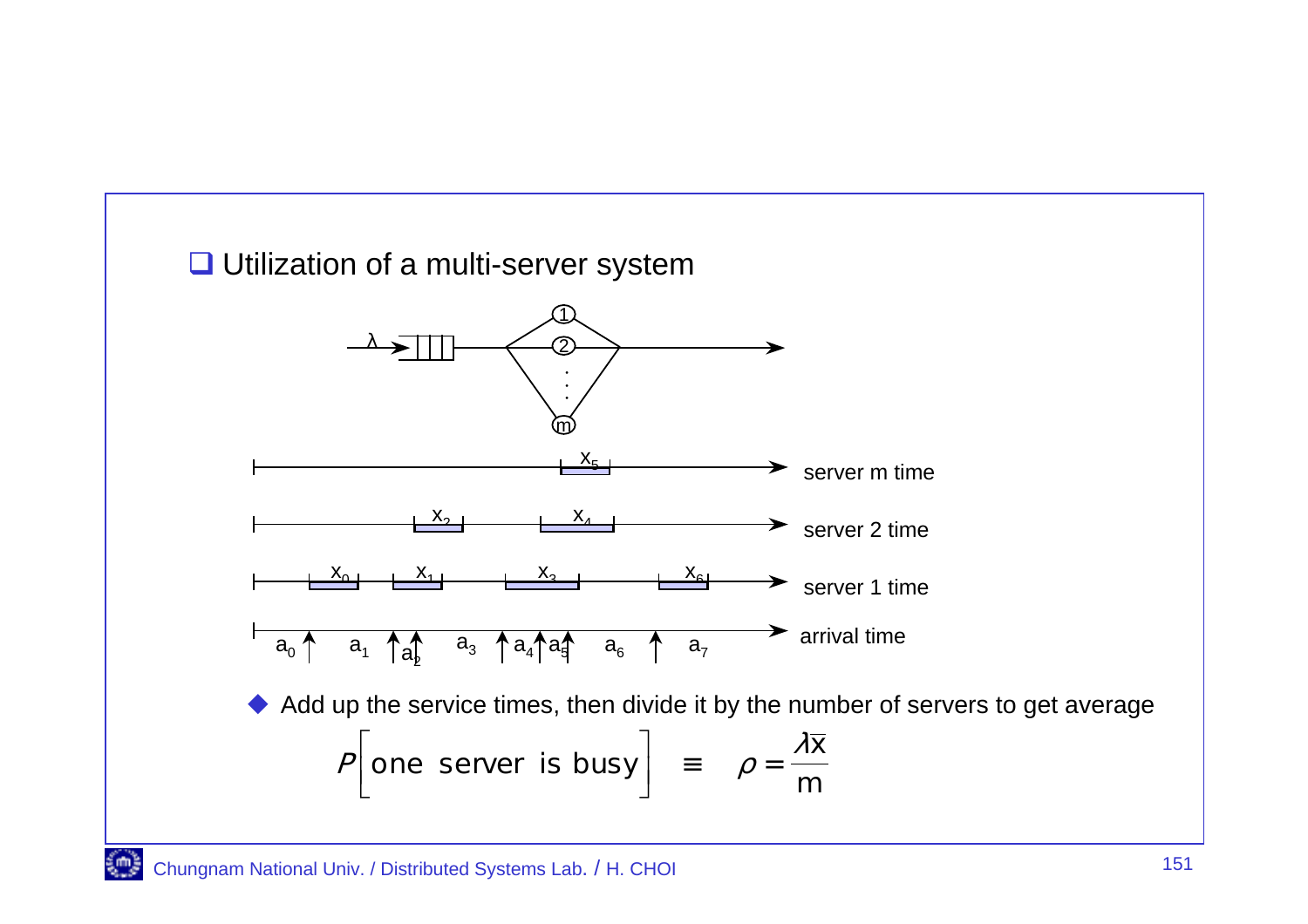## Utilization of a multi-server system

- Add up the service times, then divide it by the number of servers to get average

$$P\left[\text{one server is busy}\right] \equiv \rho = \frac{\lambda \overline{x}}{m}$$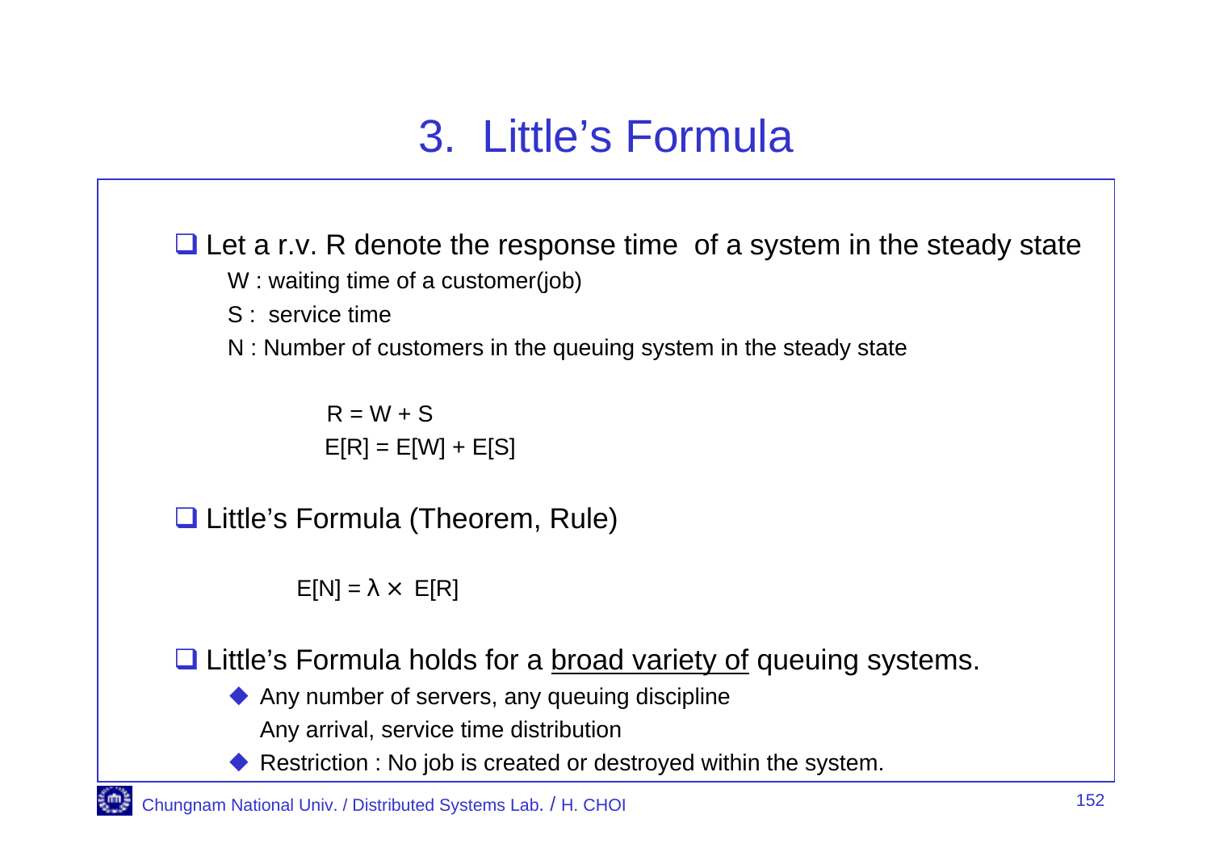# 3. Little's Formula

- Let a r.v. R denote the response time of a system in the steady state
  - W : waiting time of a customer(job)
  - S : service time
  - N : Number of customers in the queuing system in the steady state

$$R = W + S$$

$$E[R] = E[W] + E[S]$$

- Little's Formula (Theorem, Rule)

$$E[N] = \lambda \times E[R]$$

- Little's Formula holds for a <u>broad variety of</u> queuing systems.
  - Any number of servers, any queuing discipline
    Any arrival, service time distribution
  - Restriction : No job is created or destroyed within the system.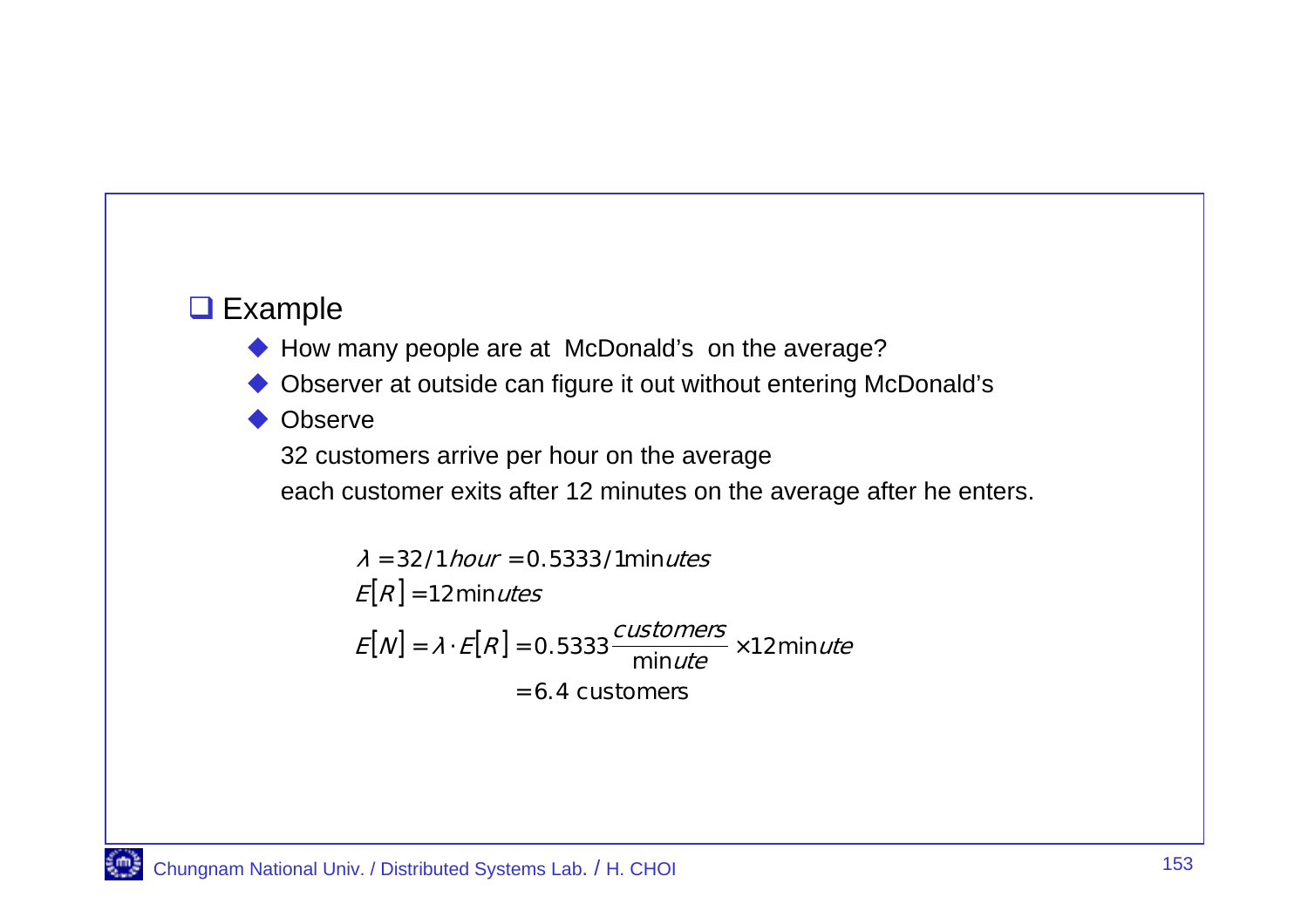## Example

- How many people are at McDonald's on the average?
- Observer at outside can figure it out without entering McDonald's
- Observe

  32 customers arrive per hour on the average

  each customer exits after 12 minutes on the average after he enters.

$$\lambda = 32/1\,hour = 0.5333/1\,minutes$$

$$E[R] = 12\,minutes$$

$$E[N] = \lambda \cdot E[R] = 0.5333 \frac{customers}{minute} \times 12\,minute$$

$$= 6.4 \text{ customers}$$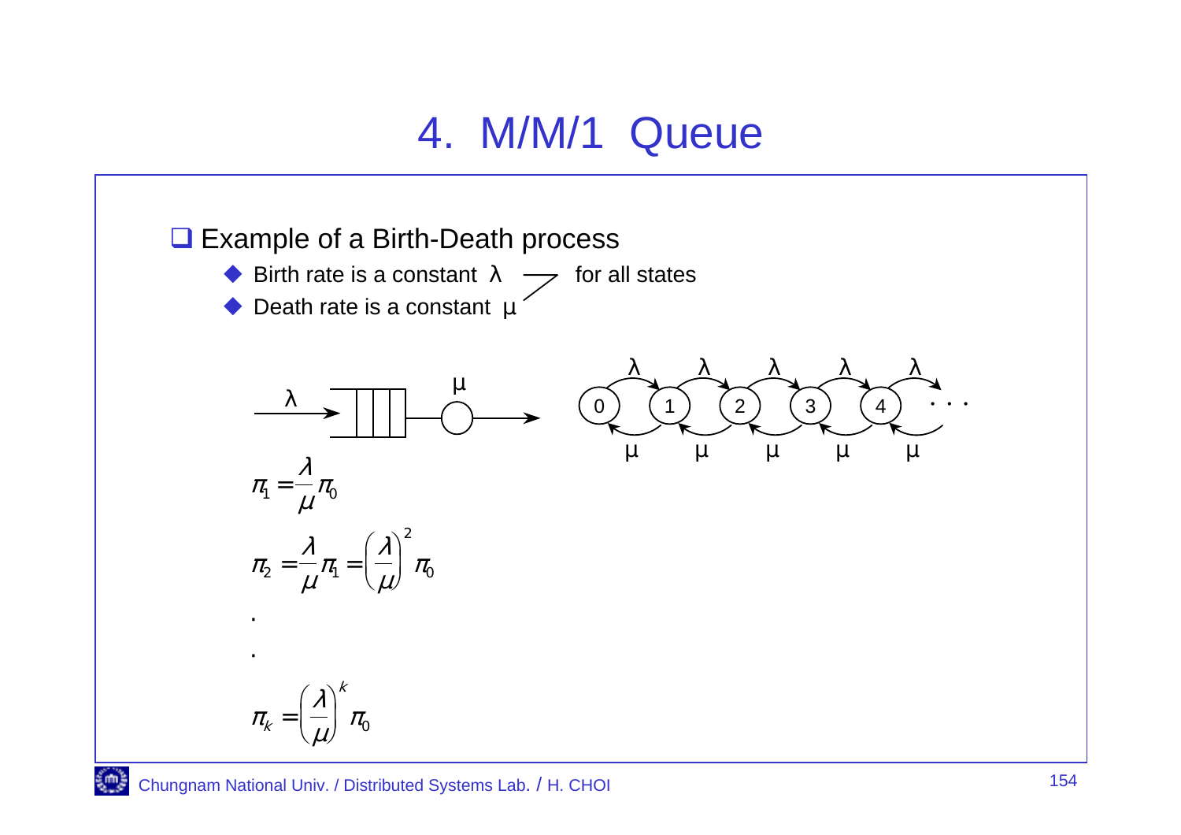# 4. M/M/1 Queue

- Example of a Birth-Death process
  - Birth rate is a constant $\lambda$ — for all states
  - Death rate is a constant $\mu$

$$\pi_1 = \frac{\lambda}{\mu}\pi_0$$

$$\pi_2 = \frac{\lambda}{\mu}\pi_1 = \left(\frac{\lambda}{\mu}\right)^2 \pi_0$$

.

.

$$\pi_k = \left(\frac{\lambda}{\mu}\right)^k \pi_0$$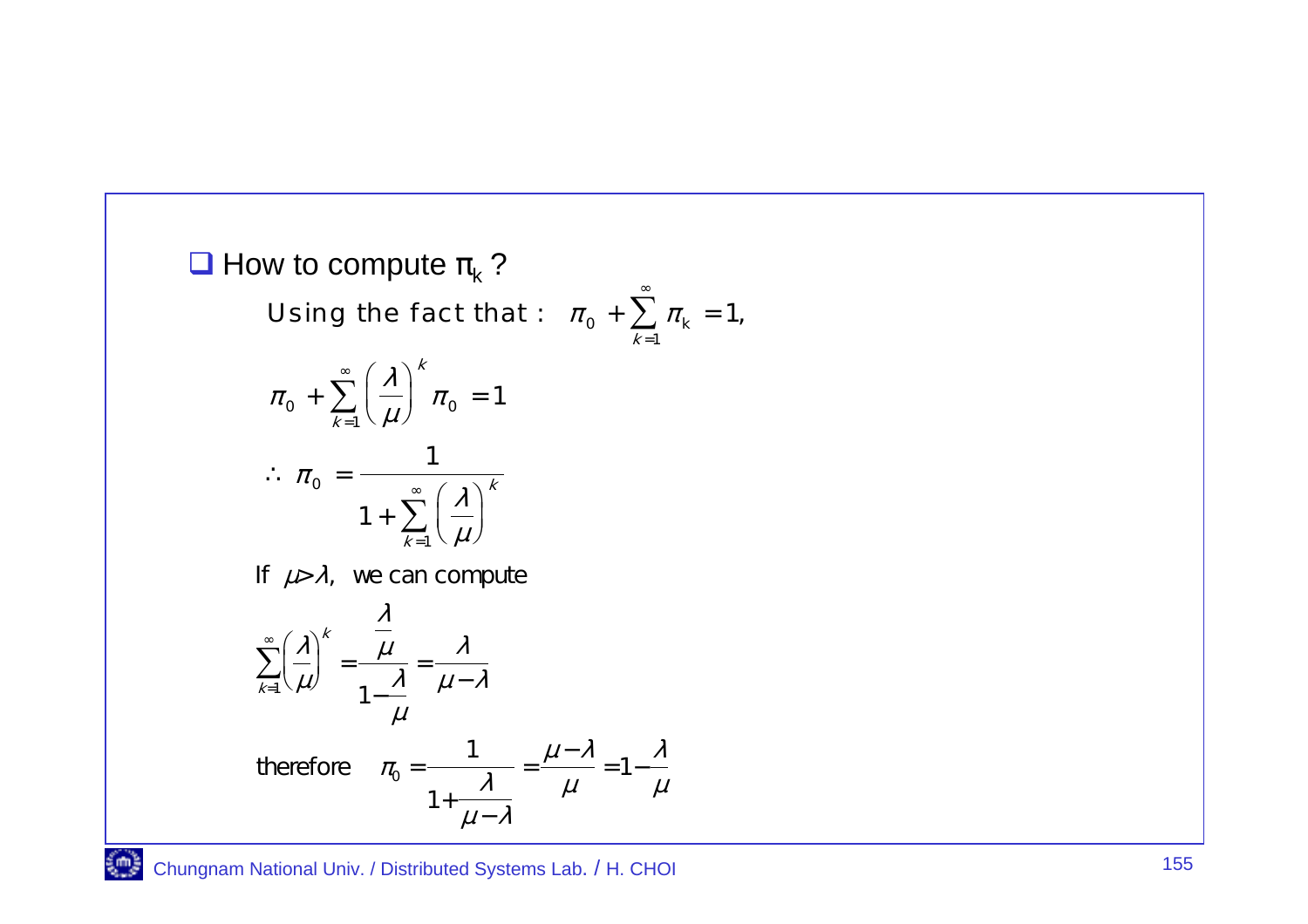- How to compute $\pi_k$ ?

Using the fact that : $\pi_0 + \sum_{k=1}^{\infty} \pi_k = 1$,

$$\pi_0 + \sum_{k=1}^{\infty} \left(\frac{\lambda}{\mu}\right)^k \pi_0 = 1$$

$$\therefore \ \pi_0 = \frac{1}{1 + \sum_{k=1}^{\infty} \left(\frac{\lambda}{\mu}\right)^k}$$

If $\mu > \lambda$, we can compute

$$\sum_{k=1}^{\infty} \left(\frac{\lambda}{\mu}\right)^k = \frac{\frac{\lambda}{\mu}}{1 - \frac{\lambda}{\mu}} = \frac{\lambda}{\mu - \lambda}$$

therefore $\pi_0 = \dfrac{1}{1 + \dfrac{\lambda}{\mu - \lambda}} = \dfrac{\mu - \lambda}{\mu} = 1 - \dfrac{\lambda}{\mu}$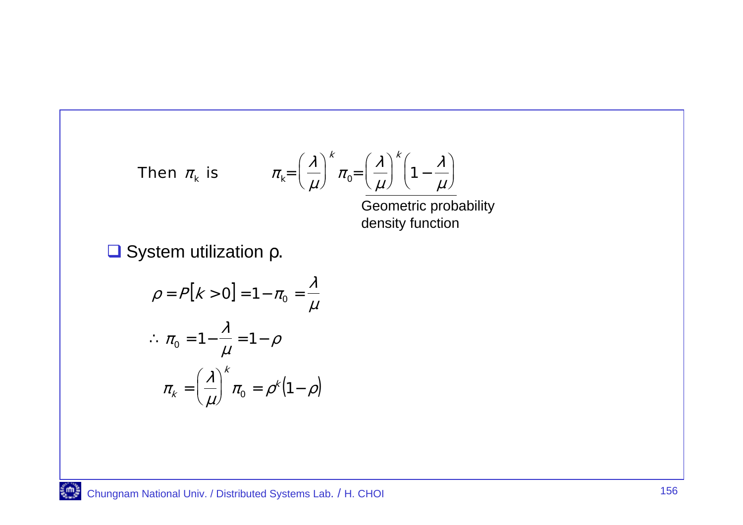Then $\pi_k$ is

$$\pi_k = \left(\frac{\lambda}{\mu}\right)^k \pi_0 = \underbrace{\left(\frac{\lambda}{\mu}\right)^k \left(1 - \frac{\lambda}{\mu}\right)}_{\text{Geometric probability density function}}$$

- System utilization ρ.

$$\rho = P[k > 0] = 1 - \pi_0 = \frac{\lambda}{\mu}$$

$$\therefore \pi_0 = 1 - \frac{\lambda}{\mu} = 1 - \rho$$

$$\pi_k = \left(\frac{\lambda}{\mu}\right)^k \pi_0 = \rho^k (1 - \rho)$$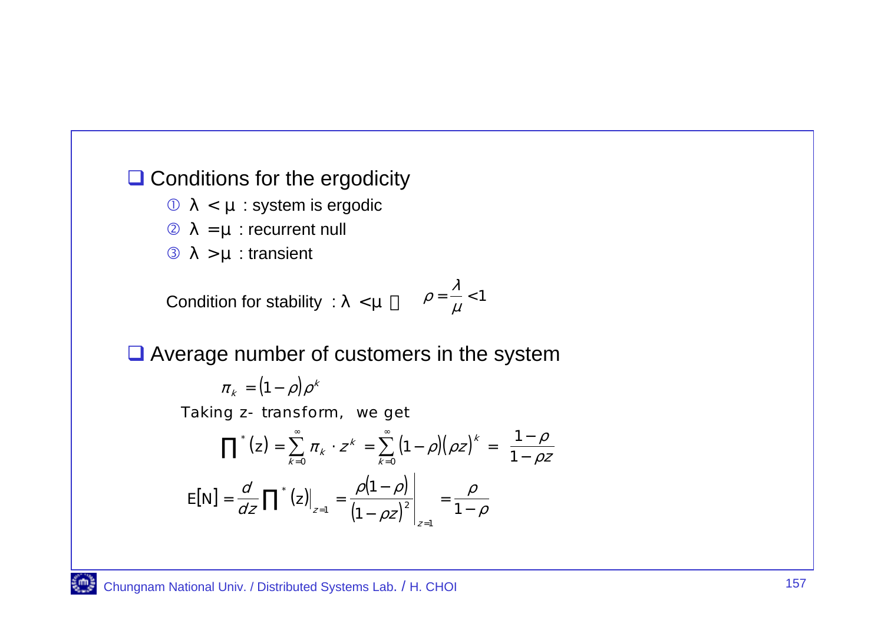## Conditions for the ergodicity

① $\lambda < \mu$ : system is ergodic

② $\lambda = \mu$ : recurrent null

③ $\lambda > \mu$ : transient

Condition for stability : $\lambda < \mu$  $\rho = \dfrac{\lambda}{\mu} < 1$

## Average number of customers in the system

$$\pi_k = (1-\rho)\rho^k$$

Taking z- transform, we get

$$\prod^*(z) = \sum_{k=0}^{\infty} \pi_k \cdot z^k = \sum_{k=0}^{\infty} (1-\rho)(\rho z)^k = \frac{1-\rho}{1-\rho z}$$

$$E[N] = \frac{d}{dz}\prod^*(z)\Big|_{z=1} = \left.\frac{\rho(1-\rho)}{(1-\rho z)^2}\right|_{z=1} = \frac{\rho}{1-\rho}$$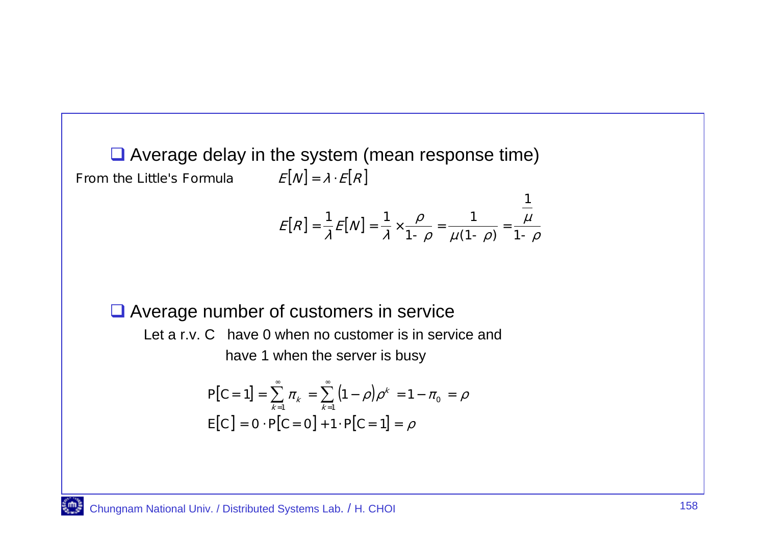- Average delay in the system (mean response time)

From the Little's Formula $E[N] = \lambda \cdot E[R]$

$$E[R] = \frac{1}{\lambda} E[N] = \frac{1}{\lambda} \times \frac{\rho}{1-\rho} = \frac{1}{\mu(1-\rho)} = \frac{\frac{1}{\mu}}{1-\rho}$$

- Average number of customers in service

Let a r.v. C have 0 when no customer is in service and have 1 when the server is busy

$$P[C=1] = \sum_{k=1}^{\infty} \pi_k = \sum_{k=1}^{\infty} (1-\rho)\rho^k = 1 - \pi_0 = \rho$$

$$E[C] = 0 \cdot P[C=0] + 1 \cdot P[C=1] = \rho$$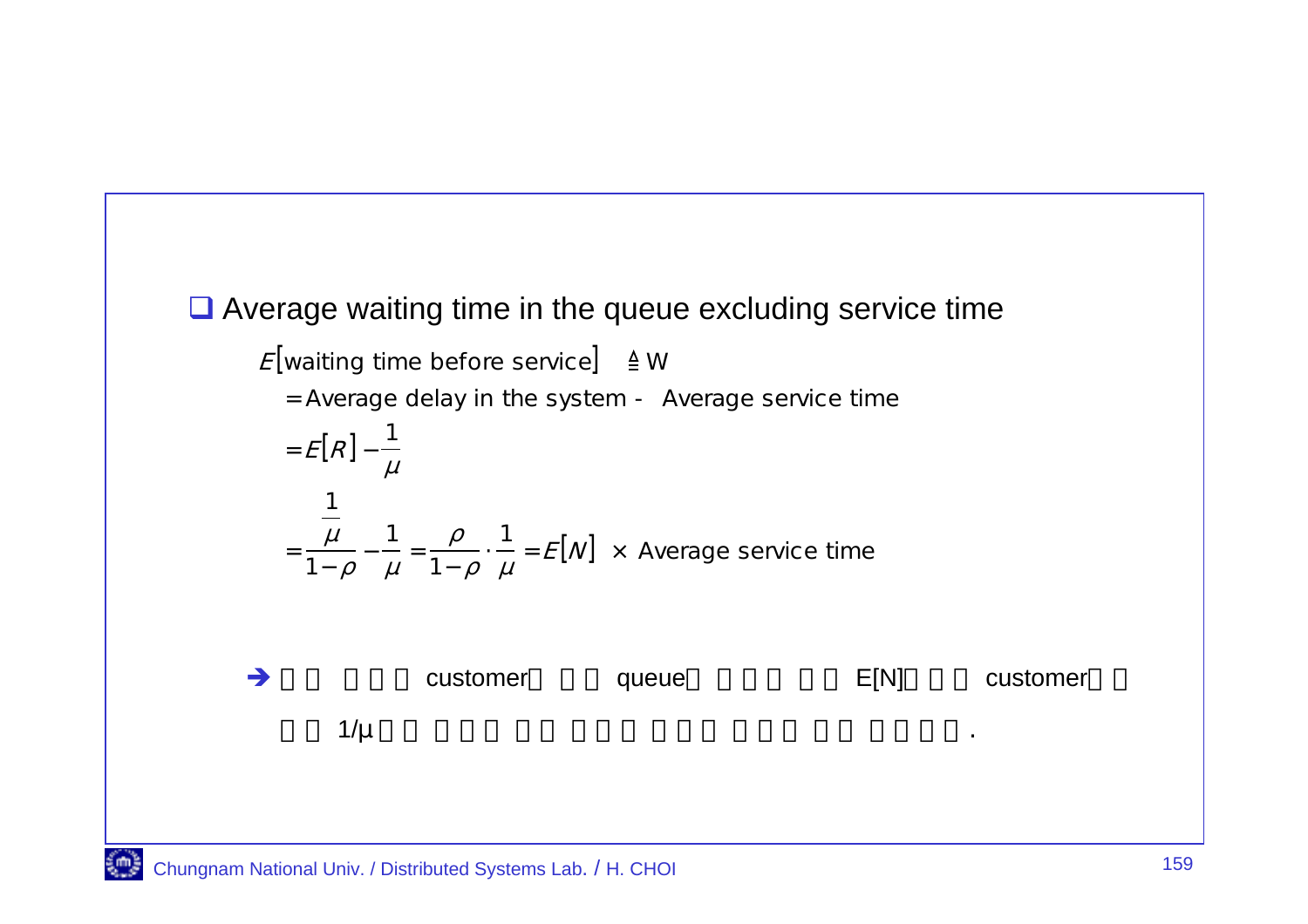- Average waiting time in the queue excluding service time

$$E[\text{waiting time before service}] \triangleq W$$

$$= \text{Average delay in the system - Average service time}$$

$$= E[R] - \frac{1}{\mu}$$

$$= \frac{\frac{1}{\mu}}{1-\rho} - \frac{1}{\mu} = \frac{\rho}{1-\rho} \cdot \frac{1}{\mu} = E[N] \times \text{Average service time}$$

→ customer queue E[N] customer

1/μ .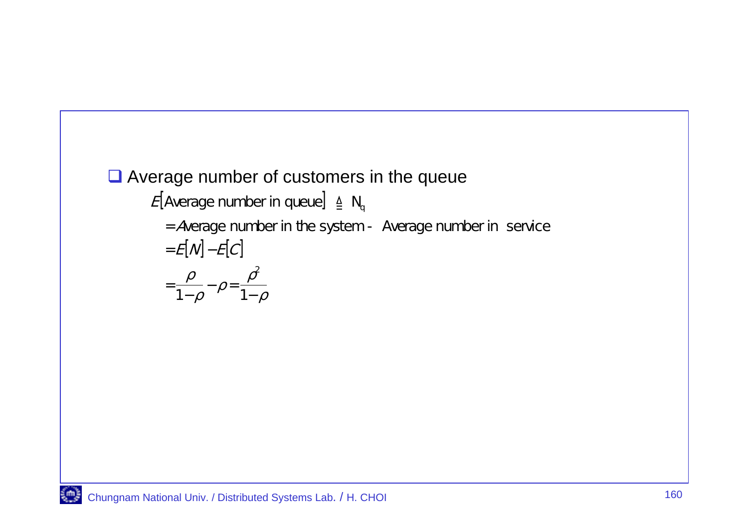- Average number of customers in the queue

$$
\begin{aligned}
E[\text{Average number in queue}] &\triangleq N_q \\
&= \text{Average number in the system - Average number in service} \\
&= E[N] - E[C] \\
&= \frac{\rho}{1-\rho} - \rho = \frac{\rho^2}{1-\rho}
\end{aligned}
$$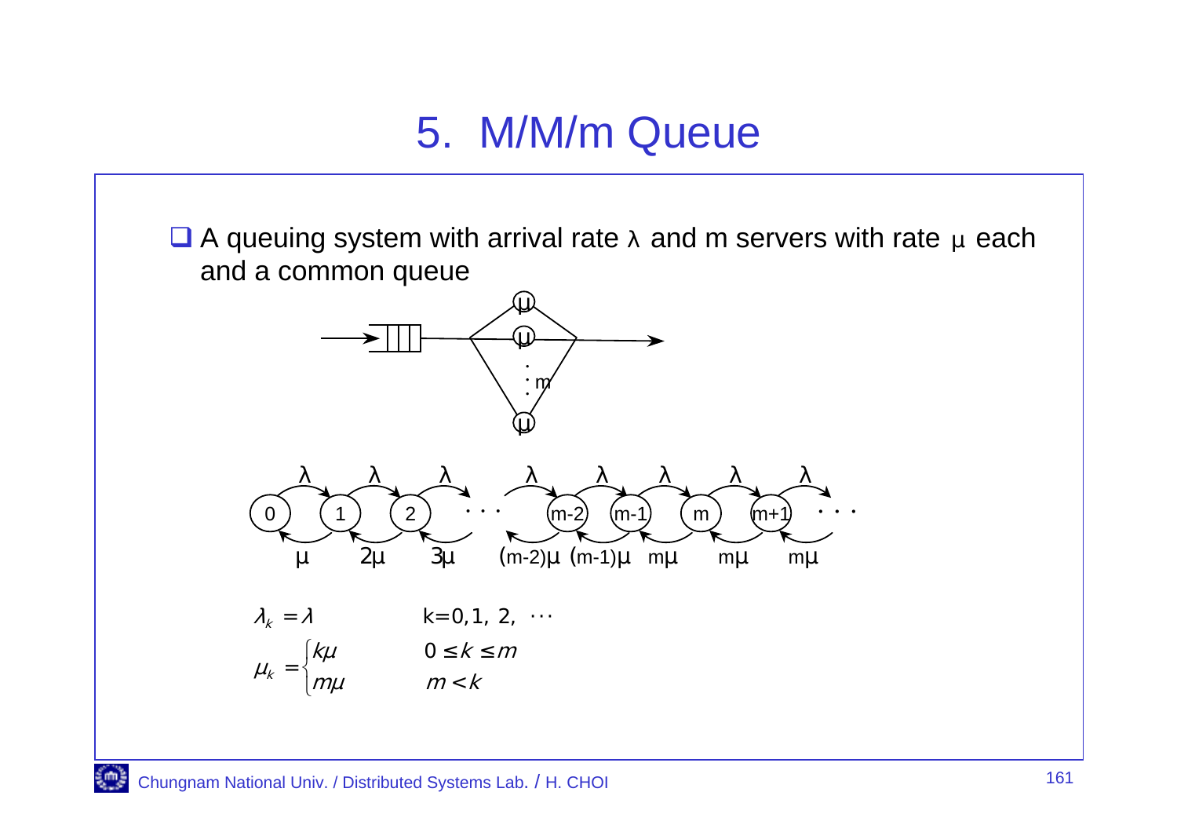# 5. M/M/m Queue

- A queuing system with arrival rate λ and m servers with rate μ each and a common queue

$$\lambda_k = \lambda \qquad k=0,1,2,\cdots$$

$$\mu_k = \begin{cases} k\mu & 0 \le k \le m \\ m\mu & m < k \end{cases}$$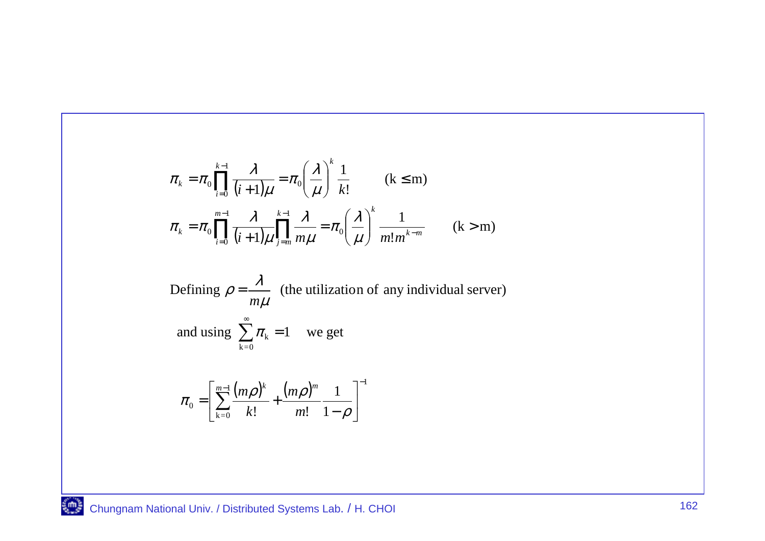$$\pi_k = \pi_0 \prod_{i=0}^{k-1} \frac{\lambda}{(i+1)\mu} = \pi_0 \left(\frac{\lambda}{\mu}\right)^k \frac{1}{k!} \qquad (k \le m)$$

$$\pi_k = \pi_0 \prod_{i=0}^{m-1} \frac{\lambda}{(i+1)\mu} \prod_{j=m}^{k-1} \frac{\lambda}{m\mu} = \pi_0 \left(\frac{\lambda}{\mu}\right)^k \frac{1}{m! m^{k-m}} \qquad (k > m)$$

Defining $\rho = \dfrac{\lambda}{m\mu}$ (the utilization of any individual server)

and using $\sum_{k=0}^{\infty} \pi_k = 1$ we get

$$\pi_0 = \left[ \sum_{k=0}^{m-1} \frac{(m\rho)^k}{k!} + \frac{(m\rho)^m}{m!} \frac{1}{1-\rho} \right]^{-1}$$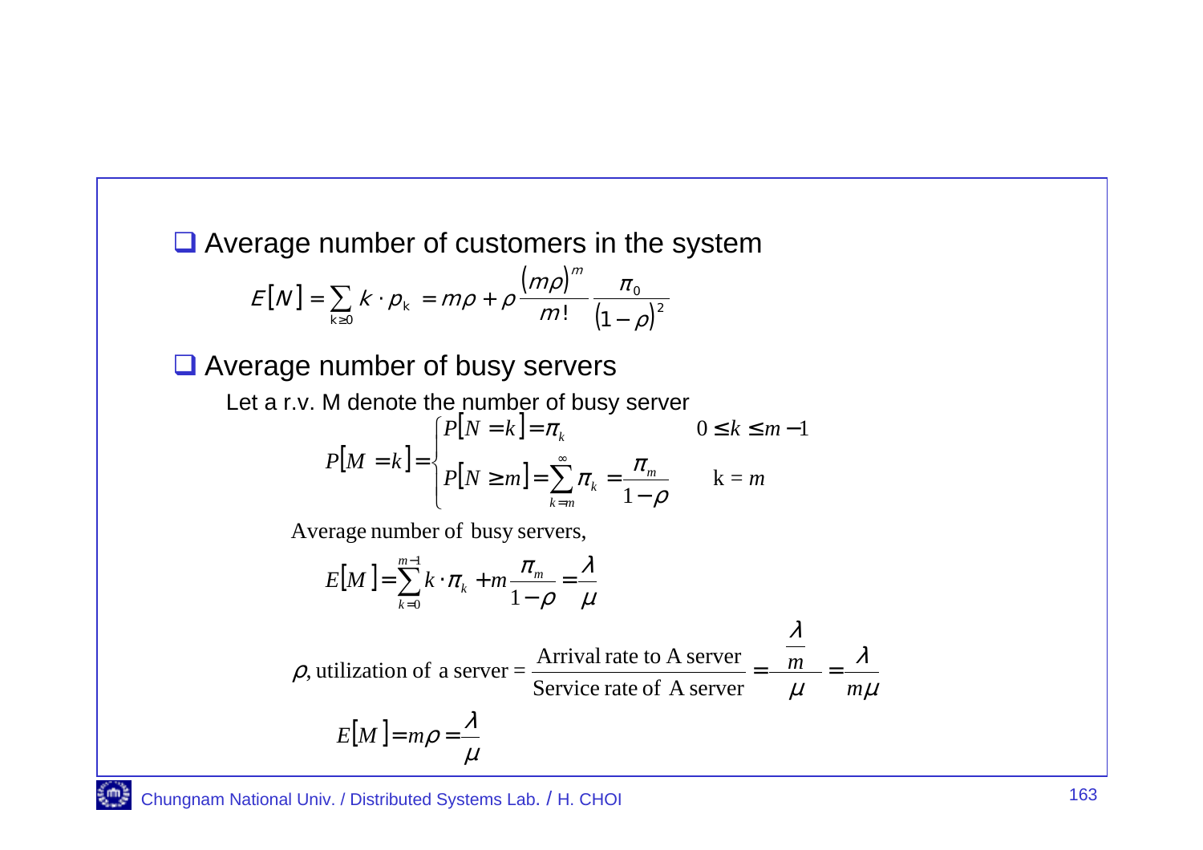- Average number of customers in the system

$$E[N] = \sum_{k \geq 0} k \cdot p_k = m\rho + \rho \frac{(m\rho)^m}{m!} \frac{\pi_0}{(1-\rho)^2}$$

- Average number of busy servers

Let a r.v. M denote the number of busy server

$$P[M = k] = \begin{cases} P[N = k] = \pi_k & 0 \leq k \leq m-1 \\ P[N \geq m] = \sum_{k=m}^{\infty} \pi_k = \frac{\pi_m}{1-\rho} & \text{k} = m \end{cases}$$

Average number of busy servers,

$$E[M] = \sum_{k=0}^{m-1} k \cdot \pi_k + m \frac{\pi_m}{1-\rho} = \frac{\lambda}{\mu}$$

$$\rho\text{, utilization of a server} = \frac{\text{Arrival rate to A server}}{\text{Service rate of A server}} = \frac{\frac{\lambda}{m}}{\mu} = \frac{\lambda}{m\mu}$$

$$E[M] = m\rho = \frac{\lambda}{\mu}$$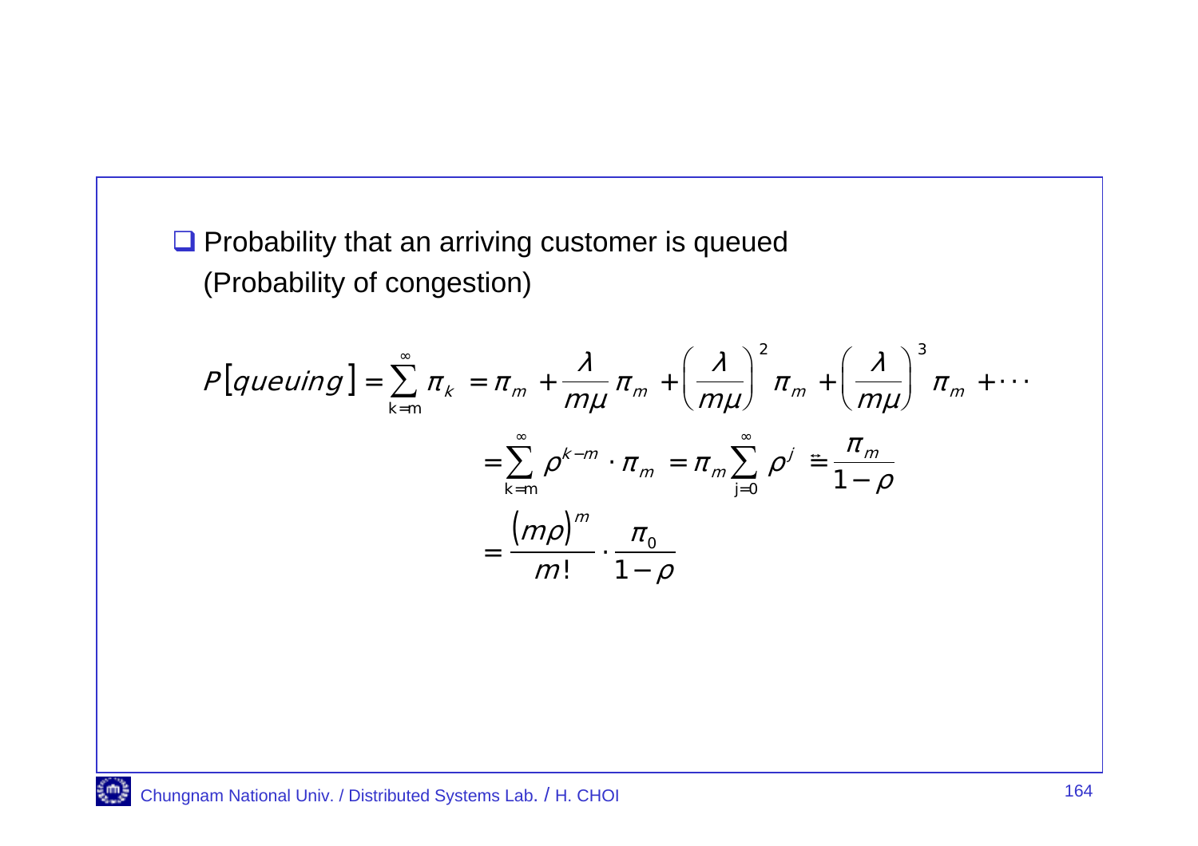- Probability that an arriving customer is queued
  (Probability of congestion)

$$P[queuing] = \sum_{k=m}^{\infty} \pi_k = \pi_m + \frac{\lambda}{m\mu}\pi_m + \left(\frac{\lambda}{m\mu}\right)^2 \pi_m + \left(\frac{\lambda}{m\mu}\right)^3 \pi_m + \cdots$$

$$= \sum_{k=m}^{\infty} \rho^{k-m} \cdot \pi_m = \pi_m \sum_{j=0}^{\infty} \rho^j \fallingdotseq \frac{\pi_m}{1-\rho}$$

$$= \frac{(m\rho)^m}{m!} \cdot \frac{\pi_0}{1-\rho}$$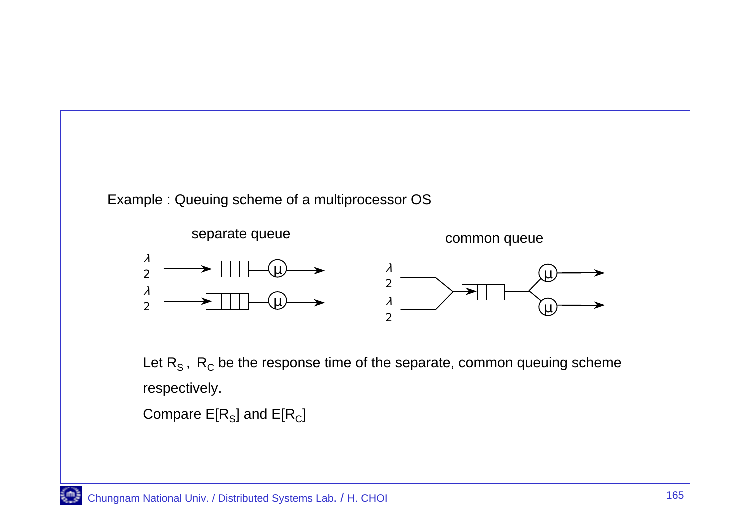Example : Queuing scheme of a multiprocessor OS

separate queue

$\frac{\lambda}{2}$ → queue → $\mu$ →

$\frac{\lambda}{2}$ → queue → $\mu$ →

common queue

$\frac{\lambda}{2}$, $\frac{\lambda}{2}$ → queue → $\mu$, $\mu$ →

Let $R_S$ , $R_C$ be the response time of the separate, common queuing scheme respectively.

Compare $E[R_S]$ and $E[R_C]$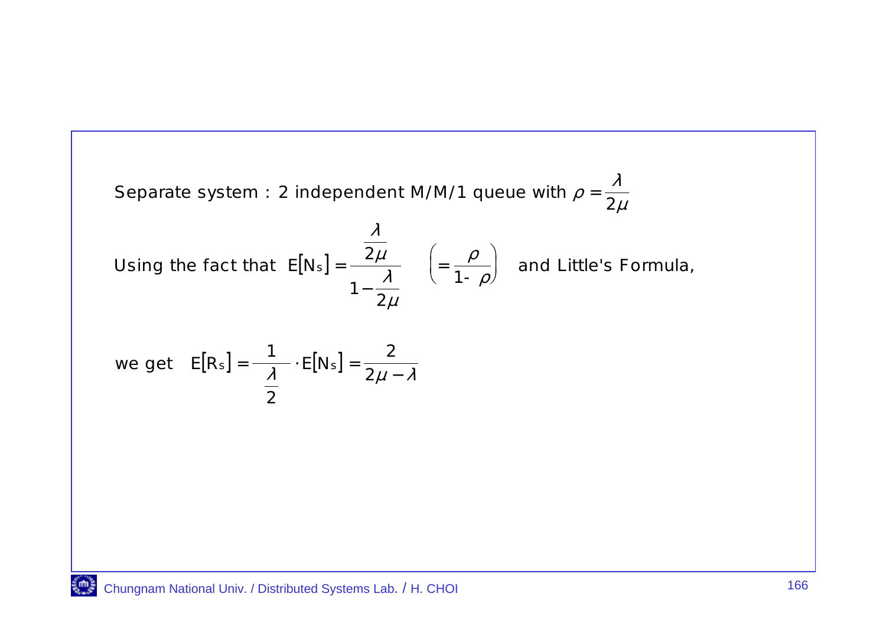Separate system : 2 independent M/M/1 queue with $\rho = \frac{\lambda}{2\mu}$

Using the fact that $E[N_s] = \frac{\frac{\lambda}{2\mu}}{1 - \frac{\lambda}{2\mu}} \quad \left( = \frac{\rho}{1-\rho} \right)$ and Little's Formula,

we get $E[R_s] = \frac{1}{\frac{\lambda}{2}} \cdot E[N_s] = \frac{2}{2\mu - \lambda}$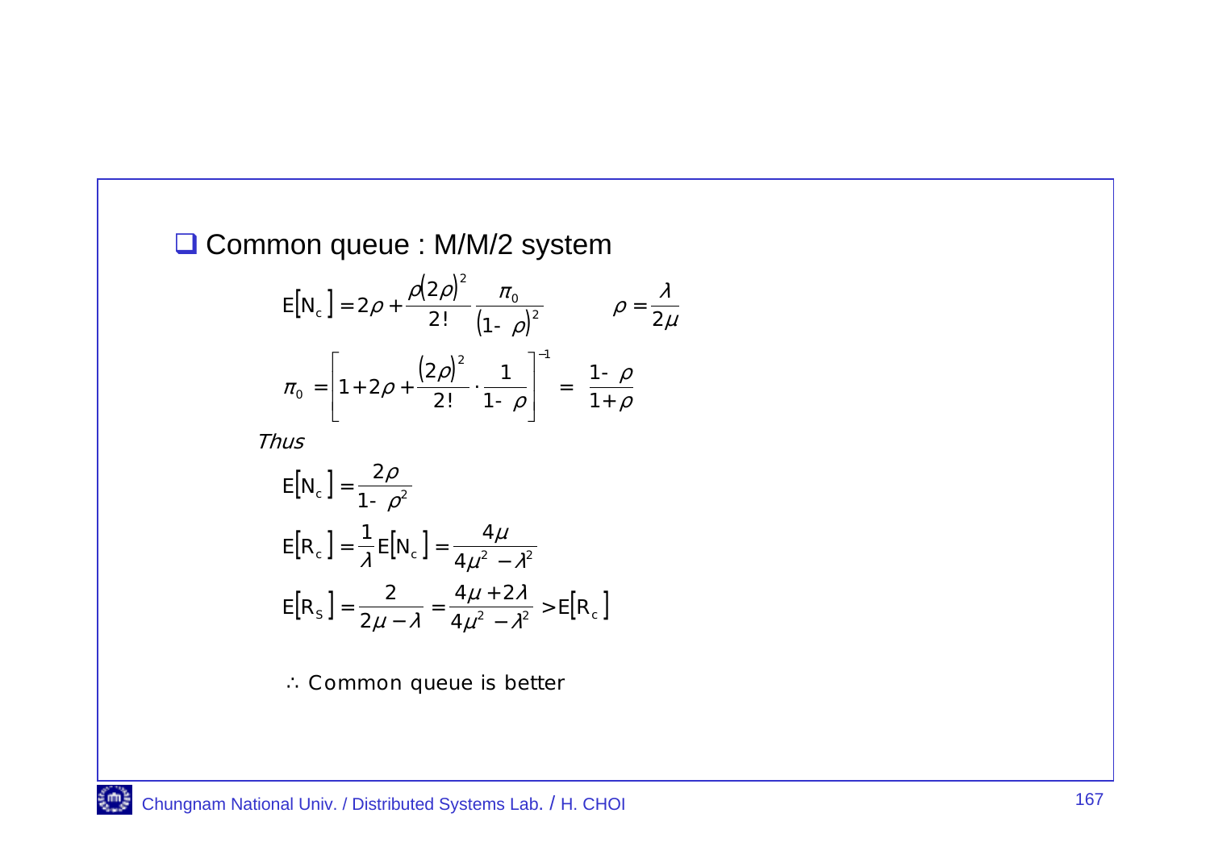- Common queue : M/M/2 system

$$E[N_c] = 2\rho + \frac{\rho(2\rho)^2}{2!}\frac{\pi_0}{(1-\rho)^2} \qquad \rho = \frac{\lambda}{2\mu}$$

$$\pi_0 = \left[1 + 2\rho + \frac{(2\rho)^2}{2!}\cdot\frac{1}{1-\rho}\right]^{-1} = \frac{1-\rho}{1+\rho}$$

*Thus*

$$E[N_c] = \frac{2\rho}{1-\rho^2}$$

$$E[R_c] = \frac{1}{\lambda}E[N_c] = \frac{4\mu}{4\mu^2 - \lambda^2}$$

$$E[R_S] = \frac{2}{2\mu - \lambda} = \frac{4\mu + 2\lambda}{4\mu^2 - \lambda^2} > E[R_c]$$

$\therefore$ Common queue is better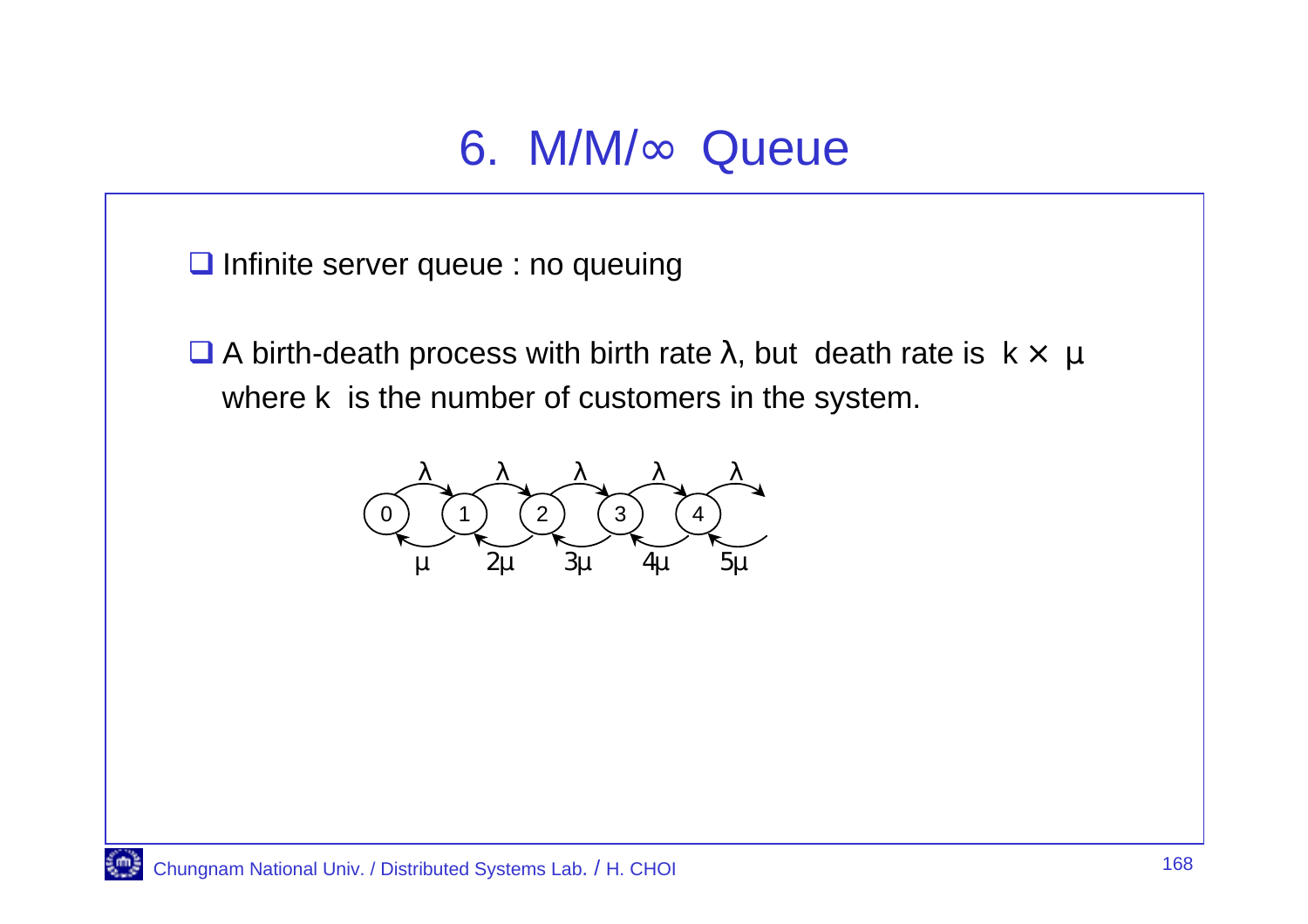# 6. M/M/∞ Queue

- Infinite server queue : no queuing

- A birth-death process with birth rate $\lambda$, but death rate is $k \times \mu$ where $k$ is the number of customers in the system.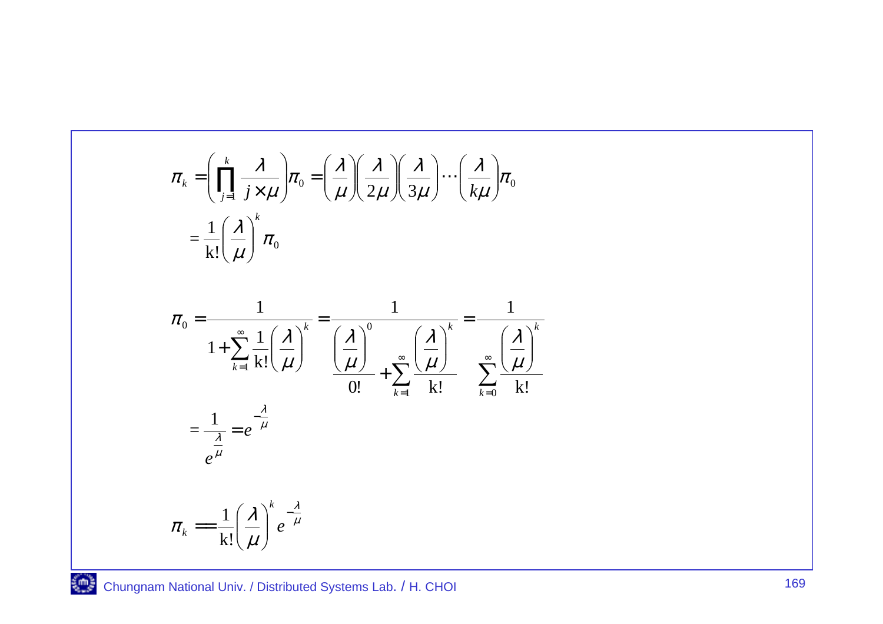$$\pi_k = \left( \prod_{j=1}^{k} \frac{\lambda}{j \times \mu} \right) \pi_0 = \left( \frac{\lambda}{\mu} \right) \left( \frac{\lambda}{2\mu} \right) \left( \frac{\lambda}{3\mu} \right) \cdots \left( \frac{\lambda}{k\mu} \right) \pi_0$$

$$= \frac{1}{\mathrm{k}!} \left( \frac{\lambda}{\mu} \right)^k \pi_0$$

$$\pi_0 = \frac{1}{1 + \sum_{k=1}^{\infty} \frac{1}{\mathrm{k}!} \left( \frac{\lambda}{\mu} \right)^k} = \frac{1}{\frac{\left( \frac{\lambda}{\mu} \right)^0}{0!} + \sum_{k=1}^{\infty} \frac{\left( \frac{\lambda}{\mu} \right)^k}{\mathrm{k}!}} = \frac{1}{\sum_{k=0}^{\infty} \frac{\left( \frac{\lambda}{\mu} \right)^k}{\mathrm{k}!}}$$

$$= \frac{1}{e^{\frac{\lambda}{\mu}}} = e^{-\frac{\lambda}{\mu}}$$

$$\pi_k = \frac{1}{\mathrm{k}!} \left( \frac{\lambda}{\mu} \right)^k e^{-\frac{\lambda}{\mu}}$$

Chungnam National Univ. / Distributed Systems Lab. / H. CHOI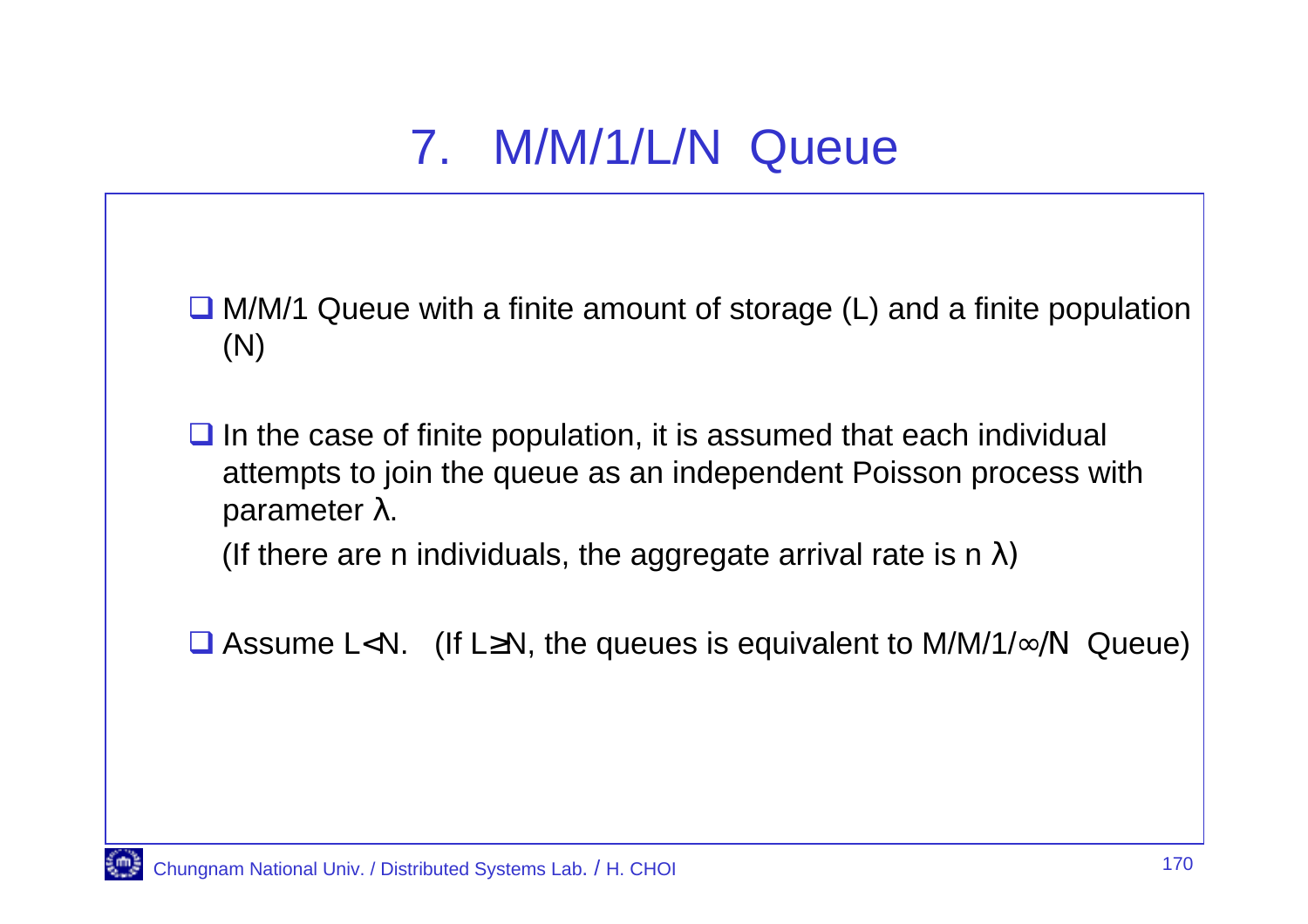# 7. M/M/1/L/N Queue

- M/M/1 Queue with a finite amount of storage (L) and a finite population (N)

- In the case of finite population, it is assumed that each individual attempts to join the queue as an independent Poisson process with parameter $\lambda$.

  (If there are n individuals, the aggregate arrival rate is $n\lambda$)

- Assume $L<N$. (If $L\geq N$, the queues is equivalent to M/M/1/∞/N Queue)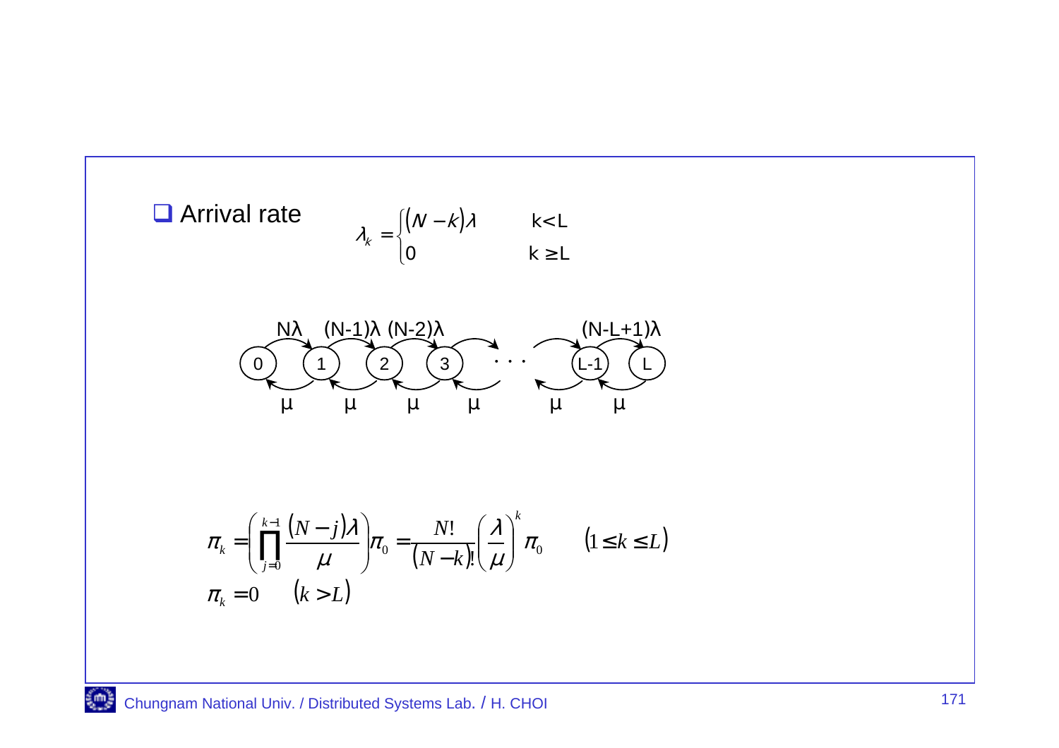- **Arrival rate**

$$\lambda_k = \begin{cases} (N-k)\lambda & k<L \\ 0 & k \geq L \end{cases}$$

$$\pi_k = \left( \prod_{j=0}^{k-1} \frac{(N-j)\lambda}{\mu} \right) \pi_0 = \frac{N!}{(N-k)!} \left( \frac{\lambda}{\mu} \right)^k \pi_0 \qquad (1 \leq k \leq L)$$

$$\pi_k = 0 \qquad (k > L)$$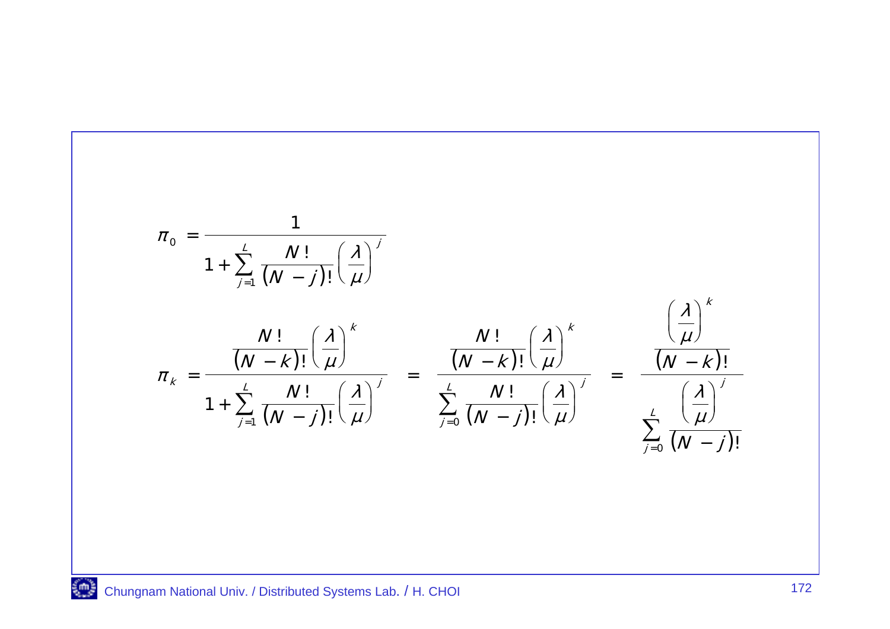$$\pi_0 = \frac{1}{1 + \sum_{j=1}^{L} \frac{N!}{(N-j)!} \left(\frac{\lambda}{\mu}\right)^j}$$

$$\pi_k = \frac{\frac{N!}{(N-k)!} \left(\frac{\lambda}{\mu}\right)^k}{1 + \sum_{j=1}^{L} \frac{N!}{(N-j)!} \left(\frac{\lambda}{\mu}\right)^j} = \frac{\frac{N!}{(N-k)!} \left(\frac{\lambda}{\mu}\right)^k}{\sum_{j=0}^{L} \frac{N!}{(N-j)!} \left(\frac{\lambda}{\mu}\right)^j} = \frac{\frac{\left(\frac{\lambda}{\mu}\right)^k}{(N-k)!}}{\sum_{j=0}^{L} \frac{\left(\frac{\lambda}{\mu}\right)^j}{(N-j)!}}$$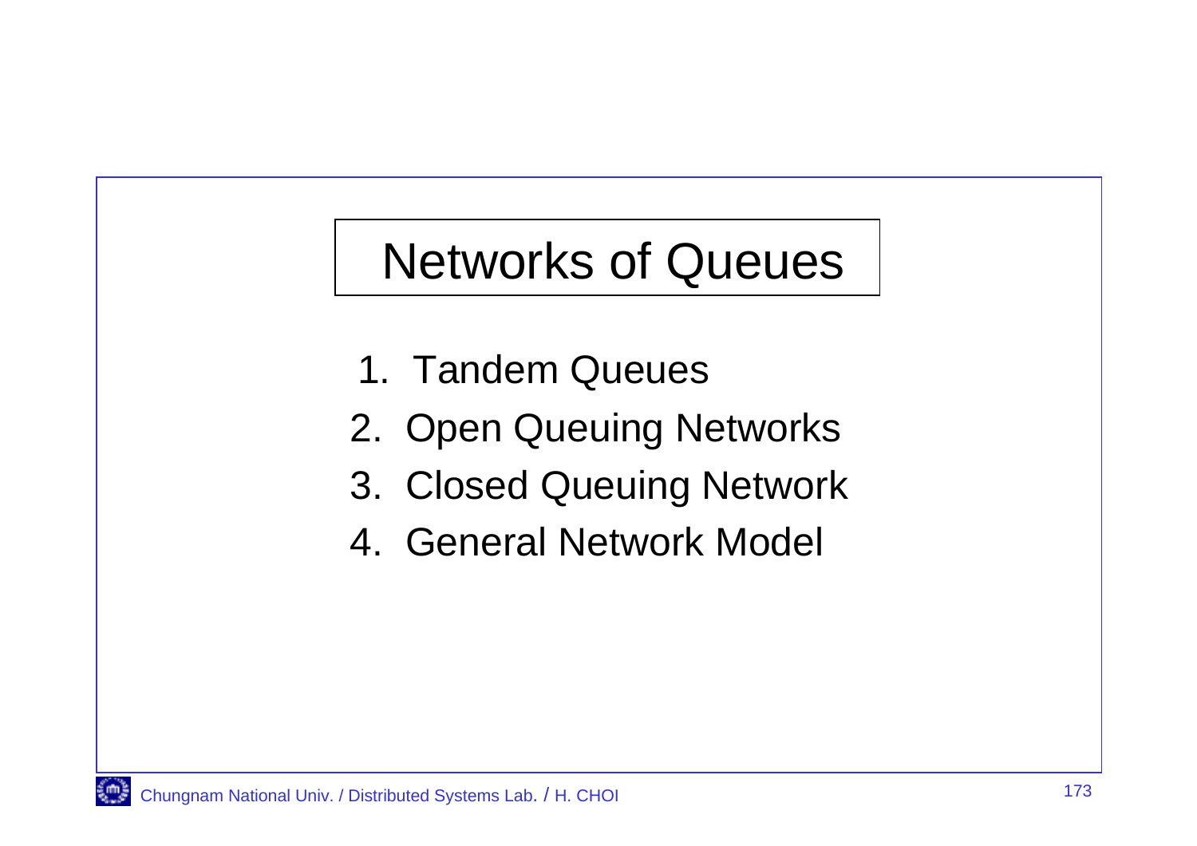# Networks of Queues

1. Tandem Queues
2. Open Queuing Networks
3. Closed Queuing Network
4. General Network Model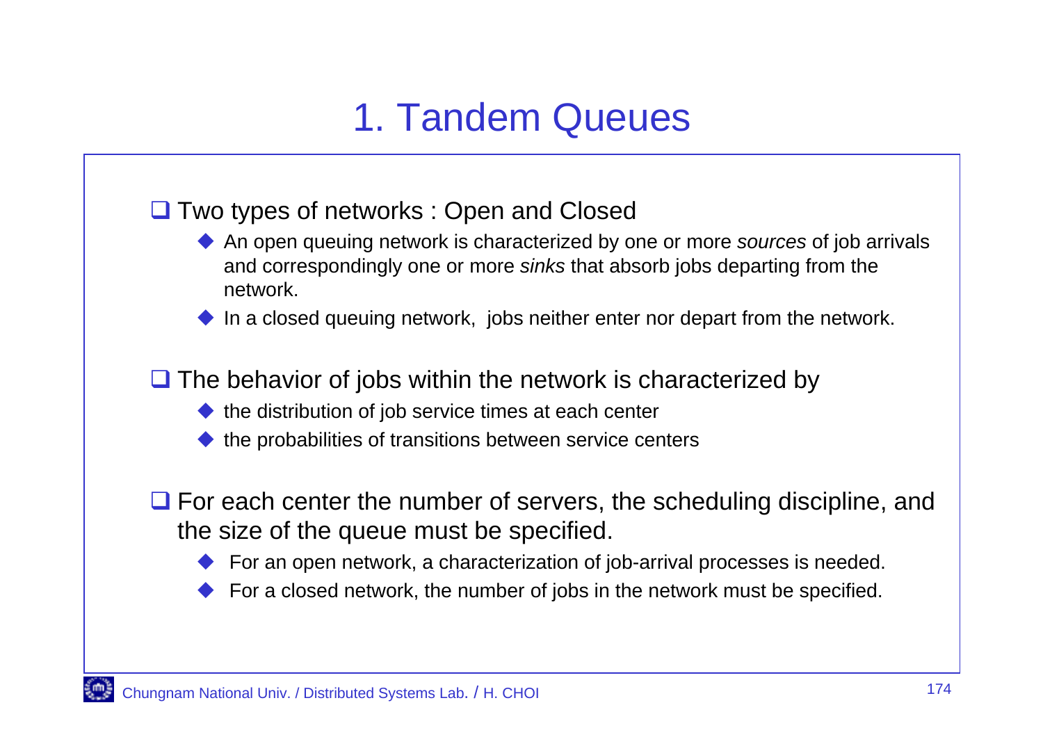# 1. Tandem Queues

- Two types of networks : Open and Closed
  - An open queuing network is characterized by one or more *sources* of job arrivals and correspondingly one or more *sinks* that absorb jobs departing from the network.
  - In a closed queuing network, jobs neither enter nor depart from the network.
- The behavior of jobs within the network is characterized by
  - the distribution of job service times at each center
  - the probabilities of transitions between service centers
- For each center the number of servers, the scheduling discipline, and the size of the queue must be specified.
  - For an open network, a characterization of job-arrival processes is needed.
  - For a closed network, the number of jobs in the network must be specified.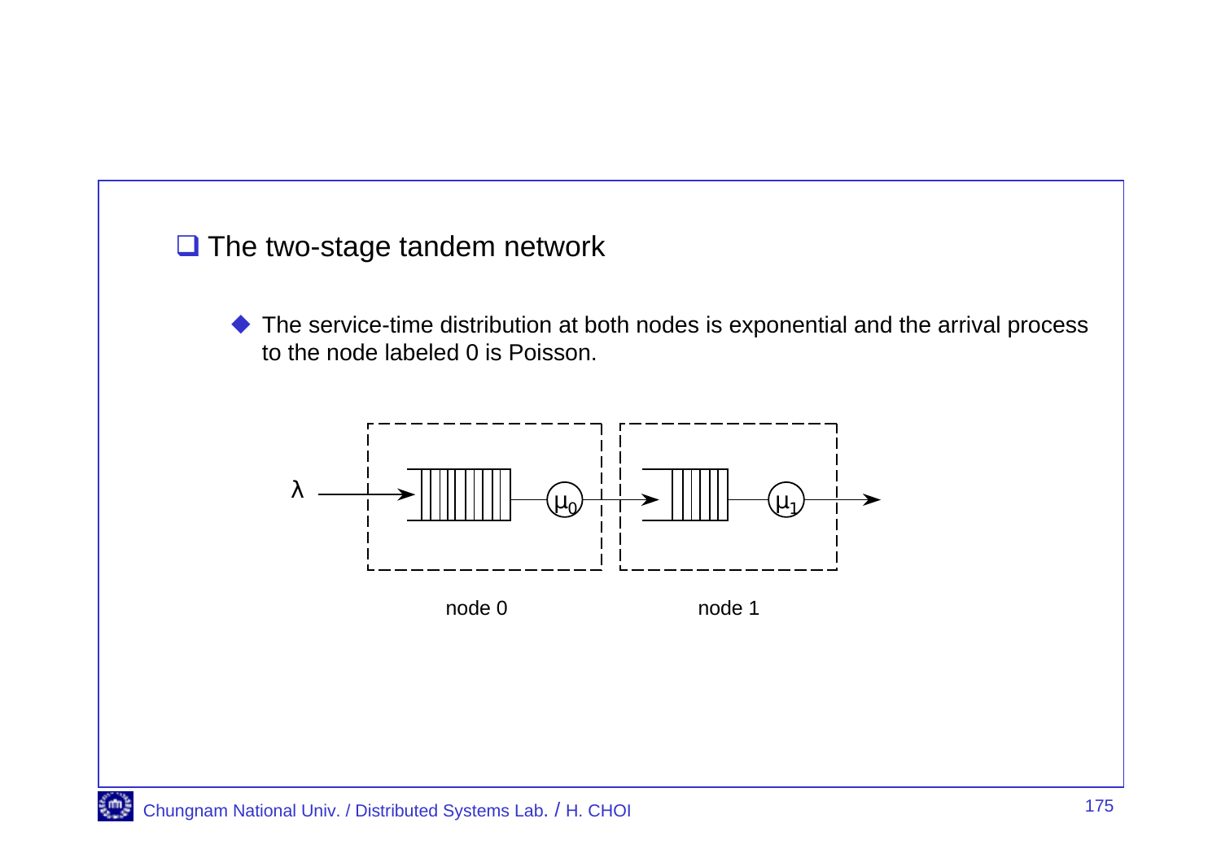## The two-stage tandem network

- The service-time distribution at both nodes is exponential and the arrival process to the node labeled 0 is Poisson.

$\lambda$ → node 0 ($\mu_0$) → node 1 ($\mu_1$) →

node 0 node 1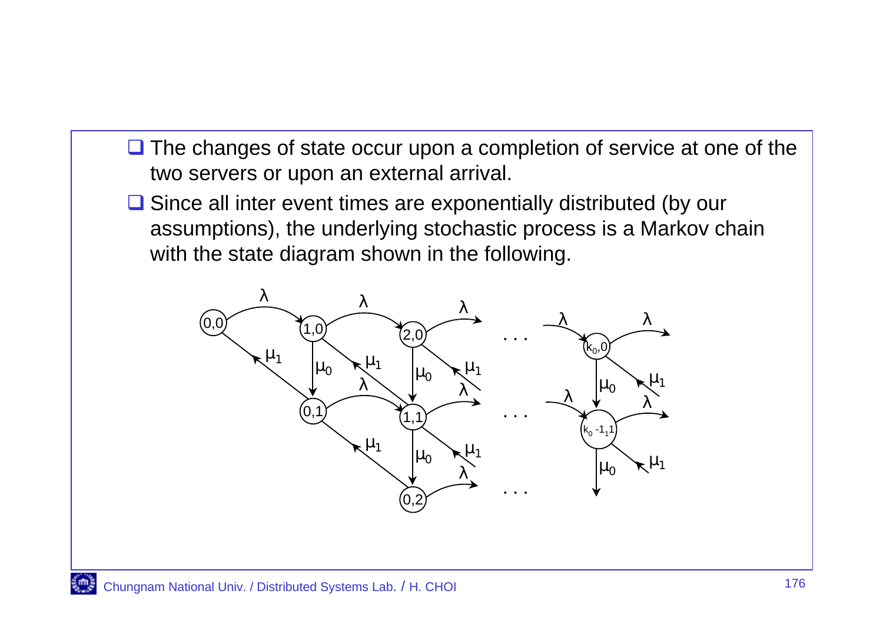- The changes of state occur upon a completion of service at one of the two servers or upon an external arrival.
- Since all inter event times are exponentially distributed (by our assumptions), the underlying stochastic process is a Markov chain with the state diagram shown in the following.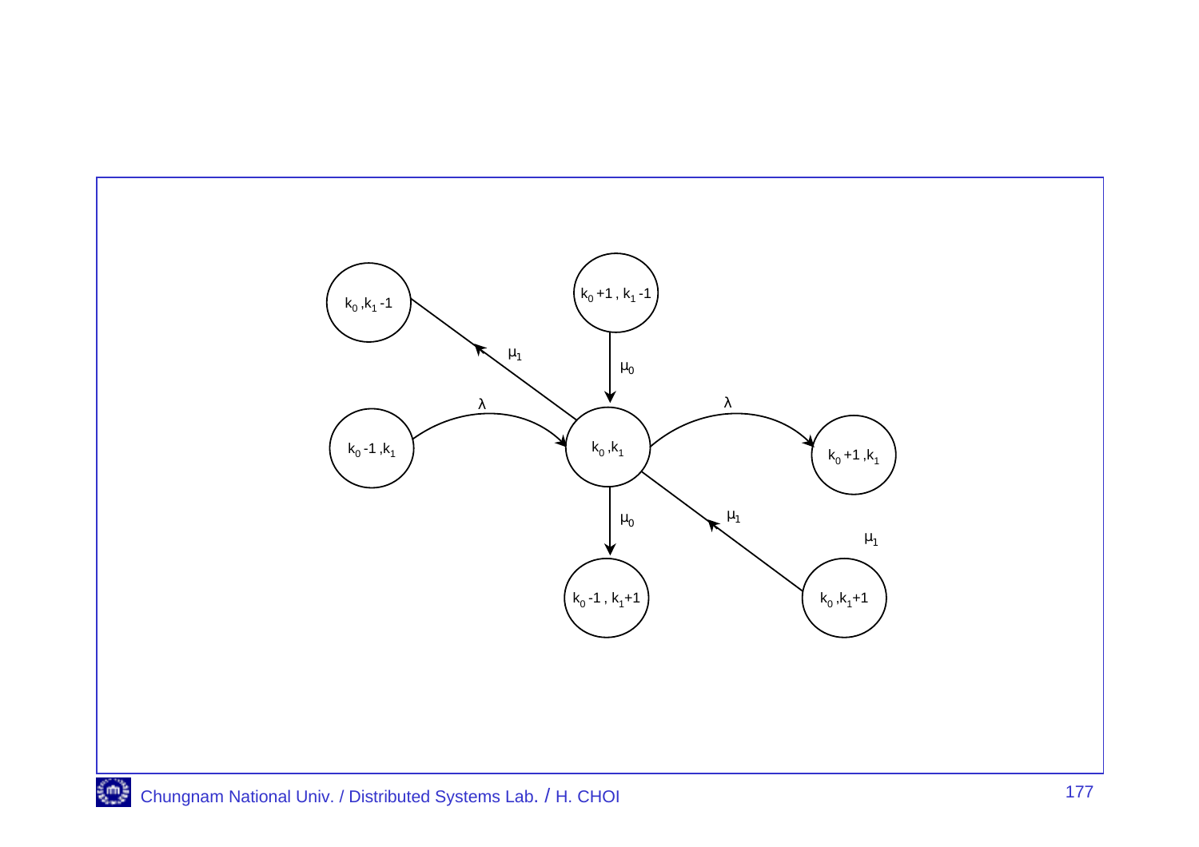$k_0, k_1-1$ $\quad$ $k_0+1, k_1-1$

$\mu_1$ $\quad$ $\mu_0$

$\lambda$ $\quad$ $\lambda$

$k_0-1, k_1$ $\quad$ $k_0, k_1$ $\quad$ $k_0+1, k_1$

$\mu_0$ $\quad$ $\mu_1$ $\quad$ $\mu_1$

$k_0-1, k_1+1$ $\quad$ $k_0, k_1+1$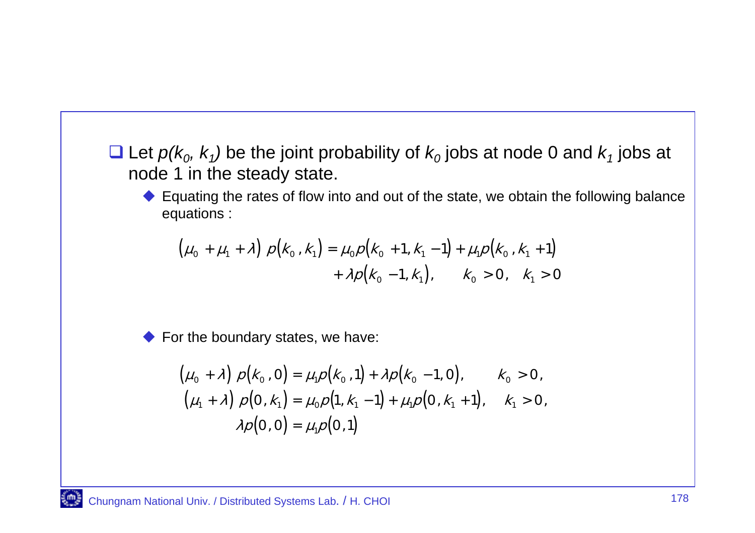- Let $p(k_0, k_1)$ be the joint probability of $k_0$ jobs at node 0 and $k_1$ jobs at node 1 in the steady state.
  - Equating the rates of flow into and out of the state, we obtain the following balance equations :

$$
\begin{aligned}
(\mu_0 + \mu_1 + \lambda)\ p(k_0, k_1) = \mu_0 p(k_0 + 1, k_1 - 1) + \mu_1 p(k_0, k_1 + 1) \\
+ \lambda p(k_0 - 1, k_1), \qquad k_0 > 0, \quad k_1 > 0
\end{aligned}
$$

  - For the boundary states, we have:

$$
\begin{aligned}
(\mu_0 + \lambda)\ p(k_0, 0) &= \mu_1 p(k_0, 1) + \lambda p(k_0 - 1, 0), \qquad k_0 > 0, \\
(\mu_1 + \lambda)\ p(0, k_1) &= \mu_0 p(1, k_1 - 1) + \mu_1 p(0, k_1 + 1), \quad k_1 > 0, \\
\lambda p(0, 0) &= \mu_1 p(0, 1)
\end{aligned}
$$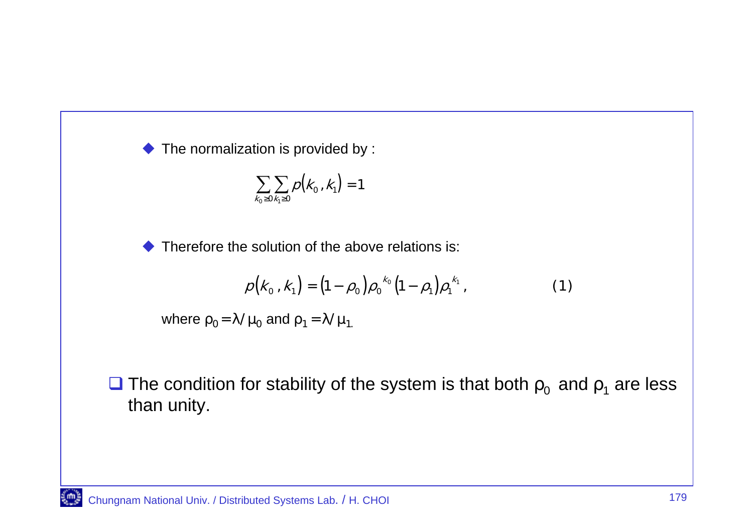- The normalization is provided by :

$$\sum_{k_0 \geq 0} \sum_{k_1 \geq 0} p(k_0, k_1) = 1$$

- Therefore the solution of the above relations is:

$$p(k_0, k_1) = (1 - \rho_0)\rho_0^{k_0}(1 - \rho_1)\rho_1^{k_1}, \qquad (1)$$

where $\rho_0 = \lambda / \mu_0$ and $\rho_1 = \lambda / \mu_1$.

- The condition for stability of the system is that both $\rho_0$ and $\rho_1$ are less than unity.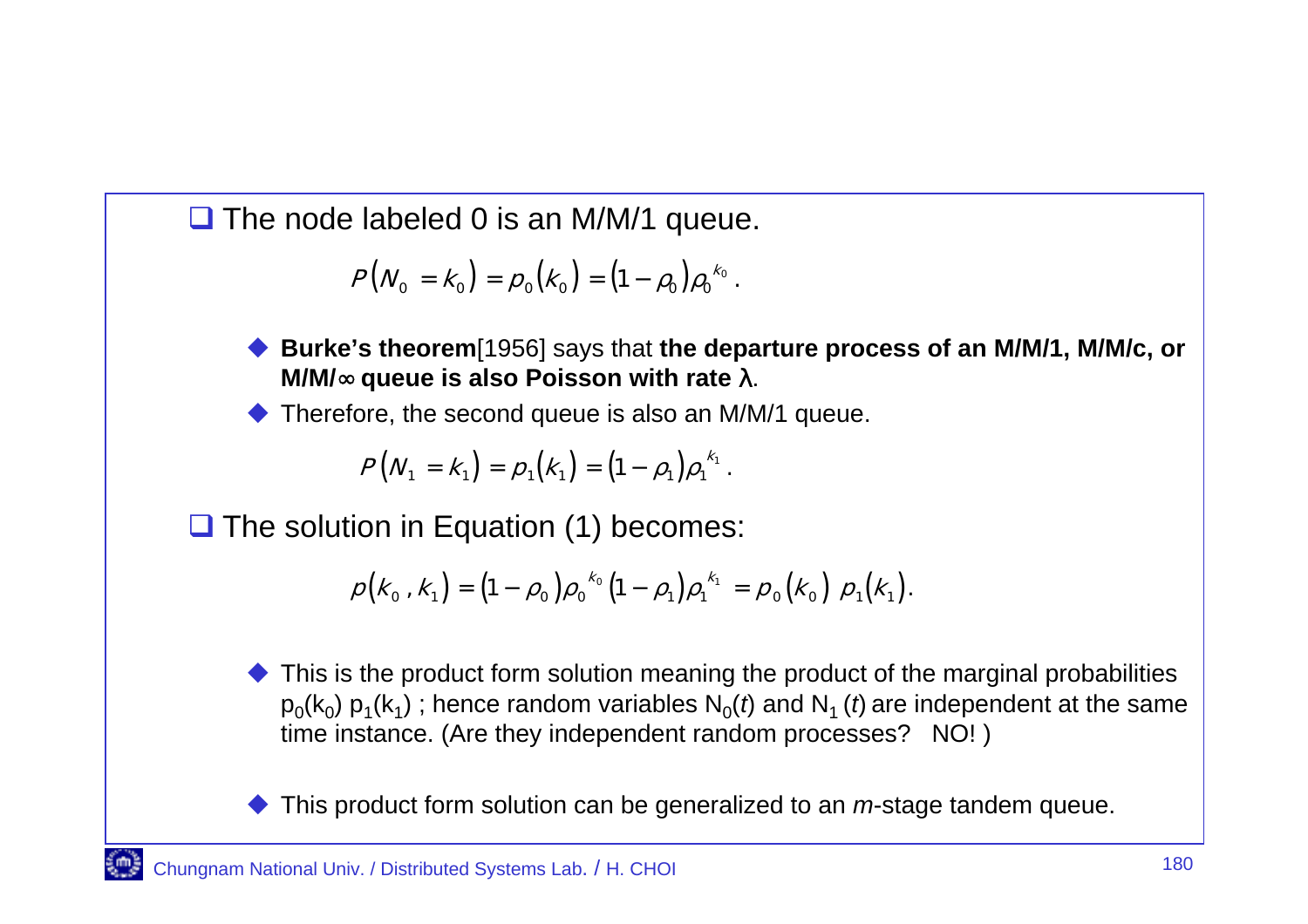- The node labeled 0 is an M/M/1 queue.

$$P(N_0 = k_0) = p_0(k_0) = (1-\rho_0)\rho_0^{k_0}.$$

  - **Burke's theorem**[1956] says that **the departure process of an M/M/1, M/M/c, or M/M/∞ queue is also Poisson with rate λ**.
  - Therefore, the second queue is also an M/M/1 queue.

$$P(N_1 = k_1) = p_1(k_1) = (1-\rho_1)\rho_1^{k_1}.$$

- The solution in Equation (1) becomes:

$$p(k_0, k_1) = (1-\rho_0)\rho_0^{k_0}(1-\rho_1)\rho_1^{k_1} = p_0(k_0)\ p_1(k_1).$$

  - This is the product form solution meaning the product of the marginal probabilities $p_0(k_0)\ p_1(k_1)$ ; hence random variables $N_0(t)$ and $N_1(t)$ are independent at the same time instance. (Are they independent random processes? NO! )

  - This product form solution can be generalized to an *m*-stage tandem queue.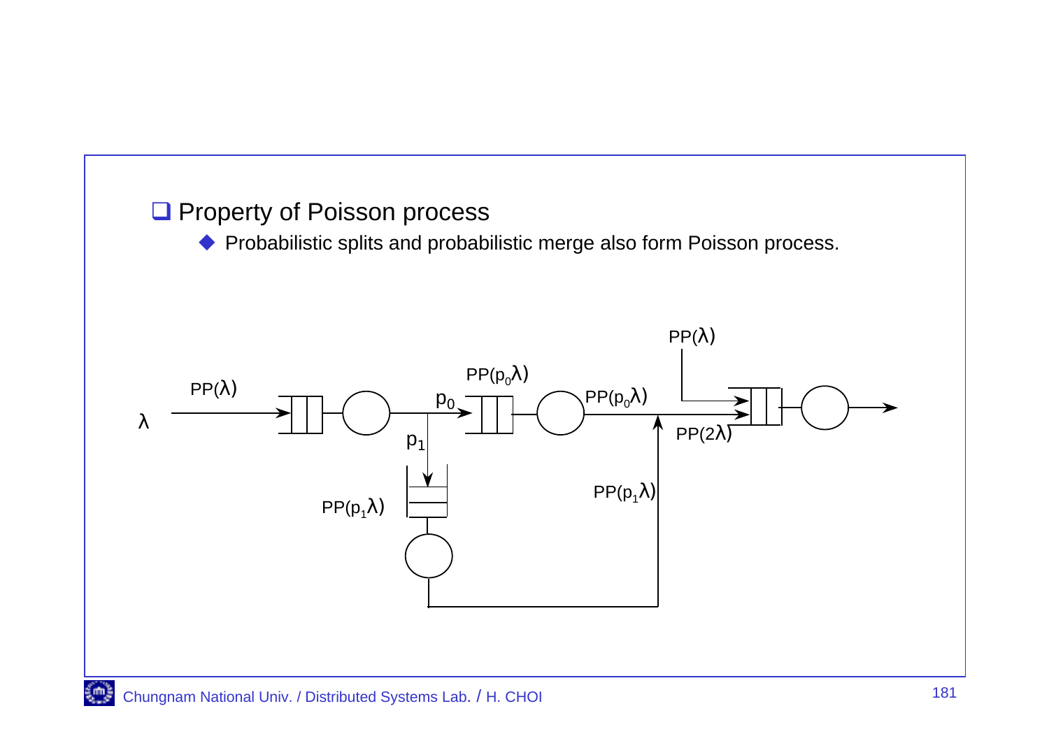## Property of Poisson process

- Probabilistic splits and probabilistic merge also form Poisson process.

$\lambda$

PP($\lambda$)

$p_0$

$p_1$

PP($p_0\lambda$)

PP($p_1\lambda$)

PP($p_0\lambda$)

PP($p_1\lambda$)

PP($\lambda$)

PP($2\lambda$)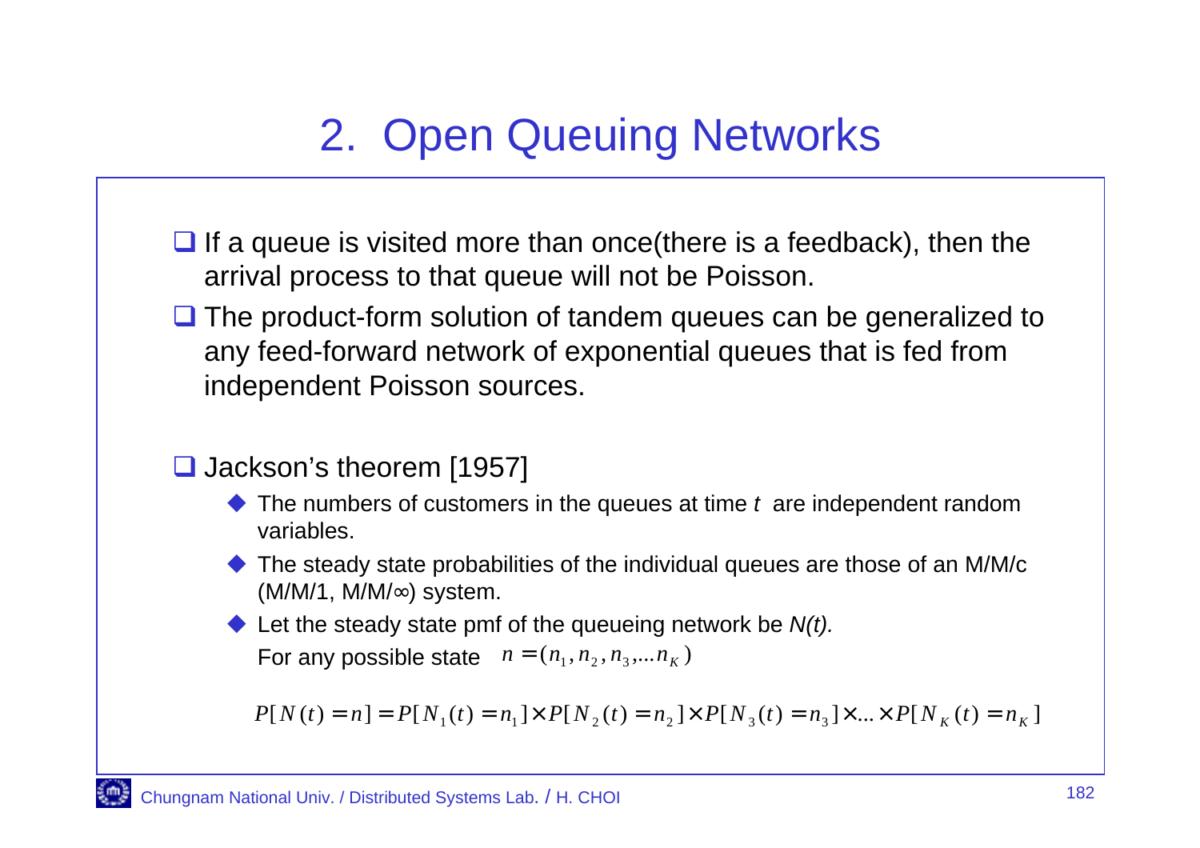# 2. Open Queuing Networks

- If a queue is visited more than once(there is a feedback), then the arrival process to that queue will not be Poisson.
- The product-form solution of tandem queues can be generalized to any feed-forward network of exponential queues that is fed from independent Poisson sources.

- Jackson's theorem [1957]
  - The numbers of customers in the queues at time $t$ are independent random variables.
  - The steady state probabilities of the individual queues are those of an M/M/c (M/M/1, M/M/∞) system.
  - Let the steady state pmf of the queueing network be *N(t).*
    For any possible state $n = (n_1, n_2, n_3, \ldots n_K)$

$$P[N(t) = n] = P[N_1(t) = n_1] \times P[N_2(t) = n_2] \times P[N_3(t) = n_3] \times \ldots \times P[N_K(t) = n_K]$$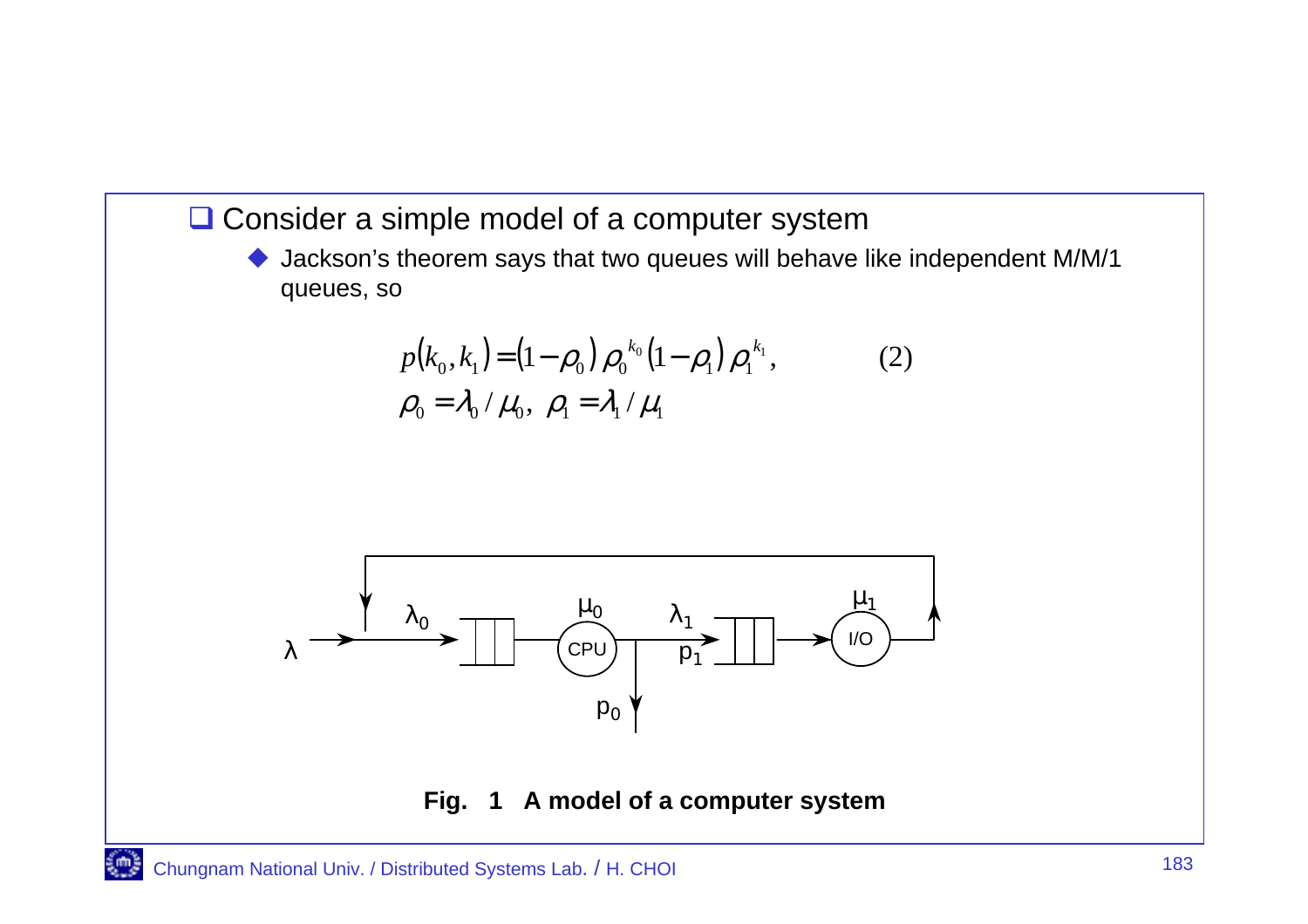- Consider a simple model of a computer system
  - Jackson's theorem says that two queues will behave like independent M/M/1 queues, so

$$p(k_0, k_1) = (1-\rho_0)\,\rho_0^{k_0}\,(1-\rho_1)\,\rho_1^{k_1}, \qquad (2)$$

$$\rho_0 = \lambda_0 / \mu_0,\ \ \rho_1 = \lambda_1 / \mu_1$$

**Fig. 1 A model of a computer system**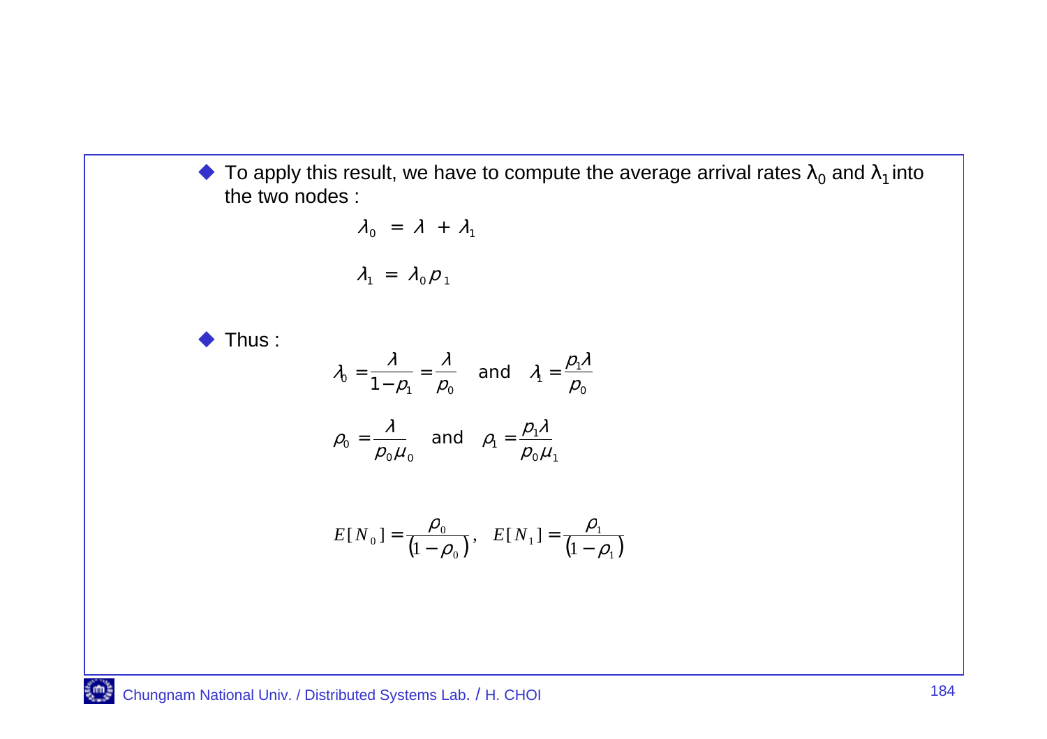- To apply this result, we have to compute the average arrival rates $\lambda_0$ and $\lambda_1$ into the two nodes :

$$\lambda_0 = \lambda + \lambda_1$$

$$\lambda_1 = \lambda_0 p_1$$

- Thus :

$$\lambda_0 = \frac{\lambda}{1-p_1} = \frac{\lambda}{p_0} \quad \text{and} \quad \lambda_1 = \frac{p_1 \lambda}{p_0}$$

$$\rho_0 = \frac{\lambda}{p_0 \mu_0} \quad \text{and} \quad \rho_1 = \frac{p_1 \lambda}{p_0 \mu_1}$$

$$E[N_0] = \frac{\rho_0}{(1-\rho_0)}, \quad E[N_1] = \frac{\rho_1}{(1-\rho_1)}$$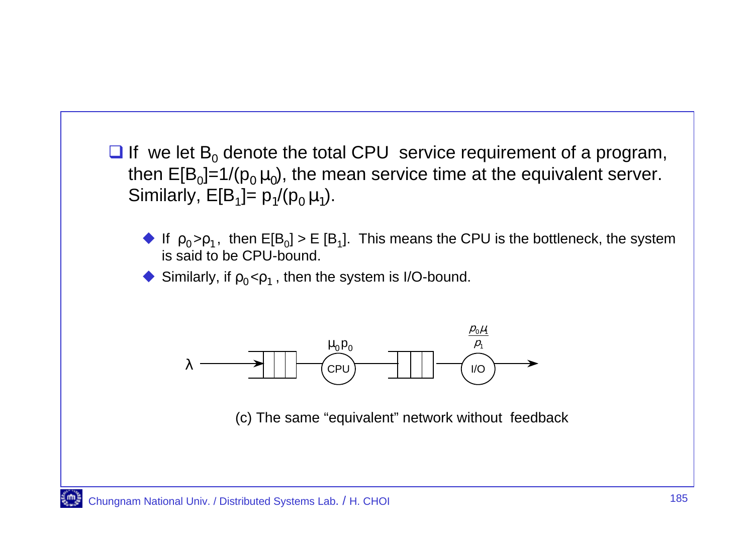- If we let $B_0$ denote the total CPU service requirement of a program, then $E[B_0]=1/(p_0 \mu_0)$, the mean service time at the equivalent server. Similarly, $E[B_1]= p_1/(p_0 \mu_1)$.
  - If $\rho_0 > \rho_1$, then $E[B_0] > E[B_1]$. This means the CPU is the bottleneck, the system is said to be CPU-bound.
  - Similarly, if $\rho_0 < \rho_1$, then the system is I/O-bound.

$\lambda$ → [queue] → CPU ($\mu_0 p_0$) → [queue] → I/O ($\frac{p_0 \mu_1}{p_1}$) →

(c) The same "equivalent" network without feedback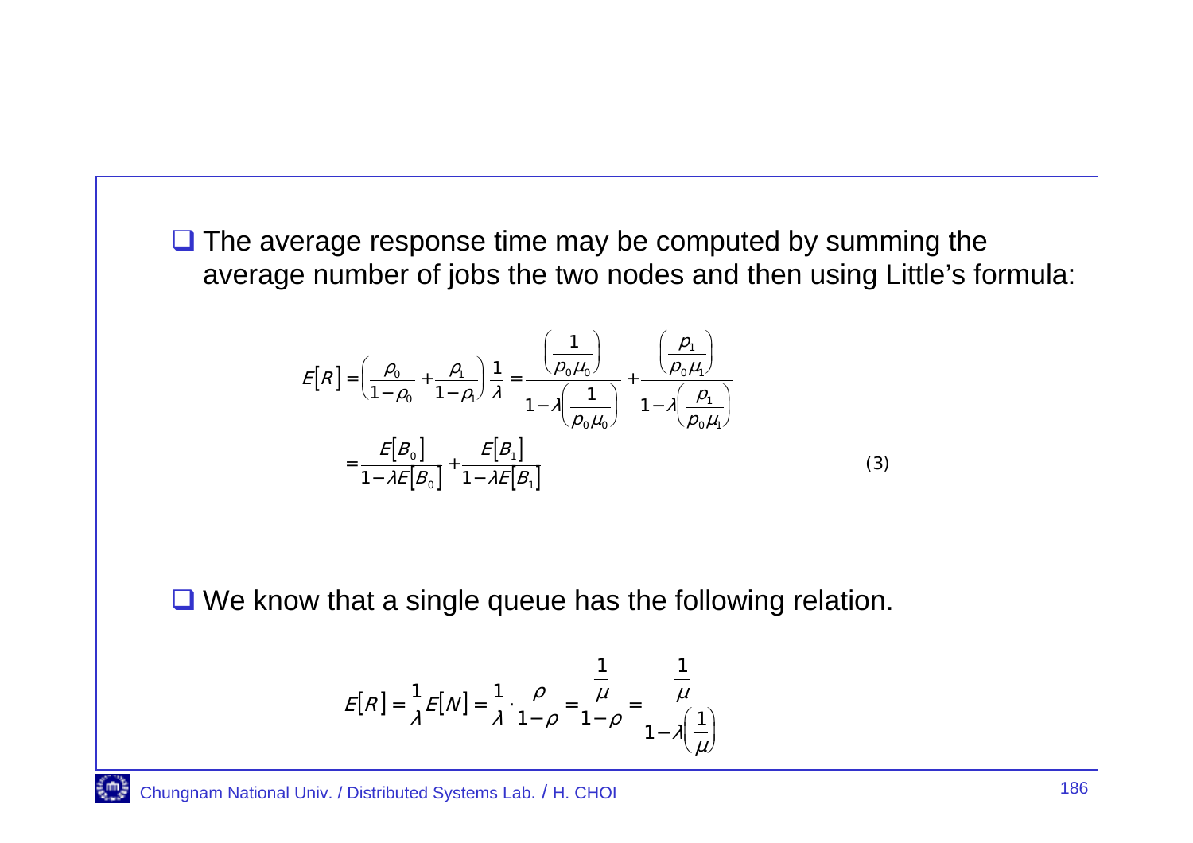- The average response time may be computed by summing the average number of jobs the two nodes and then using Little's formula:

$$E[R] = \left(\frac{\rho_0}{1-\rho_0} + \frac{\rho_1}{1-\rho_1}\right)\frac{1}{\lambda} = \frac{\left(\dfrac{1}{p_0\mu_0}\right)}{1-\lambda\left(\dfrac{1}{p_0\mu_0}\right)} + \frac{\left(\dfrac{p_1}{p_0\mu_1}\right)}{1-\lambda\left(\dfrac{p_1}{p_0\mu_1}\right)}$$

$$= \frac{E[B_0]}{1-\lambda E[B_0]} + \frac{E[B_1]}{1-\lambda E[B_1]} \qquad (3)$$

- We know that a single queue has the following relation.

$$E[R] = \frac{1}{\lambda}E[N] = \frac{1}{\lambda}\cdot\frac{\rho}{1-\rho} = \frac{\dfrac{1}{\mu}}{1-\rho} = \frac{\dfrac{1}{\mu}}{1-\lambda\left(\dfrac{1}{\mu}\right)}$$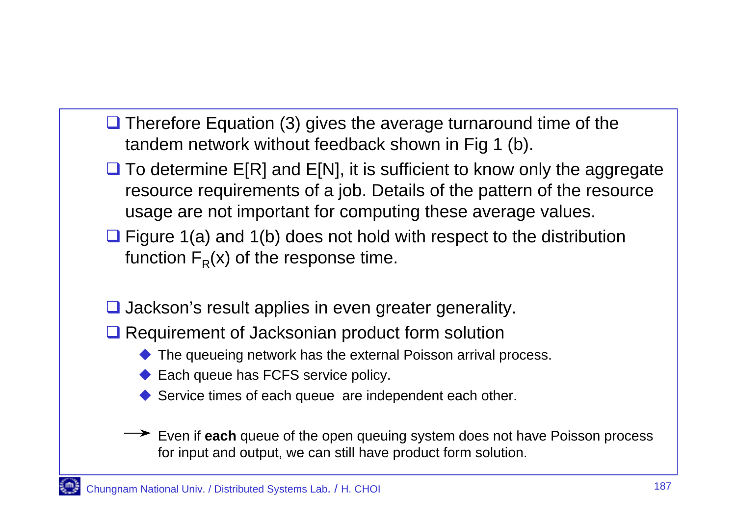- Therefore Equation (3) gives the average turnaround time of the tandem network without feedback shown in Fig 1 (b).
- To determine E[R] and E[N], it is sufficient to know only the aggregate resource requirements of a job. Details of the pattern of the resource usage are not important for computing these average values.
- Figure 1(a) and 1(b) does not hold with respect to the distribution function $F_R(x)$ of the response time.

- Jackson's result applies in even greater generality.
- Requirement of Jacksonian product form solution
  - The queueing network has the external Poisson arrival process.
  - Each queue has FCFS service policy.
  - Service times of each queue are independent each other.

→ Even if **each** queue of the open queuing system does not have Poisson process for input and output, we can still have product form solution.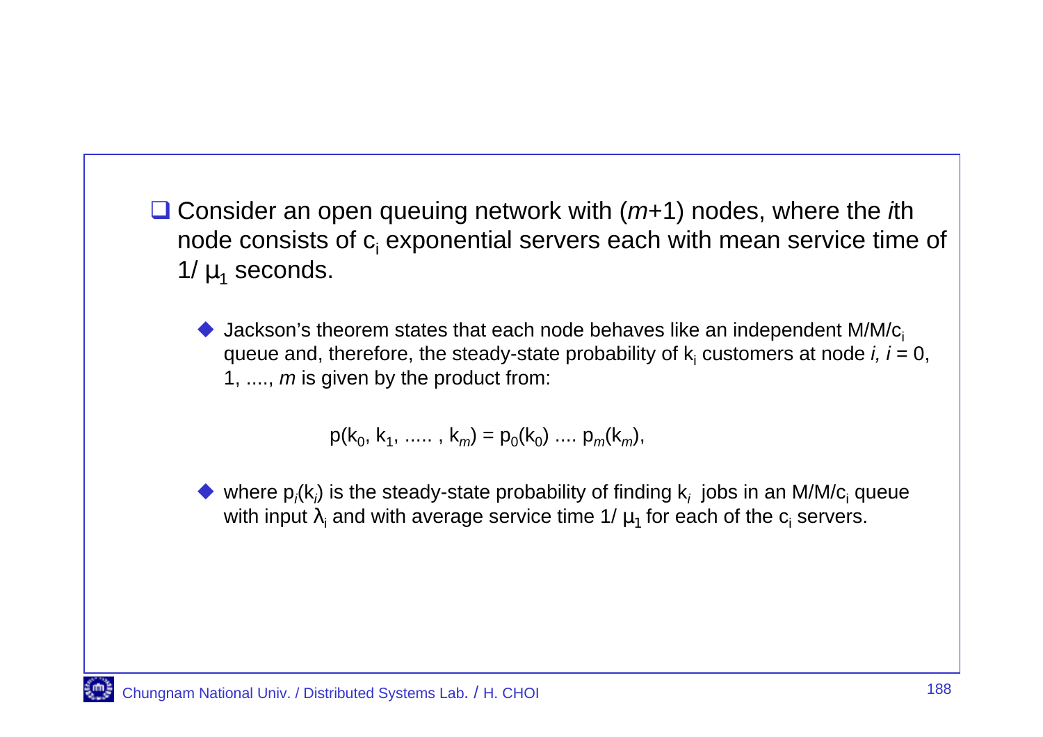- Consider an open queuing network with $(m+1)$ nodes, where the $i$th node consists of $c_i$ exponential servers each with mean service time of $1/\mu_1$ seconds.

  - Jackson's theorem states that each node behaves like an independent M/M/$c_i$ queue and, therefore, the steady-state probability of $k_i$ customers at node $i$, $i = 0, 1, \ldots, m$ is given by the product from:

$$p(k_0, k_1, \ldots, k_m) = p_0(k_0) \ldots p_m(k_m),$$

  - where $p_i(k_i)$ is the steady-state probability of finding $k_i$ jobs in an M/M/$c_i$ queue with input $\lambda_i$ and with average service time $1/\mu_1$ for each of the $c_i$ servers.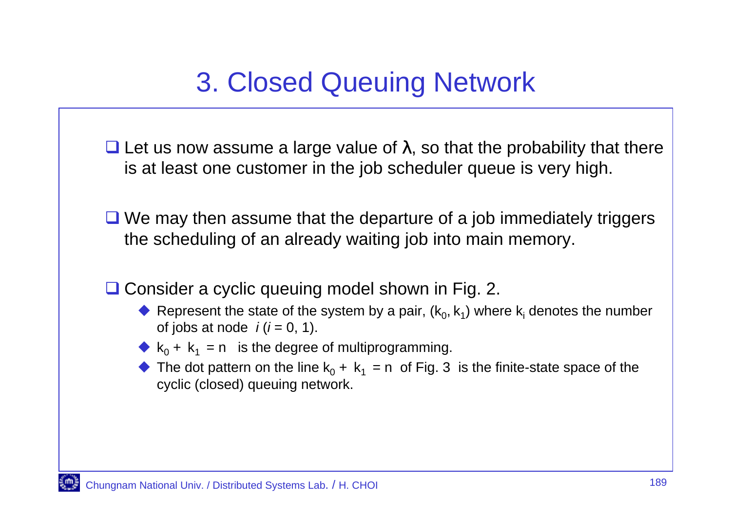# 3. Closed Queuing Network

- Let us now assume a large value of $\lambda$, so that the probability that there is at least one customer in the job scheduler queue is very high.

- We may then assume that the departure of a job immediately triggers the scheduling of an already waiting job into main memory.

- Consider a cyclic queuing model shown in Fig. 2.
  - Represent the state of the system by a pair, $(k_0, k_1)$ where $k_i$ denotes the number of jobs at node $i$ ($i = 0, 1$).
  - $k_0 + k_1 = n$ is the degree of multiprogramming.
  - The dot pattern on the line $k_0 + k_1 = n$ of Fig. 3 is the finite-state space of the cyclic (closed) queuing network.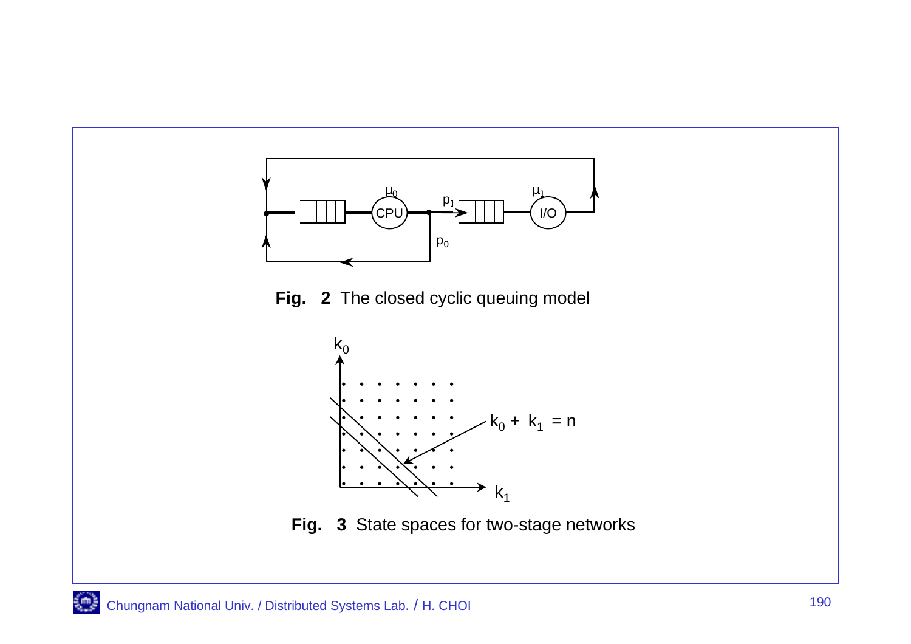**Fig. 2** The closed cyclic queuing model

**Fig. 3** State spaces for two-stage networks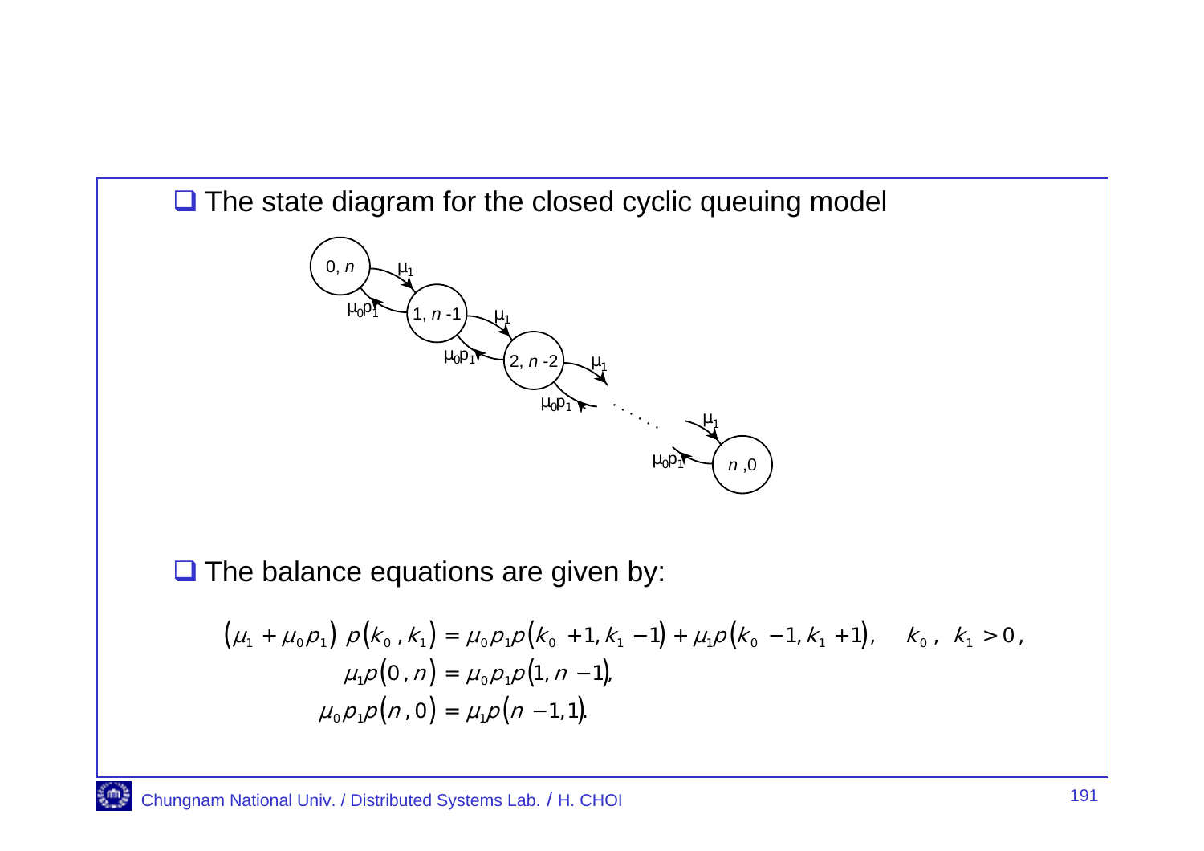- The state diagram for the closed cyclic queuing model

- The balance equations are given by:

$$(\mu_1 + \mu_0 p_1)\ p(k_0, k_1) = \mu_0 p_1 p(k_0 + 1, k_1 - 1) + \mu_1 p(k_0 - 1, k_1 + 1), \quad k_0,\ k_1 > 0,$$

$$\mu_1 p(0, n) = \mu_0 p_1 p(1, n - 1),$$

$$\mu_0 p_1 p(n, 0) = \mu_1 p(n - 1, 1).$$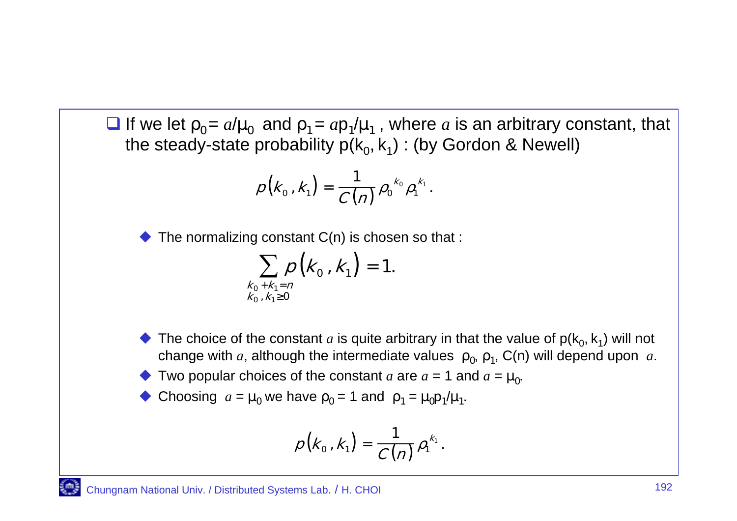- If we let $\rho_0 = a/\mu_0$ and $\rho_1 = a p_1/\mu_1$, where $a$ is an arbitrary constant, that the steady-state probability $p(k_0, k_1)$ : (by Gordon & Newell)

$$p(k_0, k_1) = \frac{1}{C(n)} \rho_0^{k_0} \rho_1^{k_1}.$$

  - The normalizing constant C(n) is chosen so that :

$$\sum_{\substack{k_0 + k_1 = n \\ k_0, k_1 \geq 0}} p(k_0, k_1) = 1.$$

  - The choice of the constant $a$ is quite arbitrary in that the value of $p(k_0, k_1)$ will not change with $a$, although the intermediate values $\rho_0$, $\rho_1$, C(n) will depend upon $a$.
  - Two popular choices of the constant $a$ are $a = 1$ and $a = \mu_0$.
  - Choosing $a = \mu_0$ we have $\rho_0 = 1$ and $\rho_1 = \mu_0 p_1/\mu_1$.

$$p(k_0, k_1) = \frac{1}{C(n)} \rho_1^{k_1}.$$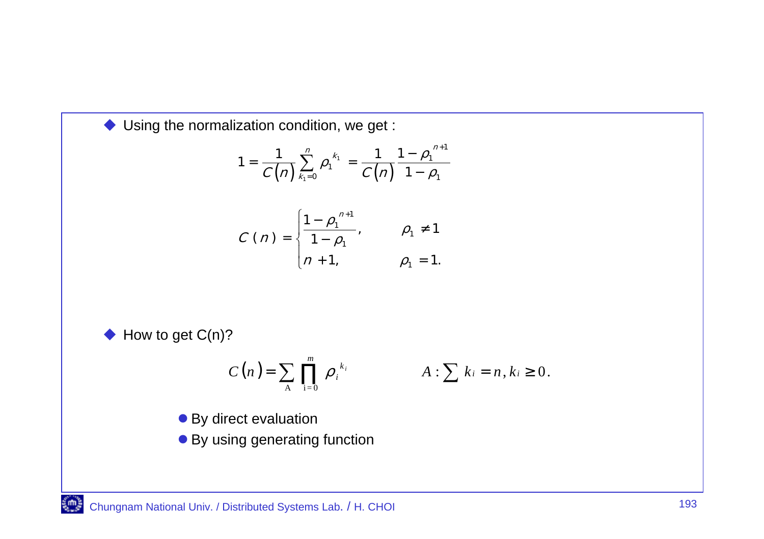- Using the normalization condition, we get :

$$1 = \frac{1}{C(n)} \sum_{k_1=0}^{n} \rho_1^{k_1} = \frac{1}{C(n)} \frac{1-\rho_1^{n+1}}{1-\rho_1}$$

$$C(n) = \begin{cases} \dfrac{1-\rho_1^{n+1}}{1-\rho_1}, & \rho_1 \neq 1 \\ n+1, & \rho_1 = 1. \end{cases}$$

- How to get C(n)?

$$C(n) = \sum_{A} \prod_{i=0}^{m} \rho_i^{k_i} \qquad A : \sum k_i = n, k_i \geq 0.$$

  - By direct evaluation
  - By using generating function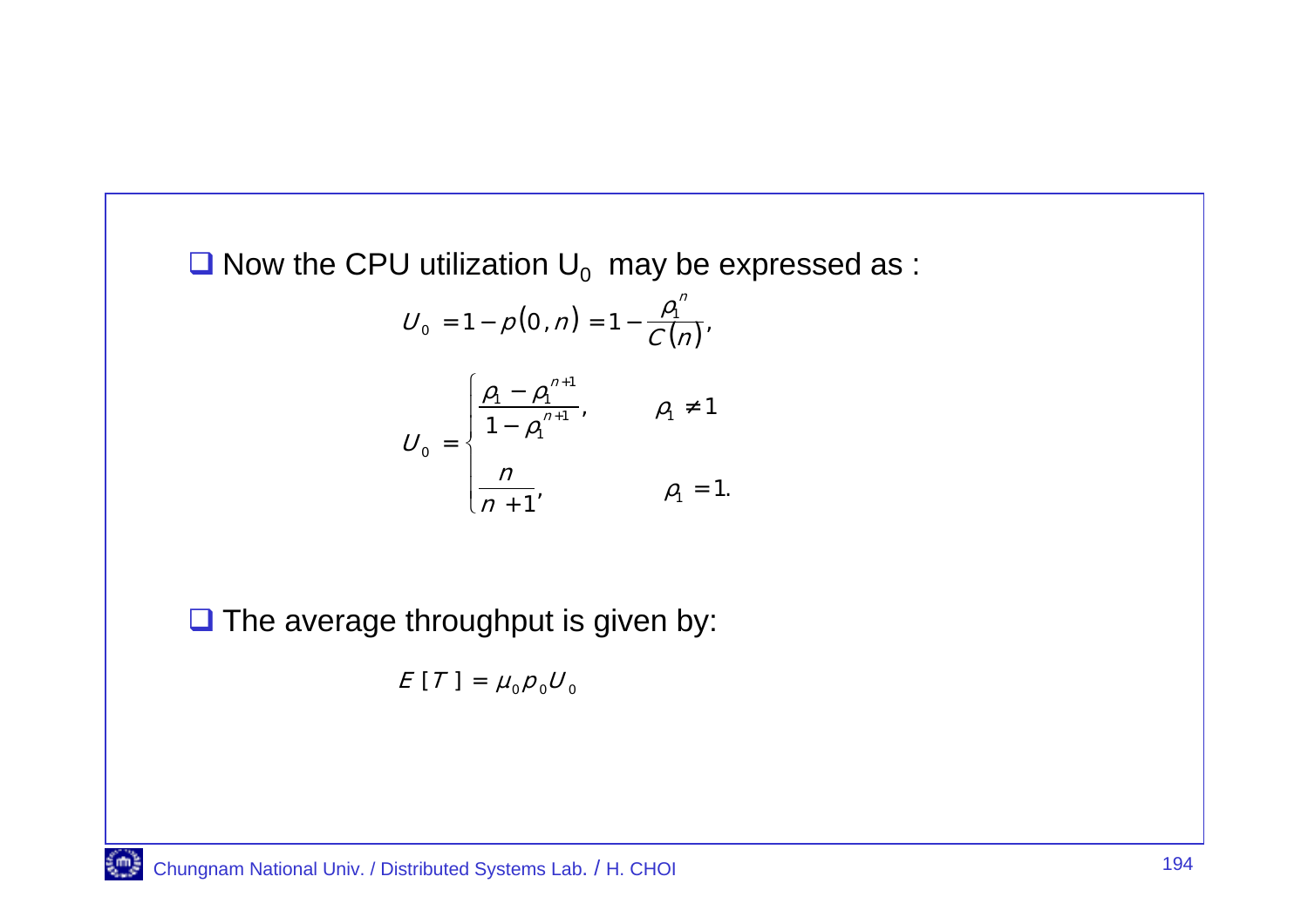- Now the CPU utilization $U_0$ may be expressed as :

$$U_0 = 1 - p(0, n) = 1 - \frac{\rho_1^n}{C(n)},$$

$$U_0 = \begin{cases} \dfrac{\rho_1 - \rho_1^{n+1}}{1 - \rho_1^{n+1}}, & \rho_1 \neq 1 \\ \dfrac{n}{n+1}, & \rho_1 = 1. \end{cases}$$

- The average throughput is given by:

$$E[T] = \mu_0 p_0 U_0$$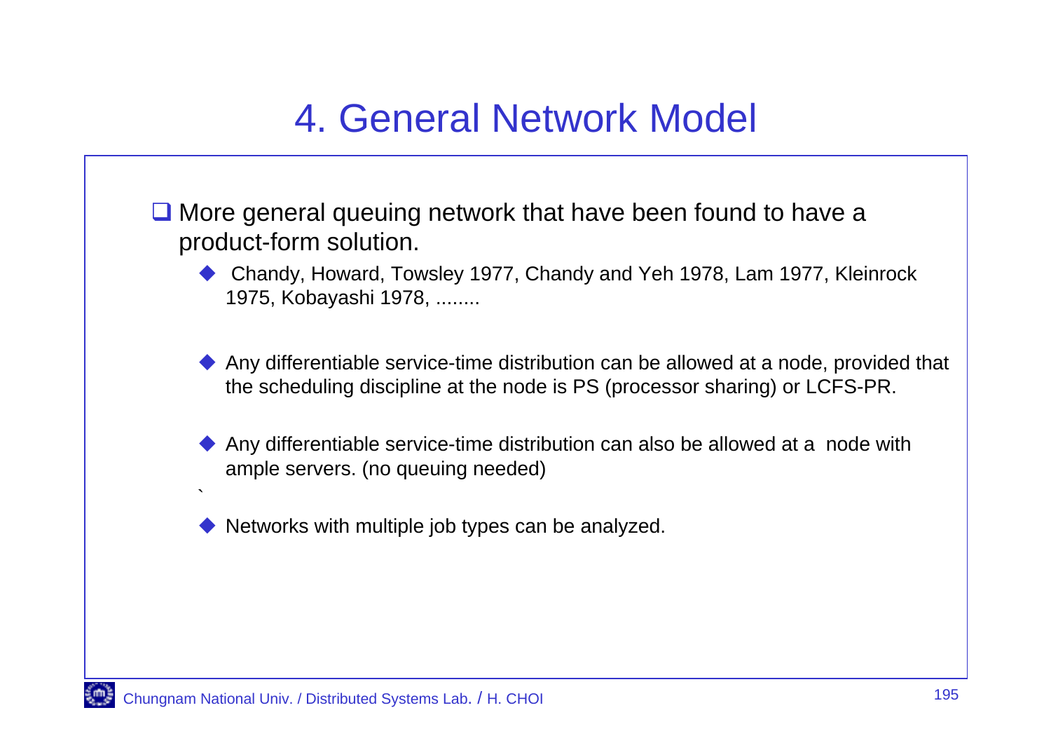# 4. General Network Model

- More general queuing network that have been found to have a product-form solution.
  - Chandy, Howard, Towsley 1977, Chandy and Yeh 1978, Lam 1977, Kleinrock 1975, Kobayashi 1978, ........
  - Any differentiable service-time distribution can be allowed at a node, provided that the scheduling discipline at the node is PS (processor sharing) or LCFS-PR.
  - Any differentiable service-time distribution can also be allowed at a node with ample servers. (no queuing needed)
  - Networks with multiple job types can be analyzed.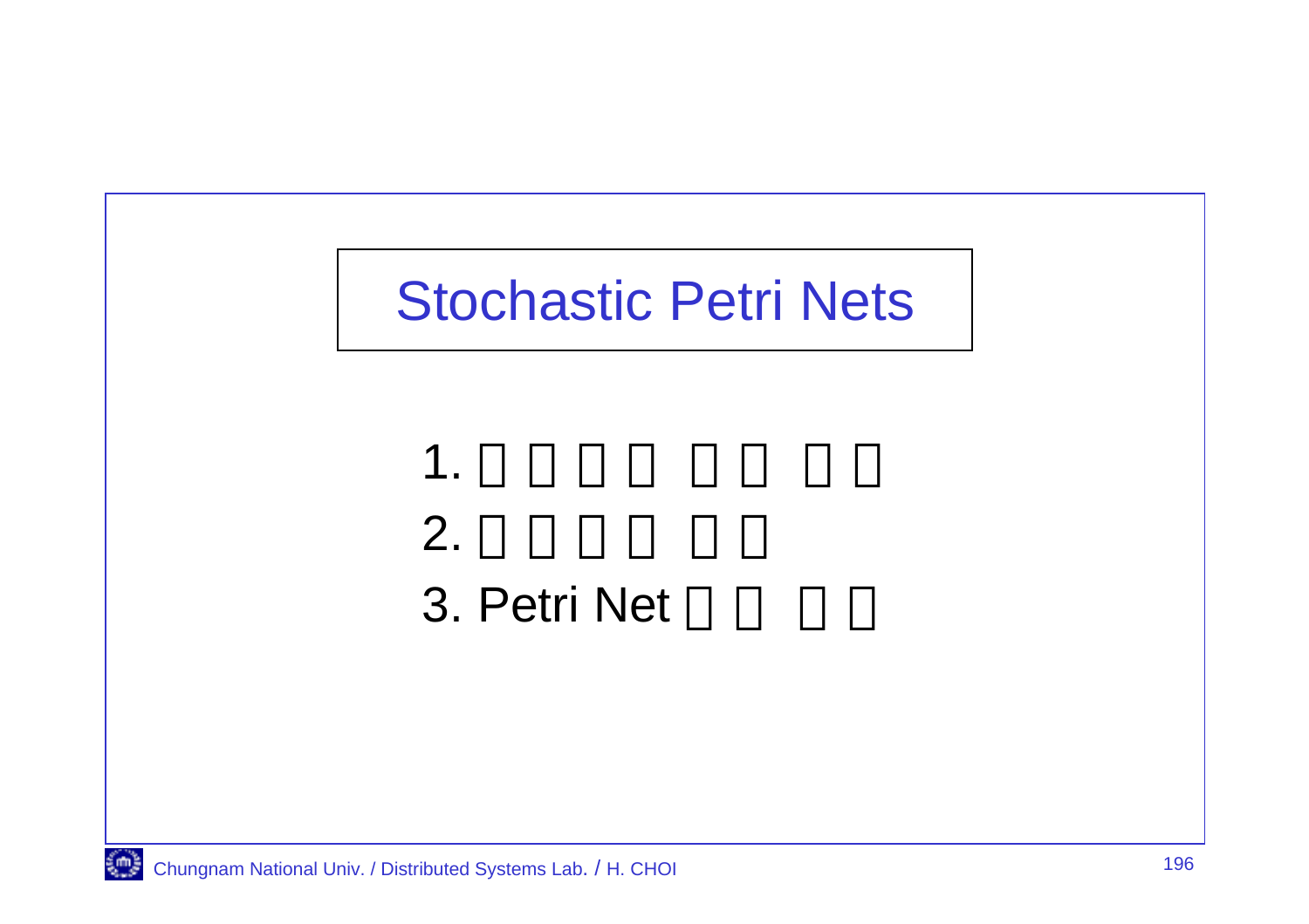# Stochastic Petri Nets

1. □□□□ □□ □□
2. □□□□ □□
3. Petri Net □□ □□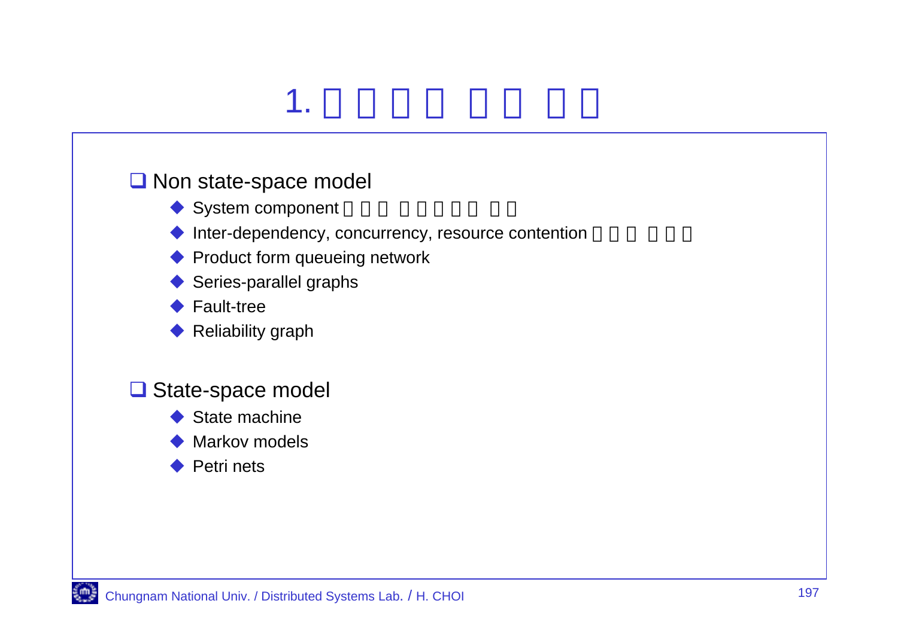# 1. □□□□ □□ □□

- Non state-space model
  - System component □□□ □□□□□ □□
  - Inter-dependency, concurrency, resource contention □□□ □□□
  - Product form queueing network
  - Series-parallel graphs
  - Fault-tree
  - Reliability graph

- State-space model
  - State machine
  - Markov models
  - Petri nets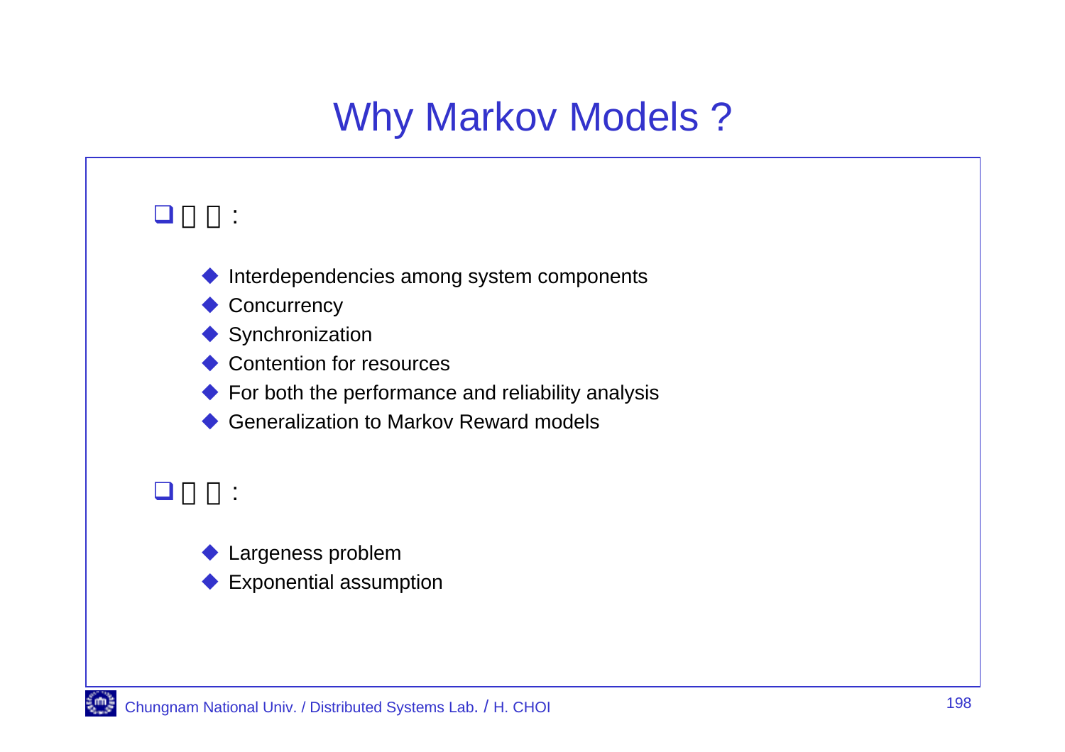# Why Markov Models ?

- □□ :
  - Interdependencies among system components
  - Concurrency
  - Synchronization
  - Contention for resources
  - For both the performance and reliability analysis
  - Generalization to Markov Reward models
- □□ :
  - Largeness problem
  - Exponential assumption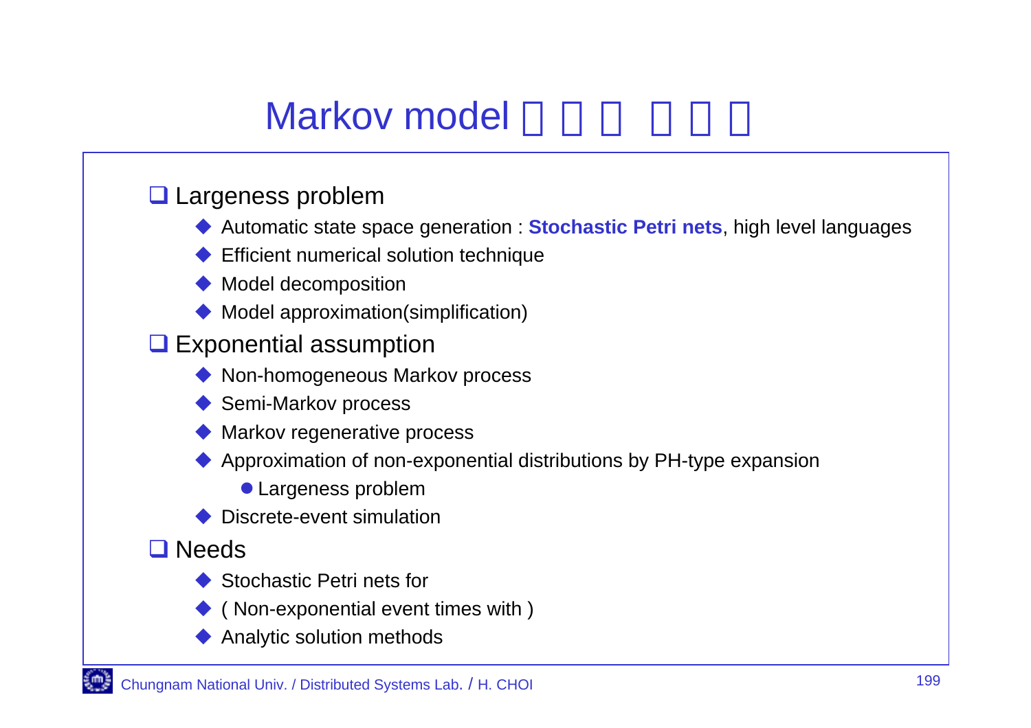# Markov model □□□ □□□

- Largeness problem
  - Automatic state space generation : **Stochastic Petri nets**, high level languages
  - Efficient numerical solution technique
  - Model decomposition
  - Model approximation(simplification)
- Exponential assumption
  - Non-homogeneous Markov process
  - Semi-Markov process
  - Markov regenerative process
  - Approximation of non-exponential distributions by PH-type expansion
    - Largeness problem
  - Discrete-event simulation
- Needs
  - Stochastic Petri nets for
  - ( Non-exponential event times with )
  - Analytic solution methods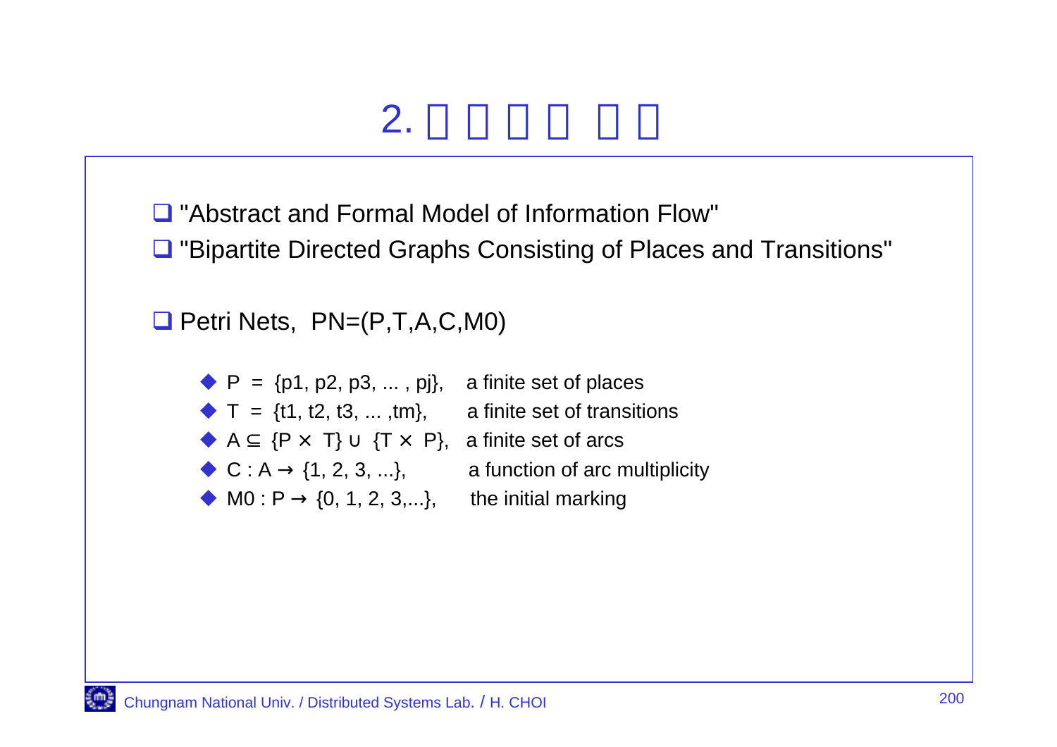# 2. □□□□ □□

- "Abstract and Formal Model of Information Flow"
- "Bipartite Directed Graphs Consisting of Places and Transitions"

- Petri Nets, PN=(P,T,A,C,M0)

  - $P = \{p1, p2, p3, \ldots, pj\}$, a finite set of places
  - $T = \{t1, t2, t3, \ldots, tm\}$, a finite set of transitions
  - $A \subseteq \{P \times T\} \cup \{T \times P\}$, a finite set of arcs
  - $C : A \rightarrow \{1, 2, 3, \ldots\}$, a function of arc multiplicity
  - $M0 : P \rightarrow \{0, 1, 2, 3, \ldots\}$, the initial marking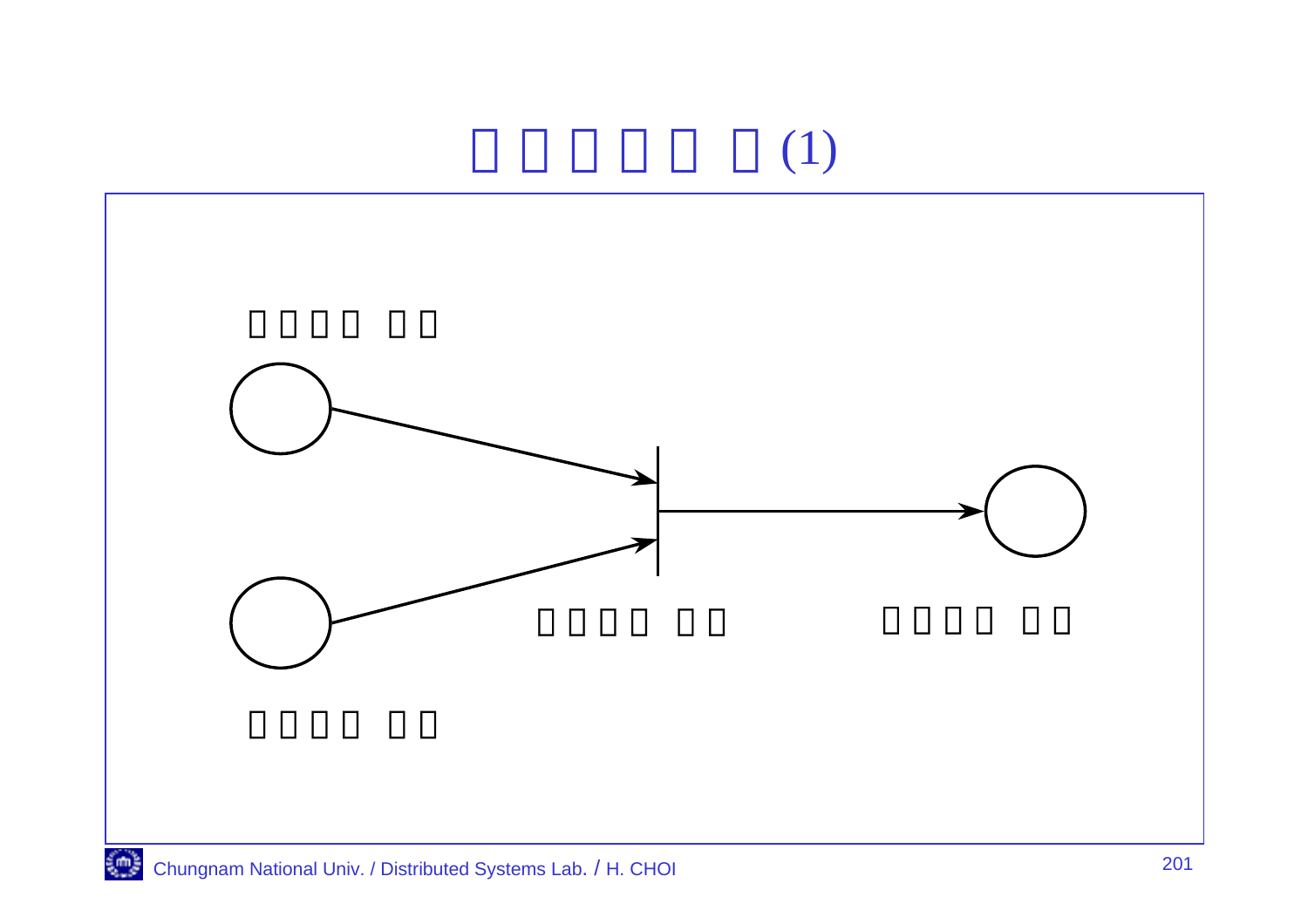# □ □ □ □ □ □(1)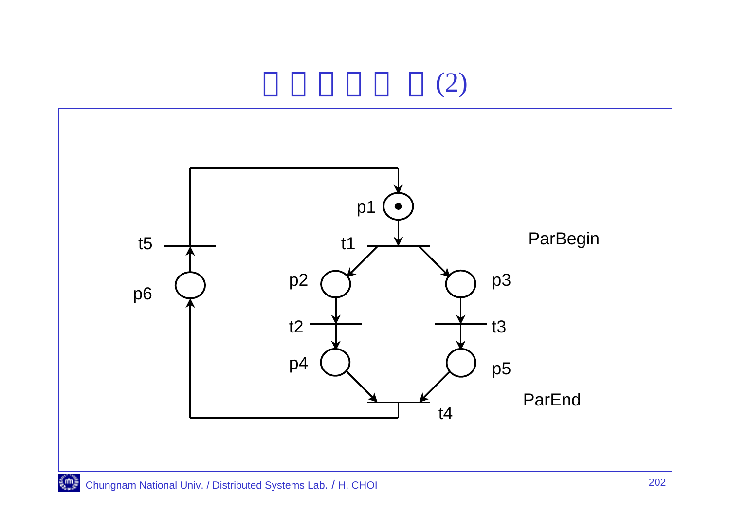# □ □ □ □ □ □ (2)

p1

t5 t1 ParBegin

p2 p3

p6

t2 t3

p4 p5

ParEnd

t4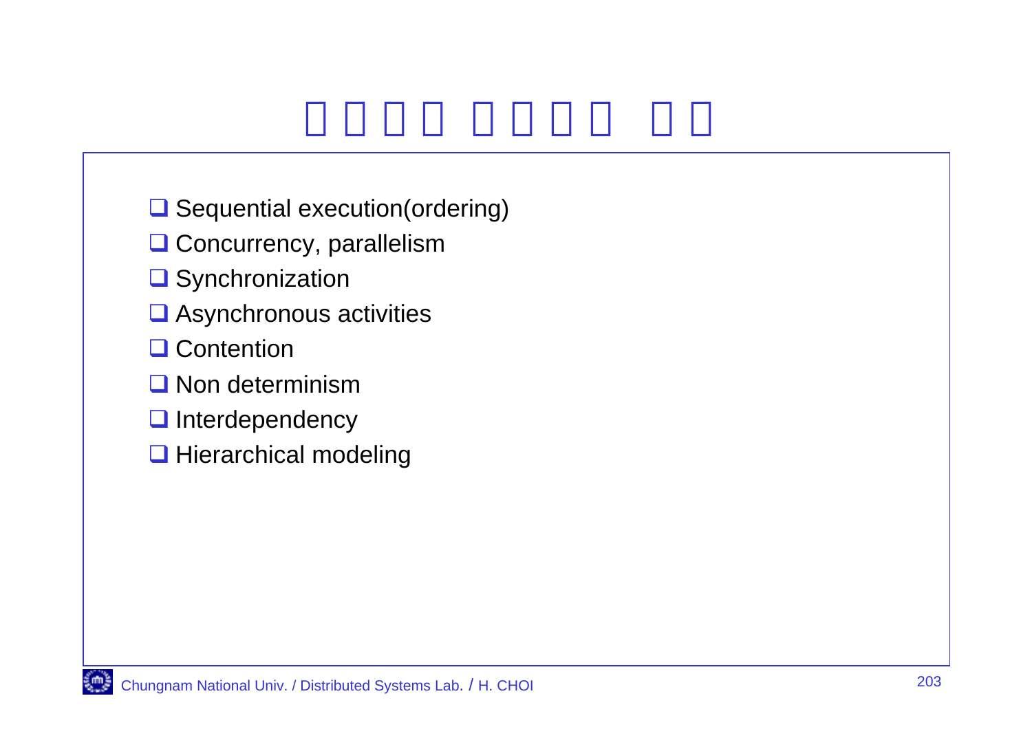- Sequential execution(ordering)
- Concurrency, parallelism
- Synchronization
- Asynchronous activities
- Contention
- Non determinism
- Interdependency
- Hierarchical modeling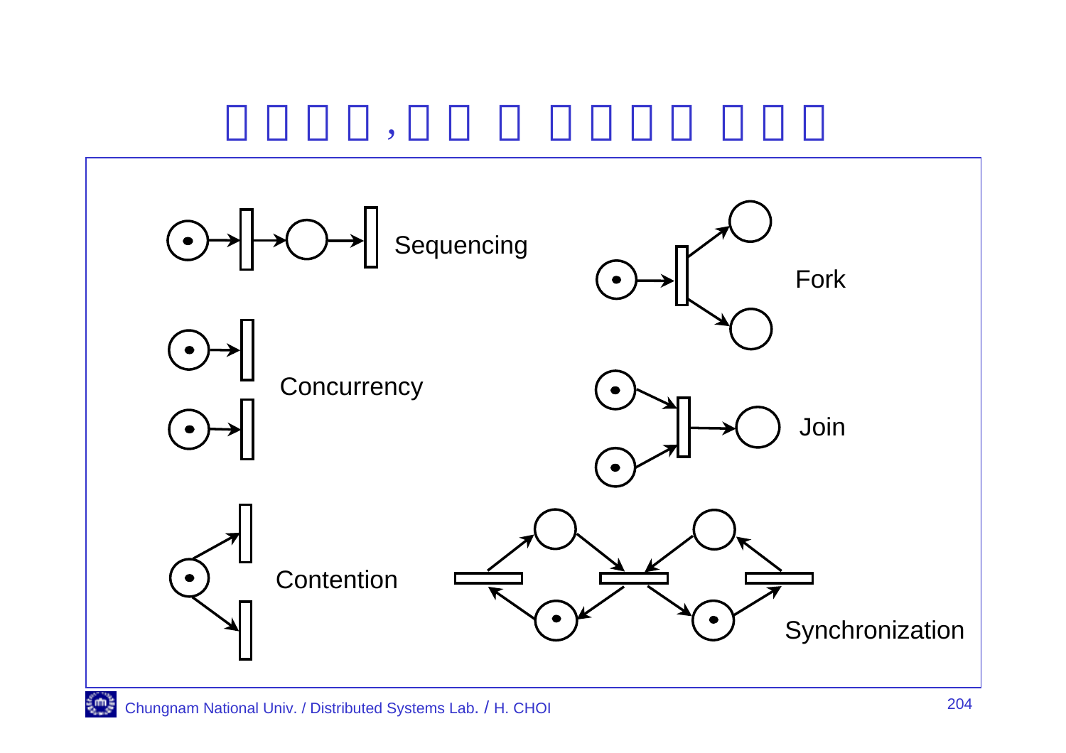# □ □ □ □ , □ □ □ □ □ □ □ □ □ □

Sequencing

Fork

Concurrency

Join

Contention

Synchronization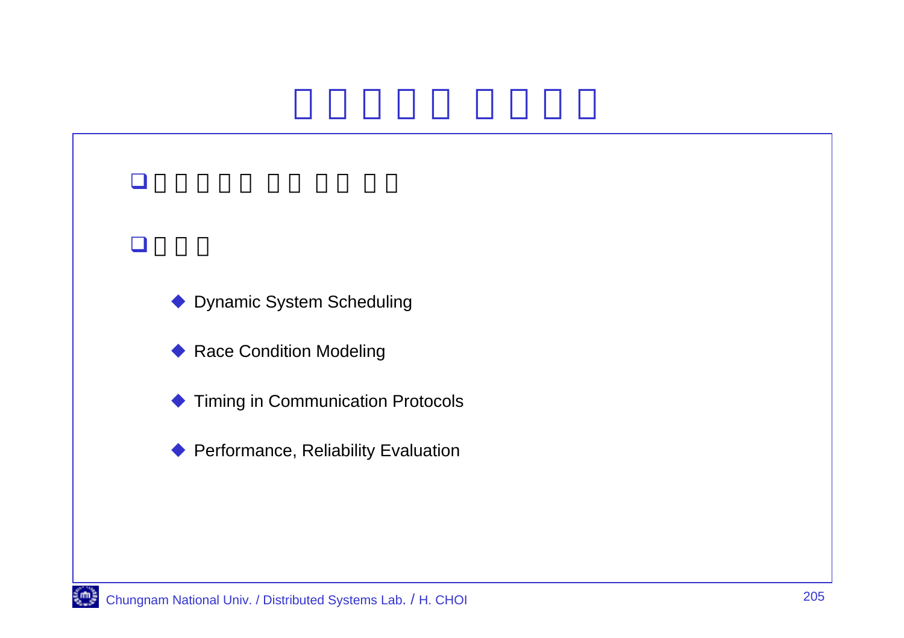- Dynamic System Scheduling
- Race Condition Modeling
- Timing in Communication Protocols
- Performance, Reliability Evaluation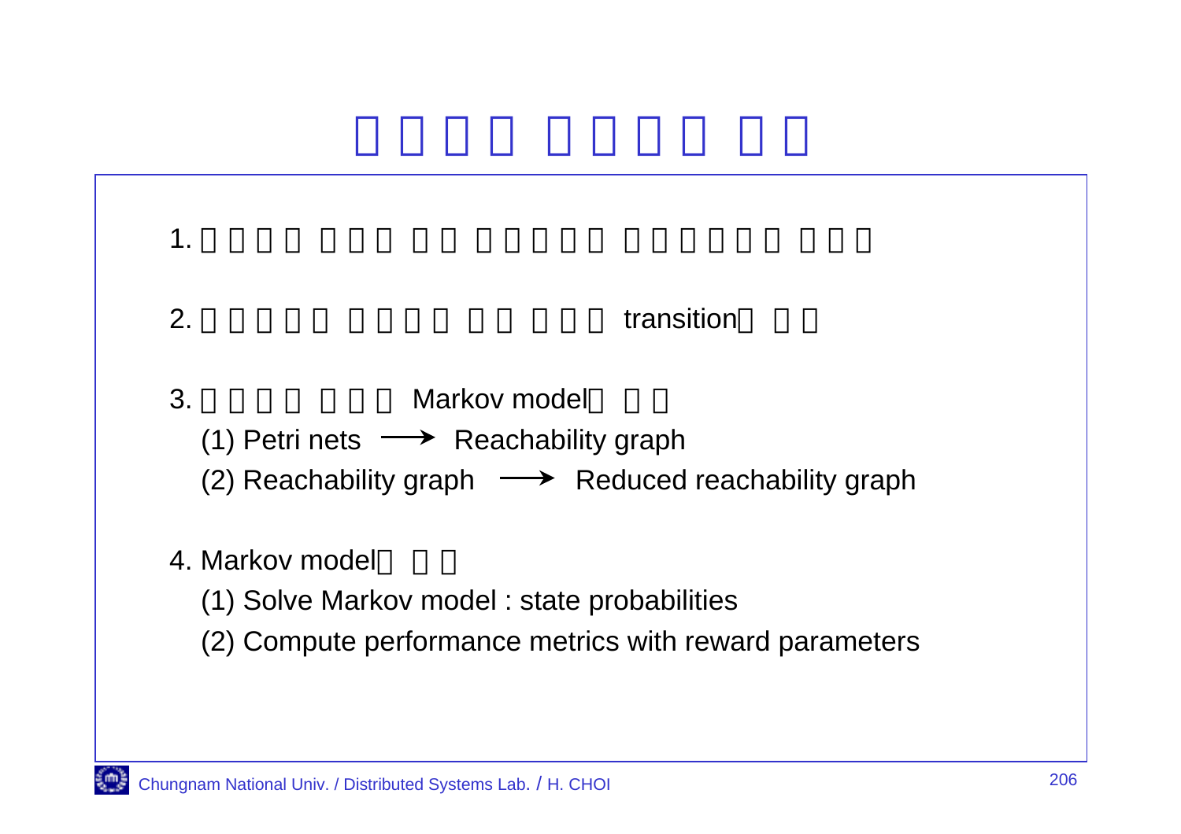# □□□□ □□□□ □□

1. □□□□ □□□ □□ □□□□□ □□□□□□ □□□

2. □□□□□ □□□□ □□ □□□ transition□ □□

3. □□□□ □□□ Markov model□ □□
   (1) Petri nets ⟶ Reachability graph
   (2) Reachability graph ⟶ Reduced reachability graph

4. Markov model□ □□
   (1) Solve Markov model : state probabilities
   (2) Compute performance metrics with reward parameters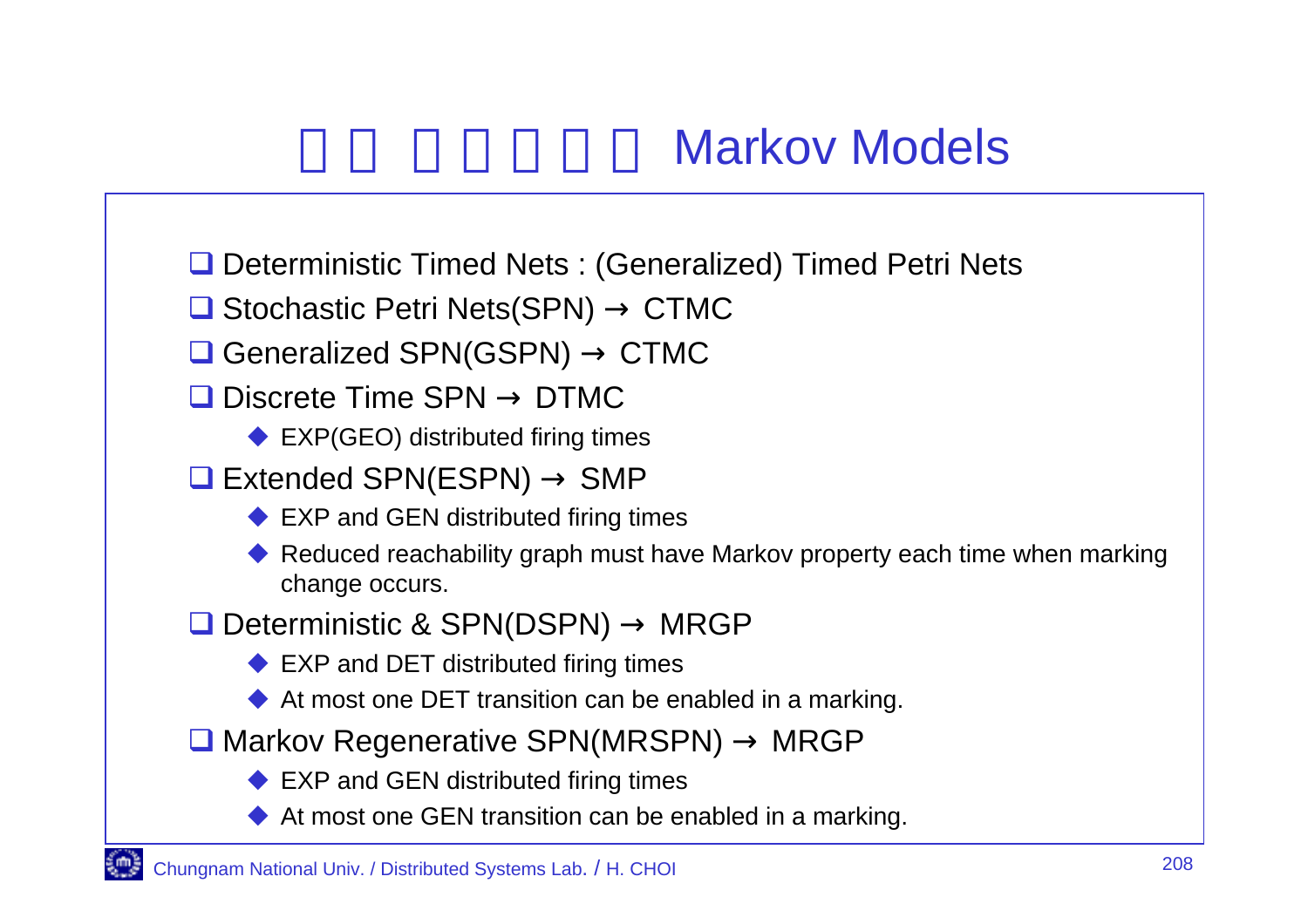# □□ □□□□□ Markov Models

- Deterministic Timed Nets : (Generalized) Timed Petri Nets
- Stochastic Petri Nets(SPN) → CTMC
- Generalized SPN(GSPN) → CTMC
- Discrete Time SPN → DTMC
  - EXP(GEO) distributed firing times
- Extended SPN(ESPN) → SMP
  - EXP and GEN distributed firing times
  - Reduced reachability graph must have Markov property each time when marking change occurs.
- Deterministic & SPN(DSPN) → MRGP
  - EXP and DET distributed firing times
  - At most one DET transition can be enabled in a marking.
- Markov Regenerative SPN(MRSPN) → MRGP
  - EXP and GEN distributed firing times
  - At most one GEN transition can be enabled in a marking.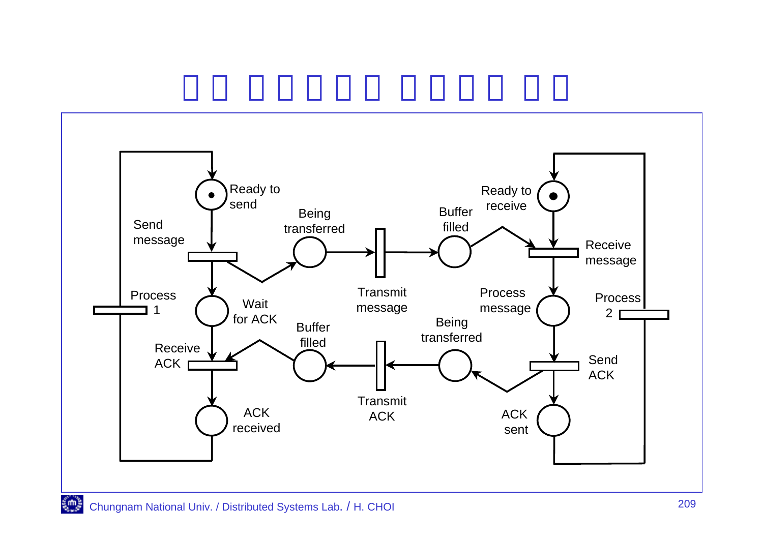Ready to send

Send message

Being transferred

Transmit message

Buffer filled

Ready to receive

Receive message

Process 1

Wait for ACK

Process message

Process 2

Receive ACK

Buffer filled

Being transferred

Send ACK

ACK received

Transmit ACK

ACK sent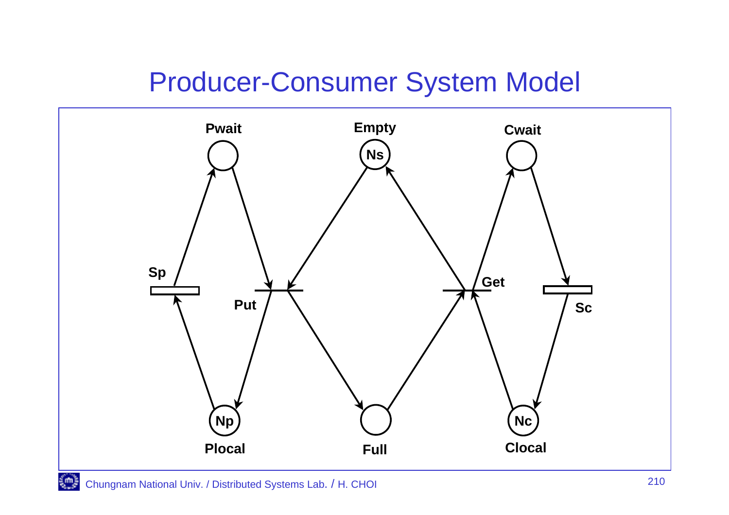# Producer-Consumer System Model

Pwait

Empty

Ns

Cwait

Sp

Put

Get

Sc

Np

Plocal

Full

Nc

Clocal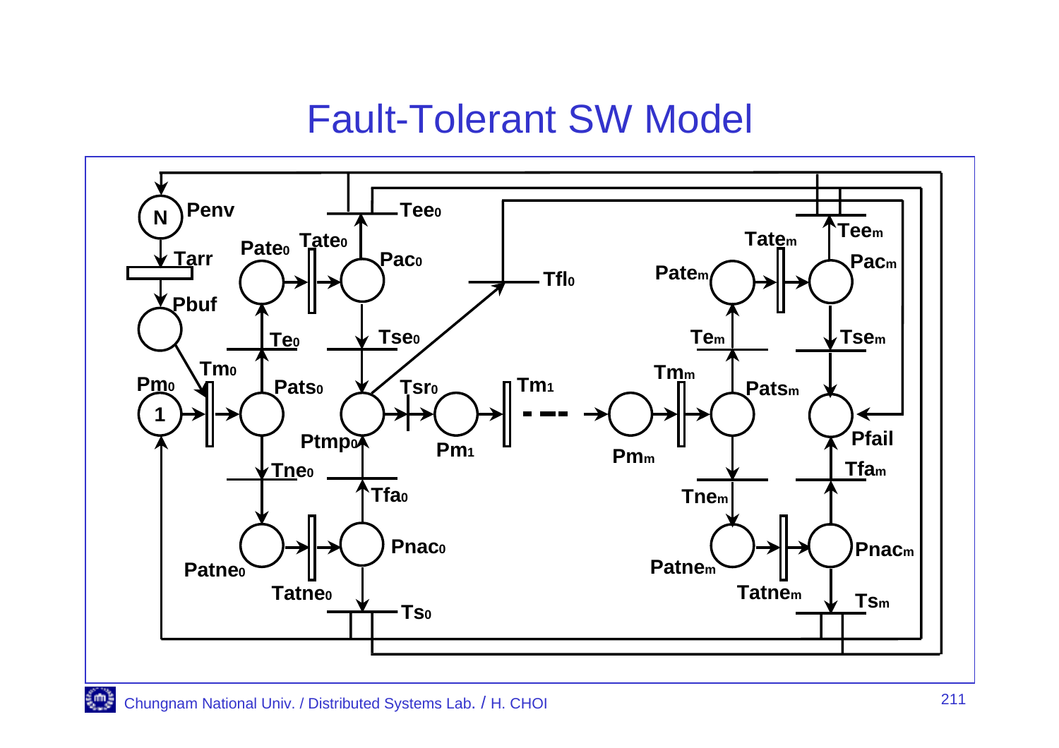# Fault-Tolerant SW Model

Penv, N, Tarr, Pbuf, Pm$_0$, 1, Tm$_0$, Pats$_0$, Te$_0$, Pate$_0$, Tate$_0$, Pac$_0$, Tee$_0$, Tse$_0$, Tfl$_0$, Ptmp$_0$, Tsr$_0$, Pm$_1$, Tm$_1$, Pm$_m$, Tm$_m$, Pats$_m$, Te$_m$, Pate$_m$, Tate$_m$, Pac$_m$, Tee$_m$, Tse$_m$, Pfail, Tfa$_m$, Tne$_0$, Patne$_0$, Tatne$_0$, Pnac$_0$, Tfa$_0$, Ts$_0$, Tne$_m$, Patne$_m$, Tatne$_m$, Pnac$_m$, Ts$_m$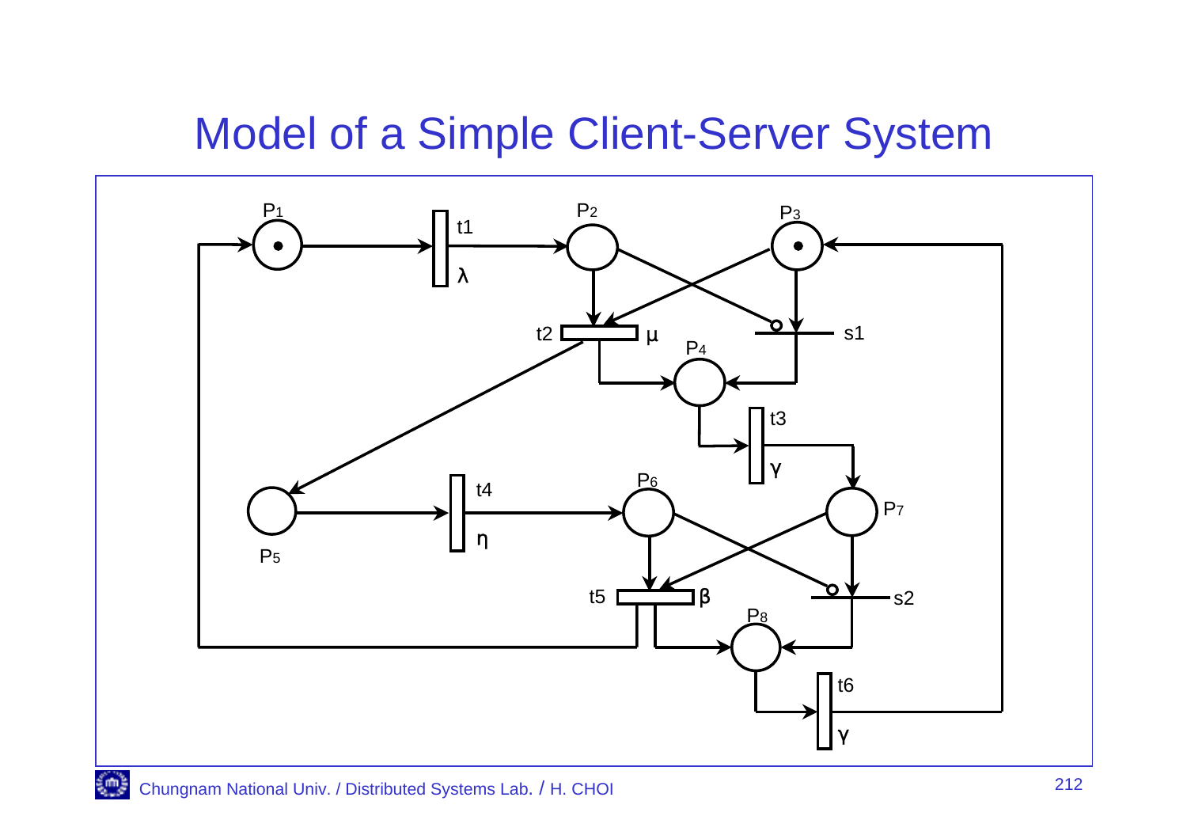# Model of a Simple Client-Server System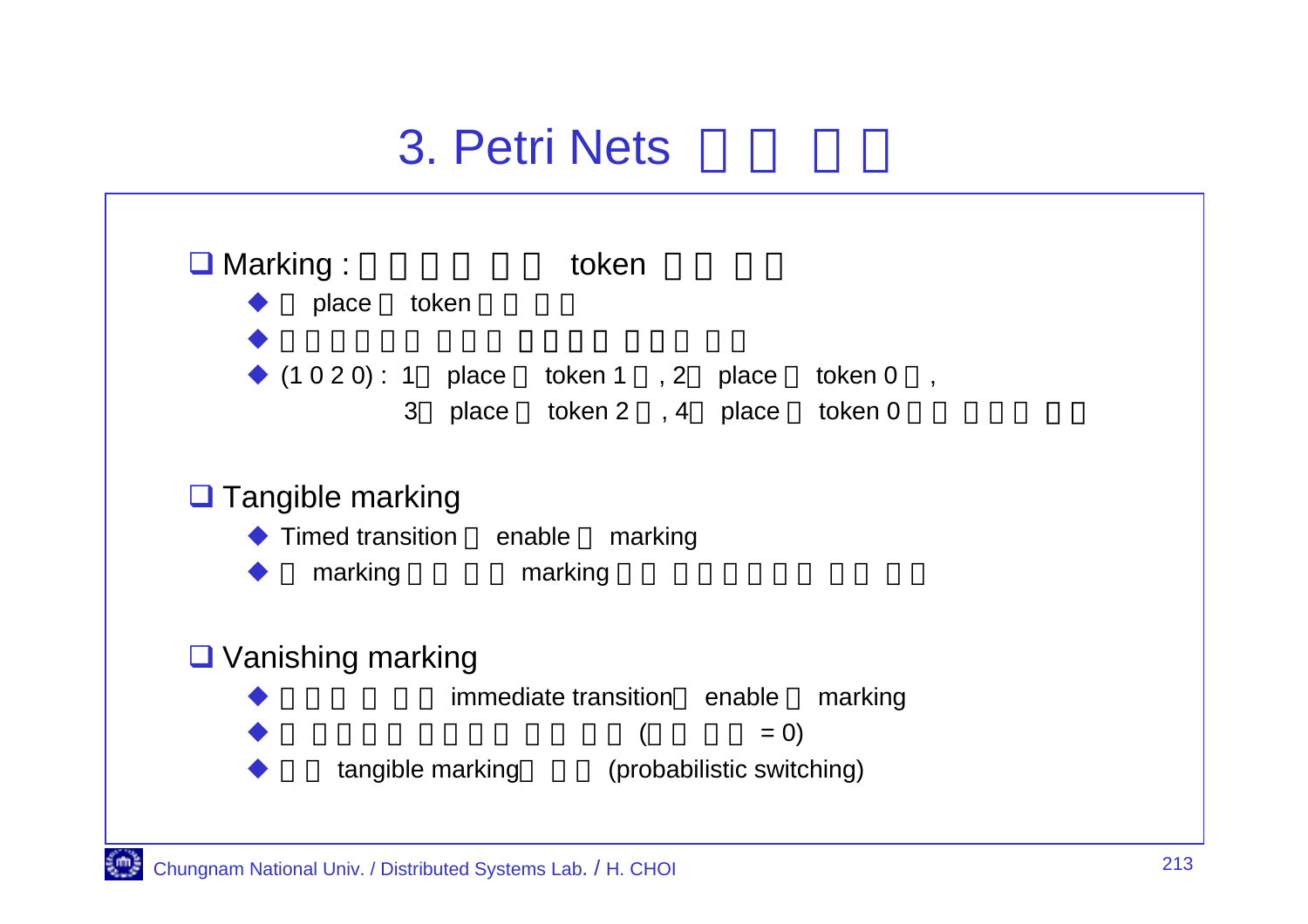# 3. Petri Nets □□ □□

- **Marking : □□□□ □□ token □□ □□**
  - □ place □ token □□ □□
  - □□□□□□ □□□ □□□□ □□□ □□
  - (1 0 2 0) : 1□ place □ token 1□, 2□ place □ token 0□,
    3□ place □ token 2□, 4□ place □ token 0□□ □□□ □□

- **Tangible marking**
  - Timed transition □ enable □ marking
  - □ marking □□ □□ marking □□ □□□□□□ □□ □□

- **Vanishing marking**
  - □□□ □ □□ immediate transition□ enable □ marking
  - □ □□□□ □□□□ □□ □□ (□□ □□ = 0)
  - □□ tangible marking□ □□ (probabilistic switching)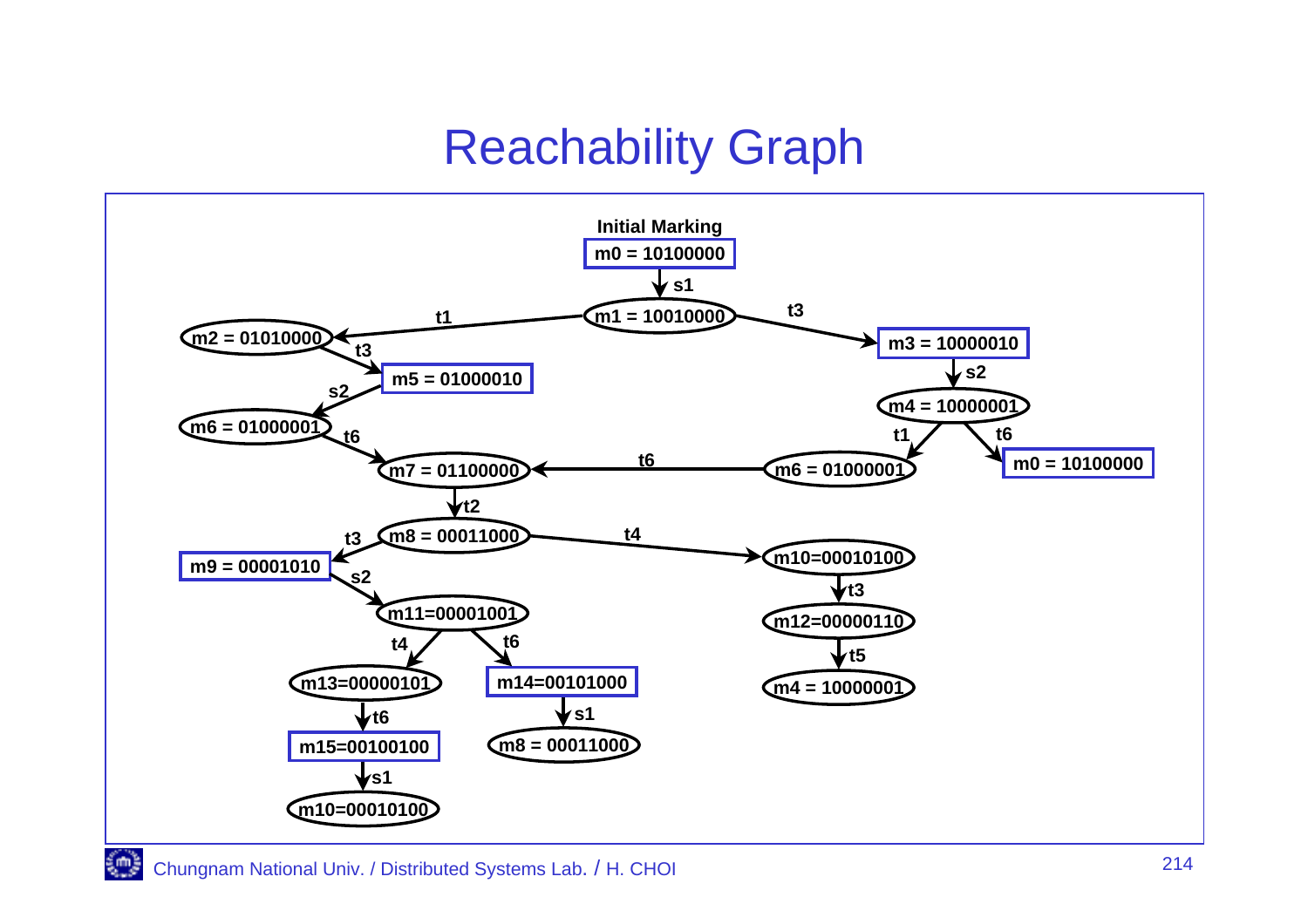# Reachability Graph

Initial Marking

m0 = 10100000

s1

m1 = 10010000

t1 → m2 = 01010000

t3 → m3 = 10000010

m2 = 01010000 —t3→ m5 = 01000010

m5 = 01000010 —s2→ m6 = 01000001

m6 = 01000001 —t6→ m7 = 01100000

m3 = 10000010 —s2→ m4 = 10000001

m4 = 10000001 —t1→ m6 = 01000001

m4 = 10000001 —t6→ m0 = 10100000

m6 = 01000001 —t6→ m7 = 01100000

m7 = 01100000 —t2→ m8 = 00011000

m8 = 00011000 —t3→ m9 = 00001010

m8 = 00011000 —t4→ m10=00010100

m9 = 00001010 —s2→ m11=00001001

m10=00010100 —t3→ m12=00000110

m12=00000110 —t5→ m4 = 10000001

m11=00001001 —t4→ m13=00000101

m11=00001001 —t6→ m14=00101000

m13=00000101 —t6→ m15=00100100

m14=00101000 —s1→ m8 = 00011000

m15=00100100 —s1→ m10=00010100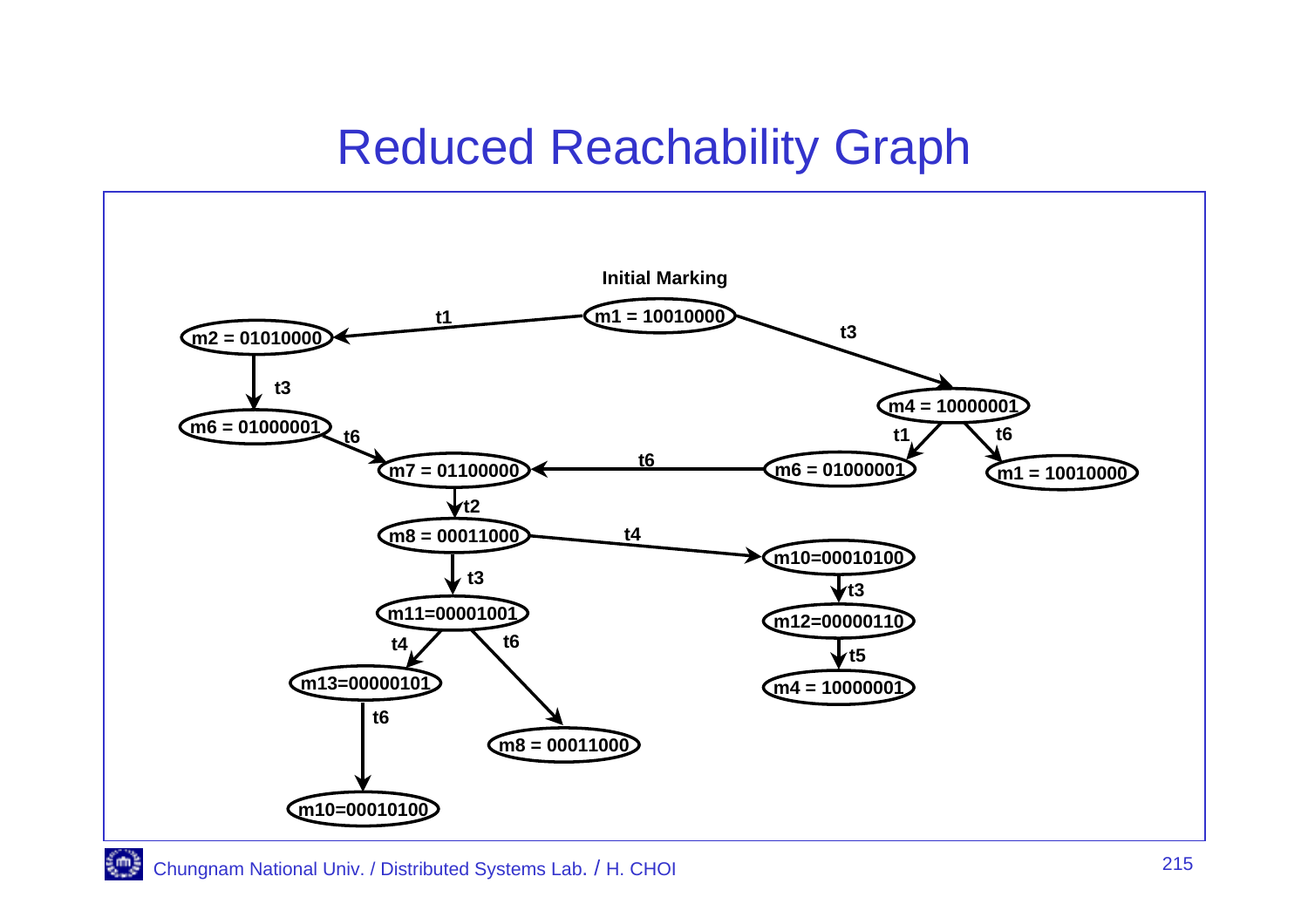# Reduced Reachability Graph

Initial Marking

m1 = 10010000

t1

m2 = 01010000

t3

m4 = 10000001

t3

m6 = 01000001

t6

t1

t6

m7 = 01100000

t6

m6 = 01000001

m1 = 10010000

t2

m8 = 00011000

t4

m10=00010100

t3

t3

m11=00001001

m12=00000110

t4

t6

t5

m13=00000101

m4 = 10000001

t6

m8 = 00011000

m10=00010100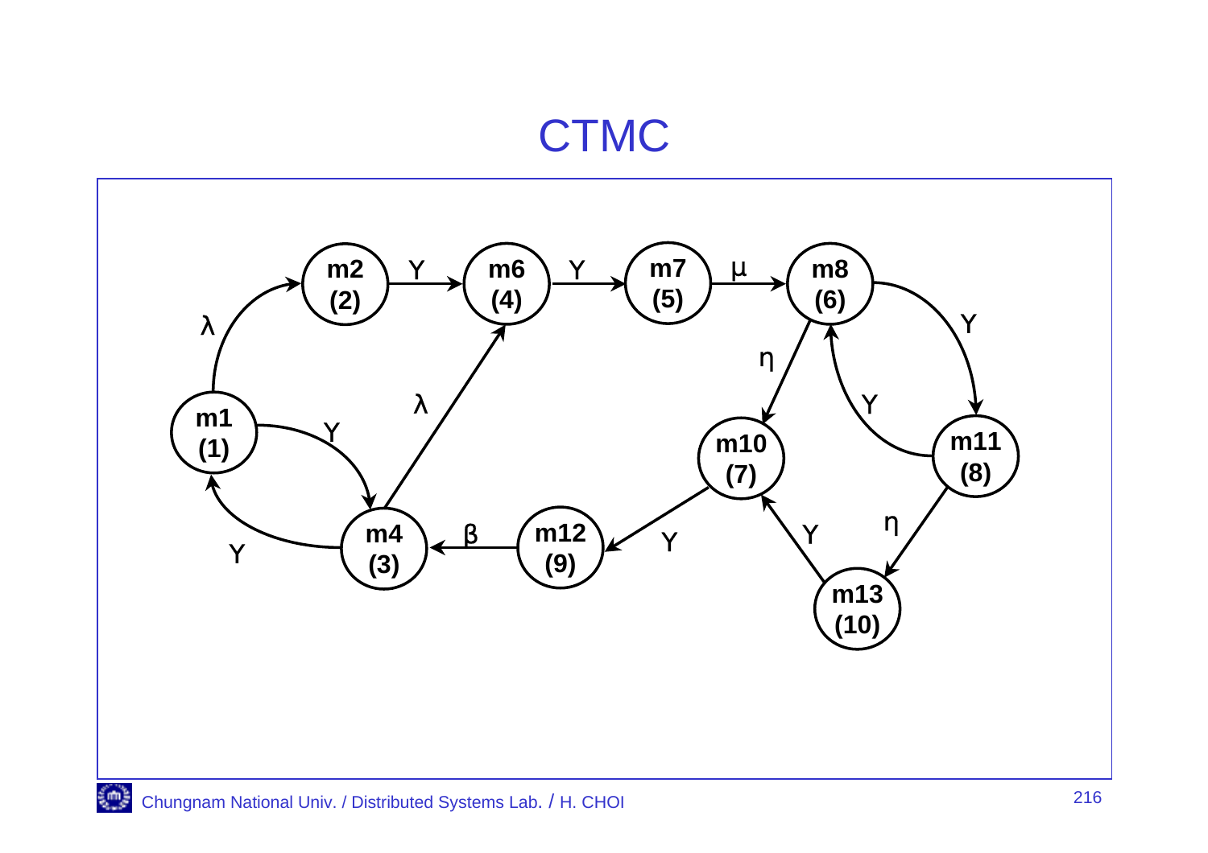# CTMC

```
Transitions:
m1 (1) --λ--> m2 (2)
m1 (1) --Υ--> m4 (3)
m4 (3) --Υ--> m1 (1)
m4 (3) --λ--> m6 (4)
m2 (2) --Υ--> m6 (4)
m6 (4) --Υ--> m7 (5)
m7 (5) --μ--> m8 (6)
m8 (6) --Υ--> m11 (8)
m8 (6) --η--> m10 (7)
m11 (8) --Υ--> m8 (6)
m11 (8) --η--> m13 (10)
m13 (10) --Υ--> m10 (7)
m10 (7) --Υ--> m12 (9)
m12 (9) --β--> m4 (3)
```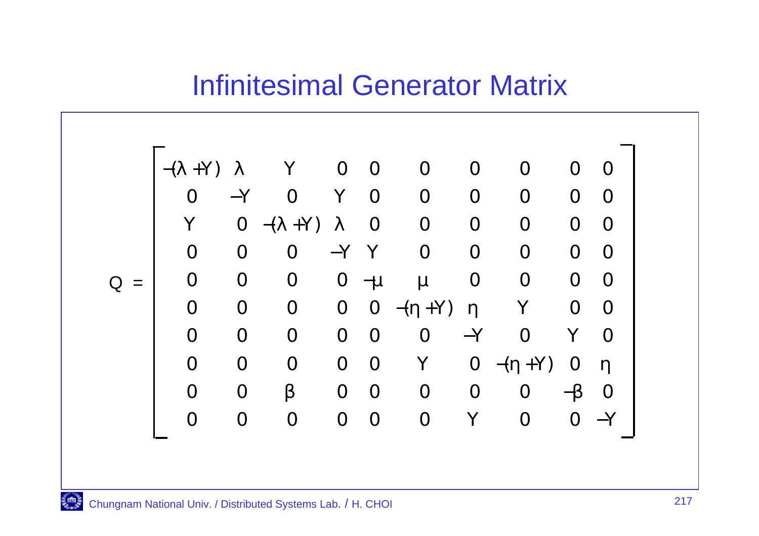# Infinitesimal Generator Matrix

$$
Q = \begin{bmatrix}
-(\lambda + Y) & \lambda & Y & 0 & 0 & 0 & 0 & 0 & 0 & 0 \\
0 & -Y & 0 & Y & 0 & 0 & 0 & 0 & 0 & 0 \\
Y & 0 & -(\lambda + Y) & \lambda & 0 & 0 & 0 & 0 & 0 & 0 \\
0 & 0 & 0 & -Y & Y & 0 & 0 & 0 & 0 & 0 \\
0 & 0 & 0 & 0 & -\mu & \mu & 0 & 0 & 0 & 0 \\
0 & 0 & 0 & 0 & 0 & -(\eta + Y) & \eta & Y & 0 & 0 \\
0 & 0 & 0 & 0 & 0 & 0 & -Y & 0 & Y & 0 \\
0 & 0 & 0 & 0 & 0 & Y & 0 & -(\eta + Y) & 0 & \eta \\
0 & 0 & \beta & 0 & 0 & 0 & 0 & 0 & -\beta & 0 \\
0 & 0 & 0 & 0 & 0 & 0 & Y & 0 & 0 & -Y
\end{bmatrix}
$$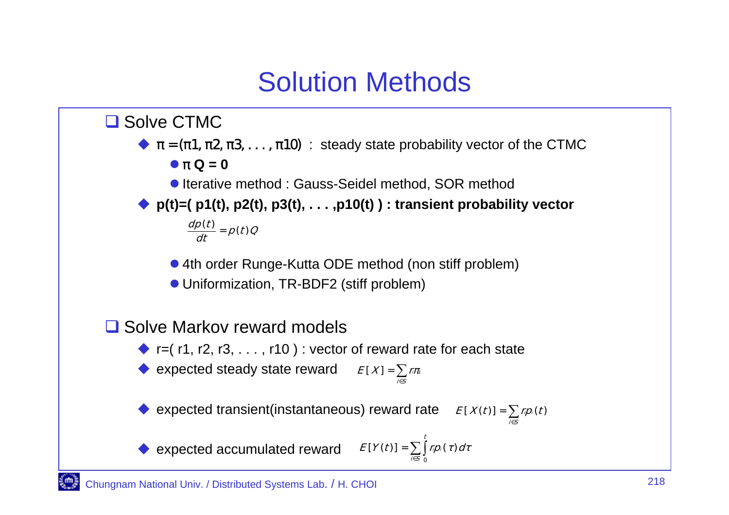# Solution Methods

- Solve CTMC
  - $\pi = (\pi_1, \pi_2, \pi_3, \ldots, \pi_{10})$ : steady state probability vector of the CTMC
    - **$\pi$ Q = 0**
    - Iterative method : Gauss-Seidel method, SOR method
  - **p(t)=( p1(t), p2(t), p3(t), . . . ,p10(t) ) : transient probability vector**

    $$\frac{dp(t)}{dt} = p(t)Q$$

    - 4th order Runge-Kutta ODE method (non stiff problem)
    - Uniformization, TR-BDF2 (stiff problem)

- Solve Markov reward models
  - r=( r1, r2, r3, . . . , r10 ) : vector of reward rate for each state
  - expected steady state reward $E[X] = \sum_{i \in S} r_i \pi_i$
  - expected transient(instantaneous) reward rate $E[X(t)] = \sum_{i \in S} r_i p_i(t)$
  - expected accumulated reward $E[Y(t)] = \sum_{i \in S} \int_0^t r_i p_i(\tau) d\tau$

Chungnam National Univ. / Distributed Systems Lab. / H. CHOI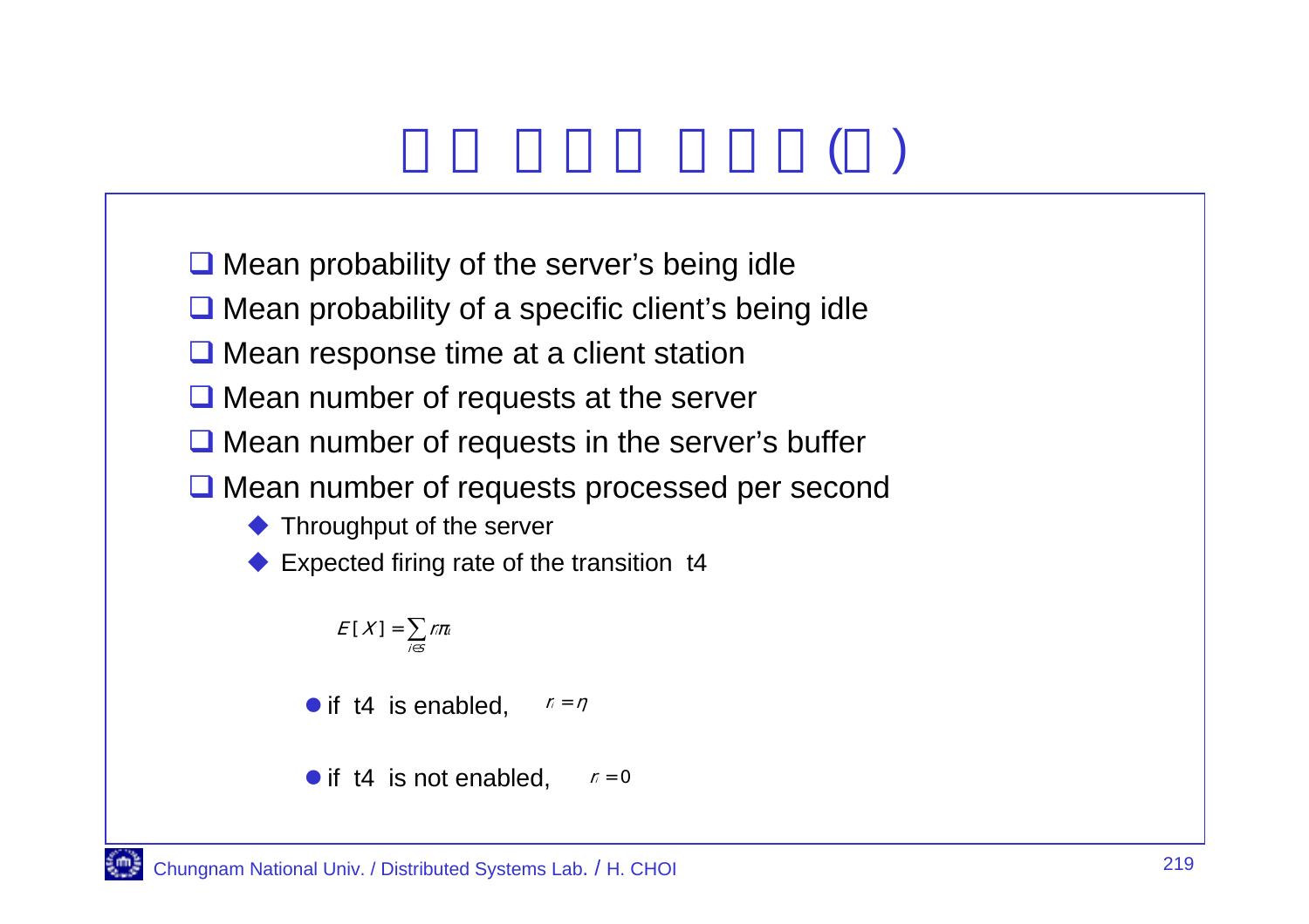# □□ □□□ □□□(□)

- Mean probability of the server's being idle
- Mean probability of a specific client's being idle
- Mean response time at a client station
- Mean number of requests at the server
- Mean number of requests in the server's buffer
- Mean number of requests processed per second
  - Throughput of the server
  - Expected firing rate of the transition t4

$$E[X] = \sum_{i \in S} r_i \pi_i$$

- if t4 is enabled, $r_i = \eta$
- if t4 is not enabled, $r_i = 0$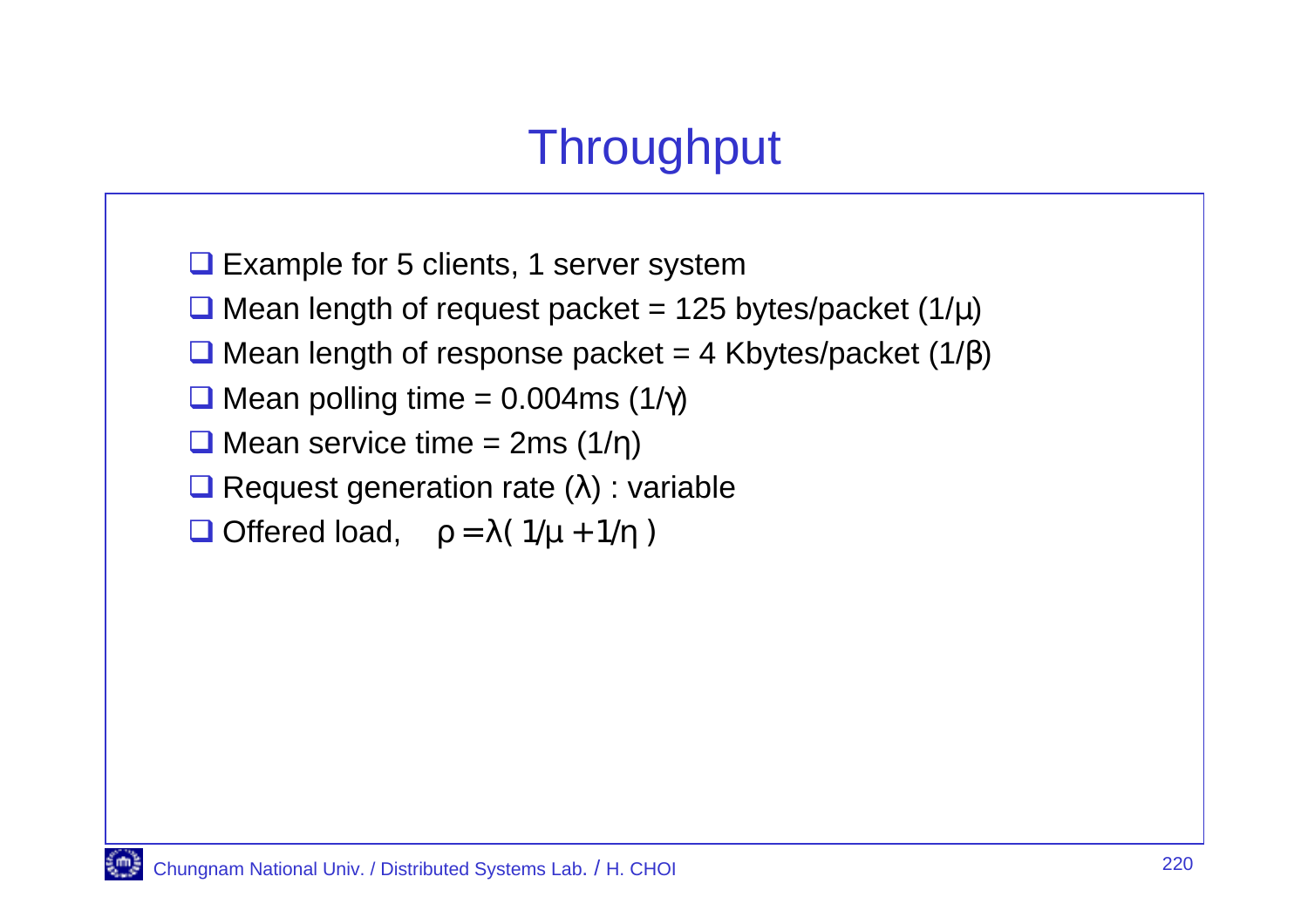# Throughput

- Example for 5 clients, 1 server system
- Mean length of request packet = 125 bytes/packet ($1/\mu$)
- Mean length of response packet = 4 Kbytes/packet ($1/\beta$)
- Mean polling time = 0.004ms ($1/\gamma$)
- Mean service time = 2ms ($1/\eta$)
- Request generation rate ($\lambda$) : variable
- Offered load, $\rho = \lambda(1/\mu + 1/\eta)$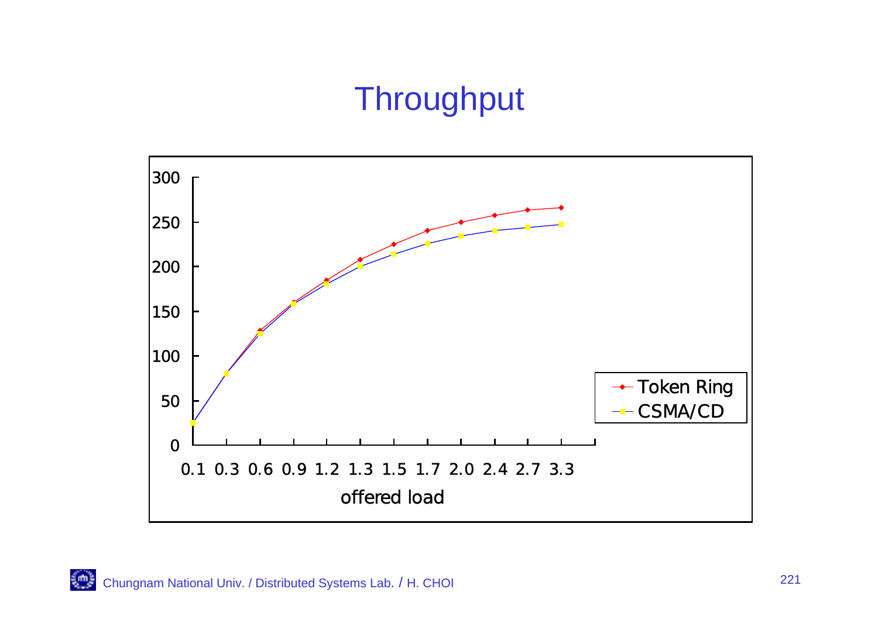# Throughput

| offered load | Token Ring | CSMA/CD |
|---|---|---|
| 0.1 | 25 | 25 |
| 0.3 | 80 | 80 |
| 0.6 | 128 | 125 |
| 0.9 | 160 | 158 |
| 1.2 | 185 | 180 |
| 1.3 | 208 | 200 |
| 1.5 | 225 | 214 |
| 1.7 | 240 | 226 |
| 2.0 | 250 | 234 |
| 2.4 | 258 | 240 |
| 2.7 | 264 | 244 |
| 3.3 | 266 | 247 |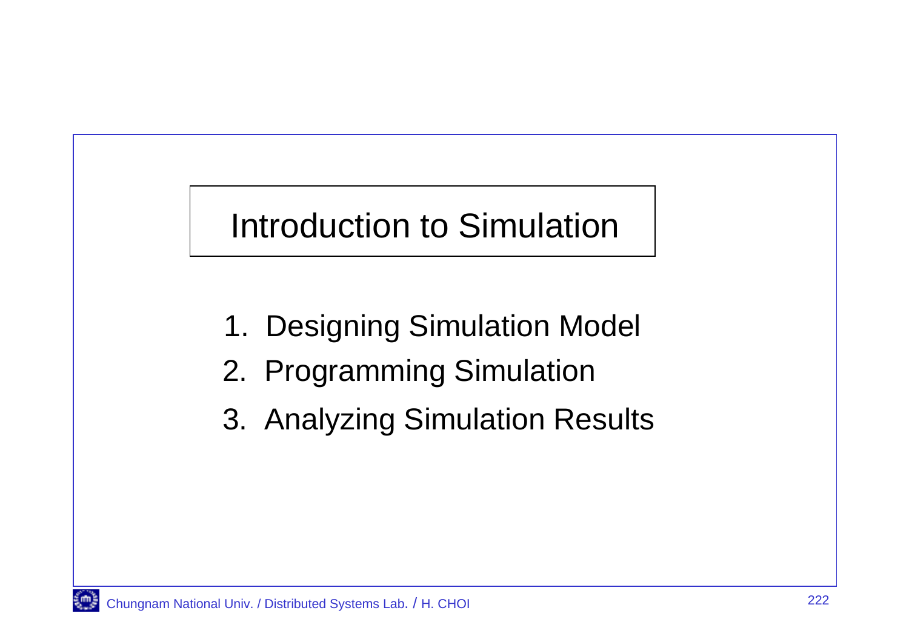# Introduction to Simulation

1. Designing Simulation Model
2. Programming Simulation
3. Analyzing Simulation Results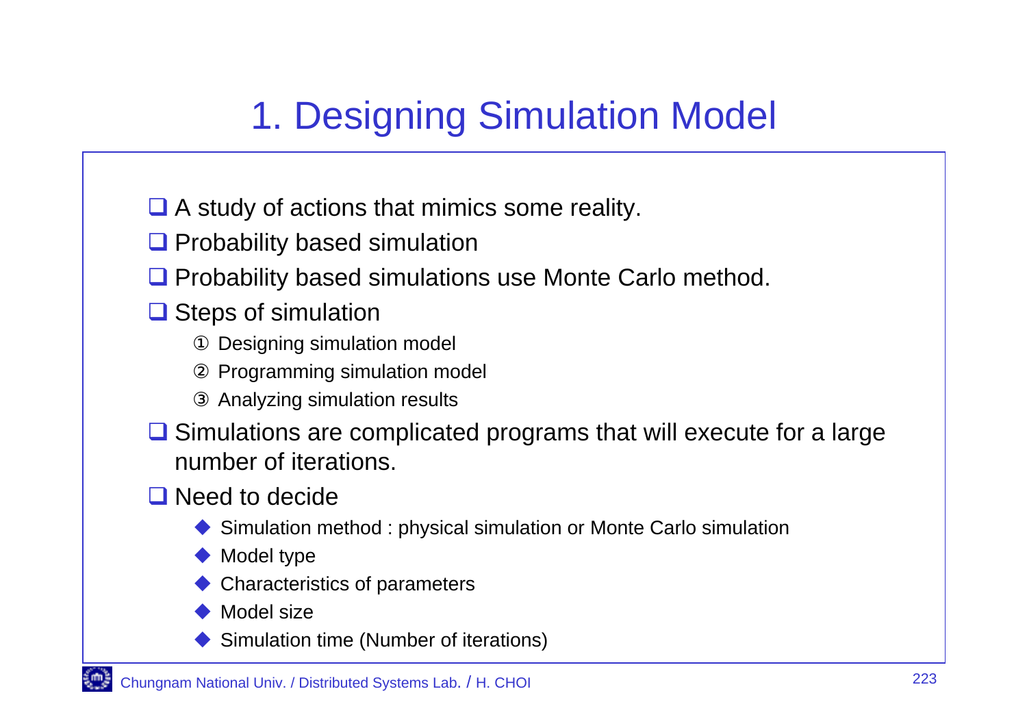# 1. Designing Simulation Model

- A study of actions that mimics some reality.
- Probability based simulation
- Probability based simulations use Monte Carlo method.
- Steps of simulation
  1. Designing simulation model
  2. Programming simulation model
  3. Analyzing simulation results
- Simulations are complicated programs that will execute for a large number of iterations.
- Need to decide
  - Simulation method : physical simulation or Monte Carlo simulation
  - Model type
  - Characteristics of parameters
  - Model size
  - Simulation time (Number of iterations)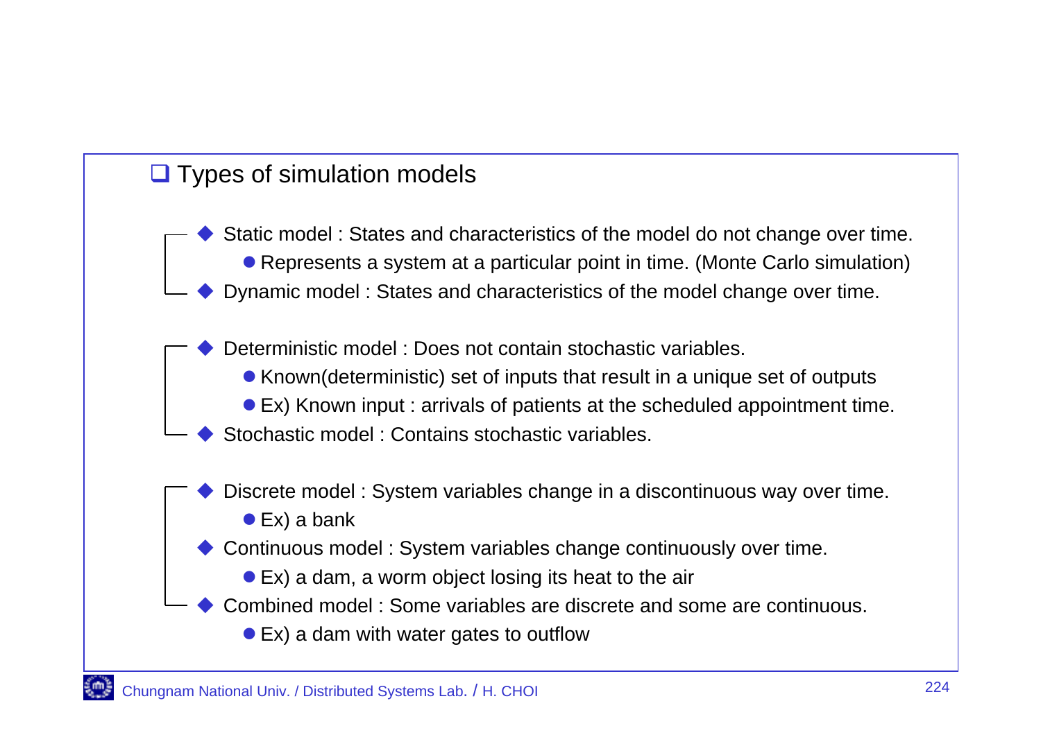## Types of simulation models

- Static model : States and characteristics of the model do not change over time.
  - Represents a system at a particular point in time. (Monte Carlo simulation)
- Dynamic model : States and characteristics of the model change over time.

- Deterministic model : Does not contain stochastic variables.
  - Known(deterministic) set of inputs that result in a unique set of outputs
  - Ex) Known input : arrivals of patients at the scheduled appointment time.
- Stochastic model : Contains stochastic variables.

- Discrete model : System variables change in a discontinuous way over time.
  - Ex) a bank
- Continuous model : System variables change continuously over time.
  - Ex) a dam, a worm object losing its heat to the air
- Combined model : Some variables are discrete and some are continuous.
  - Ex) a dam with water gates to outflow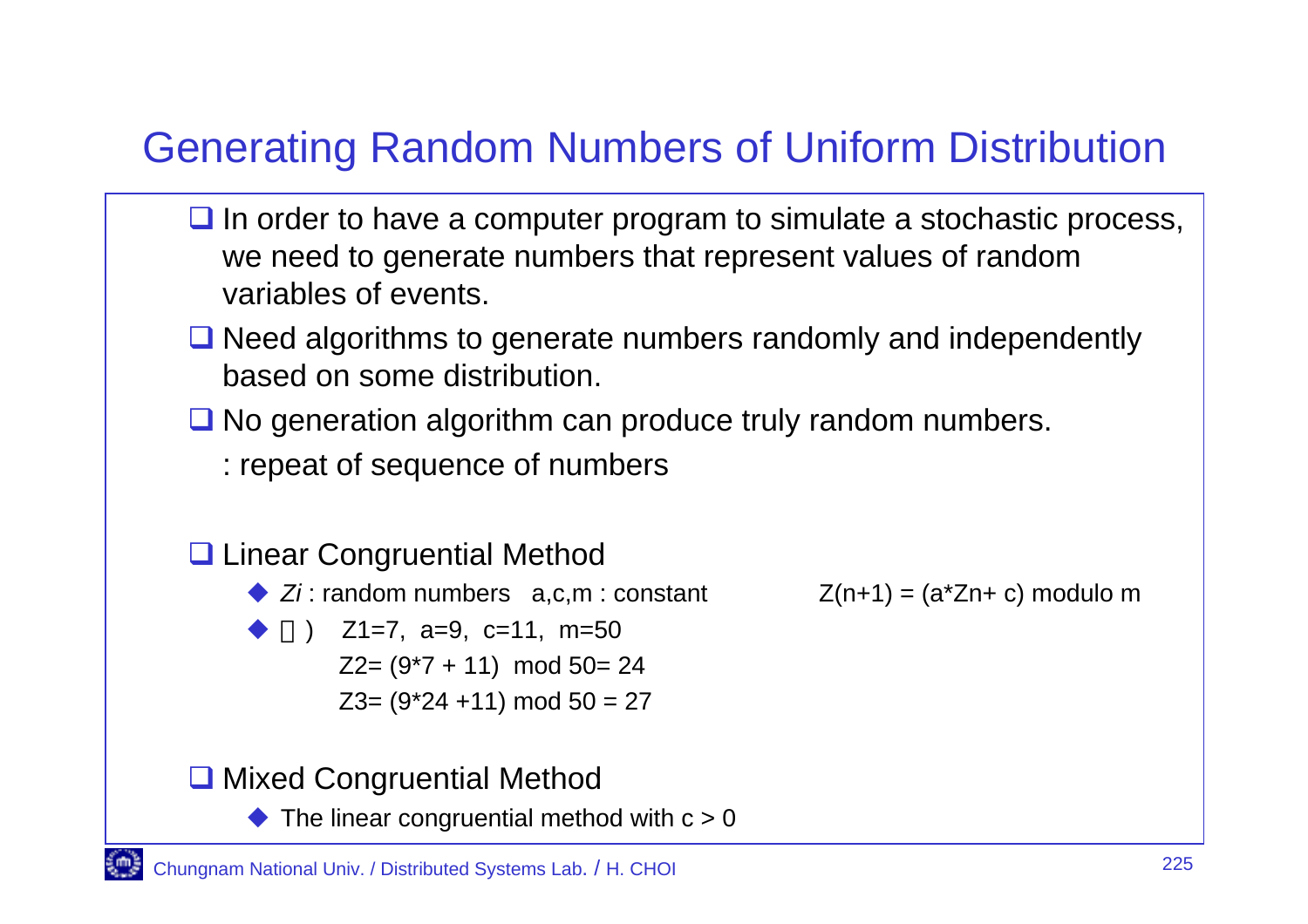# Generating Random Numbers of Uniform Distribution

- In order to have a computer program to simulate a stochastic process, we need to generate numbers that represent values of random variables of events.
- Need algorithms to generate numbers randomly and independently based on some distribution.
- No generation algorithm can produce truly random numbers.

  : repeat of sequence of numbers

- Linear Congruential Method
  - $Z_i$ : random numbers a,c,m : constant $\quad Z(n+1) = (a*Z_n + c)$ modulo m
  - 예) $Z_1=7$, $a=9$, $c=11$, $m=50$

    $Z_2= (9*7 + 11) \bmod 50= 24$

    $Z_3= (9*24 +11) \bmod 50 = 27$

- Mixed Congruential Method
  - The linear congruential method with $c > 0$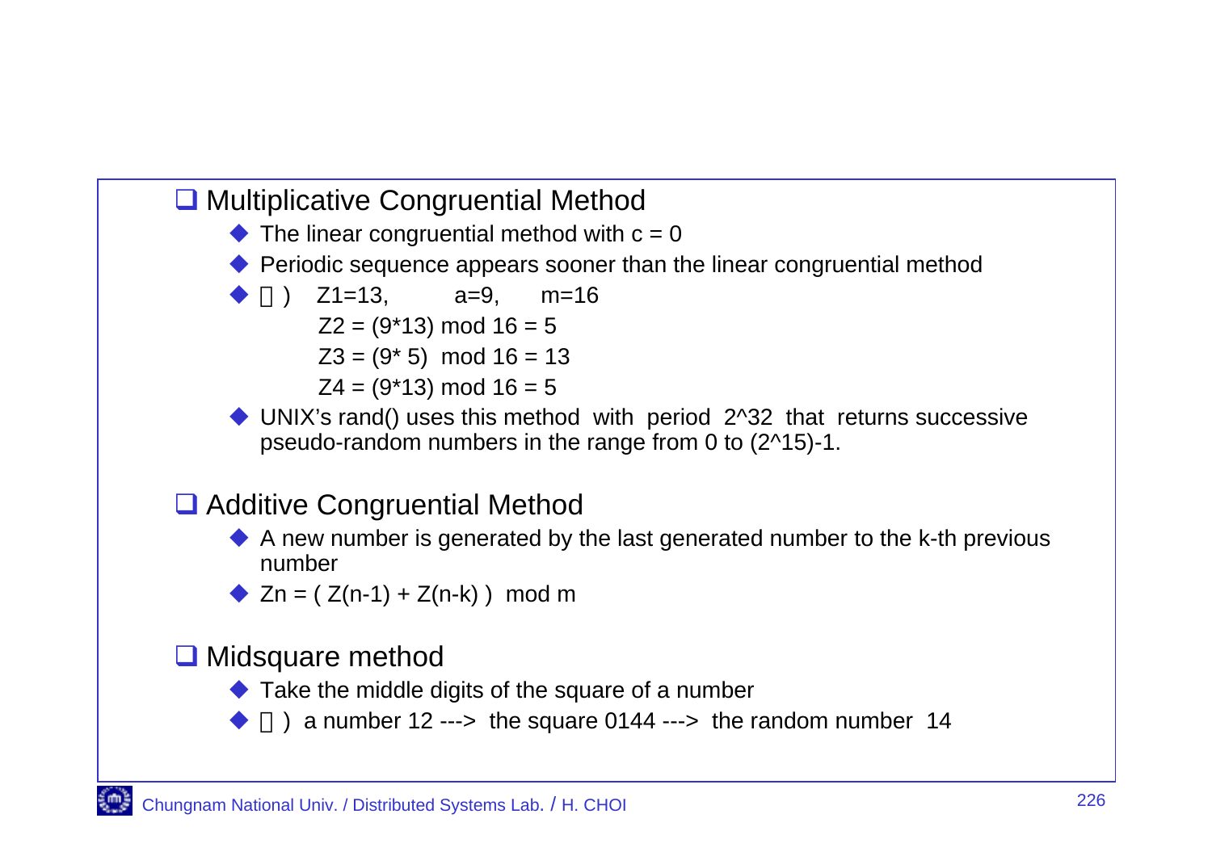## Multiplicative Congruential Method

- The linear congruential method with $c = 0$
- Periodic sequence appears sooner than the linear congruential method
- 例) $Z1=13$, $a=9$, $m=16$

  $Z2 = (9*13) \bmod 16 = 5$

  $Z3 = (9*5) \bmod 16 = 13$

  $Z4 = (9*13) \bmod 16 = 5$
- UNIX's rand() uses this method with period $2^{32}$ that returns successive pseudo-random numbers in the range from 0 to $(2^{15})-1$.

## Additive Congruential Method

- A new number is generated by the last generated number to the k-th previous number
- $Z_n = ( Z(n-1) + Z(n-k) ) \bmod m$

## Midsquare method

- Take the middle digits of the square of a number
- 例) a number 12 ---> the square 0144 ---> the random number 14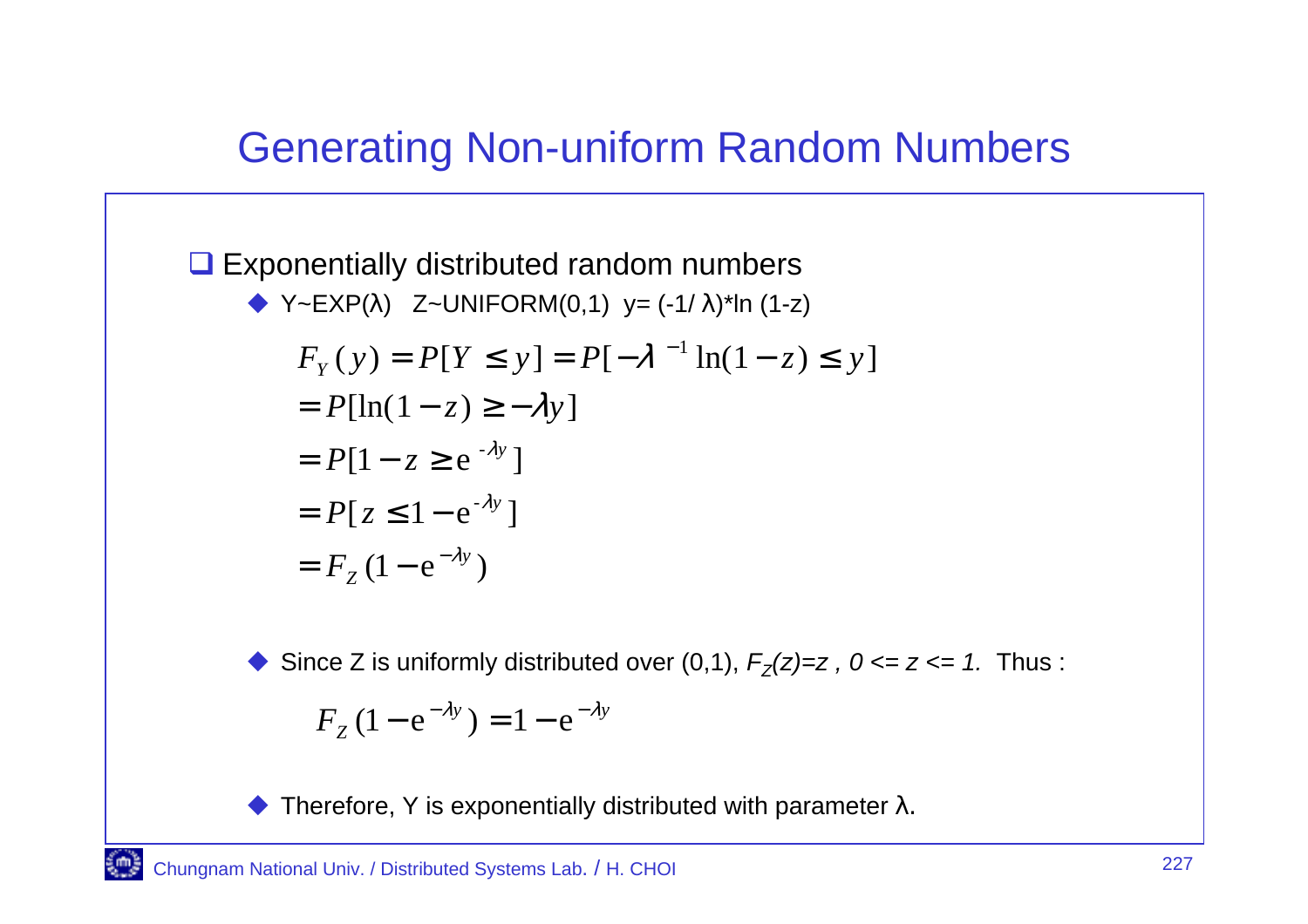# Generating Non-uniform Random Numbers

- Exponentially distributed random numbers
  - Y~EXP(λ)   Z~UNIFORM(0,1)  y= (-1/ λ)*ln (1-z)

$$
\begin{aligned}
F_Y(y) &= P[Y \le y] = P[-\lambda^{-1}\ln(1-z) \le y] \\
&= P[\ln(1-z) \ge -\lambda y] \\
&= P[1-z \ge \mathrm{e}^{-\lambda y}] \\
&= P[z \le 1-\mathrm{e}^{-\lambda y}] \\
&= F_Z(1-\mathrm{e}^{-\lambda y})
\end{aligned}
$$

  - Since Z is uniformly distributed over (0,1), $F_Z(z)=z$ , $0 \le z \le 1$. Thus :

$$
F_Z(1-\mathrm{e}^{-\lambda y}) = 1-\mathrm{e}^{-\lambda y}
$$

  - Therefore, Y is exponentially distributed with parameter λ.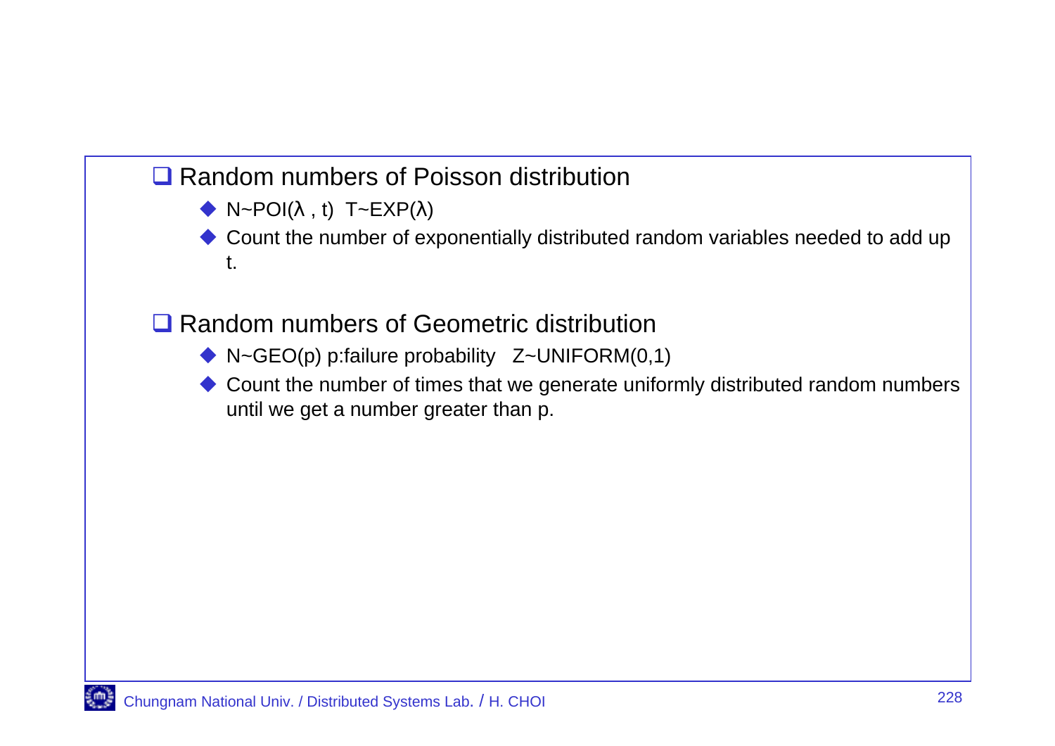## Random numbers of Poisson distribution

- $N \sim POI(\lambda, t)$ $T \sim EXP(\lambda)$
- Count the number of exponentially distributed random variables needed to add up t.

## Random numbers of Geometric distribution

- $N \sim GEO(p)$ p:failure probability $Z \sim UNIFORM(0,1)$
- Count the number of times that we generate uniformly distributed random numbers until we get a number greater than p.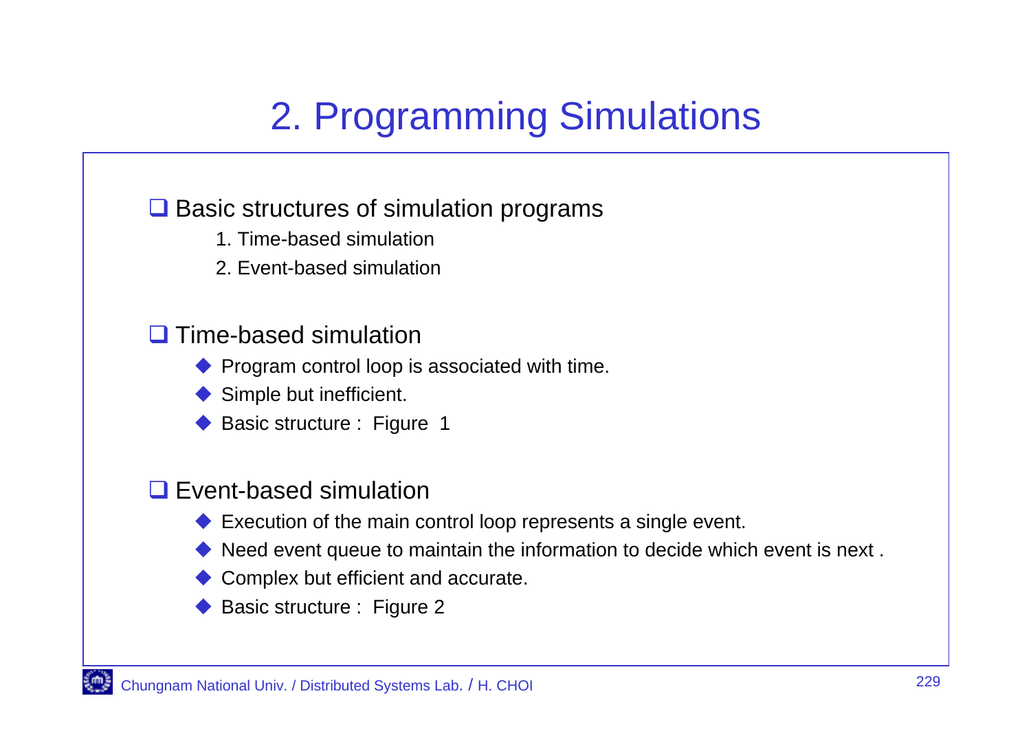# 2. Programming Simulations

- Basic structures of simulation programs
  1. Time-based simulation
  2. Event-based simulation

- Time-based simulation
  - Program control loop is associated with time.
  - Simple but inefficient.
  - Basic structure : Figure 1

- Event-based simulation
  - Execution of the main control loop represents a single event.
  - Need event queue to maintain the information to decide which event is next .
  - Complex but efficient and accurate.
  - Basic structure : Figure 2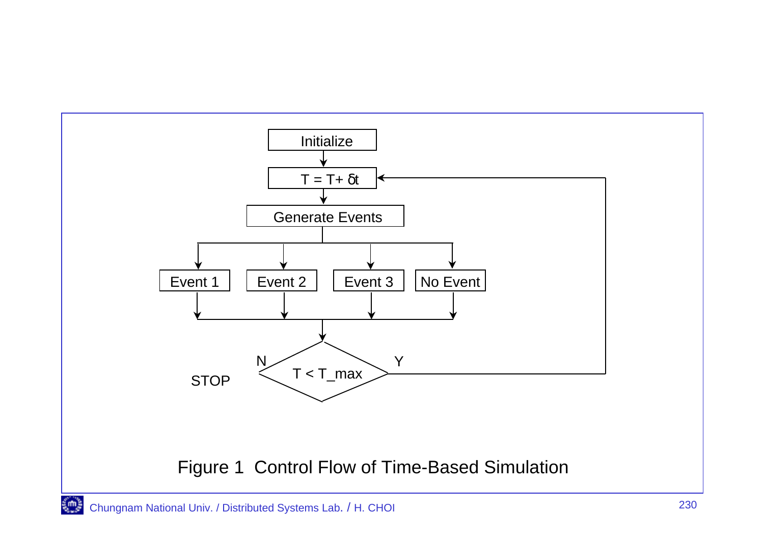Initialize

$T = T + \delta t$

Generate Events

Event 1 | Event 2 | Event 3 | No Event

$T < T\_max$ — Y: return to $T = T + \delta t$; N: STOP

Figure 1 Control Flow of Time-Based Simulation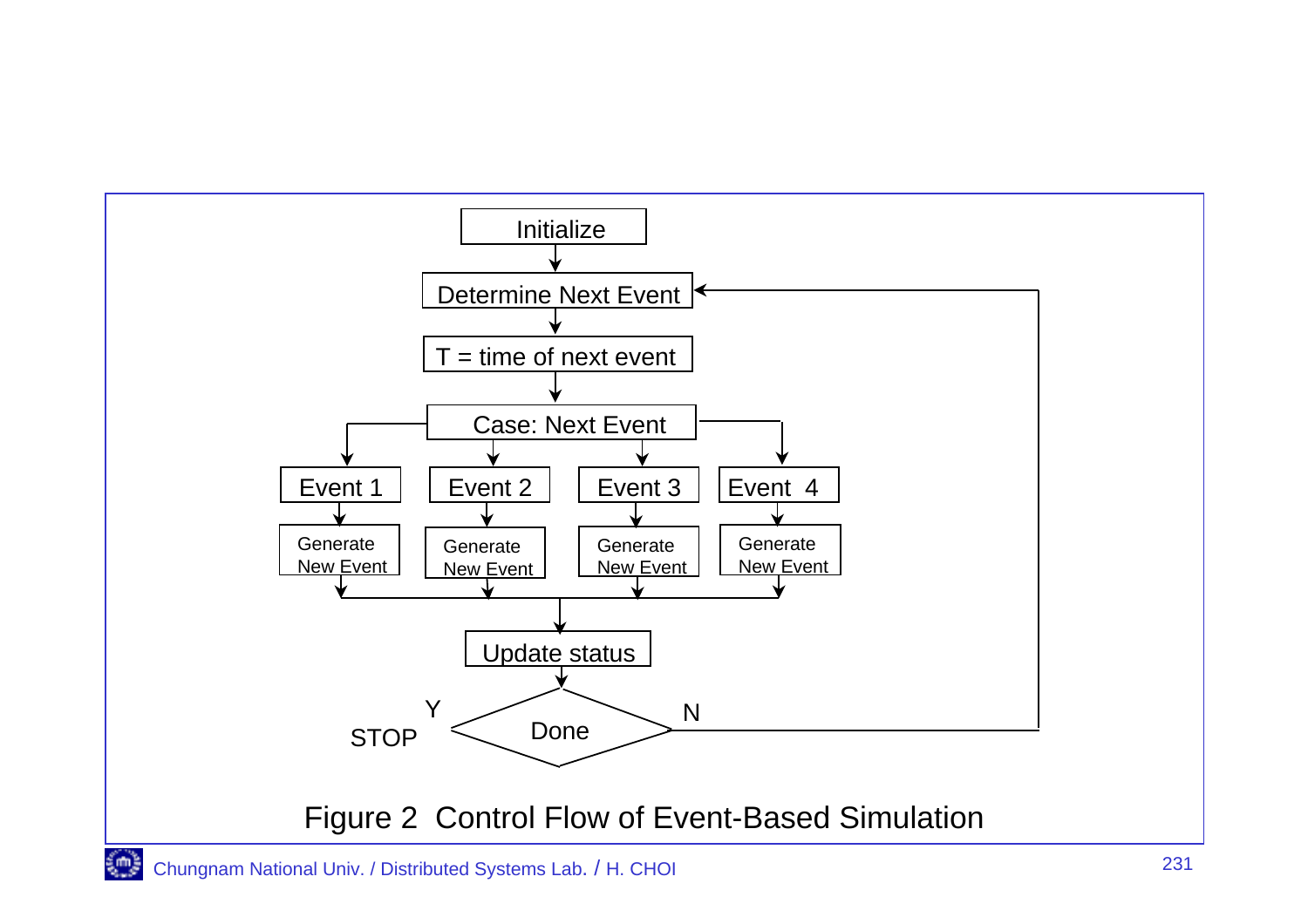```
Initialize
    ↓
Determine Next Event  ←──────────────────────┐
    ↓                                        │
T = time of next event                       │
    ↓                                        │
Case: Next Event                             │
    ↓          ↓          ↓          ↓       │
Event 1     Event 2     Event 3     Event 4  │
    ↓          ↓          ↓          ↓       │
Generate    Generate    Generate    Generate │
New Event   New Event   New Event   New Event│
    ↓          ↓          ↓          ↓       │
    └──────────┴────┬─────┴──────────┘       │
                    ↓                        │
              Update status                  │
                    ↓                        │
STOP  ← Y ──     Done     ── N ──────────────┘
```

Figure 2 Control Flow of Event-Based Simulation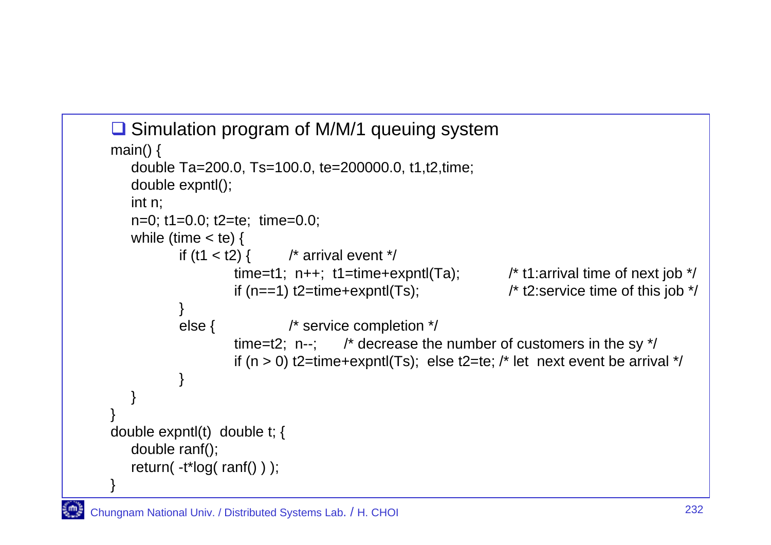- Simulation program of M/M/1 queuing system

```
main() {
    double Ta=200.0, Ts=100.0, te=200000.0, t1,t2,time;
    double expntl();
    int n;
    n=0; t1=0.0; t2=te;  time=0.0;
    while (time < te) {
            if (t1 < t2) {        /* arrival event */
                    time=t1;  n++;  t1=time+expntl(Ta);          /* t1:arrival time of next job */
                    if (n==1) t2=time+expntl(Ts);                 /* t2:service time of this job */
            }
            else {                /* service completion */
                    time=t2;  n--;      /* decrease the number of customers in the sy */
                    if (n > 0) t2=time+expntl(Ts);  else t2=te; /* let  next event be arrival */
            }
    }
}
double expntl(t)  double t; {
    double ranf();
    return( -t*log( ranf() ) );
}
```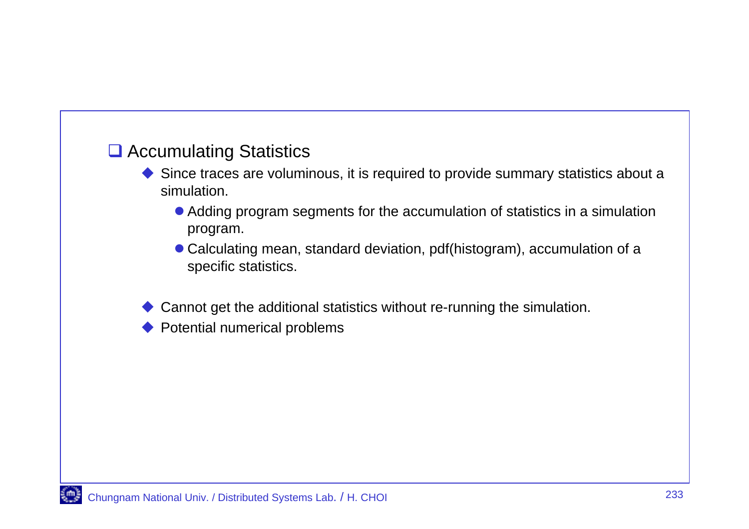## Accumulating Statistics

- Since traces are voluminous, it is required to provide summary statistics about a simulation.
  - Adding program segments for the accumulation of statistics in a simulation program.
  - Calculating mean, standard deviation, pdf(histogram), accumulation of a specific statistics.
- Cannot get the additional statistics without re-running the simulation.
- Potential numerical problems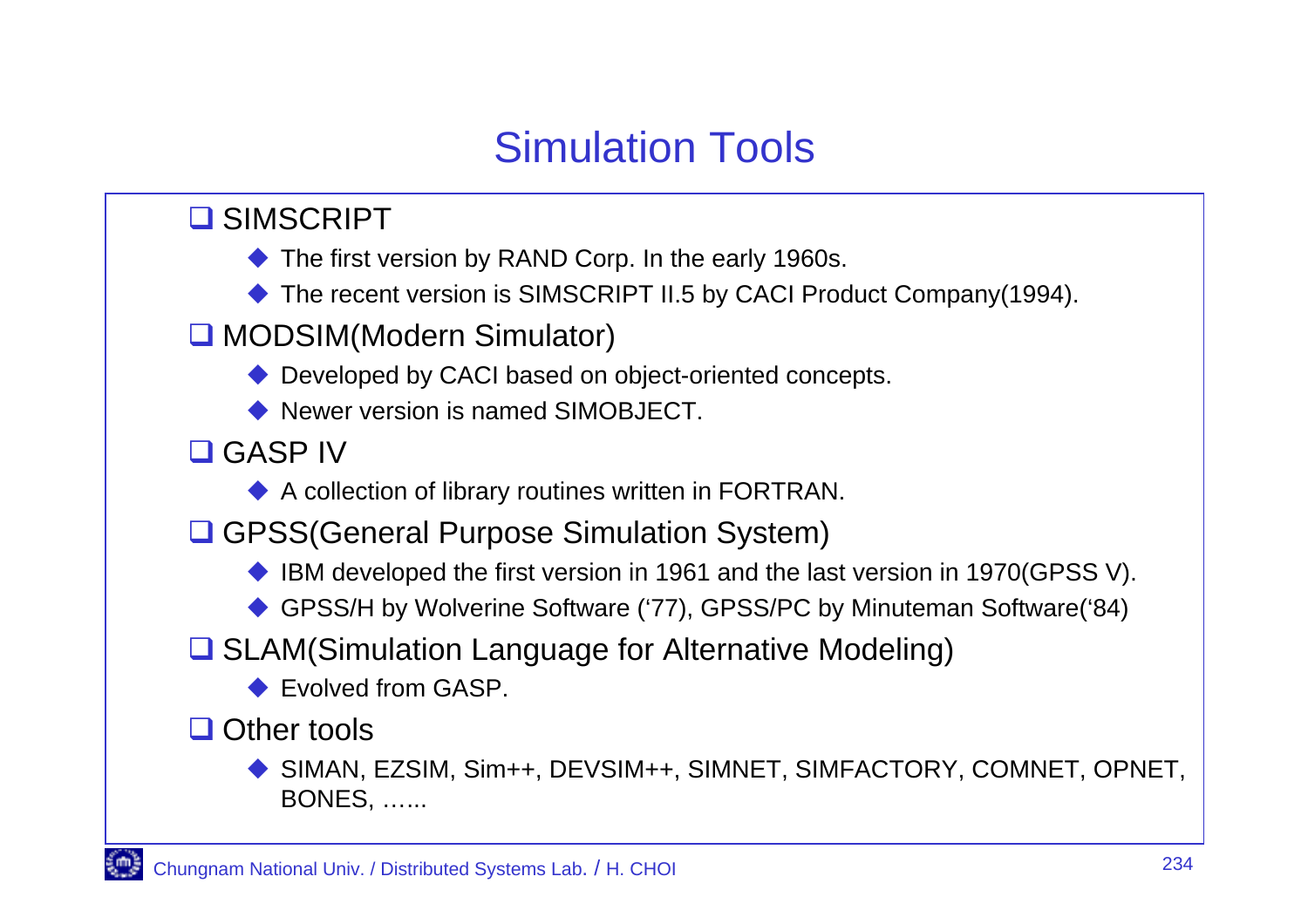# Simulation Tools

- SIMSCRIPT
  - The first version by RAND Corp. In the early 1960s.
  - The recent version is SIMSCRIPT II.5 by CACI Product Company(1994).
- MODSIM(Modern Simulator)
  - Developed by CACI based on object-oriented concepts.
  - Newer version is named SIMOBJECT.
- GASP IV
  - A collection of library routines written in FORTRAN.
- GPSS(General Purpose Simulation System)
  - IBM developed the first version in 1961 and the last version in 1970(GPSS V).
  - GPSS/H by Wolverine Software (‘77), GPSS/PC by Minuteman Software(‘84)
- SLAM(Simulation Language for Alternative Modeling)
  - Evolved from GASP.
- Other tools
  - SIMAN, EZSIM, Sim++, DEVSIM++, SIMNET, SIMFACTORY, COMNET, OPNET, BONES, …...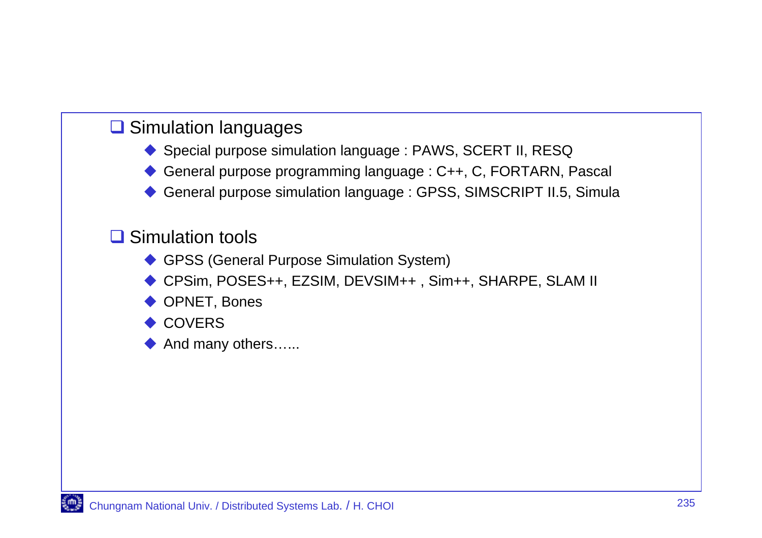- Simulation languages
  - Special purpose simulation language : PAWS, SCERT II, RESQ
  - General purpose programming language : C++, C, FORTARN, Pascal
  - General purpose simulation language : GPSS, SIMSCRIPT II.5, Simula

- Simulation tools
  - GPSS (General Purpose Simulation System)
  - CPSim, POSES++, EZSIM, DEVSIM++ , Sim++, SHARPE, SLAM II
  - OPNET, Bones
  - COVERS
  - And many others......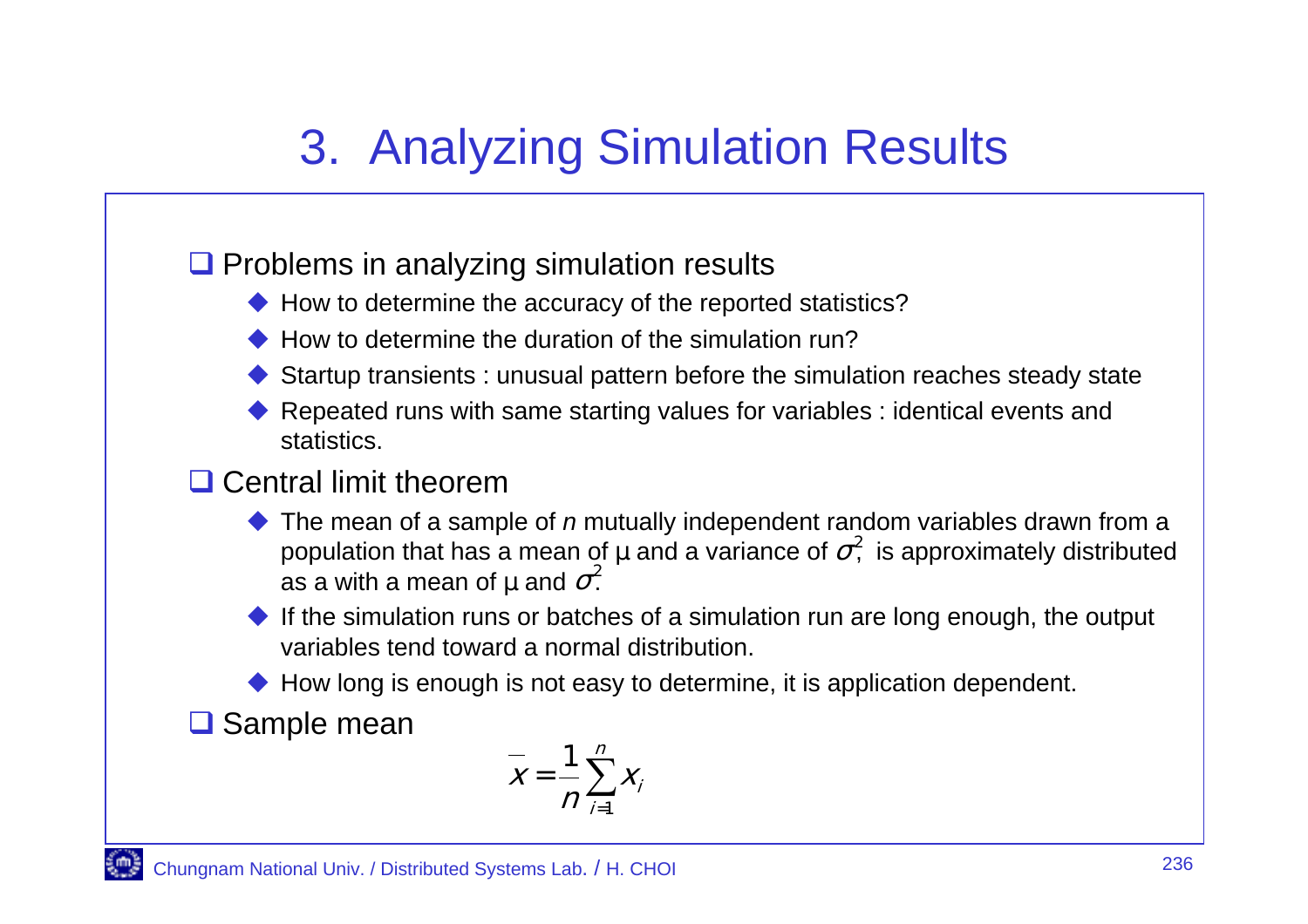# 3. Analyzing Simulation Results

- Problems in analyzing simulation results
  - How to determine the accuracy of the reported statistics?
  - How to determine the duration of the simulation run?
  - Startup transients : unusual pattern before the simulation reaches steady state
  - Repeated runs with same starting values for variables : identical events and statistics.
- Central limit theorem
  - The mean of a sample of *n* mutually independent random variables drawn from a population that has a mean of μ and a variance of $\sigma^2$, is approximately distributed as a with a mean of μ and $\sigma^2$.
  - If the simulation runs or batches of a simulation run are long enough, the output variables tend toward a normal distribution.
  - How long is enough is not easy to determine, it is application dependent.
- Sample mean

$$\bar{x} = \frac{1}{n}\sum_{i=1}^{n} x_i$$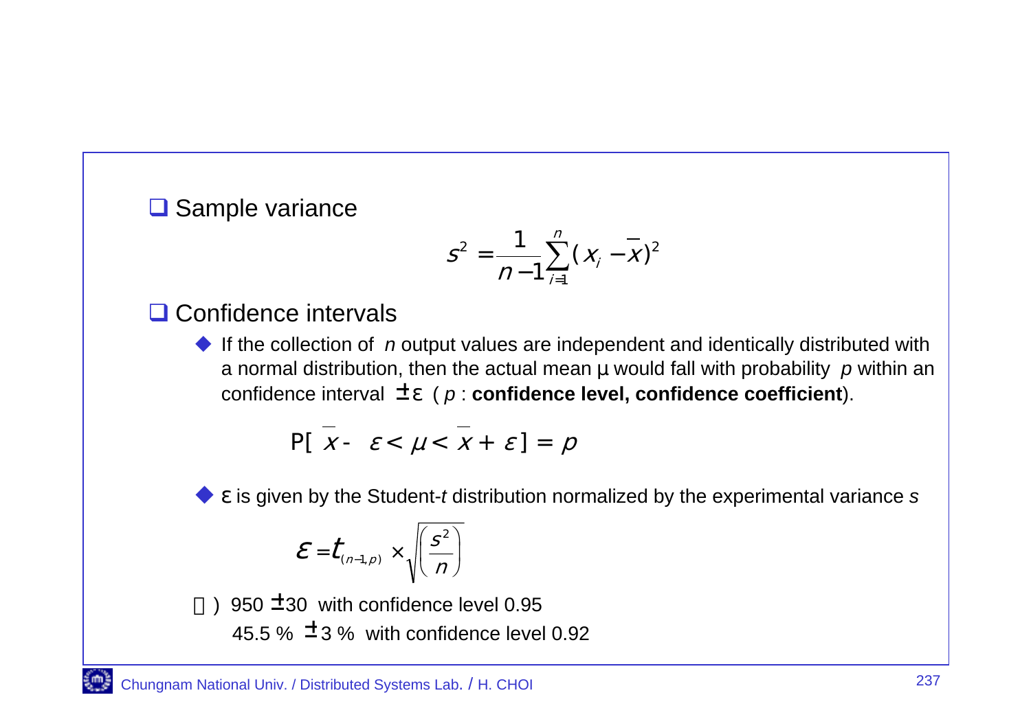- Sample variance

$$s^2 = \frac{1}{n-1}\sum_{i=1}^{n}(x_i - \bar{x})^2$$

- Confidence intervals
  - If the collection of $n$ output values are independent and identically distributed with a normal distribution, then the actual mean μ would fall with probability $p$ within an confidence interval $\pm\varepsilon$ ( $p$ : **confidence level, confidence coefficient**).

$$P[\ \bar{x} - \ \varepsilon < \mu < \bar{x} + \varepsilon] = p$$

  - ε is given by the Student-*t* distribution normalized by the experimental variance *s*

$$\varepsilon = t_{(n-1,p)} \times \sqrt{\left(\frac{s^2}{n}\right)}$$

) 950 ±30 with confidence level 0.95

45.5 % ±3 % with confidence level 0.92